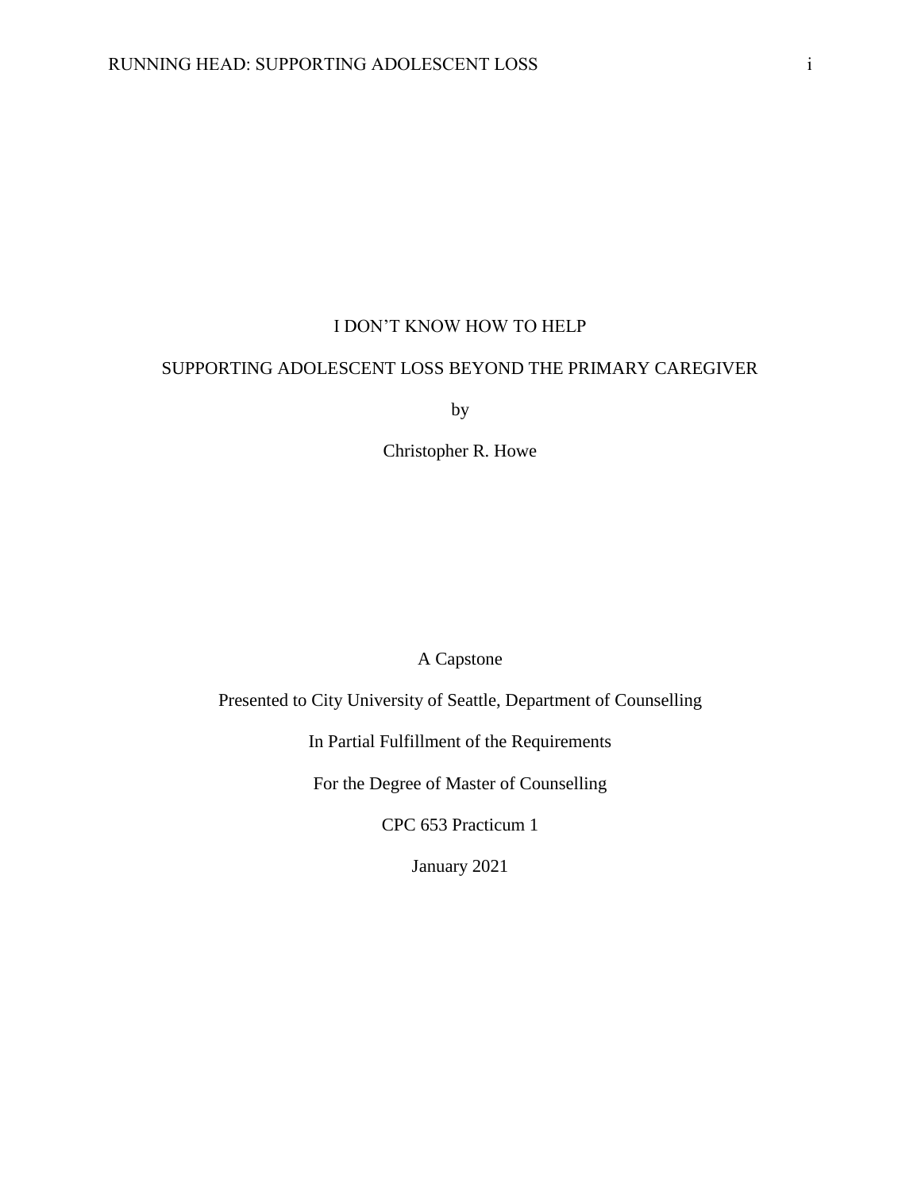# I DON'T KNOW HOW TO HELP

## SUPPORTING ADOLESCENT LOSS BEYOND THE PRIMARY CAREGIVER

by

Christopher R. Howe

A Capstone

Presented to City University of Seattle, Department of Counselling

In Partial Fulfillment of the Requirements

For the Degree of Master of Counselling

CPC 653 Practicum 1

January 2021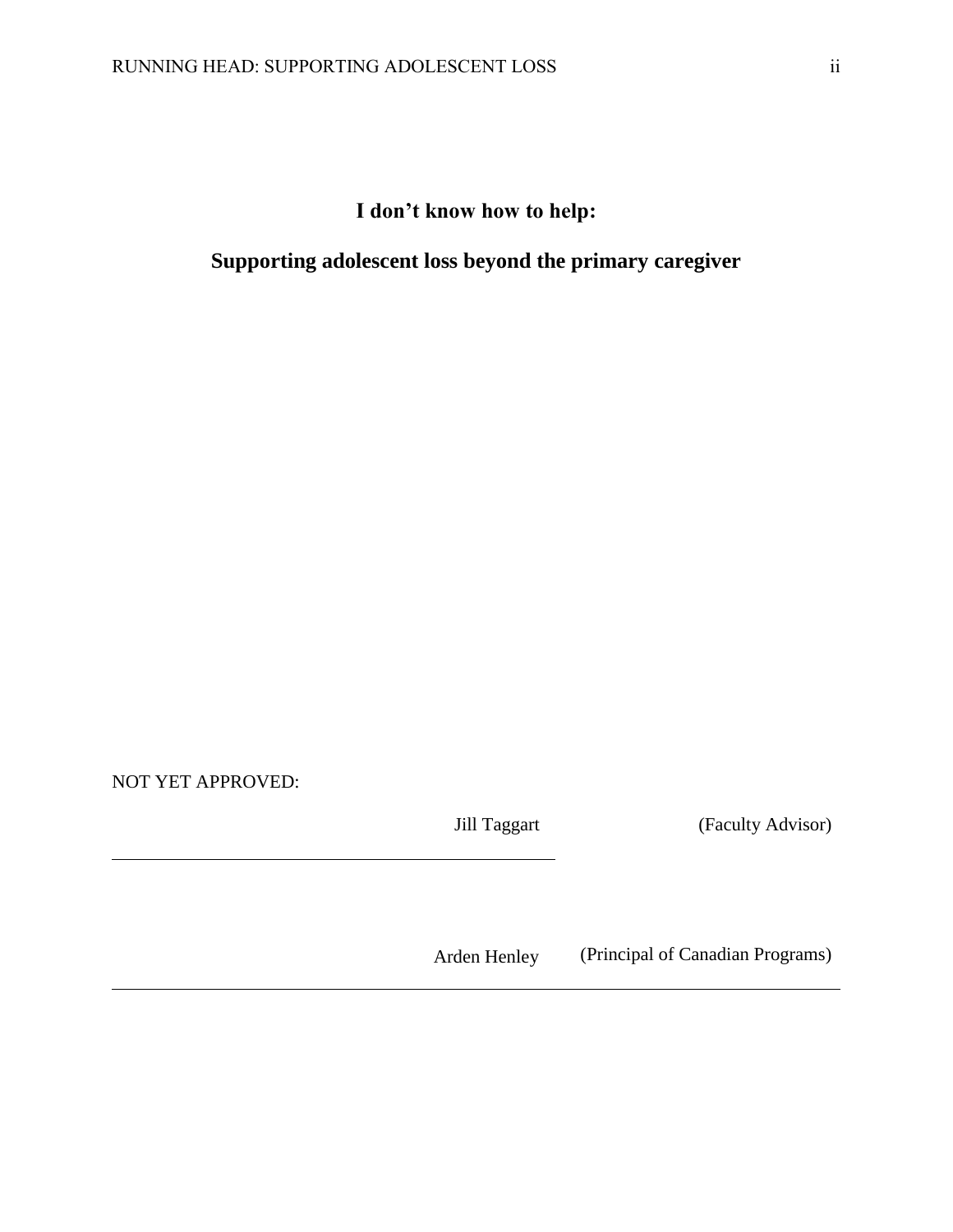**I don't know how to help:**

**Supporting adolescent loss beyond the primary caregiver**

NOT YET APPROVED:

Jill Taggart (Faculty Advisor)

\_\_\_\_\_\_\_\_\_\_\_\_\_\_\_\_\_\_\_\_\_\_\_\_\_\_\_\_\_\_\_\_\_\_\_\_\_\_\_\_\_\_\_\_

Arden Henley (Principal of Canadian Programs)

\_\_\_\_\_\_\_\_\_\_\_\_\_\_\_\_\_\_\_\_\_\_\_\_\_\_\_\_\_\_\_\_\_\_\_\_\_\_\_\_\_\_\_\_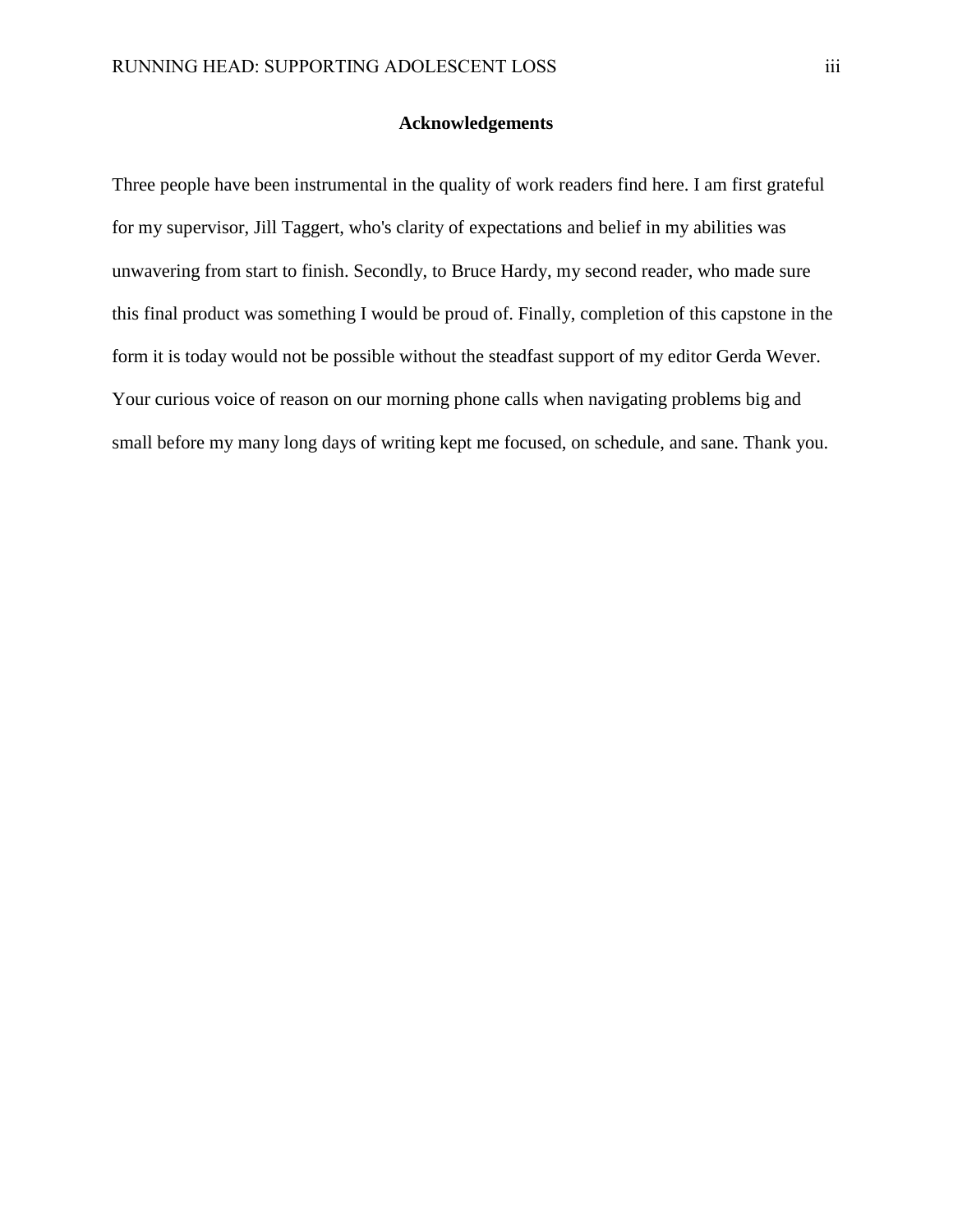## Acknowledgements

Three people have been instrumental in the quality of work readers find here. I am first grateful for my supervisor, Jill Taggert, who's clarity of expectations and belief in my abilities was unwavering from start to finish. Secondly, to Bruce Hardy, my second reader, who made sure this final product was something I would be proud of. Finally, completion of this capstone in the form it is today would not be possible without the steadfast support of my editor Gerda Wever. Your curious voice of reason on our morning phone calls when navigating problems big and small before my many long days of writing kept me focused, on schedule, and sane. Thank you.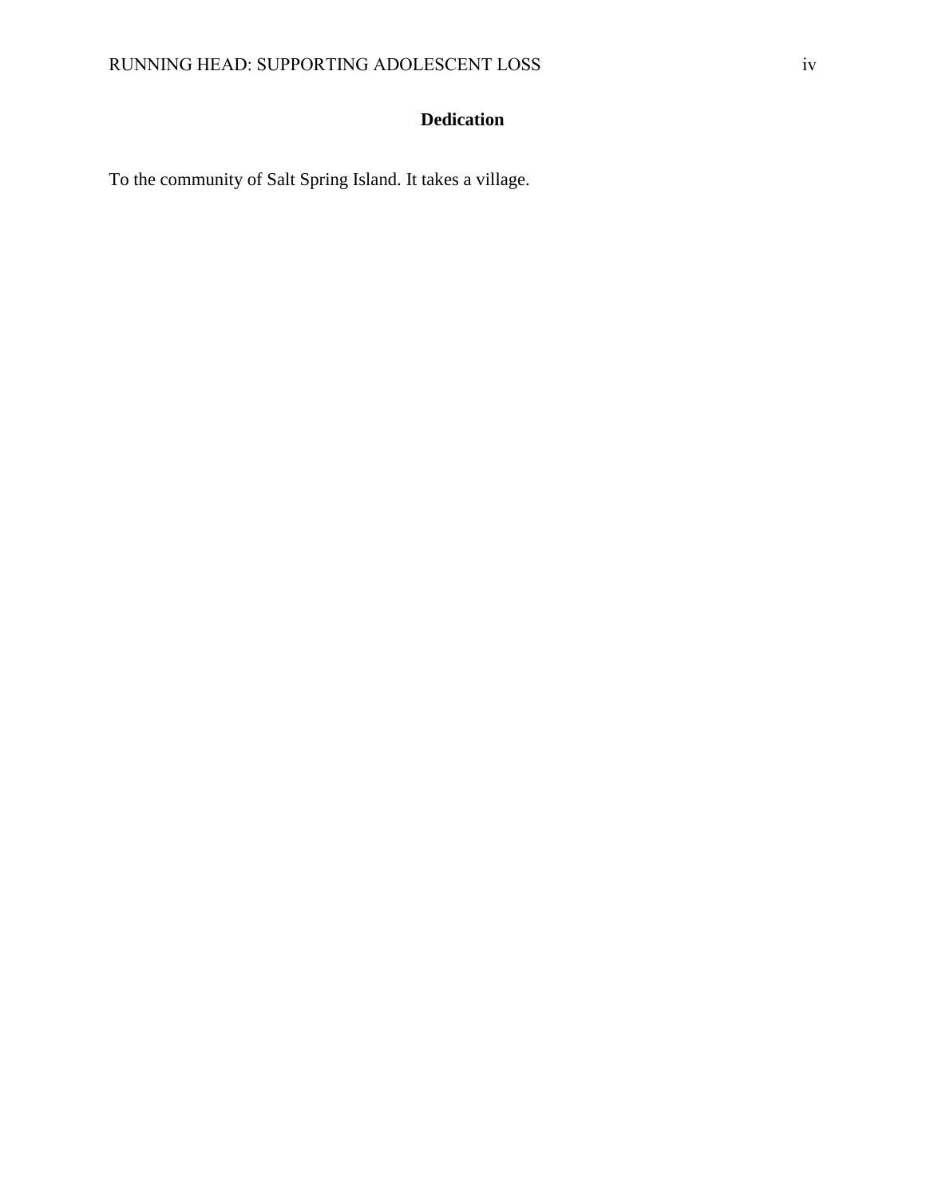## Dedication

To the community of Salt Spring Island. It takes a village.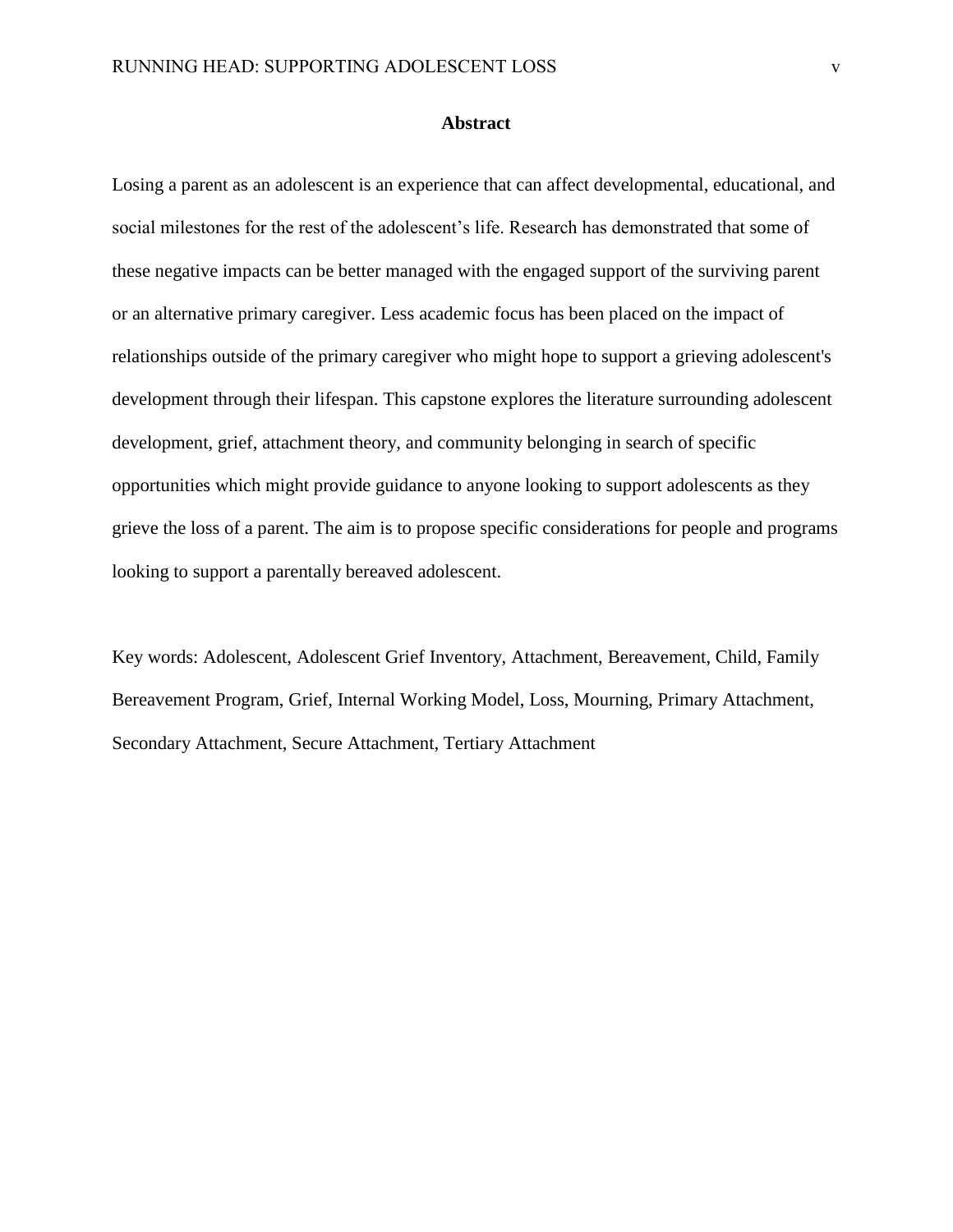## Abstract

Losing a parent as an adolescent is an experience that can affect developmental, educational, and social milestones for the rest of the adolescent's life. Research has demonstrated that some of these negative impacts can be better managed with the engaged support of the surviving parent or an alternative primary caregiver. Less academic focus has been placed on the impact of relationships outside of the primary caregiver who might hope to support a grieving adolescent's development through their lifespan. This capstone explores the literature surrounding adolescent development, grief, attachment theory, and community belonging in search of specific opportunities which might provide guidance to anyone looking to support adolescents as they grieve the loss of a parent. The aim is to propose specific considerations for people and programs looking to support a parentally bereaved adolescent.

Key words: Adolescent, Adolescent Grief Inventory, Attachment, Bereavement, Child, Family Bereavement Program, Grief, Internal Working Model, Loss, Mourning, Primary Attachment, Secondary Attachment, Secure Attachment, Tertiary Attachment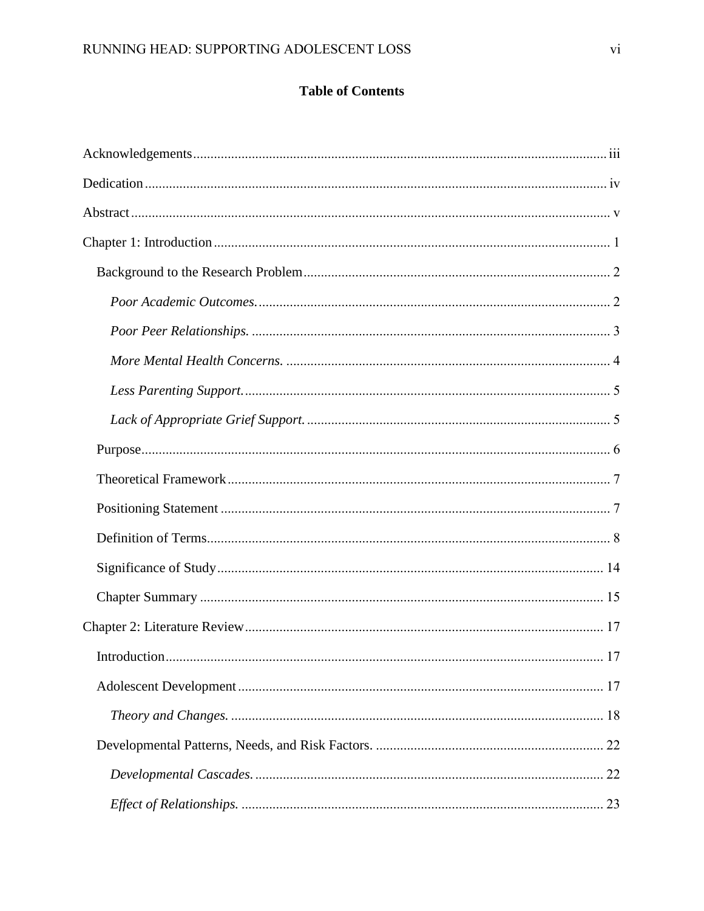**Table of Contents**

Acknowledgements .......... iii

Dedication .......... iv

Abstract .......... v

Chapter 1: Introduction .......... 1

- Background to the Research Problem .......... 2
  - *Poor Academic Outcomes.* .......... 2
  - *Poor Peer Relationships.* .......... 3
  - *More Mental Health Concerns.* .......... 4
  - *Less Parenting Support.* .......... 5
  - *Lack of Appropriate Grief Support.* .......... 5
- Purpose .......... 6
- Theoretical Framework .......... 7
- Positioning Statement .......... 7
- Definition of Terms .......... 8
- Significance of Study .......... 14
- Chapter Summary .......... 15

Chapter 2: Literature Review .......... 17

- Introduction .......... 17
- Adolescent Development .......... 17
  - *Theory and Changes.* .......... 18
- Developmental Patterns, Needs, and Risk Factors. .......... 22
  - *Developmental Cascades.* .......... 22
  - *Effect of Relationships.* .......... 23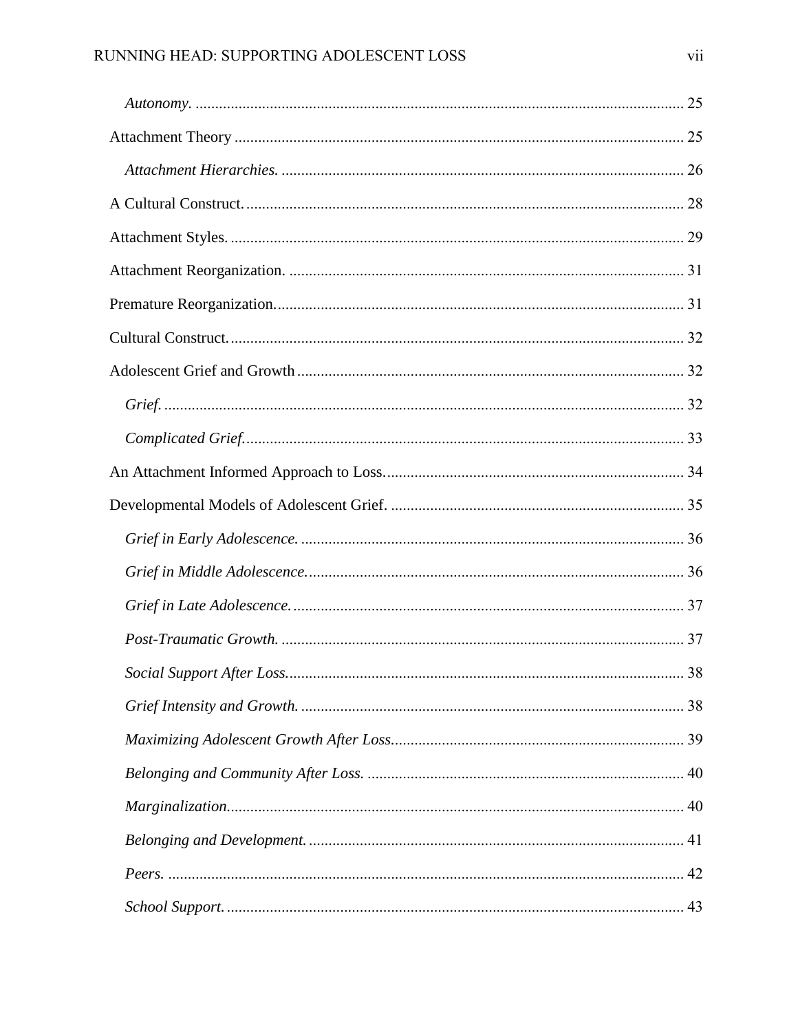*Autonomy.* ............................................................................................................. 25

Attachment Theory ................................................................................................... 25

*Attachment Hierarchies.* ....................................................................................... 26

A Cultural Construct. ................................................................................................ 28

Attachment Styles. .................................................................................................... 29

Attachment Reorganization. ..................................................................................... 31

Premature Reorganization. ........................................................................................ 31

Cultural Construct. .................................................................................................... 32

Adolescent Grief and Growth ................................................................................... 32

*Grief.* ..................................................................................................................... 32

*Complicated Grief.* ................................................................................................. 33

An Attachment Informed Approach to Loss. ............................................................ 34

Developmental Models of Adolescent Grief. ........................................................... 35

*Grief in Early Adolescence.* .................................................................................. 36

*Grief in Middle Adolescence.* ................................................................................ 36

*Grief in Late Adolescence.* .................................................................................... 37

*Post-Traumatic Growth.* ........................................................................................ 37

*Social Support After Loss.* ..................................................................................... 38

*Grief Intensity and Growth.* .................................................................................. 38

*Maximizing Adolescent Growth After Loss.* .......................................................... 39

*Belonging and Community After Loss.* ................................................................. 40

*Marginalization.* ..................................................................................................... 40

*Belonging and Development.* ................................................................................ 41

*Peers.* .................................................................................................................... 42

*School Support.* ..................................................................................................... 43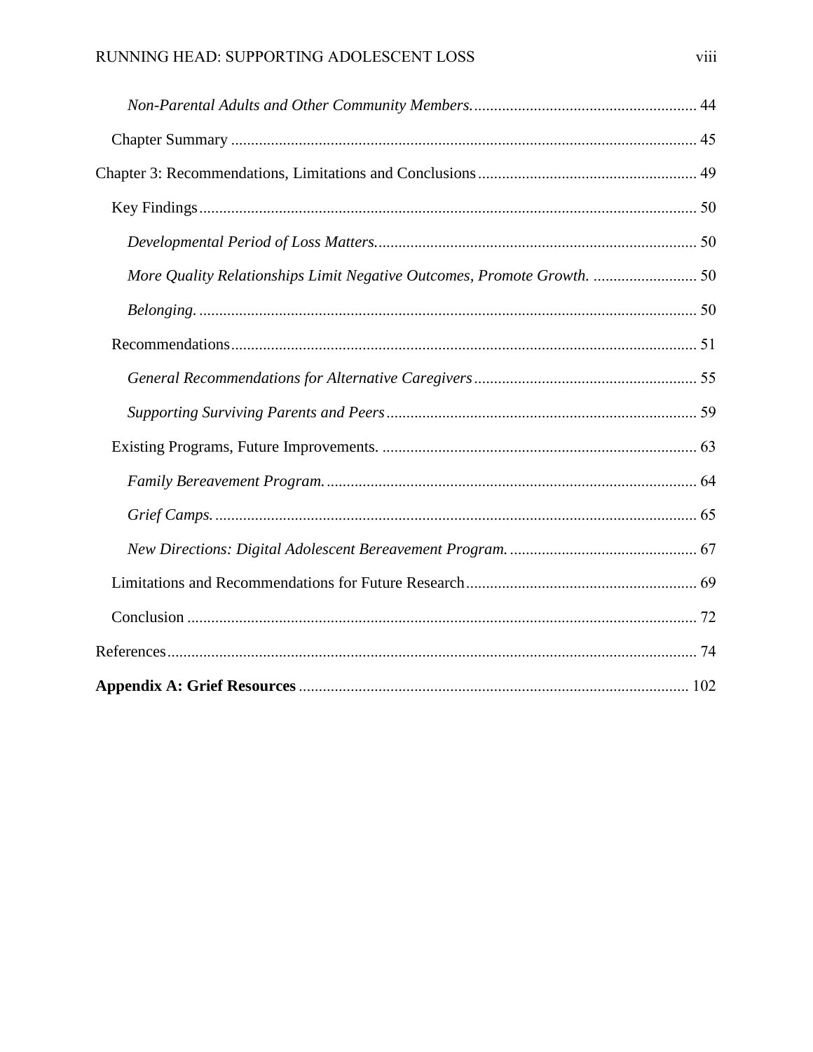*Non-Parental Adults and Other Community Members.* ........................................................ 44

Chapter Summary ........................................................................................................ 45

Chapter 3: Recommendations, Limitations and Conclusions ....................................................... 49

Key Findings ................................................................................................................ 50

*Developmental Period of Loss Matters.* ................................................................................ 50

*More Quality Relationships Limit Negative Outcomes, Promote Growth.* .......................... 50

*Belonging.* .................................................................................................................. 50

Recommendations ........................................................................................................ 51

*General Recommendations for Alternative Caregivers* ........................................................ 55

*Supporting Surviving Parents and Peers* .............................................................................. 59

Existing Programs, Future Improvements. ............................................................................... 63

*Family Bereavement Program.* ............................................................................................ 64

*Grief Camps.* ................................................................................................................ 65

*New Directions: Digital Adolescent Bereavement Program.* ............................................... 67

Limitations and Recommendations for Future Research .......................................................... 69

Conclusion .................................................................................................................... 72

References ........................................................................................................................ 74

**Appendix A: Grief Resources** ................................................................................. 102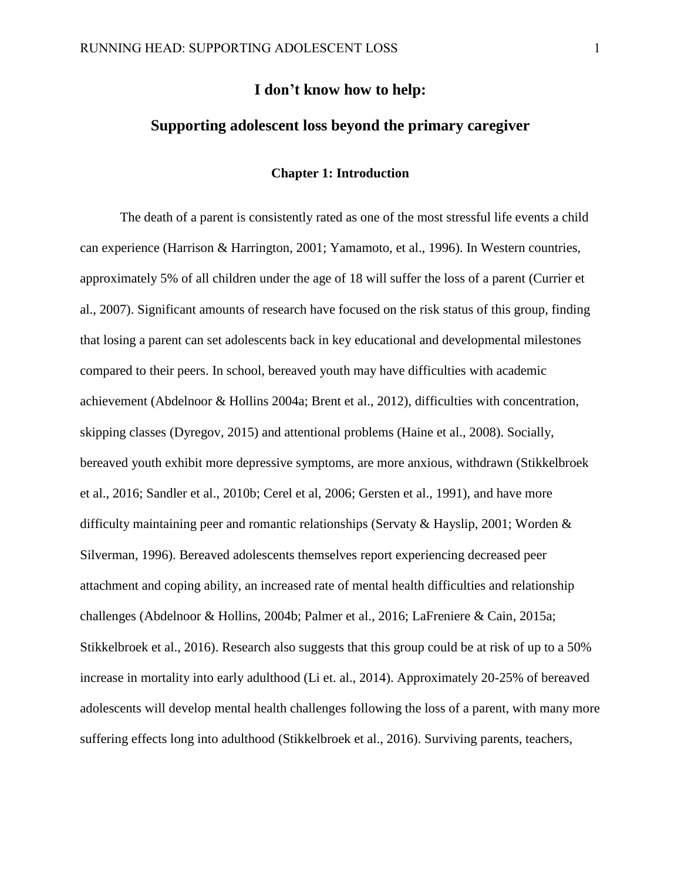# I don't know how to help:

# Supporting adolescent loss beyond the primary caregiver

## Chapter 1: Introduction

The death of a parent is consistently rated as one of the most stressful life events a child can experience (Harrison & Harrington, 2001; Yamamoto, et al., 1996). In Western countries, approximately 5% of all children under the age of 18 will suffer the loss of a parent (Currier et al., 2007). Significant amounts of research have focused on the risk status of this group, finding that losing a parent can set adolescents back in key educational and developmental milestones compared to their peers. In school, bereaved youth may have difficulties with academic achievement (Abdelnoor & Hollins 2004a; Brent et al., 2012), difficulties with concentration, skipping classes (Dyregov, 2015) and attentional problems (Haine et al., 2008). Socially, bereaved youth exhibit more depressive symptoms, are more anxious, withdrawn (Stikkelbroek et al., 2016; Sandler et al., 2010b; Cerel et al, 2006; Gersten et al., 1991), and have more difficulty maintaining peer and romantic relationships (Servaty & Hayslip, 2001; Worden & Silverman, 1996). Bereaved adolescents themselves report experiencing decreased peer attachment and coping ability, an increased rate of mental health difficulties and relationship challenges (Abdelnoor & Hollins, 2004b; Palmer et al., 2016; LaFreniere & Cain, 2015a; Stikkelbroek et al., 2016). Research also suggests that this group could be at risk of up to a 50% increase in mortality into early adulthood (Li et. al., 2014). Approximately 20-25% of bereaved adolescents will develop mental health challenges following the loss of a parent, with many more suffering effects long into adulthood (Stikkelbroek et al., 2016). Surviving parents, teachers,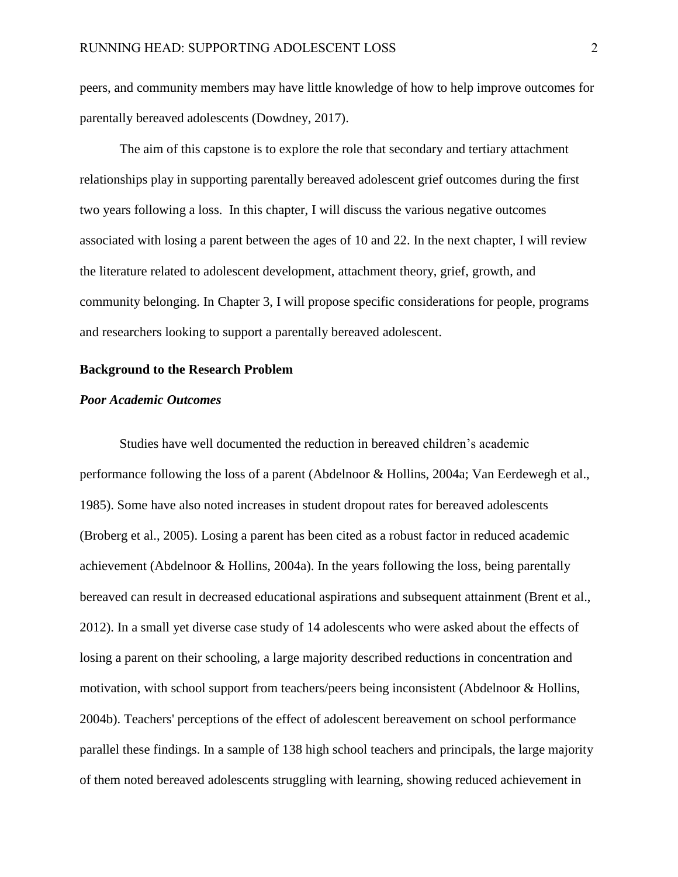peers, and community members may have little knowledge of how to help improve outcomes for parentally bereaved adolescents (Dowdney, 2017).

The aim of this capstone is to explore the role that secondary and tertiary attachment relationships play in supporting parentally bereaved adolescent grief outcomes during the first two years following a loss. In this chapter, I will discuss the various negative outcomes associated with losing a parent between the ages of 10 and 22. In the next chapter, I will review the literature related to adolescent development, attachment theory, grief, growth, and community belonging. In Chapter 3, I will propose specific considerations for people, programs and researchers looking to support a parentally bereaved adolescent.

## Background to the Research Problem

### *Poor Academic Outcomes*

Studies have well documented the reduction in bereaved children's academic performance following the loss of a parent (Abdelnoor & Hollins, 2004a; Van Eerdewegh et al., 1985). Some have also noted increases in student dropout rates for bereaved adolescents (Broberg et al., 2005). Losing a parent has been cited as a robust factor in reduced academic achievement (Abdelnoor & Hollins, 2004a). In the years following the loss, being parentally bereaved can result in decreased educational aspirations and subsequent attainment (Brent et al., 2012). In a small yet diverse case study of 14 adolescents who were asked about the effects of losing a parent on their schooling, a large majority described reductions in concentration and motivation, with school support from teachers/peers being inconsistent (Abdelnoor & Hollins, 2004b). Teachers' perceptions of the effect of adolescent bereavement on school performance parallel these findings. In a sample of 138 high school teachers and principals, the large majority of them noted bereaved adolescents struggling with learning, showing reduced achievement in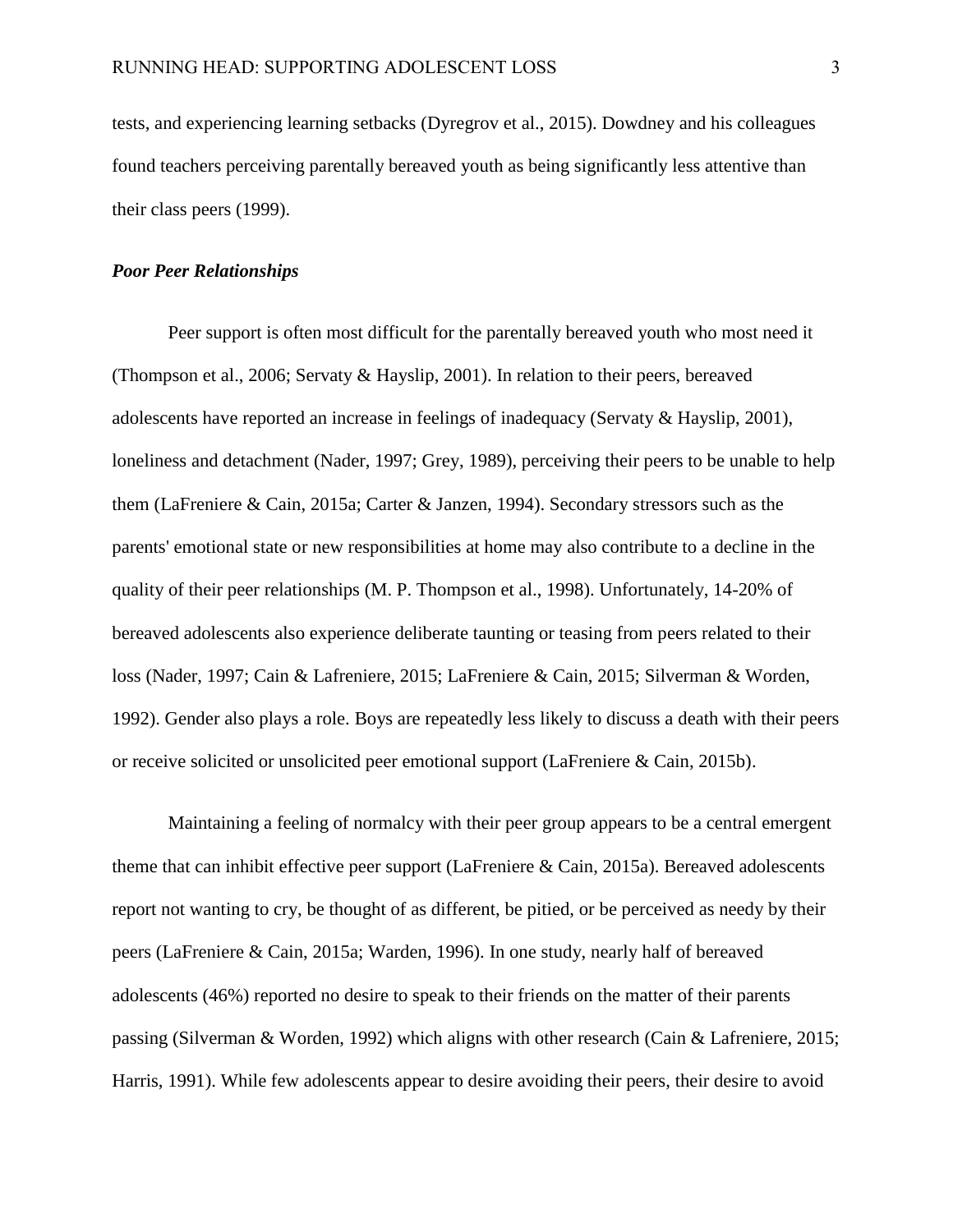tests, and experiencing learning setbacks (Dyregrov et al., 2015). Dowdney and his colleagues found teachers perceiving parentally bereaved youth as being significantly less attentive than their class peers (1999).

### ***Poor Peer Relationships***

Peer support is often most difficult for the parentally bereaved youth who most need it (Thompson et al., 2006; Servaty & Hayslip, 2001). In relation to their peers, bereaved adolescents have reported an increase in feelings of inadequacy (Servaty & Hayslip, 2001), loneliness and detachment (Nader, 1997; Grey, 1989), perceiving their peers to be unable to help them (LaFreniere & Cain, 2015a; Carter & Janzen, 1994). Secondary stressors such as the parents' emotional state or new responsibilities at home may also contribute to a decline in the quality of their peer relationships (M. P. Thompson et al., 1998). Unfortunately, 14-20% of bereaved adolescents also experience deliberate taunting or teasing from peers related to their loss (Nader, 1997; Cain & Lafreniere, 2015; LaFreniere & Cain, 2015; Silverman & Worden, 1992). Gender also plays a role. Boys are repeatedly less likely to discuss a death with their peers or receive solicited or unsolicited peer emotional support (LaFreniere & Cain, 2015b).

Maintaining a feeling of normalcy with their peer group appears to be a central emergent theme that can inhibit effective peer support (LaFreniere & Cain, 2015a). Bereaved adolescents report not wanting to cry, be thought of as different, be pitied, or be perceived as needy by their peers (LaFreniere & Cain, 2015a; Warden, 1996). In one study, nearly half of bereaved adolescents (46%) reported no desire to speak to their friends on the matter of their parents passing (Silverman & Worden, 1992) which aligns with other research (Cain & Lafreniere, 2015; Harris, 1991). While few adolescents appear to desire avoiding their peers, their desire to avoid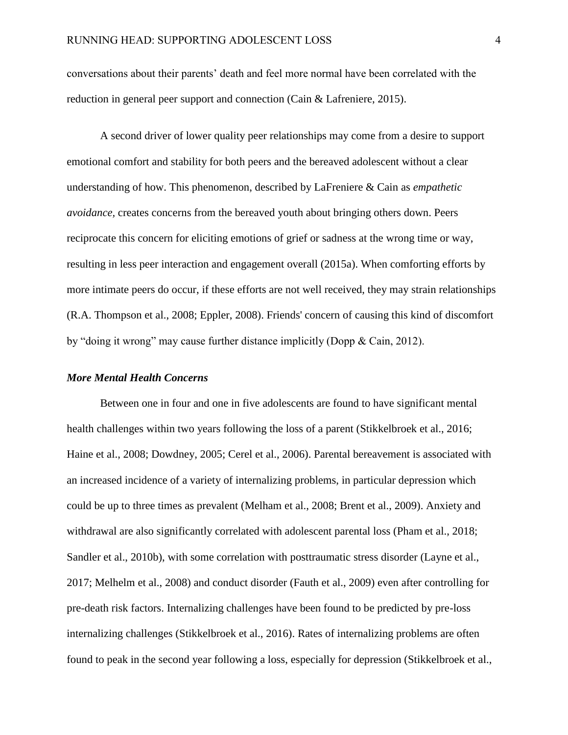conversations about their parents' death and feel more normal have been correlated with the reduction in general peer support and connection (Cain & Lafreniere, 2015).

A second driver of lower quality peer relationships may come from a desire to support emotional comfort and stability for both peers and the bereaved adolescent without a clear understanding of how. This phenomenon, described by LaFreniere & Cain as *empathetic avoidance,* creates concerns from the bereaved youth about bringing others down. Peers reciprocate this concern for eliciting emotions of grief or sadness at the wrong time or way, resulting in less peer interaction and engagement overall (2015a). When comforting efforts by more intimate peers do occur, if these efforts are not well received, they may strain relationships (R.A. Thompson et al., 2008; Eppler, 2008). Friends' concern of causing this kind of discomfort by "doing it wrong" may cause further distance implicitly (Dopp & Cain, 2012).

### *More Mental Health Concerns*

Between one in four and one in five adolescents are found to have significant mental health challenges within two years following the loss of a parent (Stikkelbroek et al., 2016; Haine et al., 2008; Dowdney, 2005; Cerel et al., 2006). Parental bereavement is associated with an increased incidence of a variety of internalizing problems, in particular depression which could be up to three times as prevalent (Melham et al., 2008; Brent et al., 2009). Anxiety and withdrawal are also significantly correlated with adolescent parental loss (Pham et al., 2018; Sandler et al., 2010b), with some correlation with posttraumatic stress disorder (Layne et al., 2017; Melhelm et al., 2008) and conduct disorder (Fauth et al., 2009) even after controlling for pre-death risk factors. Internalizing challenges have been found to be predicted by pre-loss internalizing challenges (Stikkelbroek et al., 2016). Rates of internalizing problems are often found to peak in the second year following a loss, especially for depression (Stikkelbroek et al.,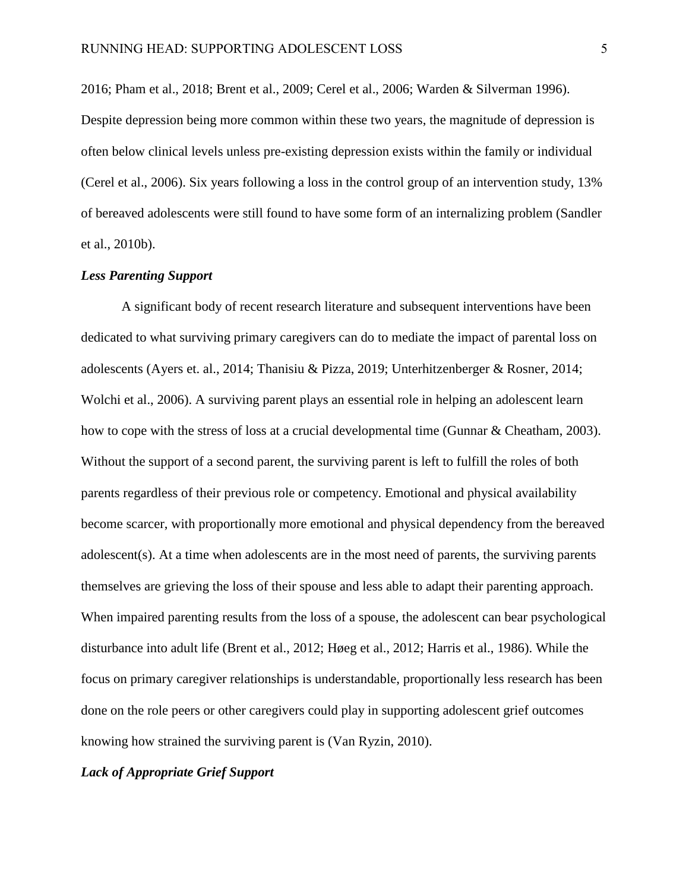2016; Pham et al., 2018; Brent et al., 2009; Cerel et al., 2006; Warden & Silverman 1996). Despite depression being more common within these two years, the magnitude of depression is often below clinical levels unless pre-existing depression exists within the family or individual (Cerel et al., 2006). Six years following a loss in the control group of an intervention study, 13% of bereaved adolescents were still found to have some form of an internalizing problem (Sandler et al., 2010b).

### *Less Parenting Support*

A significant body of recent research literature and subsequent interventions have been dedicated to what surviving primary caregivers can do to mediate the impact of parental loss on adolescents (Ayers et. al., 2014; Thanisiu & Pizza, 2019; Unterhitzenberger & Rosner, 2014; Wolchi et al., 2006). A surviving parent plays an essential role in helping an adolescent learn how to cope with the stress of loss at a crucial developmental time (Gunnar & Cheatham, 2003). Without the support of a second parent, the surviving parent is left to fulfill the roles of both parents regardless of their previous role or competency. Emotional and physical availability become scarcer, with proportionally more emotional and physical dependency from the bereaved adolescent(s). At a time when adolescents are in the most need of parents, the surviving parents themselves are grieving the loss of their spouse and less able to adapt their parenting approach. When impaired parenting results from the loss of a spouse, the adolescent can bear psychological disturbance into adult life (Brent et al., 2012; Høeg et al., 2012; Harris et al., 1986). While the focus on primary caregiver relationships is understandable, proportionally less research has been done on the role peers or other caregivers could play in supporting adolescent grief outcomes knowing how strained the surviving parent is (Van Ryzin, 2010).

### *Lack of Appropriate Grief Support*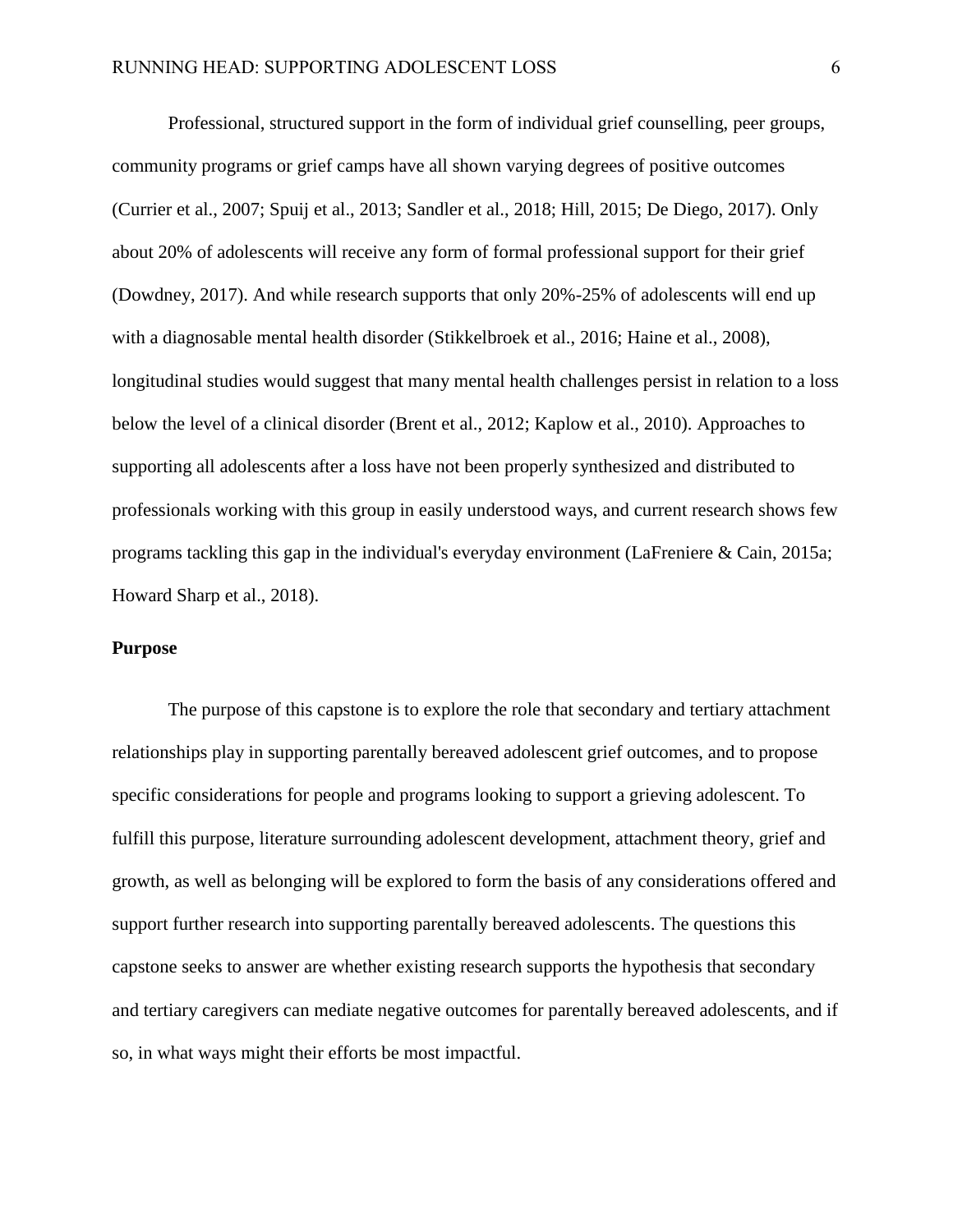Professional, structured support in the form of individual grief counselling, peer groups, community programs or grief camps have all shown varying degrees of positive outcomes (Currier et al., 2007; Spuij et al., 2013; Sandler et al., 2018; Hill, 2015; De Diego, 2017). Only about 20% of adolescents will receive any form of formal professional support for their grief (Dowdney, 2017). And while research supports that only 20%-25% of adolescents will end up with a diagnosable mental health disorder (Stikkelbroek et al., 2016; Haine et al., 2008), longitudinal studies would suggest that many mental health challenges persist in relation to a loss below the level of a clinical disorder (Brent et al., 2012; Kaplow et al., 2010). Approaches to supporting all adolescents after a loss have not been properly synthesized and distributed to professionals working with this group in easily understood ways, and current research shows few programs tackling this gap in the individual's everyday environment (LaFreniere & Cain, 2015a; Howard Sharp et al., 2018).

## Purpose

The purpose of this capstone is to explore the role that secondary and tertiary attachment relationships play in supporting parentally bereaved adolescent grief outcomes, and to propose specific considerations for people and programs looking to support a grieving adolescent. To fulfill this purpose, literature surrounding adolescent development, attachment theory, grief and growth, as well as belonging will be explored to form the basis of any considerations offered and support further research into supporting parentally bereaved adolescents. The questions this capstone seeks to answer are whether existing research supports the hypothesis that secondary and tertiary caregivers can mediate negative outcomes for parentally bereaved adolescents, and if so, in what ways might their efforts be most impactful.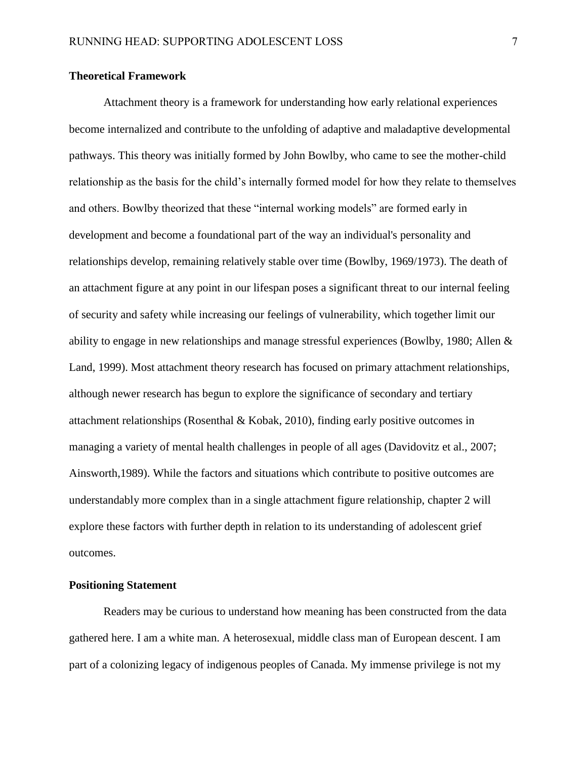**Theoretical Framework**

Attachment theory is a framework for understanding how early relational experiences become internalized and contribute to the unfolding of adaptive and maladaptive developmental pathways. This theory was initially formed by John Bowlby, who came to see the mother-child relationship as the basis for the child's internally formed model for how they relate to themselves and others. Bowlby theorized that these "internal working models" are formed early in development and become a foundational part of the way an individual's personality and relationships develop, remaining relatively stable over time (Bowlby, 1969/1973). The death of an attachment figure at any point in our lifespan poses a significant threat to our internal feeling of security and safety while increasing our feelings of vulnerability, which together limit our ability to engage in new relationships and manage stressful experiences (Bowlby, 1980; Allen & Land, 1999). Most attachment theory research has focused on primary attachment relationships, although newer research has begun to explore the significance of secondary and tertiary attachment relationships (Rosenthal & Kobak, 2010), finding early positive outcomes in managing a variety of mental health challenges in people of all ages (Davidovitz et al., 2007; Ainsworth,1989). While the factors and situations which contribute to positive outcomes are understandably more complex than in a single attachment figure relationship, chapter 2 will explore these factors with further depth in relation to its understanding of adolescent grief outcomes.

**Positioning Statement**

Readers may be curious to understand how meaning has been constructed from the data gathered here. I am a white man. A heterosexual, middle class man of European descent. I am part of a colonizing legacy of indigenous peoples of Canada. My immense privilege is not my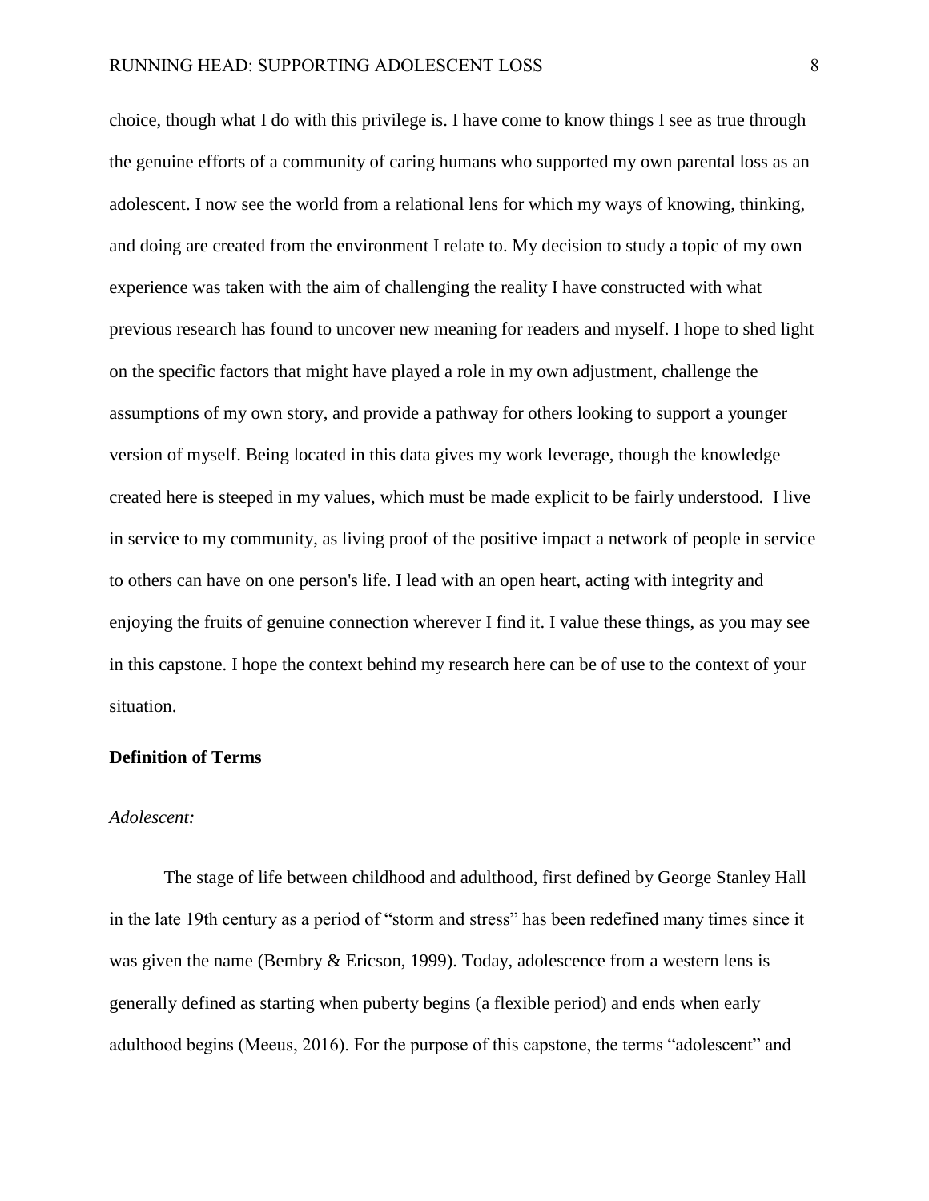choice, though what I do with this privilege is. I have come to know things I see as true through the genuine efforts of a community of caring humans who supported my own parental loss as an adolescent. I now see the world from a relational lens for which my ways of knowing, thinking, and doing are created from the environment I relate to. My decision to study a topic of my own experience was taken with the aim of challenging the reality I have constructed with what previous research has found to uncover new meaning for readers and myself. I hope to shed light on the specific factors that might have played a role in my own adjustment, challenge the assumptions of my own story, and provide a pathway for others looking to support a younger version of myself. Being located in this data gives my work leverage, though the knowledge created here is steeped in my values, which must be made explicit to be fairly understood. I live in service to my community, as living proof of the positive impact a network of people in service to others can have on one person's life. I lead with an open heart, acting with integrity and enjoying the fruits of genuine connection wherever I find it. I value these things, as you may see in this capstone. I hope the context behind my research here can be of use to the context of your situation.

## Definition of Terms

*Adolescent:*

The stage of life between childhood and adulthood, first defined by George Stanley Hall in the late 19th century as a period of "storm and stress" has been redefined many times since it was given the name (Bembry & Ericson, 1999). Today, adolescence from a western lens is generally defined as starting when puberty begins (a flexible period) and ends when early adulthood begins (Meeus, 2016). For the purpose of this capstone, the terms "adolescent" and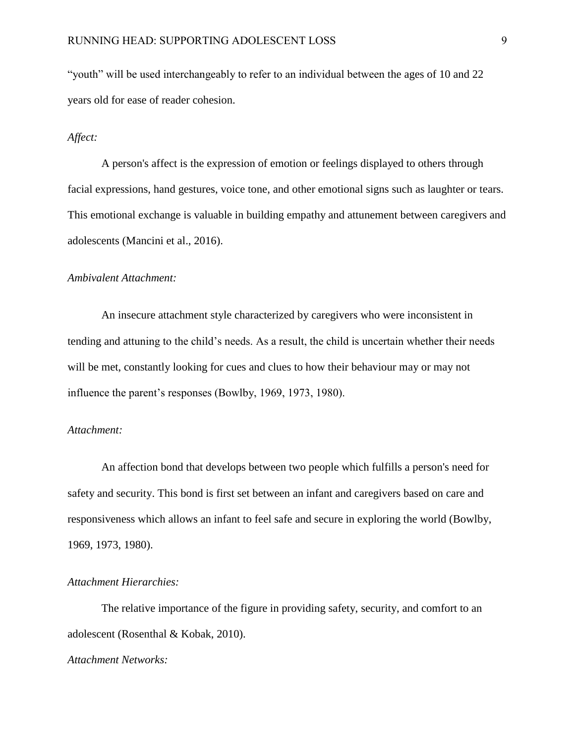"youth" will be used interchangeably to refer to an individual between the ages of 10 and 22 years old for ease of reader cohesion.

*Affect:*

A person's affect is the expression of emotion or feelings displayed to others through facial expressions, hand gestures, voice tone, and other emotional signs such as laughter or tears. This emotional exchange is valuable in building empathy and attunement between caregivers and adolescents (Mancini et al., 2016).

*Ambivalent Attachment:*

An insecure attachment style characterized by caregivers who were inconsistent in tending and attuning to the child's needs. As a result, the child is uncertain whether their needs will be met, constantly looking for cues and clues to how their behaviour may or may not influence the parent's responses (Bowlby, 1969, 1973, 1980).

*Attachment:*

An affection bond that develops between two people which fulfills a person's need for safety and security. This bond is first set between an infant and caregivers based on care and responsiveness which allows an infant to feel safe and secure in exploring the world (Bowlby, 1969, 1973, 1980).

*Attachment Hierarchies:*

The relative importance of the figure in providing safety, security, and comfort to an adolescent (Rosenthal & Kobak, 2010).

*Attachment Networks:*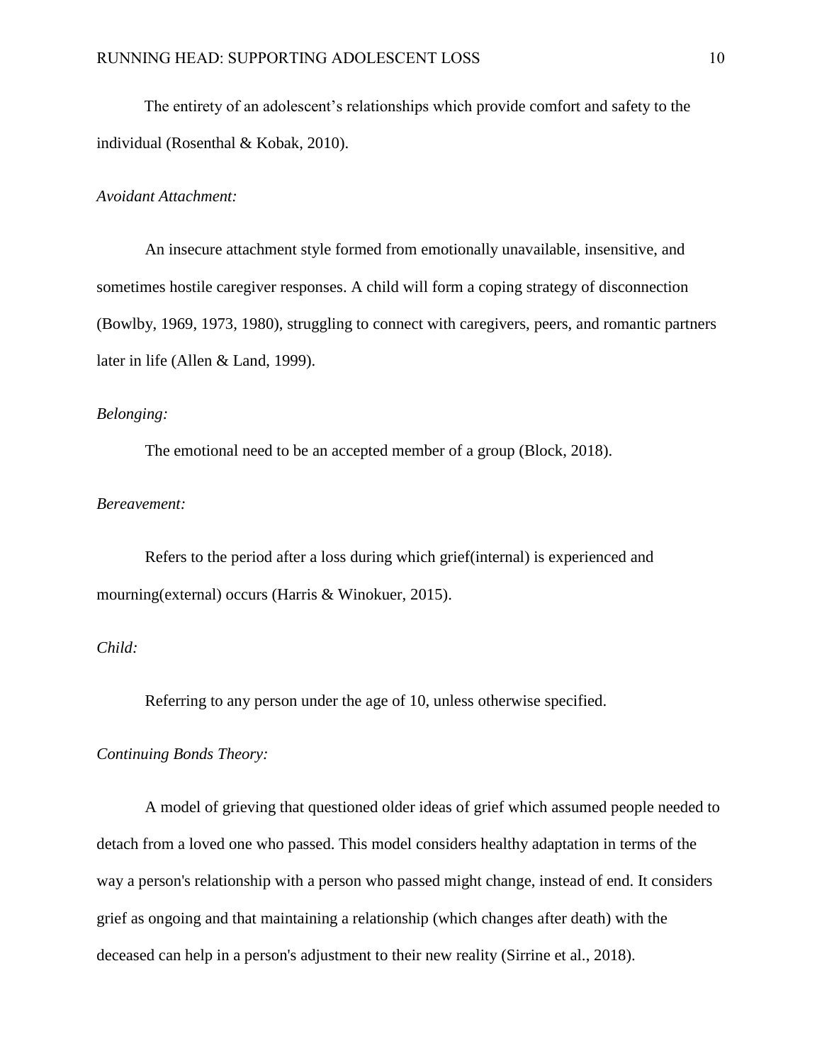The entirety of an adolescent's relationships which provide comfort and safety to the individual (Rosenthal & Kobak, 2010).

*Avoidant Attachment:*

An insecure attachment style formed from emotionally unavailable, insensitive, and sometimes hostile caregiver responses. A child will form a coping strategy of disconnection (Bowlby, 1969, 1973, 1980), struggling to connect with caregivers, peers, and romantic partners later in life (Allen & Land, 1999).

*Belonging:*

The emotional need to be an accepted member of a group (Block, 2018).

*Bereavement:*

Refers to the period after a loss during which grief(internal) is experienced and mourning(external) occurs (Harris & Winokuer, 2015).

*Child:*

Referring to any person under the age of 10, unless otherwise specified.

*Continuing Bonds Theory:*

A model of grieving that questioned older ideas of grief which assumed people needed to detach from a loved one who passed. This model considers healthy adaptation in terms of the way a person's relationship with a person who passed might change, instead of end. It considers grief as ongoing and that maintaining a relationship (which changes after death) with the deceased can help in a person's adjustment to their new reality (Sirrine et al., 2018).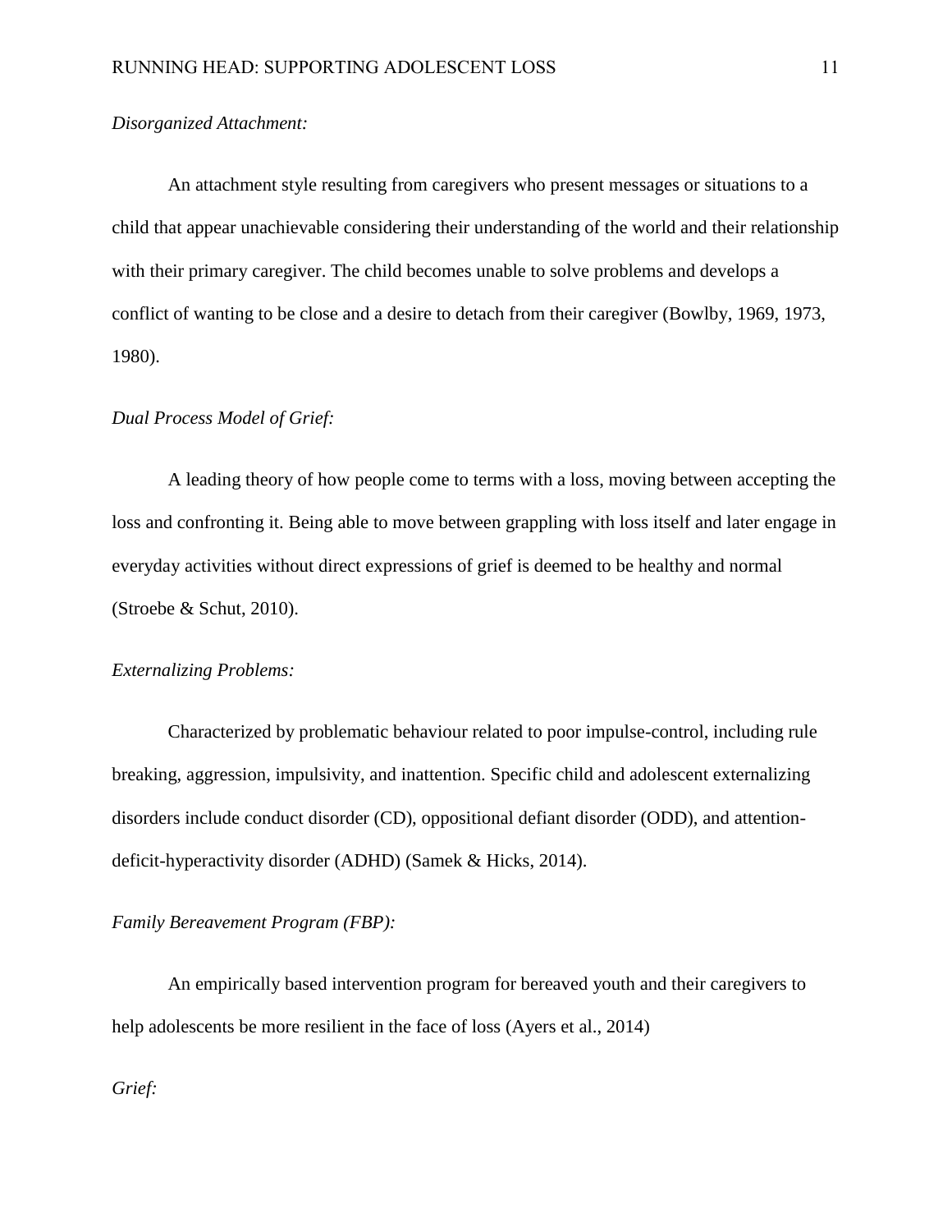*Disorganized Attachment:*

An attachment style resulting from caregivers who present messages or situations to a child that appear unachievable considering their understanding of the world and their relationship with their primary caregiver. The child becomes unable to solve problems and develops a conflict of wanting to be close and a desire to detach from their caregiver (Bowlby, 1969, 1973, 1980).

*Dual Process Model of Grief:*

A leading theory of how people come to terms with a loss, moving between accepting the loss and confronting it. Being able to move between grappling with loss itself and later engage in everyday activities without direct expressions of grief is deemed to be healthy and normal (Stroebe & Schut, 2010).

*Externalizing Problems:*

Characterized by problematic behaviour related to poor impulse-control, including rule breaking, aggression, impulsivity, and inattention. Specific child and adolescent externalizing disorders include conduct disorder (CD), oppositional defiant disorder (ODD), and attention-deficit-hyperactivity disorder (ADHD) (Samek & Hicks, 2014).

*Family Bereavement Program (FBP):*

An empirically based intervention program for bereaved youth and their caregivers to help adolescents be more resilient in the face of loss (Ayers et al., 2014)

*Grief:*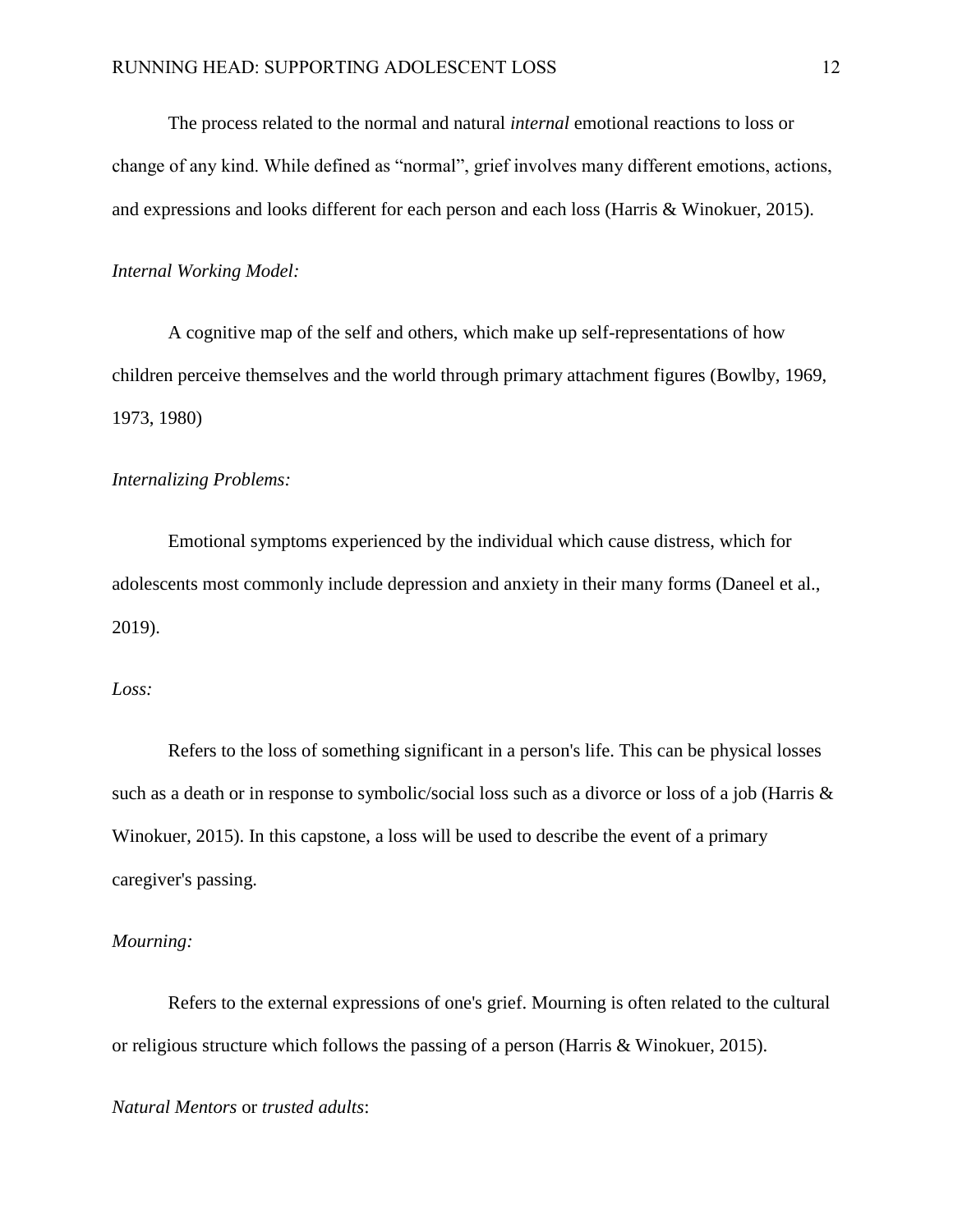The process related to the normal and natural *internal* emotional reactions to loss or change of any kind. While defined as "normal", grief involves many different emotions, actions, and expressions and looks different for each person and each loss (Harris & Winokuer, 2015).

*Internal Working Model:*

A cognitive map of the self and others, which make up self-representations of how children perceive themselves and the world through primary attachment figures (Bowlby, 1969, 1973, 1980)

*Internalizing Problems:*

Emotional symptoms experienced by the individual which cause distress, which for adolescents most commonly include depression and anxiety in their many forms (Daneel et al., 2019).

*Loss:*

Refers to the loss of something significant in a person's life. This can be physical losses such as a death or in response to symbolic/social loss such as a divorce or loss of a job (Harris & Winokuer, 2015). In this capstone, a loss will be used to describe the event of a primary caregiver's passing.

*Mourning:*

Refers to the external expressions of one's grief. Mourning is often related to the cultural or religious structure which follows the passing of a person (Harris & Winokuer, 2015).

*Natural Mentors* or *trusted adults*: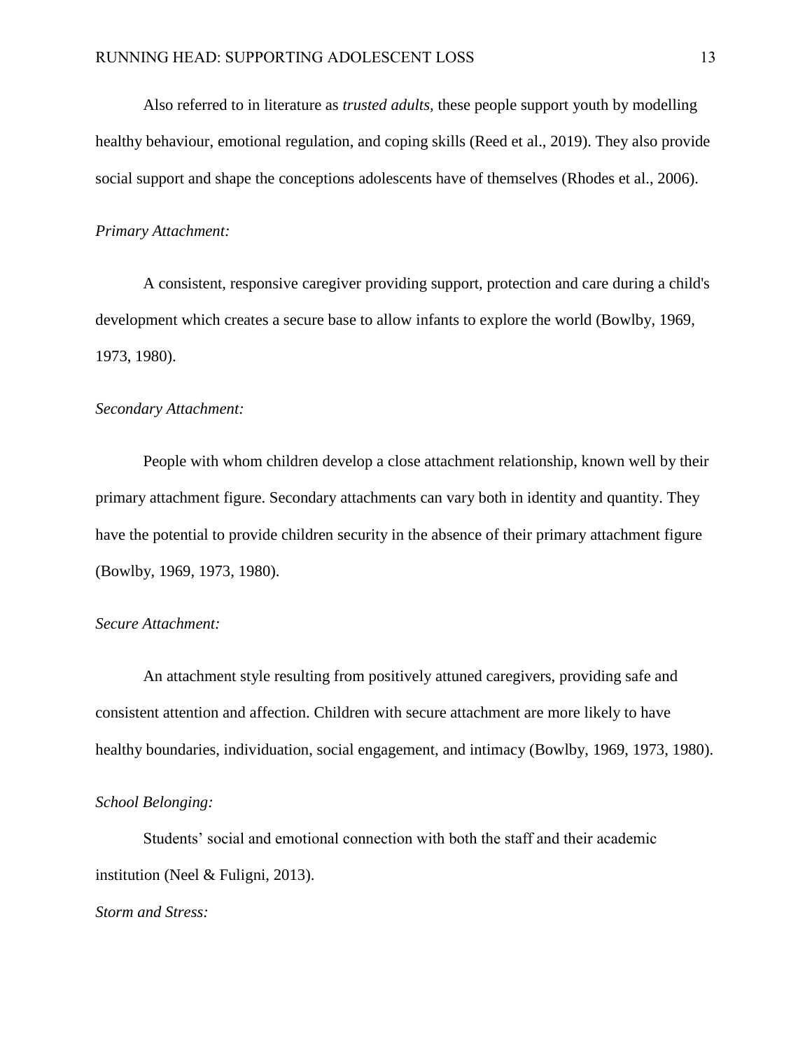Also referred to in literature as *trusted adults,* these people support youth by modelling healthy behaviour, emotional regulation, and coping skills (Reed et al., 2019). They also provide social support and shape the conceptions adolescents have of themselves (Rhodes et al., 2006).

*Primary Attachment:*

A consistent, responsive caregiver providing support, protection and care during a child's development which creates a secure base to allow infants to explore the world (Bowlby, 1969, 1973, 1980).

*Secondary Attachment:*

People with whom children develop a close attachment relationship, known well by their primary attachment figure. Secondary attachments can vary both in identity and quantity. They have the potential to provide children security in the absence of their primary attachment figure (Bowlby, 1969, 1973, 1980).

*Secure Attachment:*

An attachment style resulting from positively attuned caregivers, providing safe and consistent attention and affection. Children with secure attachment are more likely to have healthy boundaries, individuation, social engagement, and intimacy (Bowlby, 1969, 1973, 1980).

*School Belonging:*

Students' social and emotional connection with both the staff and their academic institution (Neel & Fuligni, 2013).

*Storm and Stress:*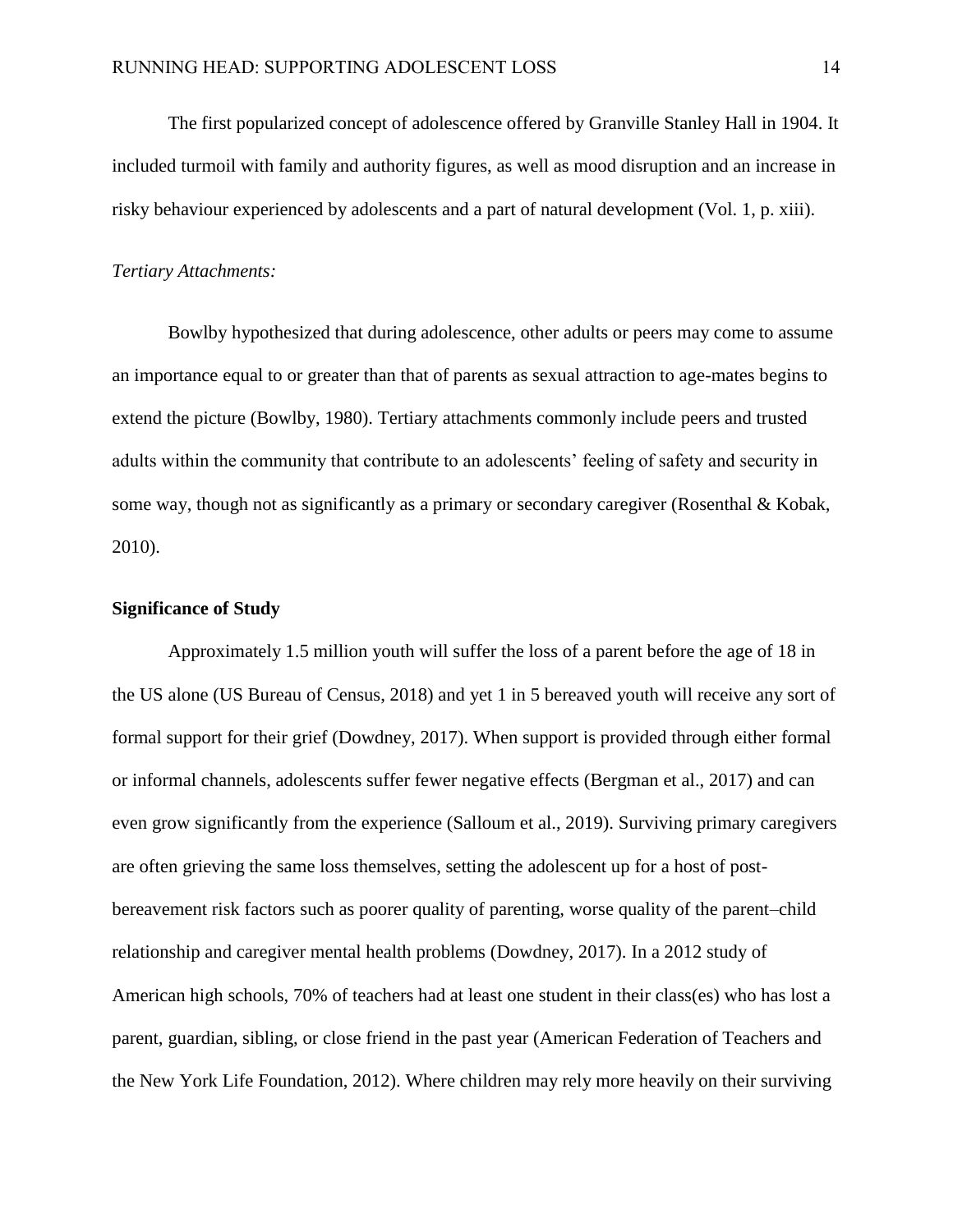The first popularized concept of adolescence offered by Granville Stanley Hall in 1904. It included turmoil with family and authority figures, as well as mood disruption and an increase in risky behaviour experienced by adolescents and a part of natural development (Vol. 1, p. xiii).

*Tertiary Attachments:*

Bowlby hypothesized that during adolescence, other adults or peers may come to assume an importance equal to or greater than that of parents as sexual attraction to age-mates begins to extend the picture (Bowlby, 1980). Tertiary attachments commonly include peers and trusted adults within the community that contribute to an adolescents' feeling of safety and security in some way, though not as significantly as a primary or secondary caregiver (Rosenthal & Kobak, 2010).

**Significance of Study**

Approximately 1.5 million youth will suffer the loss of a parent before the age of 18 in the US alone (US Bureau of Census, 2018) and yet 1 in 5 bereaved youth will receive any sort of formal support for their grief (Dowdney, 2017). When support is provided through either formal or informal channels, adolescents suffer fewer negative effects (Bergman et al., 2017) and can even grow significantly from the experience (Salloum et al., 2019). Surviving primary caregivers are often grieving the same loss themselves, setting the adolescent up for a host of post-bereavement risk factors such as poorer quality of parenting, worse quality of the parent–child relationship and caregiver mental health problems (Dowdney, 2017). In a 2012 study of American high schools, 70% of teachers had at least one student in their class(es) who has lost a parent, guardian, sibling, or close friend in the past year (American Federation of Teachers and the New York Life Foundation, 2012). Where children may rely more heavily on their surviving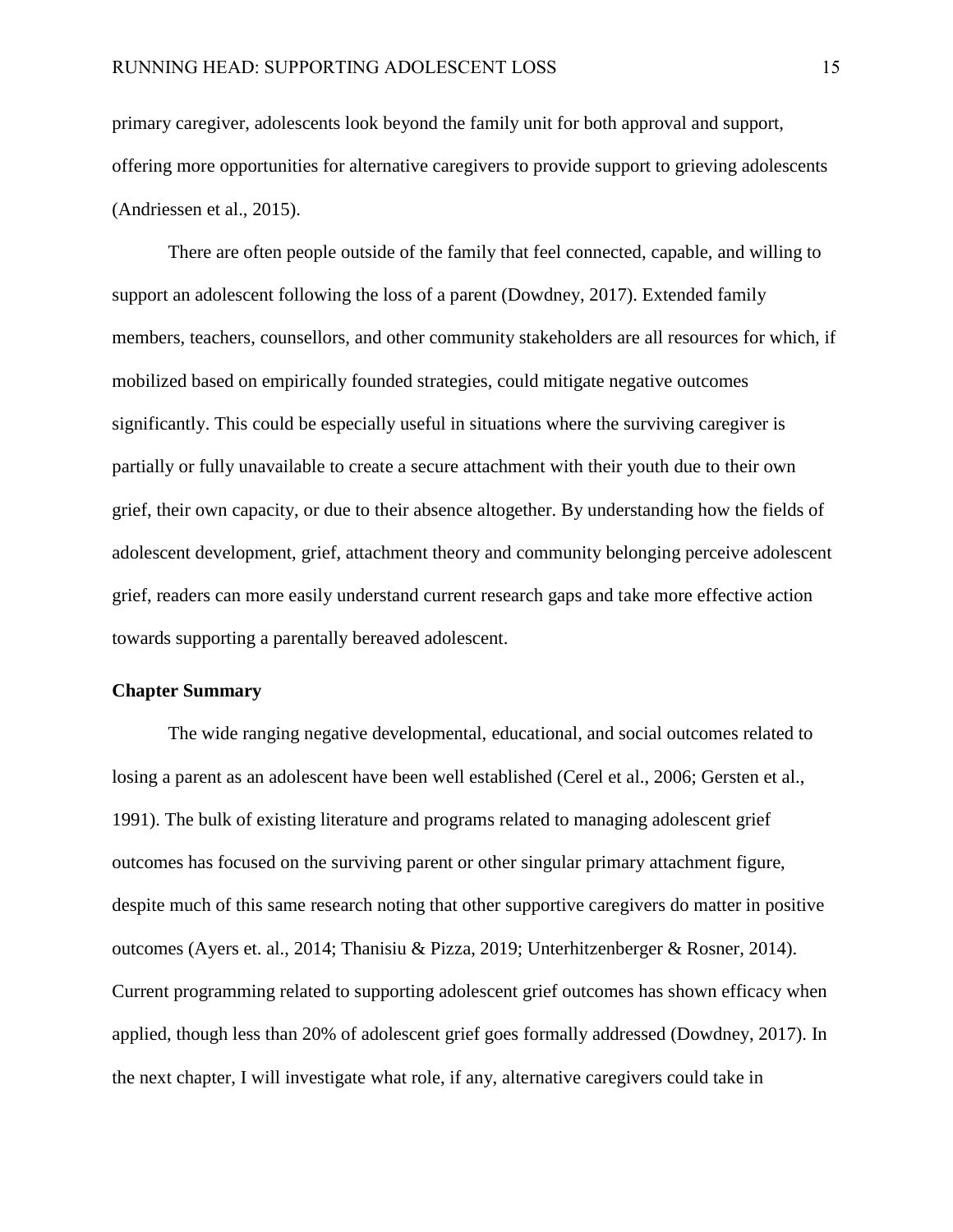primary caregiver, adolescents look beyond the family unit for both approval and support, offering more opportunities for alternative caregivers to provide support to grieving adolescents (Andriessen et al., 2015).

There are often people outside of the family that feel connected, capable, and willing to support an adolescent following the loss of a parent (Dowdney, 2017). Extended family members, teachers, counsellors, and other community stakeholders are all resources for which, if mobilized based on empirically founded strategies, could mitigate negative outcomes significantly. This could be especially useful in situations where the surviving caregiver is partially or fully unavailable to create a secure attachment with their youth due to their own grief, their own capacity, or due to their absence altogether. By understanding how the fields of adolescent development, grief, attachment theory and community belonging perceive adolescent grief, readers can more easily understand current research gaps and take more effective action towards supporting a parentally bereaved adolescent.

## Chapter Summary

The wide ranging negative developmental, educational, and social outcomes related to losing a parent as an adolescent have been well established (Cerel et al., 2006; Gersten et al., 1991). The bulk of existing literature and programs related to managing adolescent grief outcomes has focused on the surviving parent or other singular primary attachment figure, despite much of this same research noting that other supportive caregivers do matter in positive outcomes (Ayers et. al., 2014; Thanisiu & Pizza, 2019; Unterhitzenberger & Rosner, 2014). Current programming related to supporting adolescent grief outcomes has shown efficacy when applied, though less than 20% of adolescent grief goes formally addressed (Dowdney, 2017). In the next chapter, I will investigate what role, if any, alternative caregivers could take in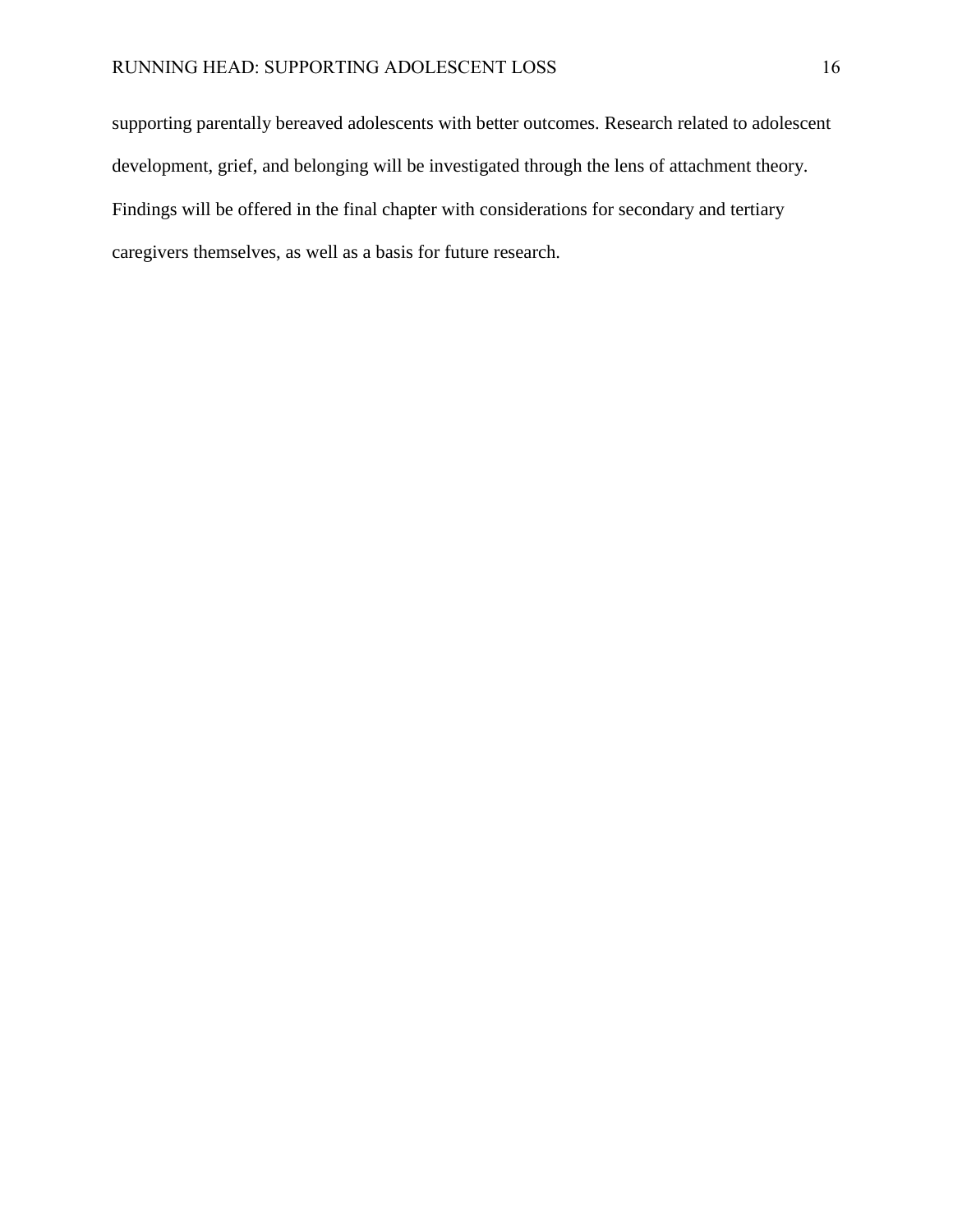supporting parentally bereaved adolescents with better outcomes. Research related to adolescent development, grief, and belonging will be investigated through the lens of attachment theory. Findings will be offered in the final chapter with considerations for secondary and tertiary caregivers themselves, as well as a basis for future research.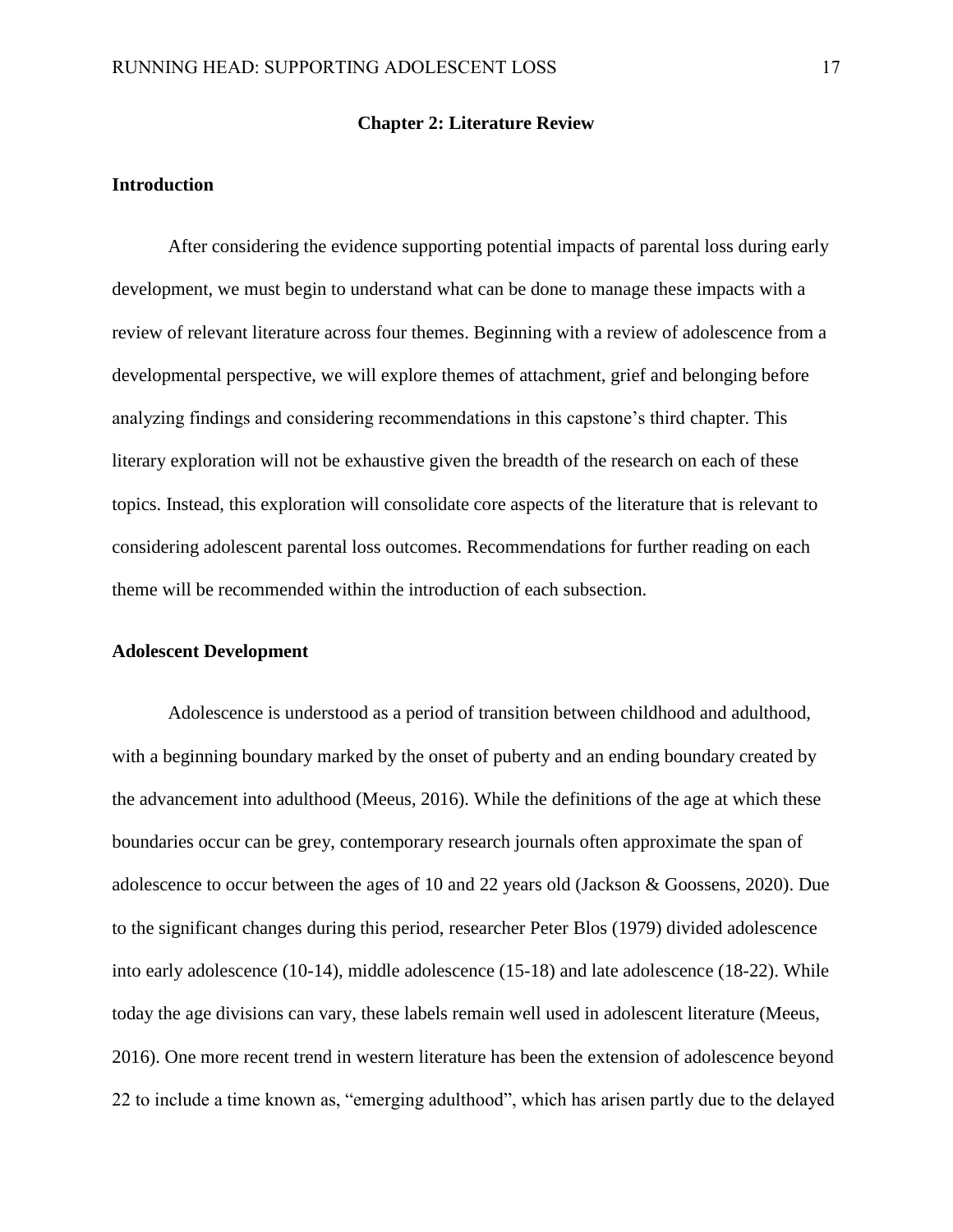## Chapter 2: Literature Review

### Introduction

After considering the evidence supporting potential impacts of parental loss during early development, we must begin to understand what can be done to manage these impacts with a review of relevant literature across four themes. Beginning with a review of adolescence from a developmental perspective, we will explore themes of attachment, grief and belonging before analyzing findings and considering recommendations in this capstone's third chapter. This literary exploration will not be exhaustive given the breadth of the research on each of these topics. Instead, this exploration will consolidate core aspects of the literature that is relevant to considering adolescent parental loss outcomes. Recommendations for further reading on each theme will be recommended within the introduction of each subsection.

### Adolescent Development

Adolescence is understood as a period of transition between childhood and adulthood, with a beginning boundary marked by the onset of puberty and an ending boundary created by the advancement into adulthood (Meeus, 2016). While the definitions of the age at which these boundaries occur can be grey, contemporary research journals often approximate the span of adolescence to occur between the ages of 10 and 22 years old (Jackson & Goossens, 2020). Due to the significant changes during this period, researcher Peter Blos (1979) divided adolescence into early adolescence (10-14), middle adolescence (15-18) and late adolescence (18-22). While today the age divisions can vary, these labels remain well used in adolescent literature (Meeus, 2016). One more recent trend in western literature has been the extension of adolescence beyond 22 to include a time known as, "emerging adulthood", which has arisen partly due to the delayed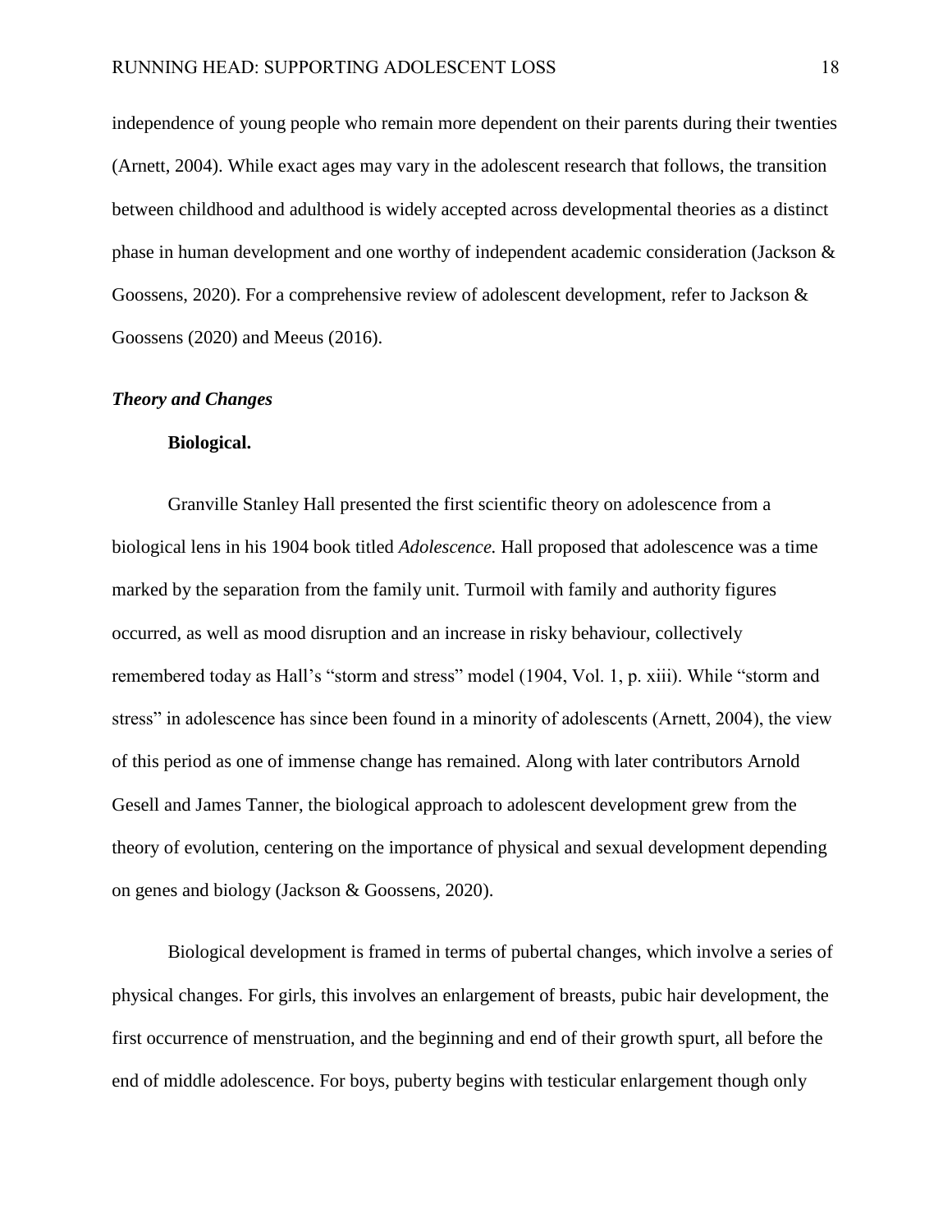independence of young people who remain more dependent on their parents during their twenties (Arnett, 2004). While exact ages may vary in the adolescent research that follows, the transition between childhood and adulthood is widely accepted across developmental theories as a distinct phase in human development and one worthy of independent academic consideration (Jackson & Goossens, 2020). For a comprehensive review of adolescent development, refer to Jackson & Goossens (2020) and Meeus (2016).

### *Theory and Changes*

#### **Biological.**

Granville Stanley Hall presented the first scientific theory on adolescence from a biological lens in his 1904 book titled *Adolescence.* Hall proposed that adolescence was a time marked by the separation from the family unit. Turmoil with family and authority figures occurred, as well as mood disruption and an increase in risky behaviour, collectively remembered today as Hall's "storm and stress" model (1904, Vol. 1, p. xiii). While "storm and stress" in adolescence has since been found in a minority of adolescents (Arnett, 2004), the view of this period as one of immense change has remained. Along with later contributors Arnold Gesell and James Tanner, the biological approach to adolescent development grew from the theory of evolution, centering on the importance of physical and sexual development depending on genes and biology (Jackson & Goossens, 2020).

Biological development is framed in terms of pubertal changes, which involve a series of physical changes. For girls, this involves an enlargement of breasts, pubic hair development, the first occurrence of menstruation, and the beginning and end of their growth spurt, all before the end of middle adolescence. For boys, puberty begins with testicular enlargement though only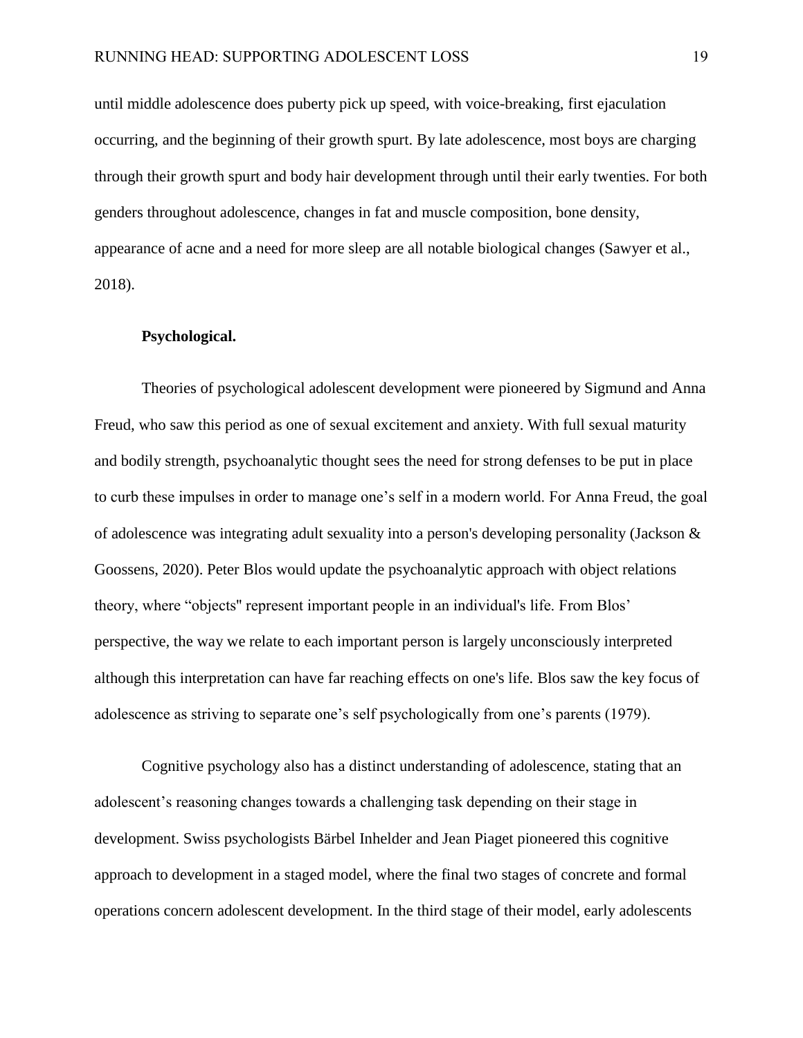until middle adolescence does puberty pick up speed, with voice-breaking, first ejaculation occurring, and the beginning of their growth spurt. By late adolescence, most boys are charging through their growth spurt and body hair development through until their early twenties. For both genders throughout adolescence, changes in fat and muscle composition, bone density, appearance of acne and a need for more sleep are all notable biological changes (Sawyer et al., 2018).

**Psychological.**

Theories of psychological adolescent development were pioneered by Sigmund and Anna Freud, who saw this period as one of sexual excitement and anxiety. With full sexual maturity and bodily strength, psychoanalytic thought sees the need for strong defenses to be put in place to curb these impulses in order to manage one's self in a modern world. For Anna Freud, the goal of adolescence was integrating adult sexuality into a person's developing personality (Jackson & Goossens, 2020). Peter Blos would update the psychoanalytic approach with object relations theory, where "objects" represent important people in an individual's life. From Blos' perspective, the way we relate to each important person is largely unconsciously interpreted although this interpretation can have far reaching effects on one's life. Blos saw the key focus of adolescence as striving to separate one's self psychologically from one's parents (1979).

Cognitive psychology also has a distinct understanding of adolescence, stating that an adolescent's reasoning changes towards a challenging task depending on their stage in development. Swiss psychologists Bärbel Inhelder and Jean Piaget pioneered this cognitive approach to development in a staged model, where the final two stages of concrete and formal operations concern adolescent development. In the third stage of their model, early adolescents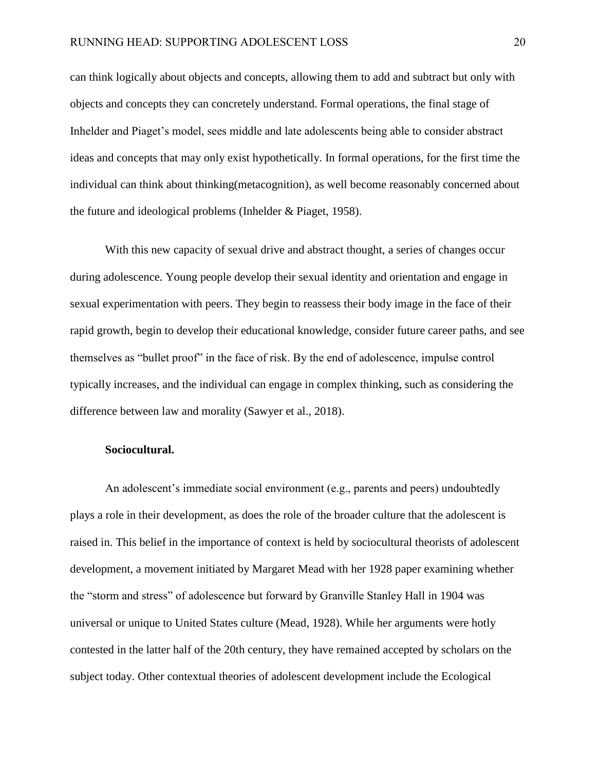can think logically about objects and concepts, allowing them to add and subtract but only with objects and concepts they can concretely understand. Formal operations, the final stage of Inhelder and Piaget's model, sees middle and late adolescents being able to consider abstract ideas and concepts that may only exist hypothetically. In formal operations, for the first time the individual can think about thinking(metacognition), as well become reasonably concerned about the future and ideological problems (Inhelder & Piaget, 1958).

With this new capacity of sexual drive and abstract thought, a series of changes occur during adolescence. Young people develop their sexual identity and orientation and engage in sexual experimentation with peers. They begin to reassess their body image in the face of their rapid growth, begin to develop their educational knowledge, consider future career paths, and see themselves as "bullet proof" in the face of risk. By the end of adolescence, impulse control typically increases, and the individual can engage in complex thinking, such as considering the difference between law and morality (Sawyer et al., 2018).

**Sociocultural.**

An adolescent's immediate social environment (e.g., parents and peers) undoubtedly plays a role in their development, as does the role of the broader culture that the adolescent is raised in. This belief in the importance of context is held by sociocultural theorists of adolescent development, a movement initiated by Margaret Mead with her 1928 paper examining whether the "storm and stress" of adolescence but forward by Granville Stanley Hall in 1904 was universal or unique to United States culture (Mead, 1928). While her arguments were hotly contested in the latter half of the 20th century, they have remained accepted by scholars on the subject today. Other contextual theories of adolescent development include the Ecological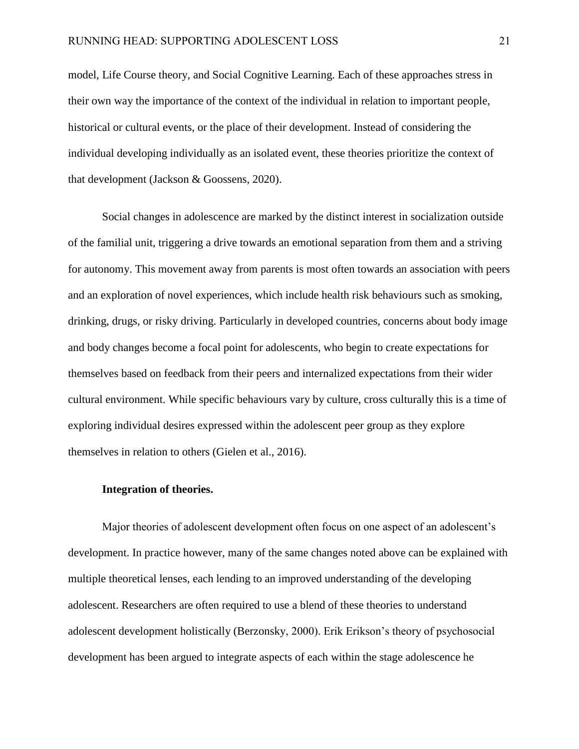model, Life Course theory, and Social Cognitive Learning. Each of these approaches stress in their own way the importance of the context of the individual in relation to important people, historical or cultural events, or the place of their development. Instead of considering the individual developing individually as an isolated event, these theories prioritize the context of that development (Jackson & Goossens, 2020).

Social changes in adolescence are marked by the distinct interest in socialization outside of the familial unit, triggering a drive towards an emotional separation from them and a striving for autonomy. This movement away from parents is most often towards an association with peers and an exploration of novel experiences, which include health risk behaviours such as smoking, drinking, drugs, or risky driving. Particularly in developed countries, concerns about body image and body changes become a focal point for adolescents, who begin to create expectations for themselves based on feedback from their peers and internalized expectations from their wider cultural environment. While specific behaviours vary by culture, cross culturally this is a time of exploring individual desires expressed within the adolescent peer group as they explore themselves in relation to others (Gielen et al., 2016).

#### Integration of theories.

Major theories of adolescent development often focus on one aspect of an adolescent's development. In practice however, many of the same changes noted above can be explained with multiple theoretical lenses, each lending to an improved understanding of the developing adolescent. Researchers are often required to use a blend of these theories to understand adolescent development holistically (Berzonsky, 2000). Erik Erikson's theory of psychosocial development has been argued to integrate aspects of each within the stage adolescence he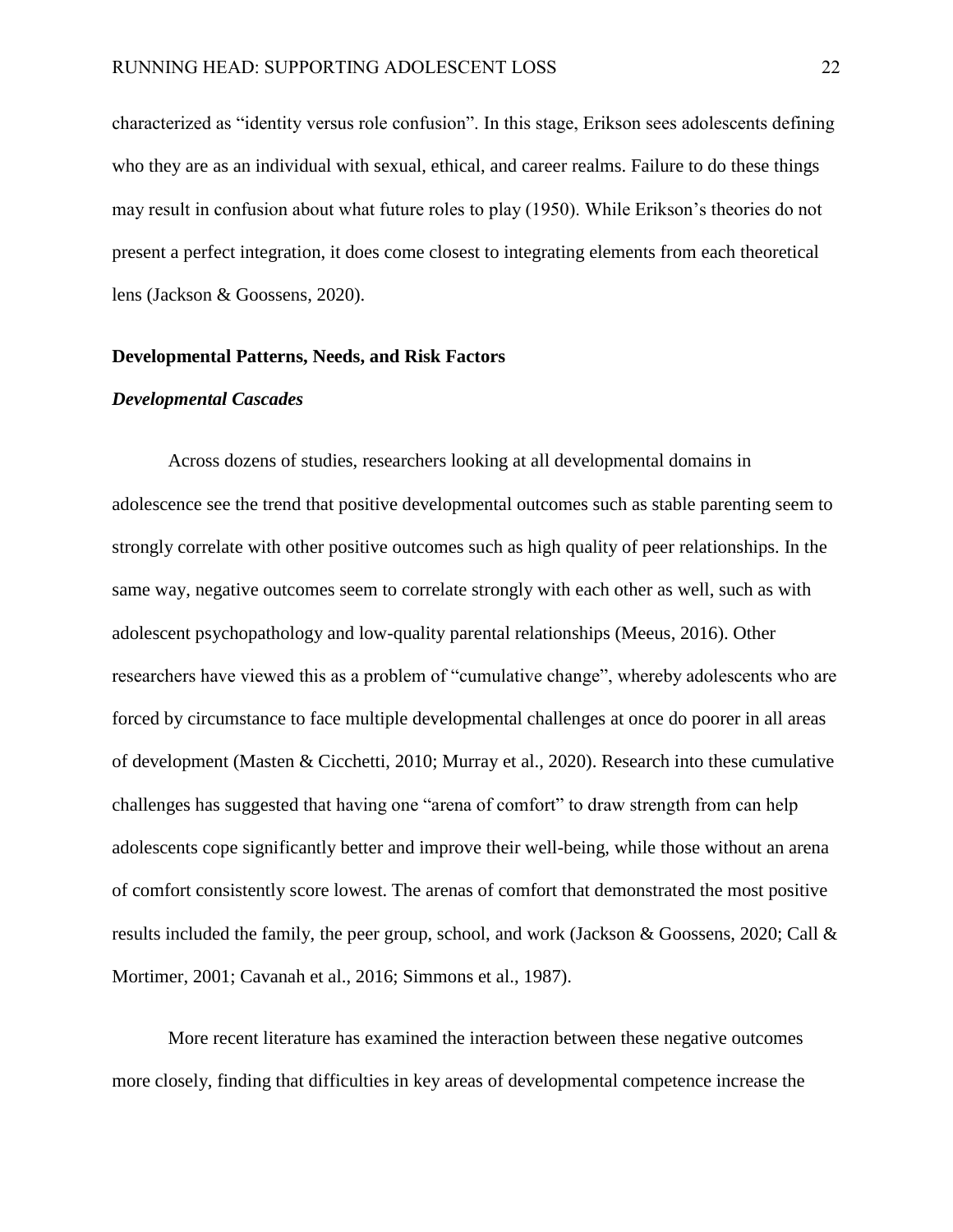characterized as "identity versus role confusion". In this stage, Erikson sees adolescents defining who they are as an individual with sexual, ethical, and career realms. Failure to do these things may result in confusion about what future roles to play (1950). While Erikson's theories do not present a perfect integration, it does come closest to integrating elements from each theoretical lens (Jackson & Goossens, 2020).

## Developmental Patterns, Needs, and Risk Factors

### *Developmental Cascades*

Across dozens of studies, researchers looking at all developmental domains in adolescence see the trend that positive developmental outcomes such as stable parenting seem to strongly correlate with other positive outcomes such as high quality of peer relationships. In the same way, negative outcomes seem to correlate strongly with each other as well, such as with adolescent psychopathology and low-quality parental relationships (Meeus, 2016). Other researchers have viewed this as a problem of "cumulative change", whereby adolescents who are forced by circumstance to face multiple developmental challenges at once do poorer in all areas of development (Masten & Cicchetti, 2010; Murray et al., 2020). Research into these cumulative challenges has suggested that having one "arena of comfort" to draw strength from can help adolescents cope significantly better and improve their well-being, while those without an arena of comfort consistently score lowest. The arenas of comfort that demonstrated the most positive results included the family, the peer group, school, and work (Jackson & Goossens, 2020; Call & Mortimer, 2001; Cavanah et al., 2016; Simmons et al., 1987).

More recent literature has examined the interaction between these negative outcomes more closely, finding that difficulties in key areas of developmental competence increase the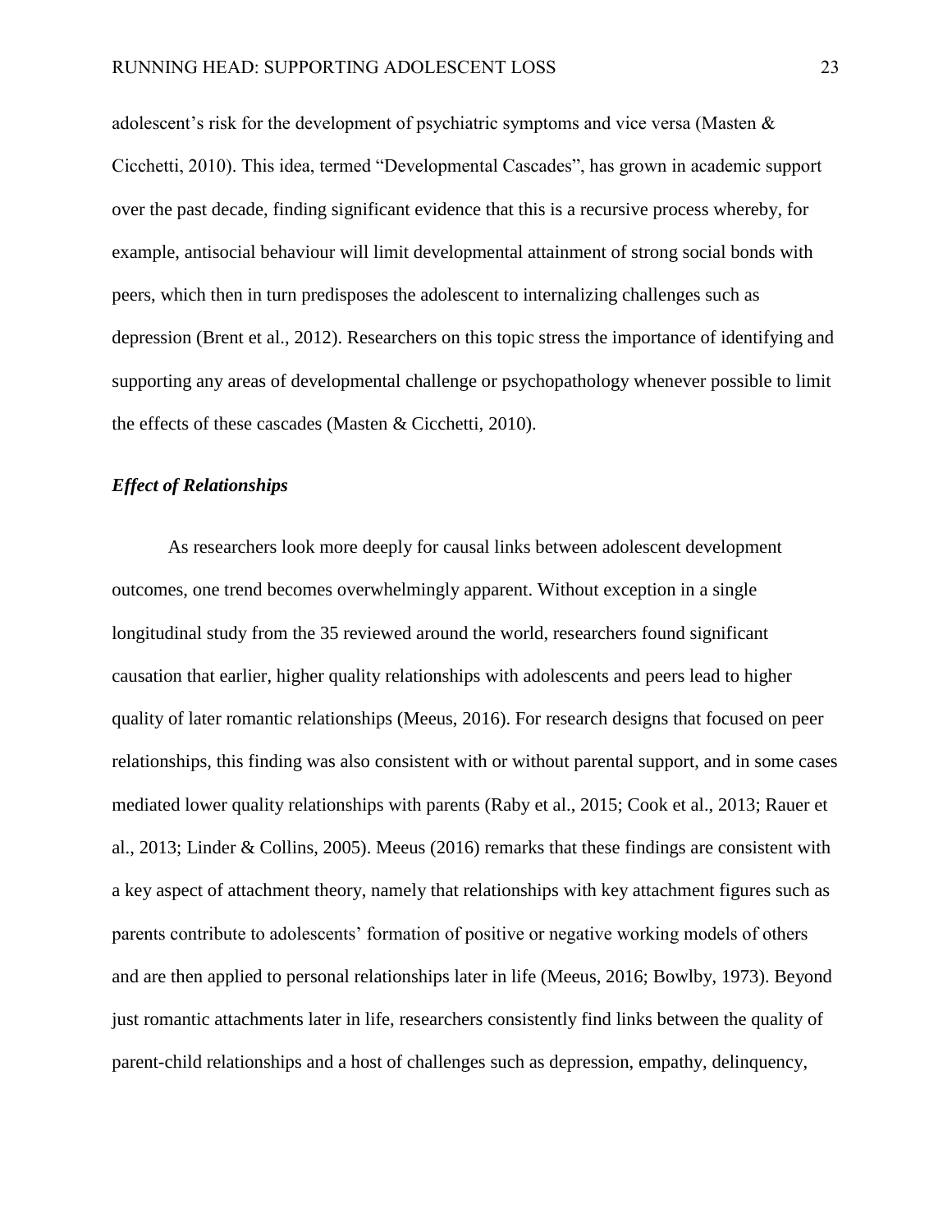adolescent's risk for the development of psychiatric symptoms and vice versa (Masten & Cicchetti, 2010). This idea, termed "Developmental Cascades", has grown in academic support over the past decade, finding significant evidence that this is a recursive process whereby, for example, antisocial behaviour will limit developmental attainment of strong social bonds with peers, which then in turn predisposes the adolescent to internalizing challenges such as depression (Brent et al., 2012). Researchers on this topic stress the importance of identifying and supporting any areas of developmental challenge or psychopathology whenever possible to limit the effects of these cascades (Masten & Cicchetti, 2010).

### *Effect of Relationships*

As researchers look more deeply for causal links between adolescent development outcomes, one trend becomes overwhelmingly apparent. Without exception in a single longitudinal study from the 35 reviewed around the world, researchers found significant causation that earlier, higher quality relationships with adolescents and peers lead to higher quality of later romantic relationships (Meeus, 2016). For research designs that focused on peer relationships, this finding was also consistent with or without parental support, and in some cases mediated lower quality relationships with parents (Raby et al., 2015; Cook et al., 2013; Rauer et al., 2013; Linder & Collins, 2005). Meeus (2016) remarks that these findings are consistent with a key aspect of attachment theory, namely that relationships with key attachment figures such as parents contribute to adolescents' formation of positive or negative working models of others and are then applied to personal relationships later in life (Meeus, 2016; Bowlby, 1973). Beyond just romantic attachments later in life, researchers consistently find links between the quality of parent-child relationships and a host of challenges such as depression, empathy, delinquency,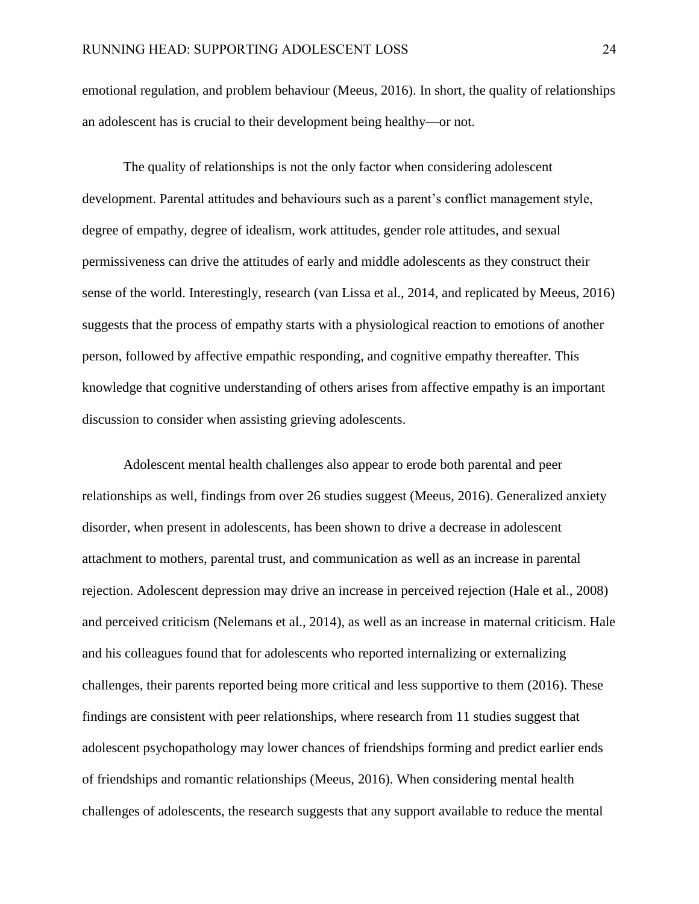emotional regulation, and problem behaviour (Meeus, 2016). In short, the quality of relationships an adolescent has is crucial to their development being healthy—or not.

The quality of relationships is not the only factor when considering adolescent development. Parental attitudes and behaviours such as a parent's conflict management style, degree of empathy, degree of idealism, work attitudes, gender role attitudes, and sexual permissiveness can drive the attitudes of early and middle adolescents as they construct their sense of the world. Interestingly, research (van Lissa et al., 2014, and replicated by Meeus, 2016) suggests that the process of empathy starts with a physiological reaction to emotions of another person, followed by affective empathic responding, and cognitive empathy thereafter. This knowledge that cognitive understanding of others arises from affective empathy is an important discussion to consider when assisting grieving adolescents.

Adolescent mental health challenges also appear to erode both parental and peer relationships as well, findings from over 26 studies suggest (Meeus, 2016). Generalized anxiety disorder, when present in adolescents, has been shown to drive a decrease in adolescent attachment to mothers, parental trust, and communication as well as an increase in parental rejection. Adolescent depression may drive an increase in perceived rejection (Hale et al., 2008) and perceived criticism (Nelemans et al., 2014), as well as an increase in maternal criticism. Hale and his colleagues found that for adolescents who reported internalizing or externalizing challenges, their parents reported being more critical and less supportive to them (2016). These findings are consistent with peer relationships, where research from 11 studies suggest that adolescent psychopathology may lower chances of friendships forming and predict earlier ends of friendships and romantic relationships (Meeus, 2016). When considering mental health challenges of adolescents, the research suggests that any support available to reduce the mental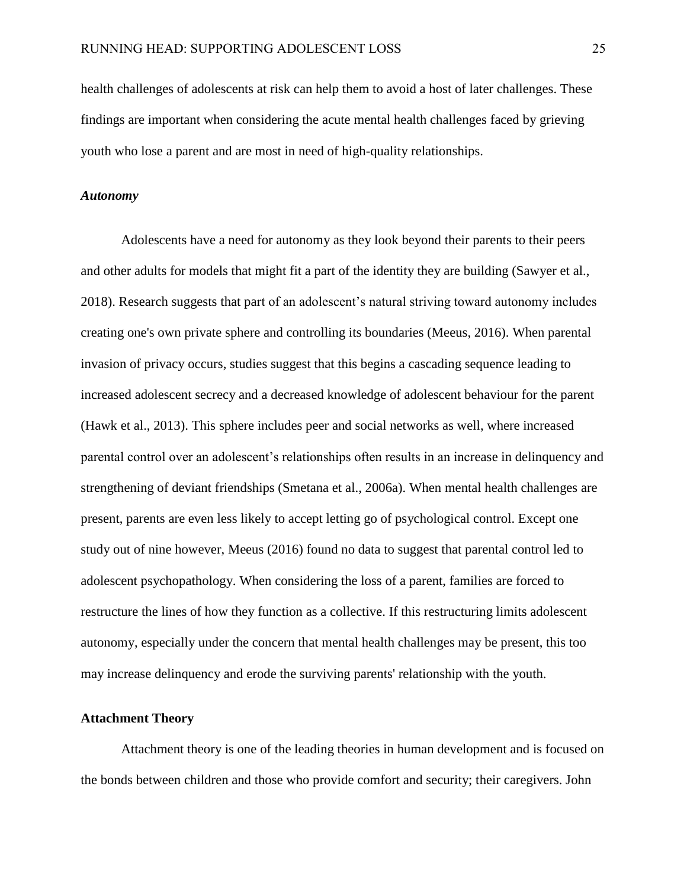health challenges of adolescents at risk can help them to avoid a host of later challenges. These findings are important when considering the acute mental health challenges faced by grieving youth who lose a parent and are most in need of high-quality relationships.

### *Autonomy*

Adolescents have a need for autonomy as they look beyond their parents to their peers and other adults for models that might fit a part of the identity they are building (Sawyer et al., 2018). Research suggests that part of an adolescent's natural striving toward autonomy includes creating one's own private sphere and controlling its boundaries (Meeus, 2016). When parental invasion of privacy occurs, studies suggest that this begins a cascading sequence leading to increased adolescent secrecy and a decreased knowledge of adolescent behaviour for the parent (Hawk et al., 2013). This sphere includes peer and social networks as well, where increased parental control over an adolescent's relationships often results in an increase in delinquency and strengthening of deviant friendships (Smetana et al., 2006a). When mental health challenges are present, parents are even less likely to accept letting go of psychological control. Except one study out of nine however, Meeus (2016) found no data to suggest that parental control led to adolescent psychopathology. When considering the loss of a parent, families are forced to restructure the lines of how they function as a collective. If this restructuring limits adolescent autonomy, especially under the concern that mental health challenges may be present, this too may increase delinquency and erode the surviving parents' relationship with the youth.

## Attachment Theory

Attachment theory is one of the leading theories in human development and is focused on the bonds between children and those who provide comfort and security; their caregivers. John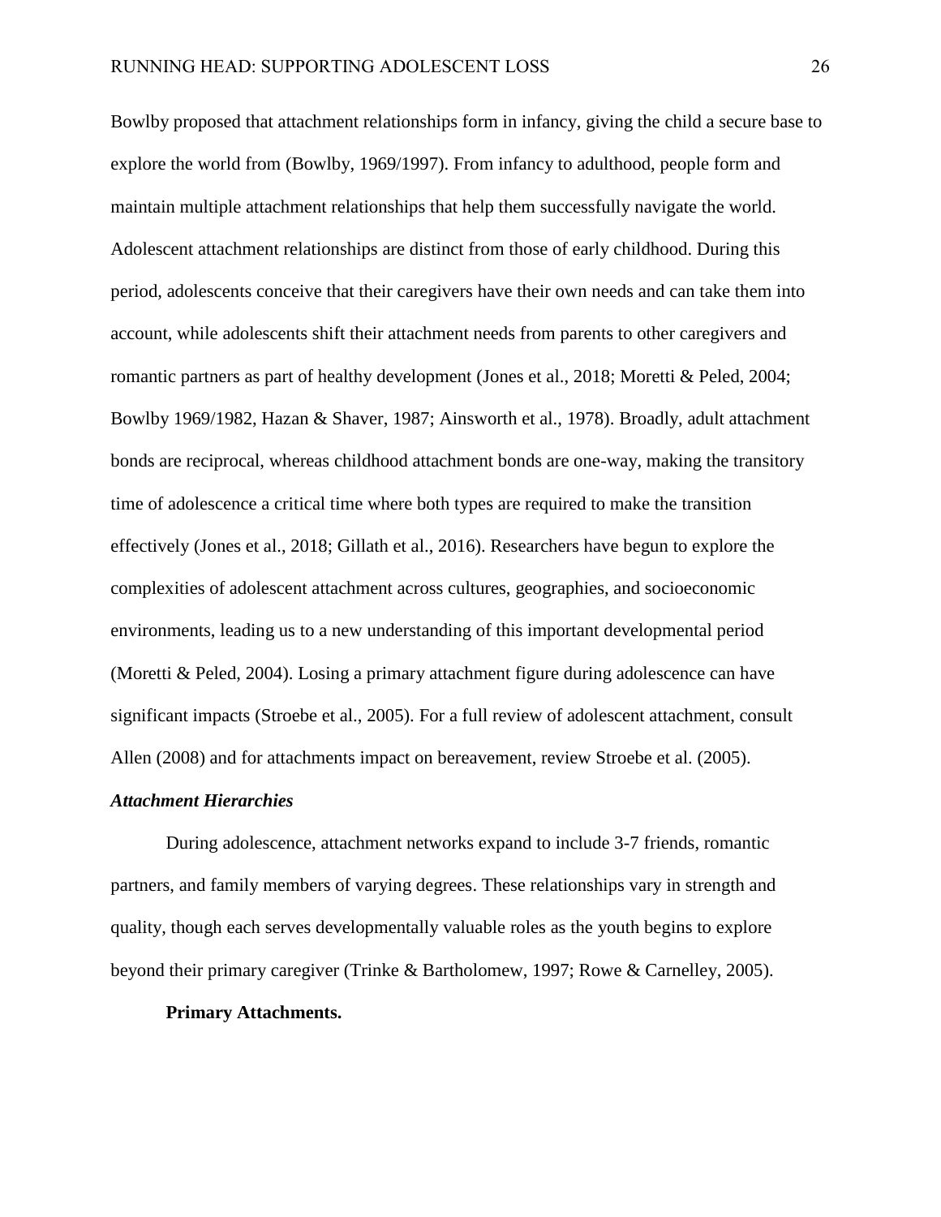Bowlby proposed that attachment relationships form in infancy, giving the child a secure base to explore the world from (Bowlby, 1969/1997). From infancy to adulthood, people form and maintain multiple attachment relationships that help them successfully navigate the world. Adolescent attachment relationships are distinct from those of early childhood. During this period, adolescents conceive that their caregivers have their own needs and can take them into account, while adolescents shift their attachment needs from parents to other caregivers and romantic partners as part of healthy development (Jones et al., 2018; Moretti & Peled, 2004; Bowlby 1969/1982, Hazan & Shaver, 1987; Ainsworth et al., 1978). Broadly, adult attachment bonds are reciprocal, whereas childhood attachment bonds are one-way, making the transitory time of adolescence a critical time where both types are required to make the transition effectively (Jones et al., 2018; Gillath et al., 2016). Researchers have begun to explore the complexities of adolescent attachment across cultures, geographies, and socioeconomic environments, leading us to a new understanding of this important developmental period (Moretti & Peled, 2004). Losing a primary attachment figure during adolescence can have significant impacts (Stroebe et al., 2005). For a full review of adolescent attachment, consult Allen (2008) and for attachments impact on bereavement, review Stroebe et al. (2005).

### *Attachment Hierarchies*

During adolescence, attachment networks expand to include 3-7 friends, romantic partners, and family members of varying degrees. These relationships vary in strength and quality, though each serves developmentally valuable roles as the youth begins to explore beyond their primary caregiver (Trinke & Bartholomew, 1997; Rowe & Carnelley, 2005).

#### **Primary Attachments.**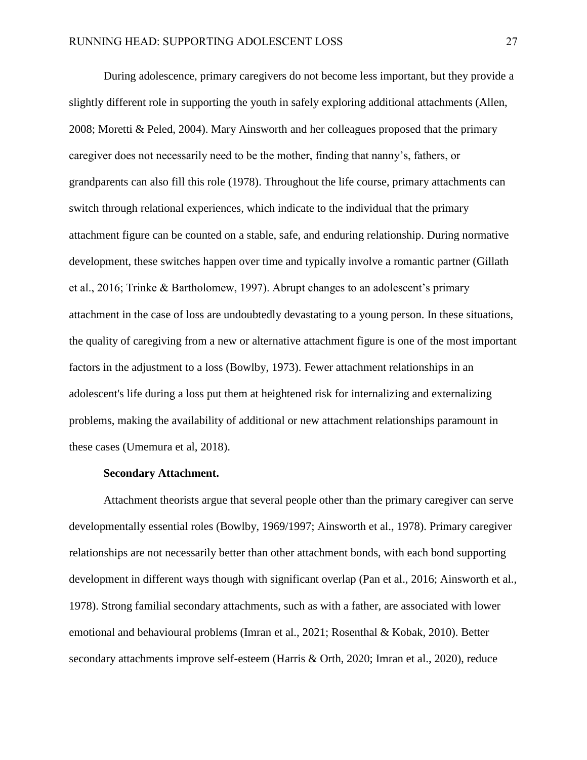During adolescence, primary caregivers do not become less important, but they provide a slightly different role in supporting the youth in safely exploring additional attachments (Allen, 2008; Moretti & Peled, 2004). Mary Ainsworth and her colleagues proposed that the primary caregiver does not necessarily need to be the mother, finding that nanny's, fathers, or grandparents can also fill this role (1978). Throughout the life course, primary attachments can switch through relational experiences, which indicate to the individual that the primary attachment figure can be counted on a stable, safe, and enduring relationship. During normative development, these switches happen over time and typically involve a romantic partner (Gillath et al., 2016; Trinke & Bartholomew, 1997). Abrupt changes to an adolescent's primary attachment in the case of loss are undoubtedly devastating to a young person. In these situations, the quality of caregiving from a new or alternative attachment figure is one of the most important factors in the adjustment to a loss (Bowlby, 1973). Fewer attachment relationships in an adolescent's life during a loss put them at heightened risk for internalizing and externalizing problems, making the availability of additional or new attachment relationships paramount in these cases (Umemura et al, 2018).

**Secondary Attachment.**

Attachment theorists argue that several people other than the primary caregiver can serve developmentally essential roles (Bowlby, 1969/1997; Ainsworth et al., 1978). Primary caregiver relationships are not necessarily better than other attachment bonds, with each bond supporting development in different ways though with significant overlap (Pan et al., 2016; Ainsworth et al., 1978). Strong familial secondary attachments, such as with a father, are associated with lower emotional and behavioural problems (Imran et al., 2021; Rosenthal & Kobak, 2010). Better secondary attachments improve self-esteem (Harris & Orth, 2020; Imran et al., 2020), reduce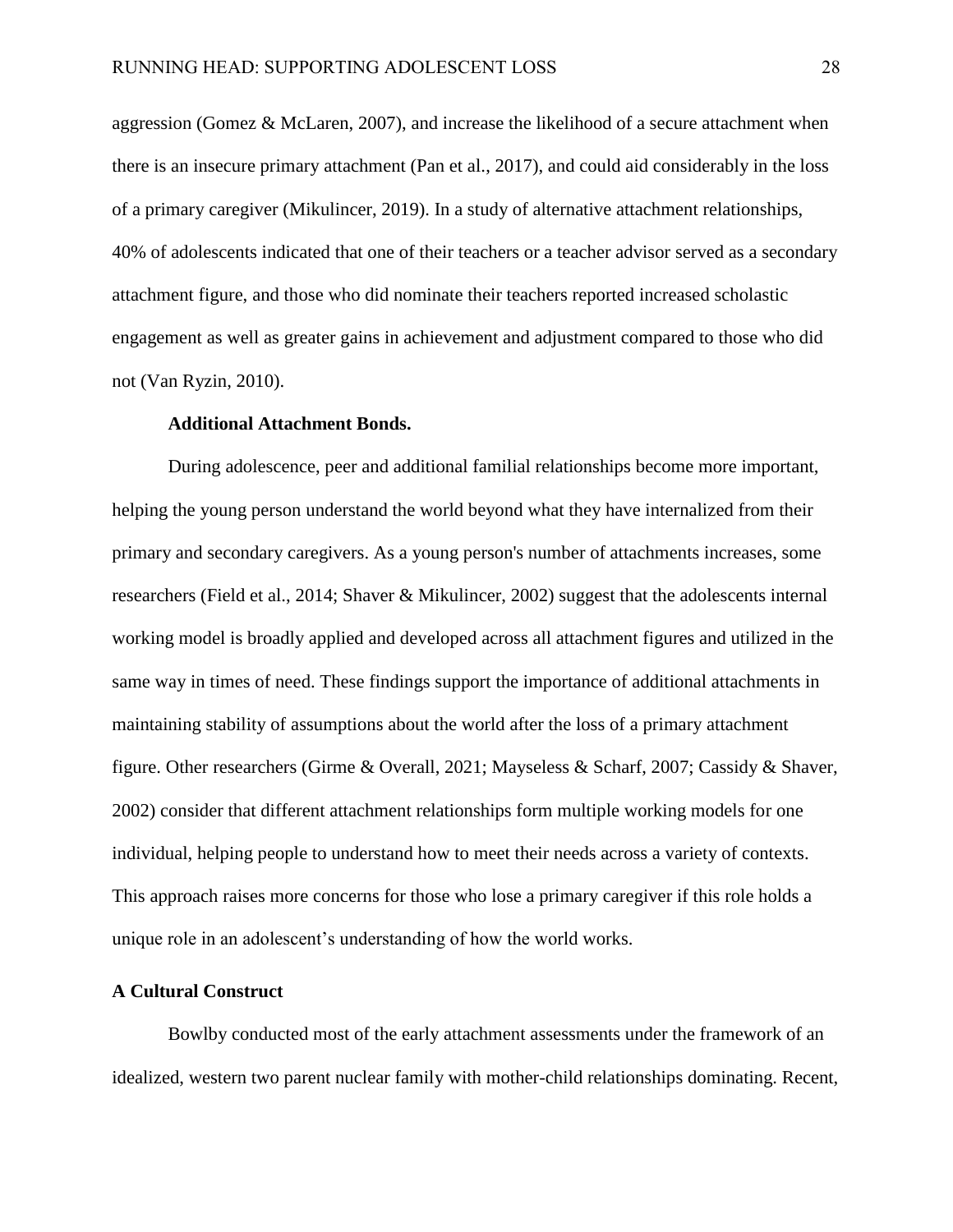aggression (Gomez & McLaren, 2007), and increase the likelihood of a secure attachment when there is an insecure primary attachment (Pan et al., 2017), and could aid considerably in the loss of a primary caregiver (Mikulincer, 2019). In a study of alternative attachment relationships, 40% of adolescents indicated that one of their teachers or a teacher advisor served as a secondary attachment figure, and those who did nominate their teachers reported increased scholastic engagement as well as greater gains in achievement and adjustment compared to those who did not (Van Ryzin, 2010).

### Additional Attachment Bonds.

During adolescence, peer and additional familial relationships become more important, helping the young person understand the world beyond what they have internalized from their primary and secondary caregivers. As a young person's number of attachments increases, some researchers (Field et al., 2014; Shaver & Mikulincer, 2002) suggest that the adolescents internal working model is broadly applied and developed across all attachment figures and utilized in the same way in times of need. These findings support the importance of additional attachments in maintaining stability of assumptions about the world after the loss of a primary attachment figure. Other researchers (Girme & Overall, 2021; Mayseless & Scharf, 2007; Cassidy & Shaver, 2002) consider that different attachment relationships form multiple working models for one individual, helping people to understand how to meet their needs across a variety of contexts. This approach raises more concerns for those who lose a primary caregiver if this role holds a unique role in an adolescent's understanding of how the world works.

## A Cultural Construct

Bowlby conducted most of the early attachment assessments under the framework of an idealized, western two parent nuclear family with mother-child relationships dominating. Recent,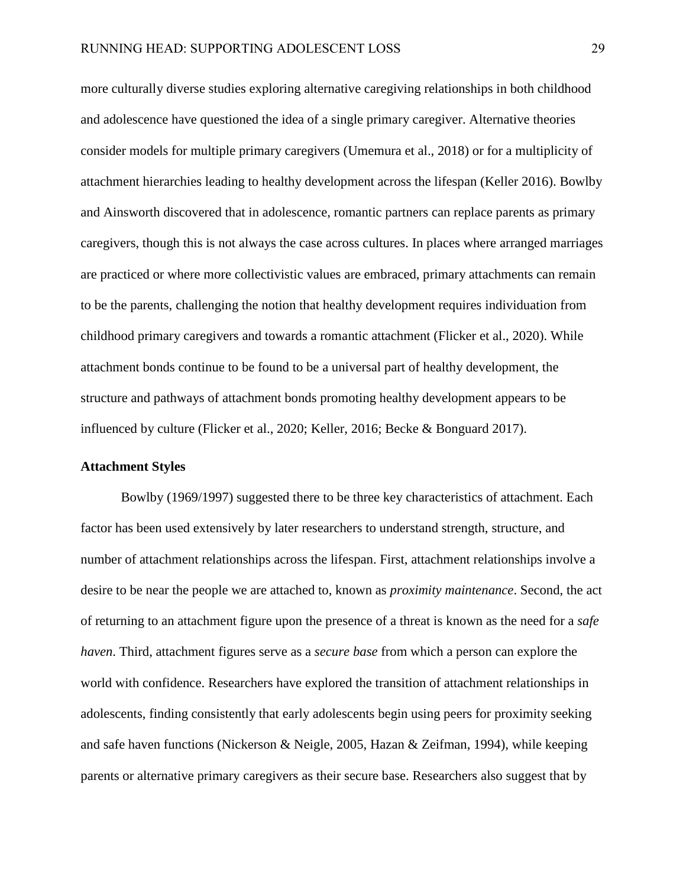more culturally diverse studies exploring alternative caregiving relationships in both childhood and adolescence have questioned the idea of a single primary caregiver. Alternative theories consider models for multiple primary caregivers (Umemura et al., 2018) or for a multiplicity of attachment hierarchies leading to healthy development across the lifespan (Keller 2016). Bowlby and Ainsworth discovered that in adolescence, romantic partners can replace parents as primary caregivers, though this is not always the case across cultures. In places where arranged marriages are practiced or where more collectivistic values are embraced, primary attachments can remain to be the parents, challenging the notion that healthy development requires individuation from childhood primary caregivers and towards a romantic attachment (Flicker et al., 2020). While attachment bonds continue to be found to be a universal part of healthy development, the structure and pathways of attachment bonds promoting healthy development appears to be influenced by culture (Flicker et al., 2020; Keller, 2016; Becke & Bonguard 2017).

**Attachment Styles**

Bowlby (1969/1997) suggested there to be three key characteristics of attachment. Each factor has been used extensively by later researchers to understand strength, structure, and number of attachment relationships across the lifespan. First, attachment relationships involve a desire to be near the people we are attached to, known as *proximity maintenance*. Second, the act of returning to an attachment figure upon the presence of a threat is known as the need for a *safe haven*. Third, attachment figures serve as a *secure base* from which a person can explore the world with confidence. Researchers have explored the transition of attachment relationships in adolescents, finding consistently that early adolescents begin using peers for proximity seeking and safe haven functions (Nickerson & Neigle, 2005, Hazan & Zeifman, 1994), while keeping parents or alternative primary caregivers as their secure base. Researchers also suggest that by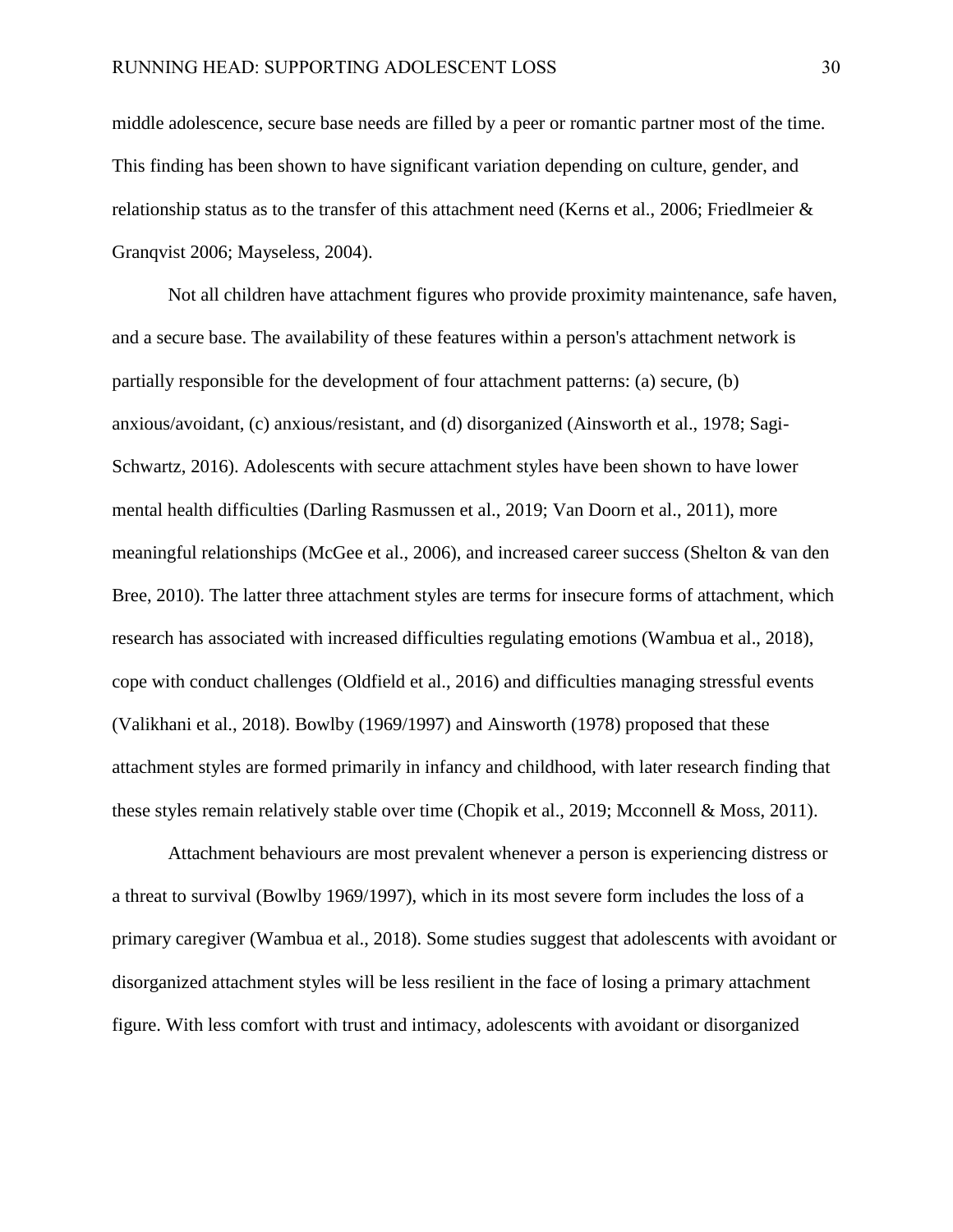middle adolescence, secure base needs are filled by a peer or romantic partner most of the time. This finding has been shown to have significant variation depending on culture, gender, and relationship status as to the transfer of this attachment need (Kerns et al., 2006; Friedlmeier & Granqvist 2006; Mayseless, 2004).

Not all children have attachment figures who provide proximity maintenance, safe haven, and a secure base. The availability of these features within a person's attachment network is partially responsible for the development of four attachment patterns: (a) secure, (b) anxious/avoidant, (c) anxious/resistant, and (d) disorganized (Ainsworth et al., 1978; Sagi-Schwartz, 2016). Adolescents with secure attachment styles have been shown to have lower mental health difficulties (Darling Rasmussen et al., 2019; Van Doorn et al., 2011), more meaningful relationships (McGee et al., 2006), and increased career success (Shelton & van den Bree, 2010). The latter three attachment styles are terms for insecure forms of attachment, which research has associated with increased difficulties regulating emotions (Wambua et al., 2018), cope with conduct challenges (Oldfield et al., 2016) and difficulties managing stressful events (Valikhani et al., 2018). Bowlby (1969/1997) and Ainsworth (1978) proposed that these attachment styles are formed primarily in infancy and childhood, with later research finding that these styles remain relatively stable over time (Chopik et al., 2019; Mcconnell & Moss, 2011).

Attachment behaviours are most prevalent whenever a person is experiencing distress or a threat to survival (Bowlby 1969/1997), which in its most severe form includes the loss of a primary caregiver (Wambua et al., 2018). Some studies suggest that adolescents with avoidant or disorganized attachment styles will be less resilient in the face of losing a primary attachment figure. With less comfort with trust and intimacy, adolescents with avoidant or disorganized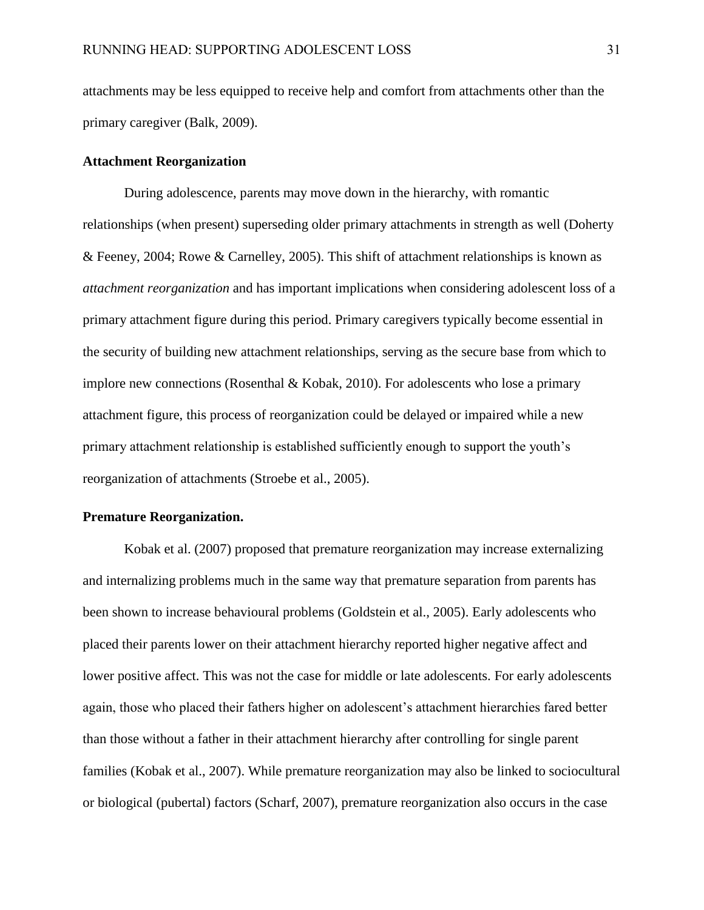attachments may be less equipped to receive help and comfort from attachments other than the primary caregiver (Balk, 2009).

## Attachment Reorganization

During adolescence, parents may move down in the hierarchy, with romantic relationships (when present) superseding older primary attachments in strength as well (Doherty & Feeney, 2004; Rowe & Carnelley, 2005). This shift of attachment relationships is known as *attachment reorganization* and has important implications when considering adolescent loss of a primary attachment figure during this period. Primary caregivers typically become essential in the security of building new attachment relationships, serving as the secure base from which to implore new connections (Rosenthal & Kobak, 2010). For adolescents who lose a primary attachment figure, this process of reorganization could be delayed or impaired while a new primary attachment relationship is established sufficiently enough to support the youth's reorganization of attachments (Stroebe et al., 2005).

### Premature Reorganization.

Kobak et al. (2007) proposed that premature reorganization may increase externalizing and internalizing problems much in the same way that premature separation from parents has been shown to increase behavioural problems (Goldstein et al., 2005). Early adolescents who placed their parents lower on their attachment hierarchy reported higher negative affect and lower positive affect. This was not the case for middle or late adolescents. For early adolescents again, those who placed their fathers higher on adolescent's attachment hierarchies fared better than those without a father in their attachment hierarchy after controlling for single parent families (Kobak et al., 2007). While premature reorganization may also be linked to sociocultural or biological (pubertal) factors (Scharf, 2007), premature reorganization also occurs in the case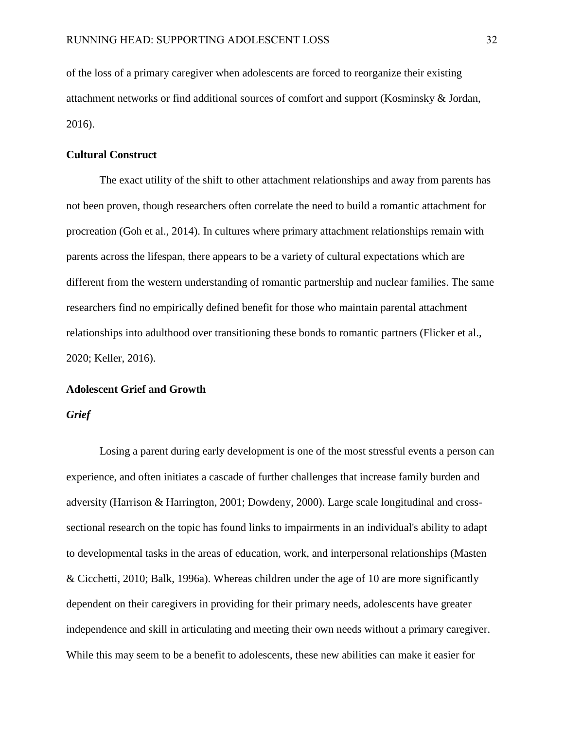of the loss of a primary caregiver when adolescents are forced to reorganize their existing attachment networks or find additional sources of comfort and support (Kosminsky & Jordan, 2016).

## Cultural Construct

The exact utility of the shift to other attachment relationships and away from parents has not been proven, though researchers often correlate the need to build a romantic attachment for procreation (Goh et al., 2014). In cultures where primary attachment relationships remain with parents across the lifespan, there appears to be a variety of cultural expectations which are different from the western understanding of romantic partnership and nuclear families. The same researchers find no empirically defined benefit for those who maintain parental attachment relationships into adulthood over transitioning these bonds to romantic partners (Flicker et al., 2020; Keller, 2016).

## Adolescent Grief and Growth

### *Grief*

Losing a parent during early development is one of the most stressful events a person can experience, and often initiates a cascade of further challenges that increase family burden and adversity (Harrison & Harrington, 2001; Dowdeny, 2000). Large scale longitudinal and cross-sectional research on the topic has found links to impairments in an individual's ability to adapt to developmental tasks in the areas of education, work, and interpersonal relationships (Masten & Cicchetti, 2010; Balk, 1996a). Whereas children under the age of 10 are more significantly dependent on their caregivers in providing for their primary needs, adolescents have greater independence and skill in articulating and meeting their own needs without a primary caregiver. While this may seem to be a benefit to adolescents, these new abilities can make it easier for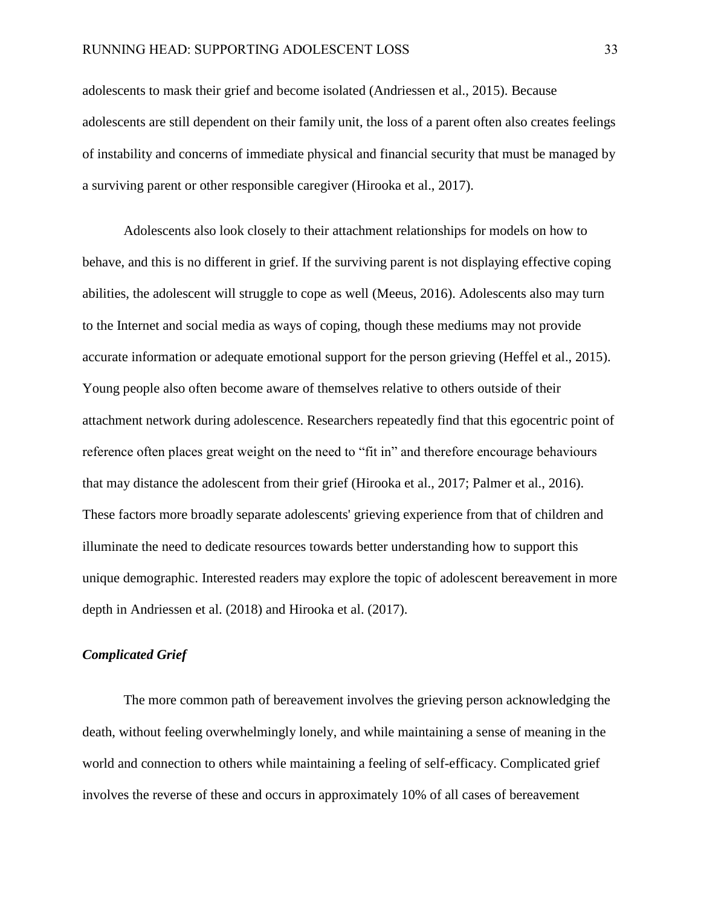adolescents to mask their grief and become isolated (Andriessen et al., 2015). Because adolescents are still dependent on their family unit, the loss of a parent often also creates feelings of instability and concerns of immediate physical and financial security that must be managed by a surviving parent or other responsible caregiver (Hirooka et al., 2017).

Adolescents also look closely to their attachment relationships for models on how to behave, and this is no different in grief. If the surviving parent is not displaying effective coping abilities, the adolescent will struggle to cope as well (Meeus, 2016). Adolescents also may turn to the Internet and social media as ways of coping, though these mediums may not provide accurate information or adequate emotional support for the person grieving (Heffel et al., 2015). Young people also often become aware of themselves relative to others outside of their attachment network during adolescence. Researchers repeatedly find that this egocentric point of reference often places great weight on the need to "fit in" and therefore encourage behaviours that may distance the adolescent from their grief (Hirooka et al., 2017; Palmer et al., 2016). These factors more broadly separate adolescents' grieving experience from that of children and illuminate the need to dedicate resources towards better understanding how to support this unique demographic. Interested readers may explore the topic of adolescent bereavement in more depth in Andriessen et al. (2018) and Hirooka et al. (2017).

### *Complicated Grief*

The more common path of bereavement involves the grieving person acknowledging the death, without feeling overwhelmingly lonely, and while maintaining a sense of meaning in the world and connection to others while maintaining a feeling of self-efficacy. Complicated grief involves the reverse of these and occurs in approximately 10% of all cases of bereavement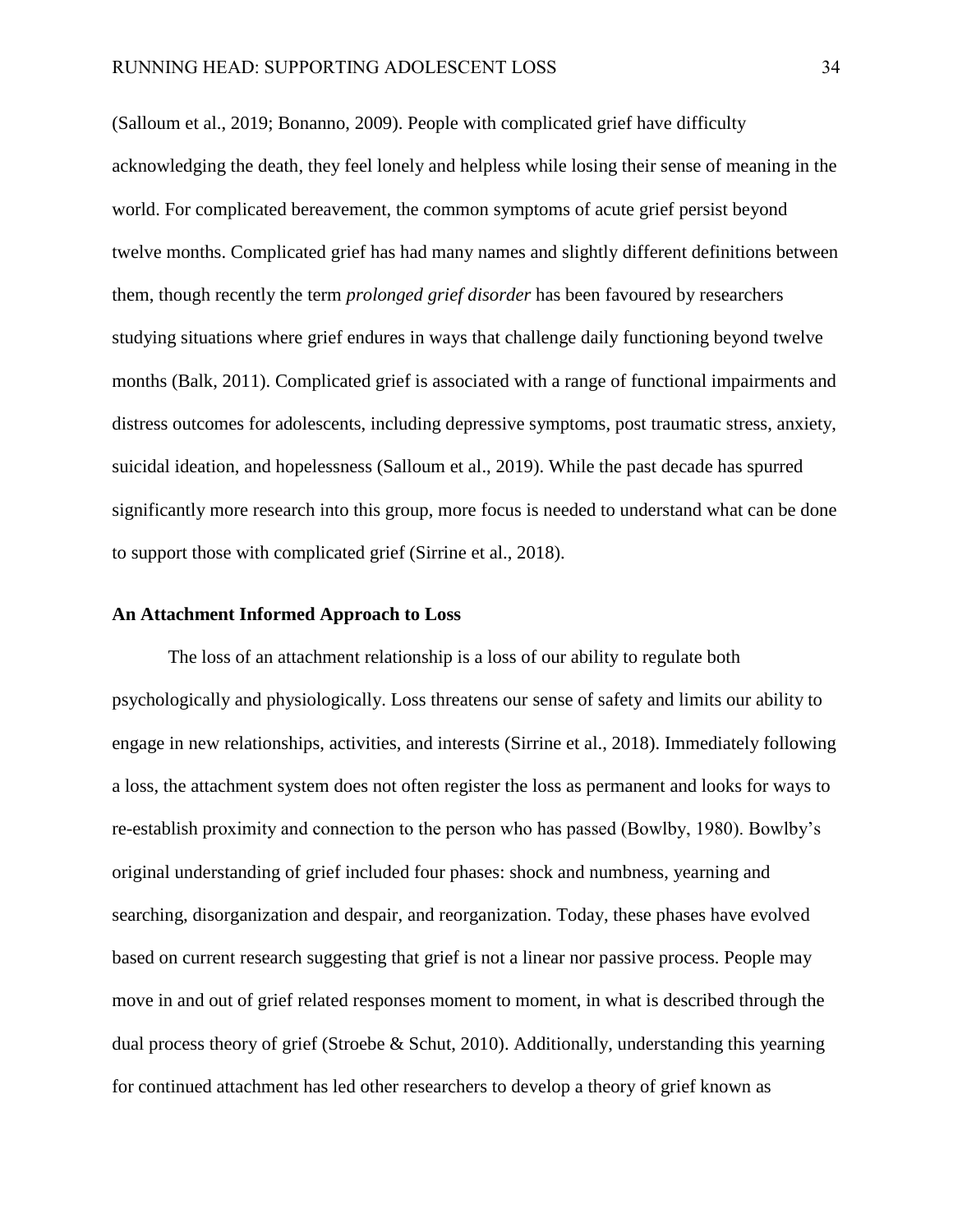(Salloum et al., 2019; Bonanno, 2009). People with complicated grief have difficulty acknowledging the death, they feel lonely and helpless while losing their sense of meaning in the world. For complicated bereavement, the common symptoms of acute grief persist beyond twelve months. Complicated grief has had many names and slightly different definitions between them, though recently the term *prolonged grief disorder* has been favoured by researchers studying situations where grief endures in ways that challenge daily functioning beyond twelve months (Balk, 2011). Complicated grief is associated with a range of functional impairments and distress outcomes for adolescents, including depressive symptoms, post traumatic stress, anxiety, suicidal ideation, and hopelessness (Salloum et al., 2019). While the past decade has spurred significantly more research into this group, more focus is needed to understand what can be done to support those with complicated grief (Sirrine et al., 2018).

## An Attachment Informed Approach to Loss

The loss of an attachment relationship is a loss of our ability to regulate both psychologically and physiologically. Loss threatens our sense of safety and limits our ability to engage in new relationships, activities, and interests (Sirrine et al., 2018). Immediately following a loss, the attachment system does not often register the loss as permanent and looks for ways to re-establish proximity and connection to the person who has passed (Bowlby, 1980). Bowlby's original understanding of grief included four phases: shock and numbness, yearning and searching, disorganization and despair, and reorganization. Today, these phases have evolved based on current research suggesting that grief is not a linear nor passive process. People may move in and out of grief related responses moment to moment, in what is described through the dual process theory of grief (Stroebe & Schut, 2010). Additionally, understanding this yearning for continued attachment has led other researchers to develop a theory of grief known as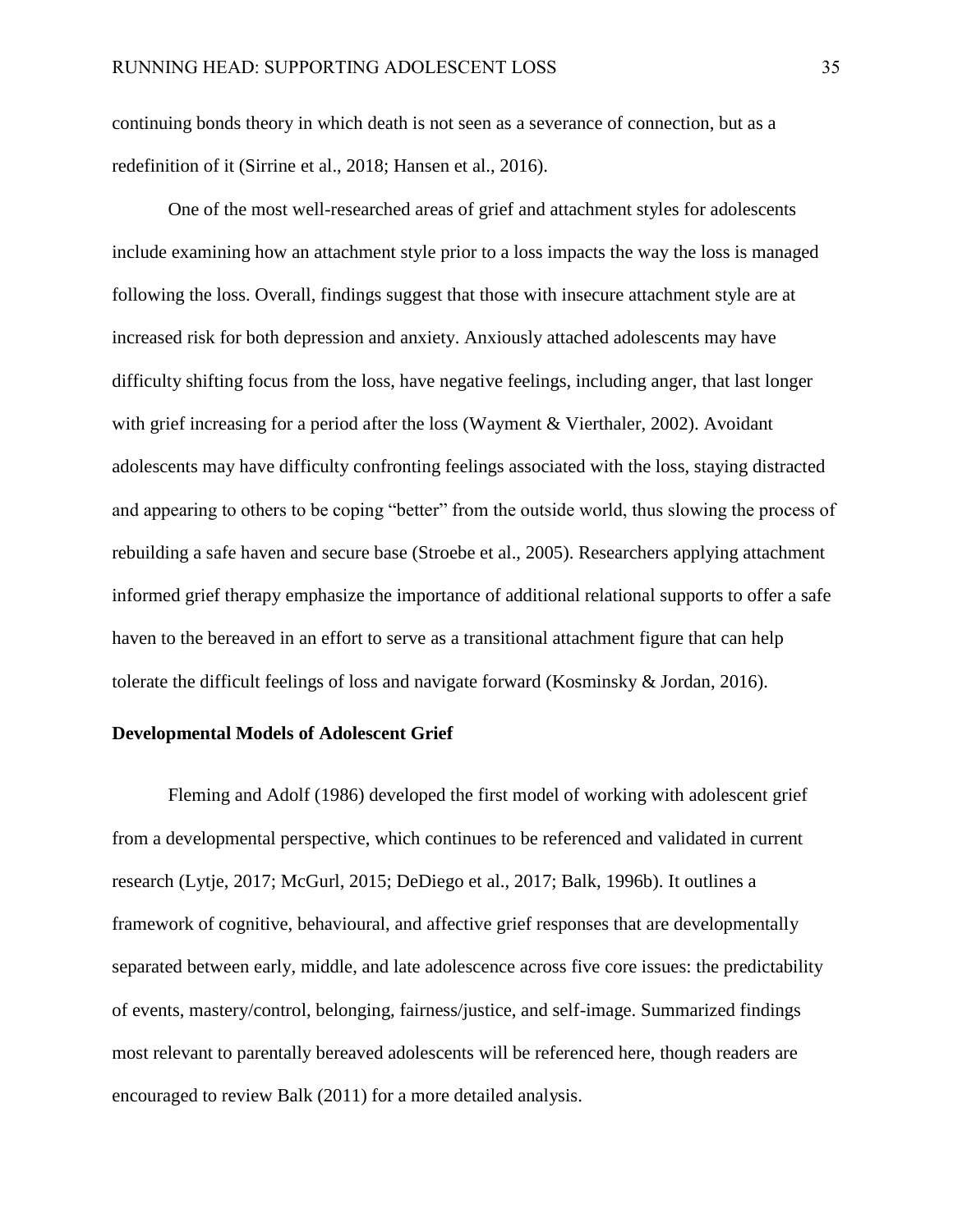continuing bonds theory in which death is not seen as a severance of connection, but as a redefinition of it (Sirrine et al., 2018; Hansen et al., 2016).

One of the most well-researched areas of grief and attachment styles for adolescents include examining how an attachment style prior to a loss impacts the way the loss is managed following the loss. Overall, findings suggest that those with insecure attachment style are at increased risk for both depression and anxiety. Anxiously attached adolescents may have difficulty shifting focus from the loss, have negative feelings, including anger, that last longer with grief increasing for a period after the loss (Wayment & Vierthaler, 2002). Avoidant adolescents may have difficulty confronting feelings associated with the loss, staying distracted and appearing to others to be coping "better" from the outside world, thus slowing the process of rebuilding a safe haven and secure base (Stroebe et al., 2005). Researchers applying attachment informed grief therapy emphasize the importance of additional relational supports to offer a safe haven to the bereaved in an effort to serve as a transitional attachment figure that can help tolerate the difficult feelings of loss and navigate forward (Kosminsky & Jordan, 2016).

## Developmental Models of Adolescent Grief

Fleming and Adolf (1986) developed the first model of working with adolescent grief from a developmental perspective, which continues to be referenced and validated in current research (Lytje, 2017; McGurl, 2015; DeDiego et al., 2017; Balk, 1996b). It outlines a framework of cognitive, behavioural, and affective grief responses that are developmentally separated between early, middle, and late adolescence across five core issues: the predictability of events, mastery/control, belonging, fairness/justice, and self-image. Summarized findings most relevant to parentally bereaved adolescents will be referenced here, though readers are encouraged to review Balk (2011) for a more detailed analysis.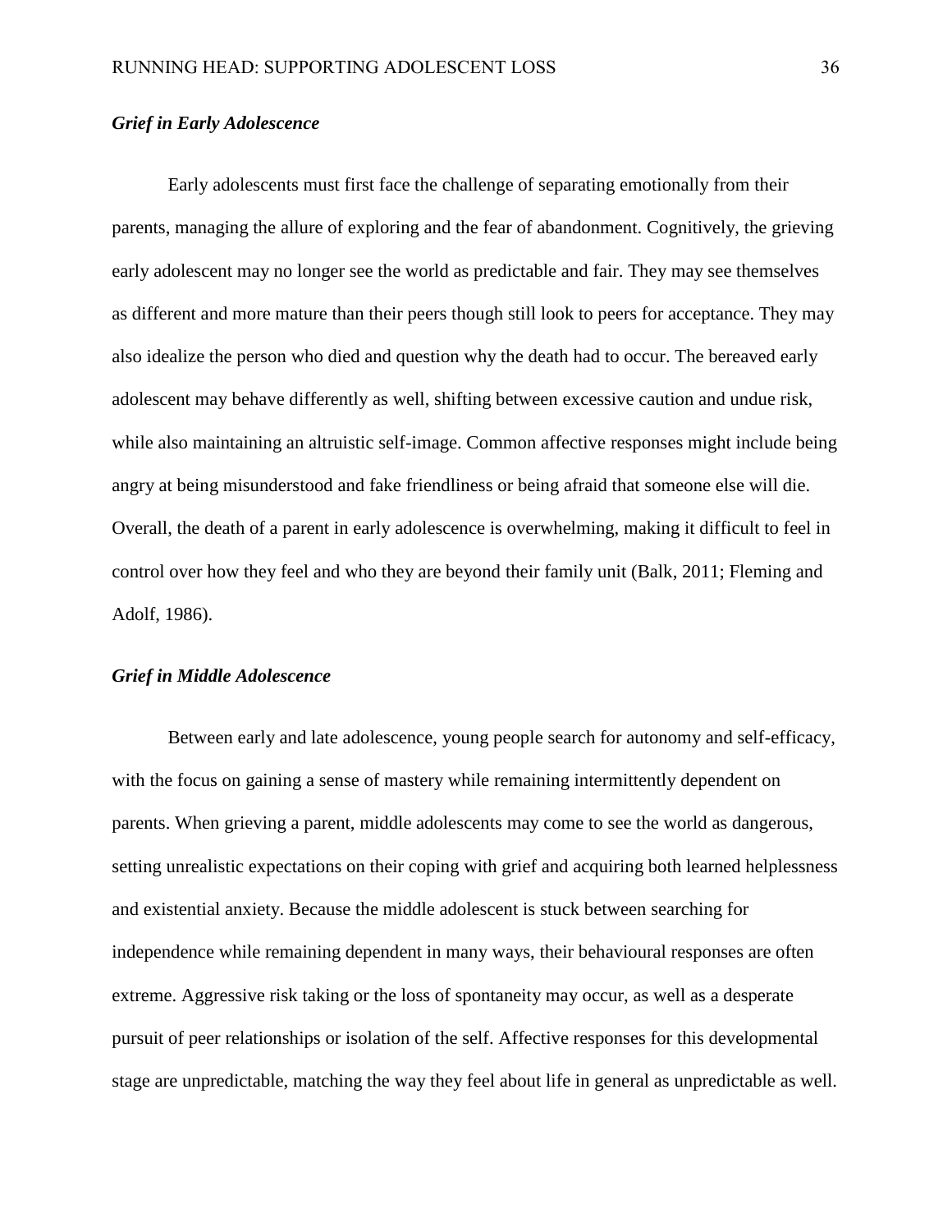### *Grief in Early Adolescence*

Early adolescents must first face the challenge of separating emotionally from their parents, managing the allure of exploring and the fear of abandonment. Cognitively, the grieving early adolescent may no longer see the world as predictable and fair. They may see themselves as different and more mature than their peers though still look to peers for acceptance. They may also idealize the person who died and question why the death had to occur. The bereaved early adolescent may behave differently as well, shifting between excessive caution and undue risk, while also maintaining an altruistic self-image. Common affective responses might include being angry at being misunderstood and fake friendliness or being afraid that someone else will die. Overall, the death of a parent in early adolescence is overwhelming, making it difficult to feel in control over how they feel and who they are beyond their family unit (Balk, 2011; Fleming and Adolf, 1986).

### *Grief in Middle Adolescence*

Between early and late adolescence, young people search for autonomy and self-efficacy, with the focus on gaining a sense of mastery while remaining intermittently dependent on parents. When grieving a parent, middle adolescents may come to see the world as dangerous, setting unrealistic expectations on their coping with grief and acquiring both learned helplessness and existential anxiety. Because the middle adolescent is stuck between searching for independence while remaining dependent in many ways, their behavioural responses are often extreme. Aggressive risk taking or the loss of spontaneity may occur, as well as a desperate pursuit of peer relationships or isolation of the self. Affective responses for this developmental stage are unpredictable, matching the way they feel about life in general as unpredictable as well.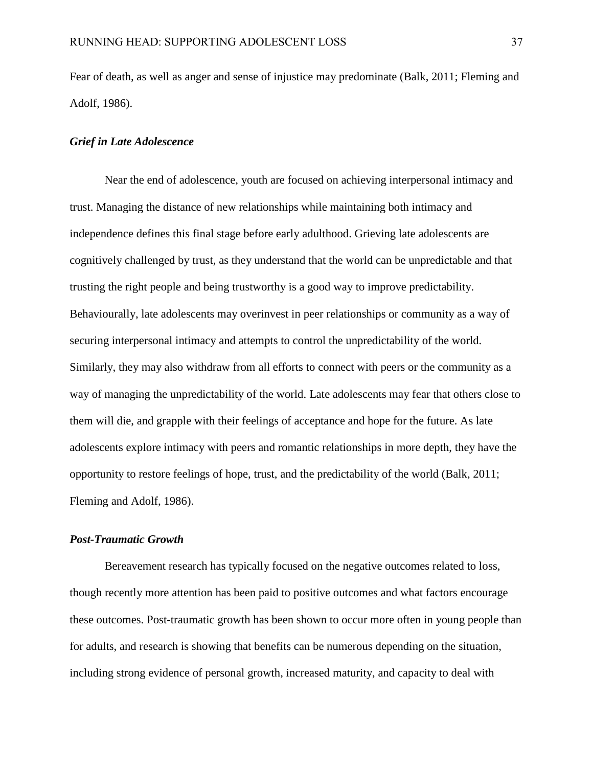Fear of death, as well as anger and sense of injustice may predominate (Balk, 2011; Fleming and Adolf, 1986).

### *Grief in Late Adolescence*

Near the end of adolescence, youth are focused on achieving interpersonal intimacy and trust. Managing the distance of new relationships while maintaining both intimacy and independence defines this final stage before early adulthood. Grieving late adolescents are cognitively challenged by trust, as they understand that the world can be unpredictable and that trusting the right people and being trustworthy is a good way to improve predictability. Behaviourally, late adolescents may overinvest in peer relationships or community as a way of securing interpersonal intimacy and attempts to control the unpredictability of the world. Similarly, they may also withdraw from all efforts to connect with peers or the community as a way of managing the unpredictability of the world. Late adolescents may fear that others close to them will die, and grapple with their feelings of acceptance and hope for the future. As late adolescents explore intimacy with peers and romantic relationships in more depth, they have the opportunity to restore feelings of hope, trust, and the predictability of the world (Balk, 2011; Fleming and Adolf, 1986).

### *Post-Traumatic Growth*

Bereavement research has typically focused on the negative outcomes related to loss, though recently more attention has been paid to positive outcomes and what factors encourage these outcomes. Post-traumatic growth has been shown to occur more often in young people than for adults, and research is showing that benefits can be numerous depending on the situation, including strong evidence of personal growth, increased maturity, and capacity to deal with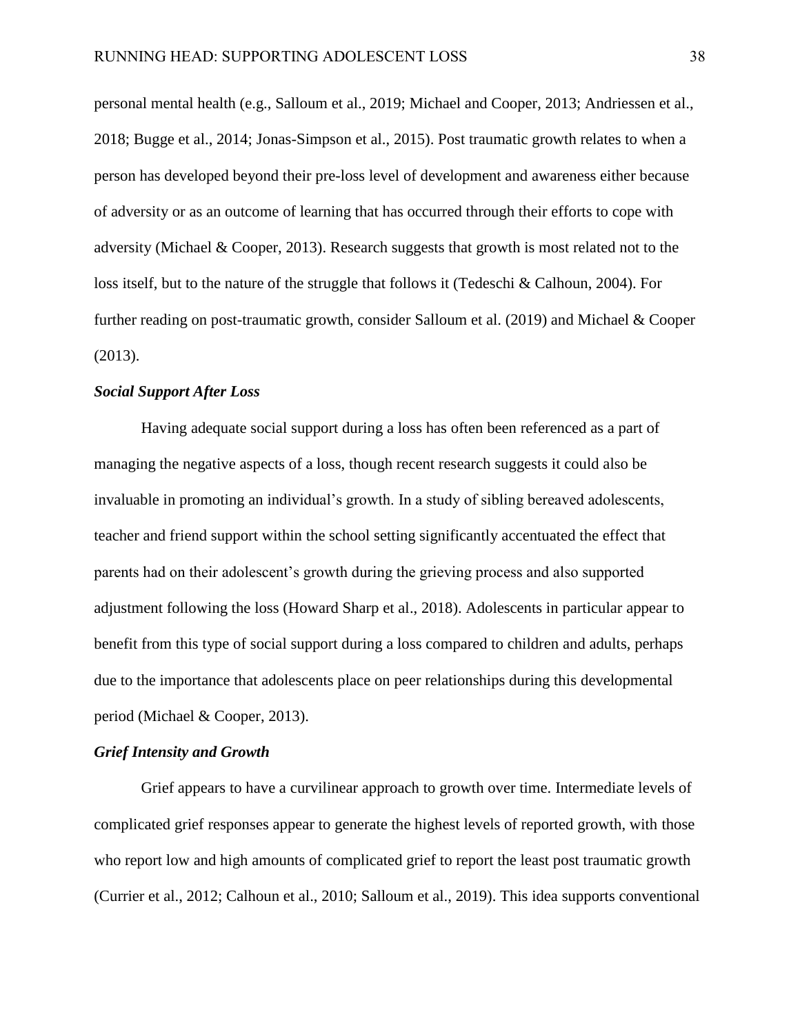personal mental health (e.g., Salloum et al., 2019; Michael and Cooper, 2013; Andriessen et al., 2018; Bugge et al., 2014; Jonas-Simpson et al., 2015). Post traumatic growth relates to when a person has developed beyond their pre-loss level of development and awareness either because of adversity or as an outcome of learning that has occurred through their efforts to cope with adversity (Michael & Cooper, 2013). Research suggests that growth is most related not to the loss itself, but to the nature of the struggle that follows it (Tedeschi & Calhoun, 2004). For further reading on post-traumatic growth, consider Salloum et al. (2019) and Michael & Cooper (2013).

### *Social Support After Loss*

Having adequate social support during a loss has often been referenced as a part of managing the negative aspects of a loss, though recent research suggests it could also be invaluable in promoting an individual's growth. In a study of sibling bereaved adolescents, teacher and friend support within the school setting significantly accentuated the effect that parents had on their adolescent's growth during the grieving process and also supported adjustment following the loss (Howard Sharp et al., 2018). Adolescents in particular appear to benefit from this type of social support during a loss compared to children and adults, perhaps due to the importance that adolescents place on peer relationships during this developmental period (Michael & Cooper, 2013).

### *Grief Intensity and Growth*

Grief appears to have a curvilinear approach to growth over time. Intermediate levels of complicated grief responses appear to generate the highest levels of reported growth, with those who report low and high amounts of complicated grief to report the least post traumatic growth (Currier et al., 2012; Calhoun et al., 2010; Salloum et al., 2019). This idea supports conventional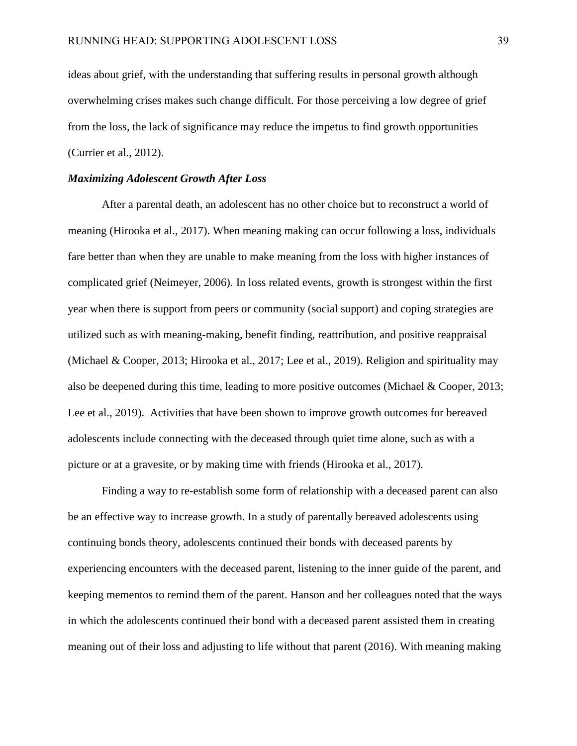ideas about grief, with the understanding that suffering results in personal growth although overwhelming crises makes such change difficult. For those perceiving a low degree of grief from the loss, the lack of significance may reduce the impetus to find growth opportunities (Currier et al., 2012).

### *Maximizing Adolescent Growth After Loss*

After a parental death, an adolescent has no other choice but to reconstruct a world of meaning (Hirooka et al., 2017). When meaning making can occur following a loss, individuals fare better than when they are unable to make meaning from the loss with higher instances of complicated grief (Neimeyer, 2006). In loss related events, growth is strongest within the first year when there is support from peers or community (social support) and coping strategies are utilized such as with meaning-making, benefit finding, reattribution, and positive reappraisal (Michael & Cooper, 2013; Hirooka et al., 2017; Lee et al., 2019). Religion and spirituality may also be deepened during this time, leading to more positive outcomes (Michael & Cooper, 2013; Lee et al., 2019). Activities that have been shown to improve growth outcomes for bereaved adolescents include connecting with the deceased through quiet time alone, such as with a picture or at a gravesite, or by making time with friends (Hirooka et al., 2017).

Finding a way to re-establish some form of relationship with a deceased parent can also be an effective way to increase growth. In a study of parentally bereaved adolescents using continuing bonds theory, adolescents continued their bonds with deceased parents by experiencing encounters with the deceased parent, listening to the inner guide of the parent, and keeping mementos to remind them of the parent. Hanson and her colleagues noted that the ways in which the adolescents continued their bond with a deceased parent assisted them in creating meaning out of their loss and adjusting to life without that parent (2016). With meaning making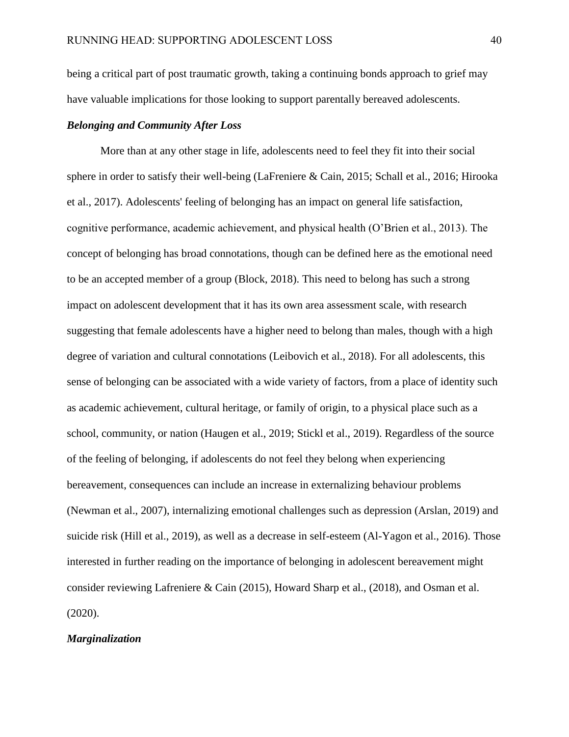being a critical part of post traumatic growth, taking a continuing bonds approach to grief may have valuable implications for those looking to support parentally bereaved adolescents.

### *Belonging and Community After Loss*

More than at any other stage in life, adolescents need to feel they fit into their social sphere in order to satisfy their well-being (LaFreniere & Cain, 2015; Schall et al., 2016; Hirooka et al., 2017). Adolescents' feeling of belonging has an impact on general life satisfaction, cognitive performance, academic achievement, and physical health (O'Brien et al., 2013). The concept of belonging has broad connotations, though can be defined here as the emotional need to be an accepted member of a group (Block, 2018). This need to belong has such a strong impact on adolescent development that it has its own area assessment scale, with research suggesting that female adolescents have a higher need to belong than males, though with a high degree of variation and cultural connotations (Leibovich et al., 2018). For all adolescents, this sense of belonging can be associated with a wide variety of factors, from a place of identity such as academic achievement, cultural heritage, or family of origin, to a physical place such as a school, community, or nation (Haugen et al., 2019; Stickl et al., 2019). Regardless of the source of the feeling of belonging, if adolescents do not feel they belong when experiencing bereavement, consequences can include an increase in externalizing behaviour problems (Newman et al., 2007), internalizing emotional challenges such as depression (Arslan, 2019) and suicide risk (Hill et al., 2019), as well as a decrease in self-esteem (Al-Yagon et al., 2016). Those interested in further reading on the importance of belonging in adolescent bereavement might consider reviewing Lafreniere & Cain (2015), Howard Sharp et al., (2018), and Osman et al. (2020).

### *Marginalization*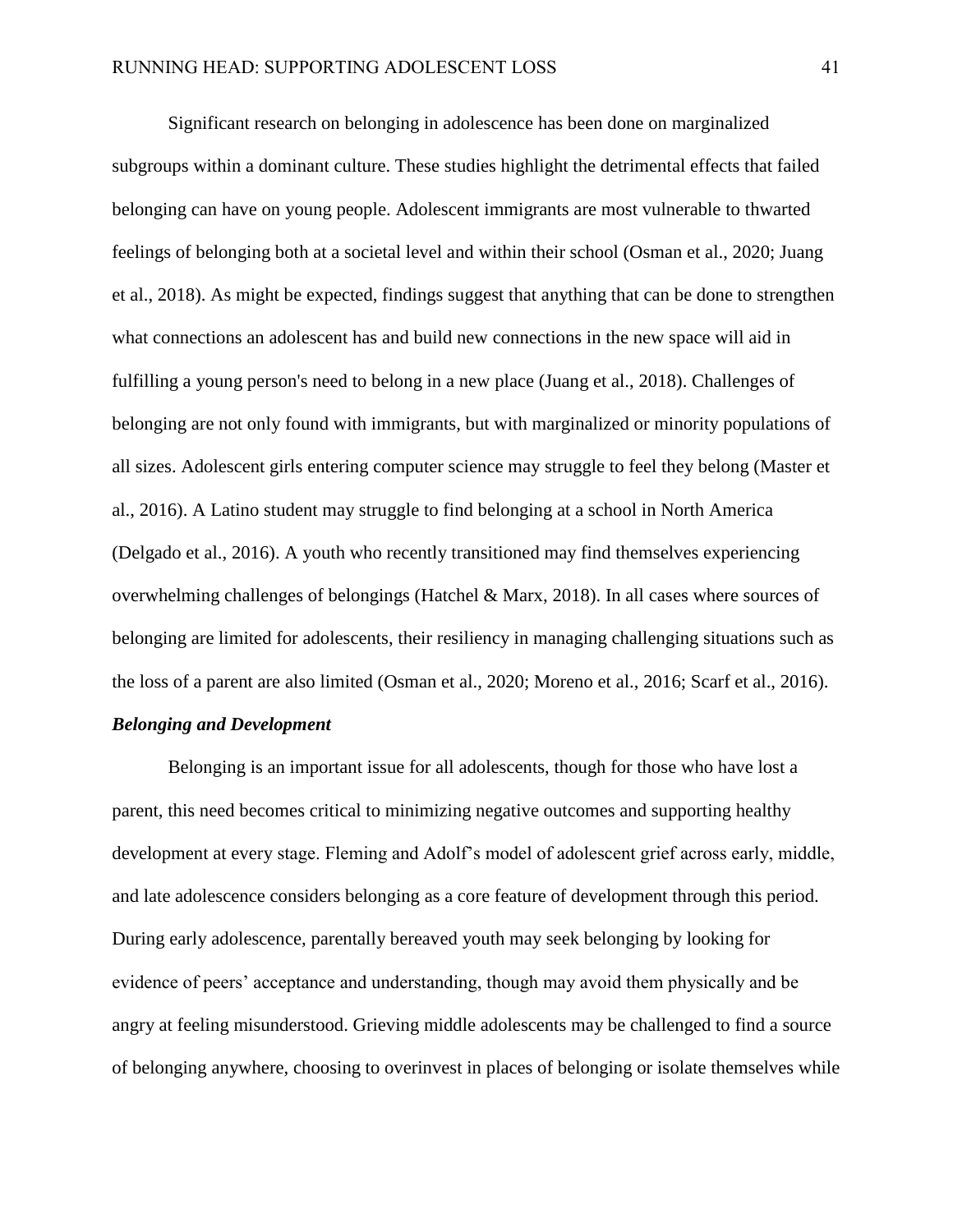Significant research on belonging in adolescence has been done on marginalized subgroups within a dominant culture. These studies highlight the detrimental effects that failed belonging can have on young people. Adolescent immigrants are most vulnerable to thwarted feelings of belonging both at a societal level and within their school (Osman et al., 2020; Juang et al., 2018). As might be expected, findings suggest that anything that can be done to strengthen what connections an adolescent has and build new connections in the new space will aid in fulfilling a young person's need to belong in a new place (Juang et al., 2018). Challenges of belonging are not only found with immigrants, but with marginalized or minority populations of all sizes. Adolescent girls entering computer science may struggle to feel they belong (Master et al., 2016). A Latino student may struggle to find belonging at a school in North America (Delgado et al., 2016). A youth who recently transitioned may find themselves experiencing overwhelming challenges of belongings (Hatchel & Marx, 2018). In all cases where sources of belonging are limited for adolescents, their resiliency in managing challenging situations such as the loss of a parent are also limited (Osman et al., 2020; Moreno et al., 2016; Scarf et al., 2016).

### *Belonging and Development*

Belonging is an important issue for all adolescents, though for those who have lost a parent, this need becomes critical to minimizing negative outcomes and supporting healthy development at every stage. Fleming and Adolf's model of adolescent grief across early, middle, and late adolescence considers belonging as a core feature of development through this period. During early adolescence, parentally bereaved youth may seek belonging by looking for evidence of peers' acceptance and understanding, though may avoid them physically and be angry at feeling misunderstood. Grieving middle adolescents may be challenged to find a source of belonging anywhere, choosing to overinvest in places of belonging or isolate themselves while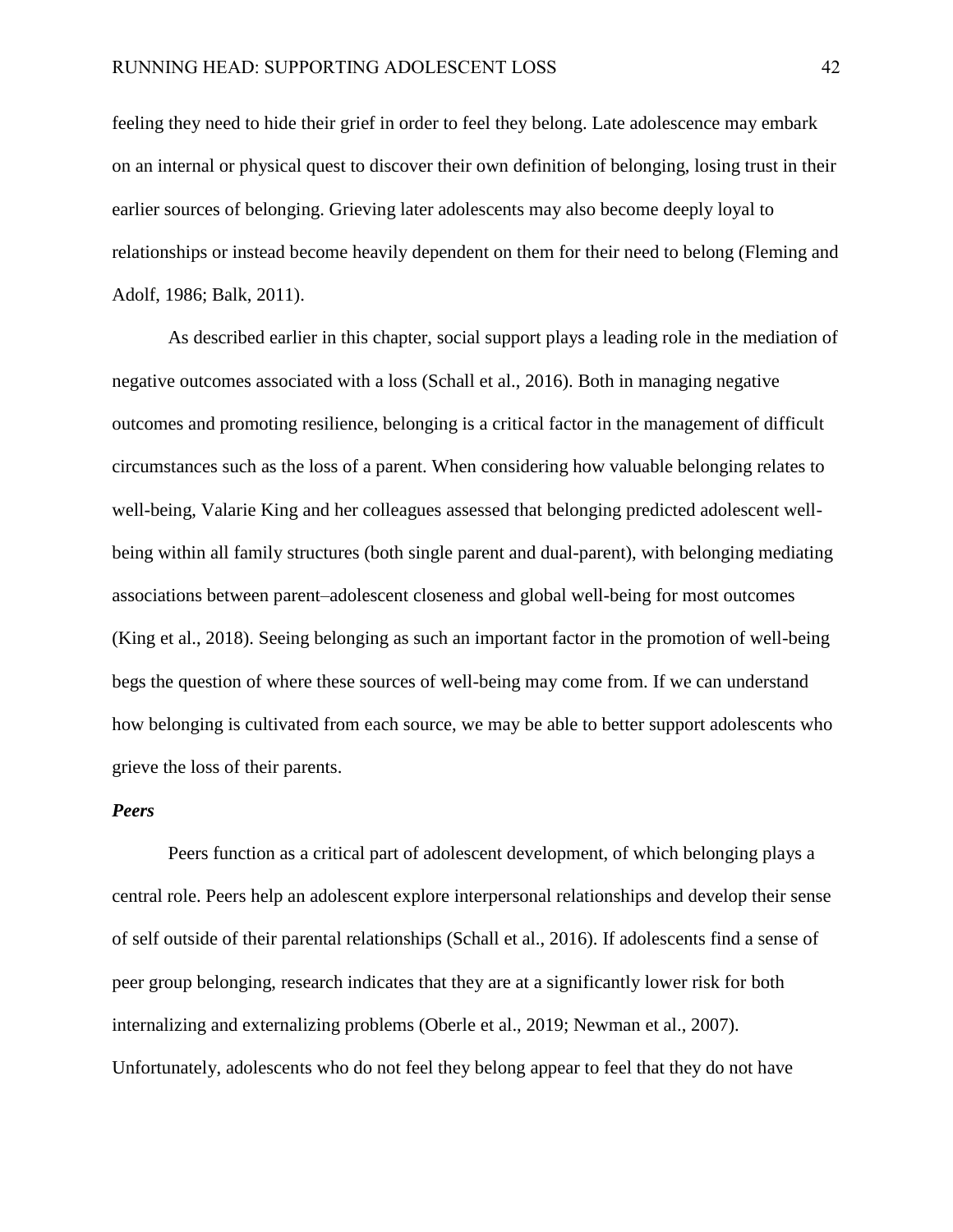feeling they need to hide their grief in order to feel they belong. Late adolescence may embark on an internal or physical quest to discover their own definition of belonging, losing trust in their earlier sources of belonging. Grieving later adolescents may also become deeply loyal to relationships or instead become heavily dependent on them for their need to belong (Fleming and Adolf, 1986; Balk, 2011).

As described earlier in this chapter, social support plays a leading role in the mediation of negative outcomes associated with a loss (Schall et al., 2016). Both in managing negative outcomes and promoting resilience, belonging is a critical factor in the management of difficult circumstances such as the loss of a parent. When considering how valuable belonging relates to well-being, Valarie King and her colleagues assessed that belonging predicted adolescent well-being within all family structures (both single parent and dual-parent), with belonging mediating associations between parent–adolescent closeness and global well-being for most outcomes (King et al., 2018). Seeing belonging as such an important factor in the promotion of well-being begs the question of where these sources of well-being may come from. If we can understand how belonging is cultivated from each source, we may be able to better support adolescents who grieve the loss of their parents.

***Peers***

Peers function as a critical part of adolescent development, of which belonging plays a central role. Peers help an adolescent explore interpersonal relationships and develop their sense of self outside of their parental relationships (Schall et al., 2016). If adolescents find a sense of peer group belonging, research indicates that they are at a significantly lower risk for both internalizing and externalizing problems (Oberle et al., 2019; Newman et al., 2007). Unfortunately, adolescents who do not feel they belong appear to feel that they do not have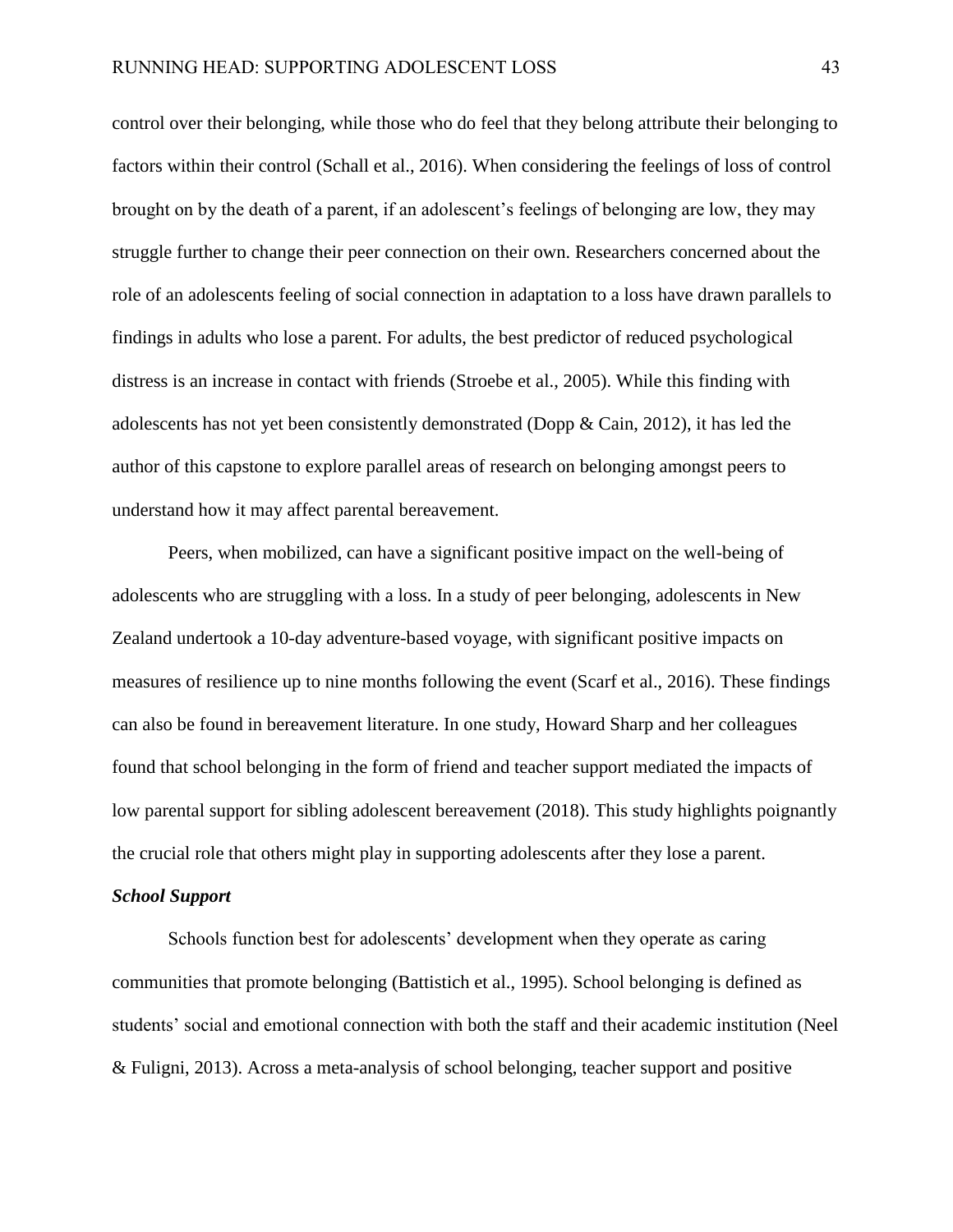control over their belonging, while those who do feel that they belong attribute their belonging to factors within their control (Schall et al., 2016). When considering the feelings of loss of control brought on by the death of a parent, if an adolescent's feelings of belonging are low, they may struggle further to change their peer connection on their own. Researchers concerned about the role of an adolescents feeling of social connection in adaptation to a loss have drawn parallels to findings in adults who lose a parent. For adults, the best predictor of reduced psychological distress is an increase in contact with friends (Stroebe et al., 2005). While this finding with adolescents has not yet been consistently demonstrated (Dopp & Cain, 2012), it has led the author of this capstone to explore parallel areas of research on belonging amongst peers to understand how it may affect parental bereavement.

Peers, when mobilized, can have a significant positive impact on the well-being of adolescents who are struggling with a loss. In a study of peer belonging, adolescents in New Zealand undertook a 10-day adventure-based voyage, with significant positive impacts on measures of resilience up to nine months following the event (Scarf et al., 2016). These findings can also be found in bereavement literature. In one study, Howard Sharp and her colleagues found that school belonging in the form of friend and teacher support mediated the impacts of low parental support for sibling adolescent bereavement (2018). This study highlights poignantly the crucial role that others might play in supporting adolescents after they lose a parent.

### *School Support*

Schools function best for adolescents' development when they operate as caring communities that promote belonging (Battistich et al., 1995). School belonging is defined as students' social and emotional connection with both the staff and their academic institution (Neel & Fuligni, 2013). Across a meta-analysis of school belonging, teacher support and positive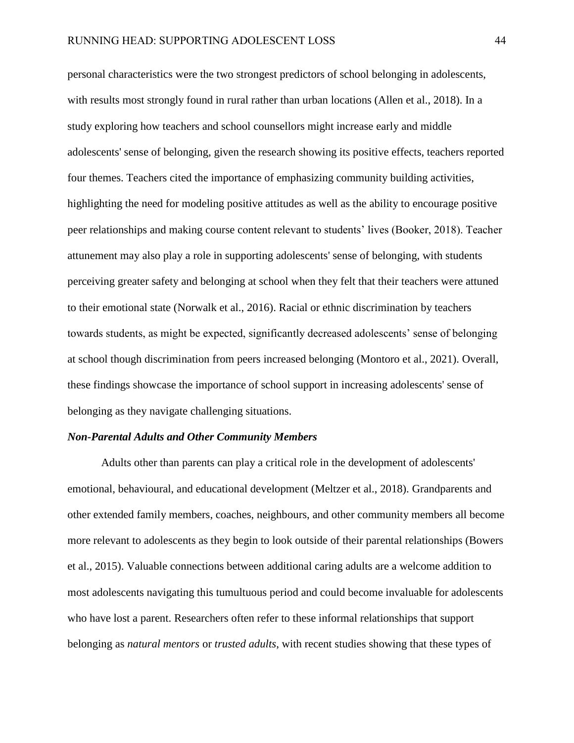personal characteristics were the two strongest predictors of school belonging in adolescents, with results most strongly found in rural rather than urban locations (Allen et al., 2018). In a study exploring how teachers and school counsellors might increase early and middle adolescents' sense of belonging, given the research showing its positive effects, teachers reported four themes. Teachers cited the importance of emphasizing community building activities, highlighting the need for modeling positive attitudes as well as the ability to encourage positive peer relationships and making course content relevant to students' lives (Booker, 2018). Teacher attunement may also play a role in supporting adolescents' sense of belonging, with students perceiving greater safety and belonging at school when they felt that their teachers were attuned to their emotional state (Norwalk et al., 2016). Racial or ethnic discrimination by teachers towards students, as might be expected, significantly decreased adolescents' sense of belonging at school though discrimination from peers increased belonging (Montoro et al., 2021). Overall, these findings showcase the importance of school support in increasing adolescents' sense of belonging as they navigate challenging situations.

### *Non-Parental Adults and Other Community Members*

Adults other than parents can play a critical role in the development of adolescents' emotional, behavioural, and educational development (Meltzer et al., 2018). Grandparents and other extended family members, coaches, neighbours, and other community members all become more relevant to adolescents as they begin to look outside of their parental relationships (Bowers et al., 2015). Valuable connections between additional caring adults are a welcome addition to most adolescents navigating this tumultuous period and could become invaluable for adolescents who have lost a parent. Researchers often refer to these informal relationships that support belonging as *natural mentors* or *trusted adults*, with recent studies showing that these types of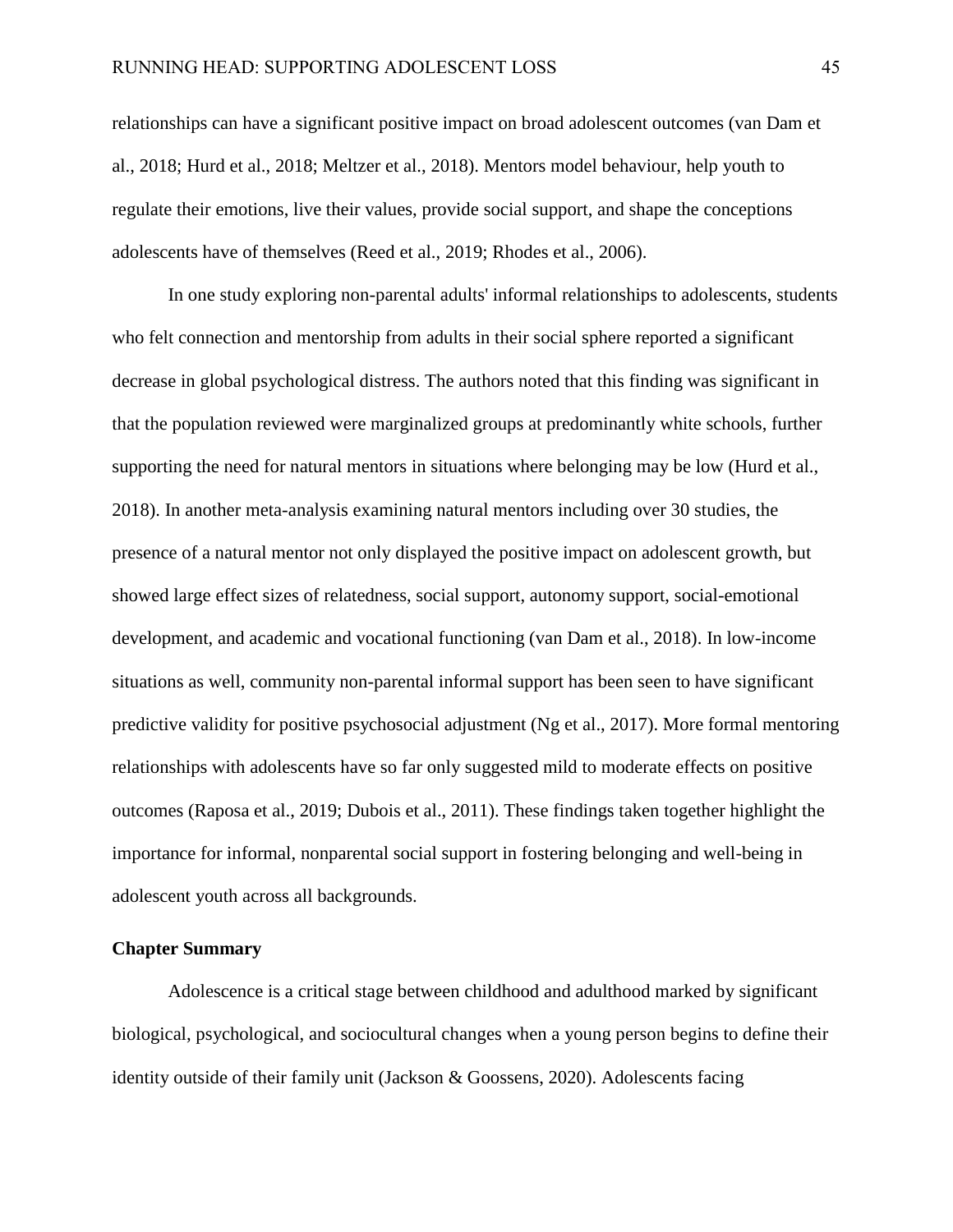relationships can have a significant positive impact on broad adolescent outcomes (van Dam et al., 2018; Hurd et al., 2018; Meltzer et al., 2018). Mentors model behaviour, help youth to regulate their emotions, live their values, provide social support, and shape the conceptions adolescents have of themselves (Reed et al., 2019; Rhodes et al., 2006).

In one study exploring non-parental adults' informal relationships to adolescents, students who felt connection and mentorship from adults in their social sphere reported a significant decrease in global psychological distress. The authors noted that this finding was significant in that the population reviewed were marginalized groups at predominantly white schools, further supporting the need for natural mentors in situations where belonging may be low (Hurd et al., 2018). In another meta-analysis examining natural mentors including over 30 studies, the presence of a natural mentor not only displayed the positive impact on adolescent growth, but showed large effect sizes of relatedness, social support, autonomy support, social-emotional development, and academic and vocational functioning (van Dam et al., 2018). In low-income situations as well, community non-parental informal support has been seen to have significant predictive validity for positive psychosocial adjustment (Ng et al., 2017). More formal mentoring relationships with adolescents have so far only suggested mild to moderate effects on positive outcomes (Raposa et al., 2019; Dubois et al., 2011). These findings taken together highlight the importance for informal, nonparental social support in fostering belonging and well-being in adolescent youth across all backgrounds.

## Chapter Summary

Adolescence is a critical stage between childhood and adulthood marked by significant biological, psychological, and sociocultural changes when a young person begins to define their identity outside of their family unit (Jackson & Goossens, 2020). Adolescents facing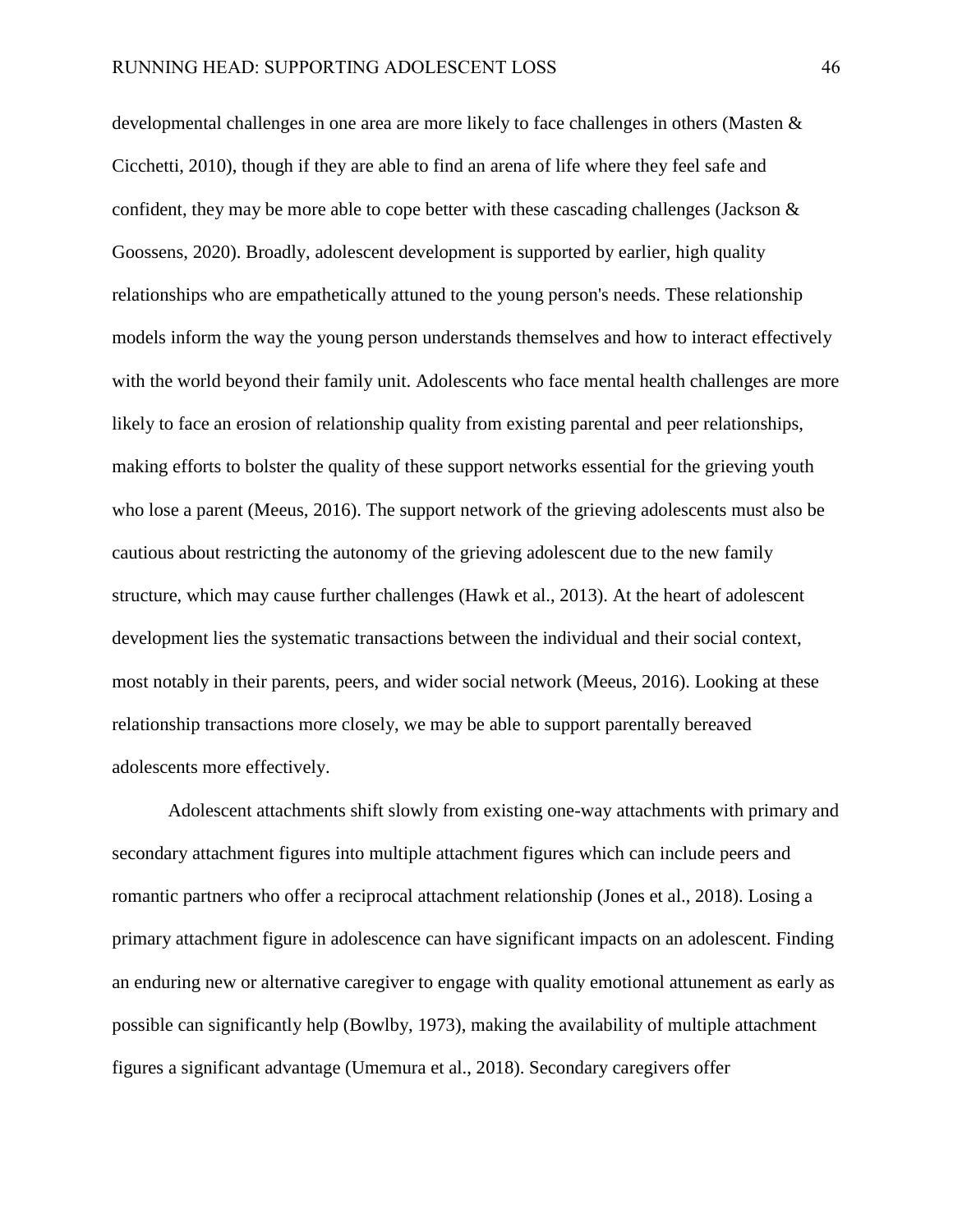developmental challenges in one area are more likely to face challenges in others (Masten & Cicchetti, 2010), though if they are able to find an arena of life where they feel safe and confident, they may be more able to cope better with these cascading challenges (Jackson & Goossens, 2020). Broadly, adolescent development is supported by earlier, high quality relationships who are empathetically attuned to the young person's needs. These relationship models inform the way the young person understands themselves and how to interact effectively with the world beyond their family unit. Adolescents who face mental health challenges are more likely to face an erosion of relationship quality from existing parental and peer relationships, making efforts to bolster the quality of these support networks essential for the grieving youth who lose a parent (Meeus, 2016). The support network of the grieving adolescents must also be cautious about restricting the autonomy of the grieving adolescent due to the new family structure, which may cause further challenges (Hawk et al., 2013). At the heart of adolescent development lies the systematic transactions between the individual and their social context, most notably in their parents, peers, and wider social network (Meeus, 2016). Looking at these relationship transactions more closely, we may be able to support parentally bereaved adolescents more effectively.

Adolescent attachments shift slowly from existing one-way attachments with primary and secondary attachment figures into multiple attachment figures which can include peers and romantic partners who offer a reciprocal attachment relationship (Jones et al., 2018). Losing a primary attachment figure in adolescence can have significant impacts on an adolescent. Finding an enduring new or alternative caregiver to engage with quality emotional attunement as early as possible can significantly help (Bowlby, 1973), making the availability of multiple attachment figures a significant advantage (Umemura et al., 2018). Secondary caregivers offer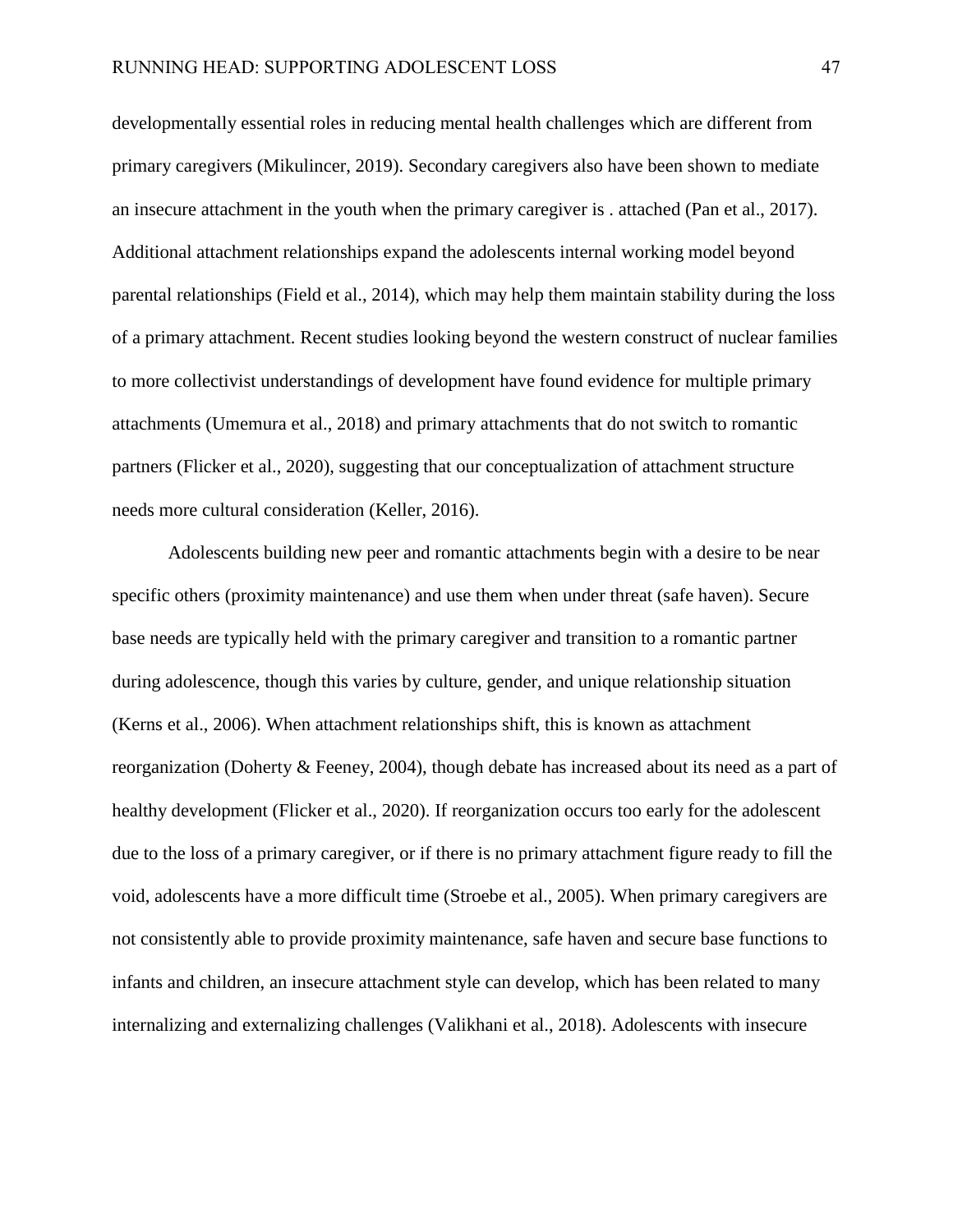developmentally essential roles in reducing mental health challenges which are different from primary caregivers (Mikulincer, 2019). Secondary caregivers also have been shown to mediate an insecure attachment in the youth when the primary caregiver is . attached (Pan et al., 2017). Additional attachment relationships expand the adolescents internal working model beyond parental relationships (Field et al., 2014), which may help them maintain stability during the loss of a primary attachment. Recent studies looking beyond the western construct of nuclear families to more collectivist understandings of development have found evidence for multiple primary attachments (Umemura et al., 2018) and primary attachments that do not switch to romantic partners (Flicker et al., 2020), suggesting that our conceptualization of attachment structure needs more cultural consideration (Keller, 2016).

Adolescents building new peer and romantic attachments begin with a desire to be near specific others (proximity maintenance) and use them when under threat (safe haven). Secure base needs are typically held with the primary caregiver and transition to a romantic partner during adolescence, though this varies by culture, gender, and unique relationship situation (Kerns et al., 2006). When attachment relationships shift, this is known as attachment reorganization (Doherty & Feeney, 2004), though debate has increased about its need as a part of healthy development (Flicker et al., 2020). If reorganization occurs too early for the adolescent due to the loss of a primary caregiver, or if there is no primary attachment figure ready to fill the void, adolescents have a more difficult time (Stroebe et al., 2005). When primary caregivers are not consistently able to provide proximity maintenance, safe haven and secure base functions to infants and children, an insecure attachment style can develop, which has been related to many internalizing and externalizing challenges (Valikhani et al., 2018). Adolescents with insecure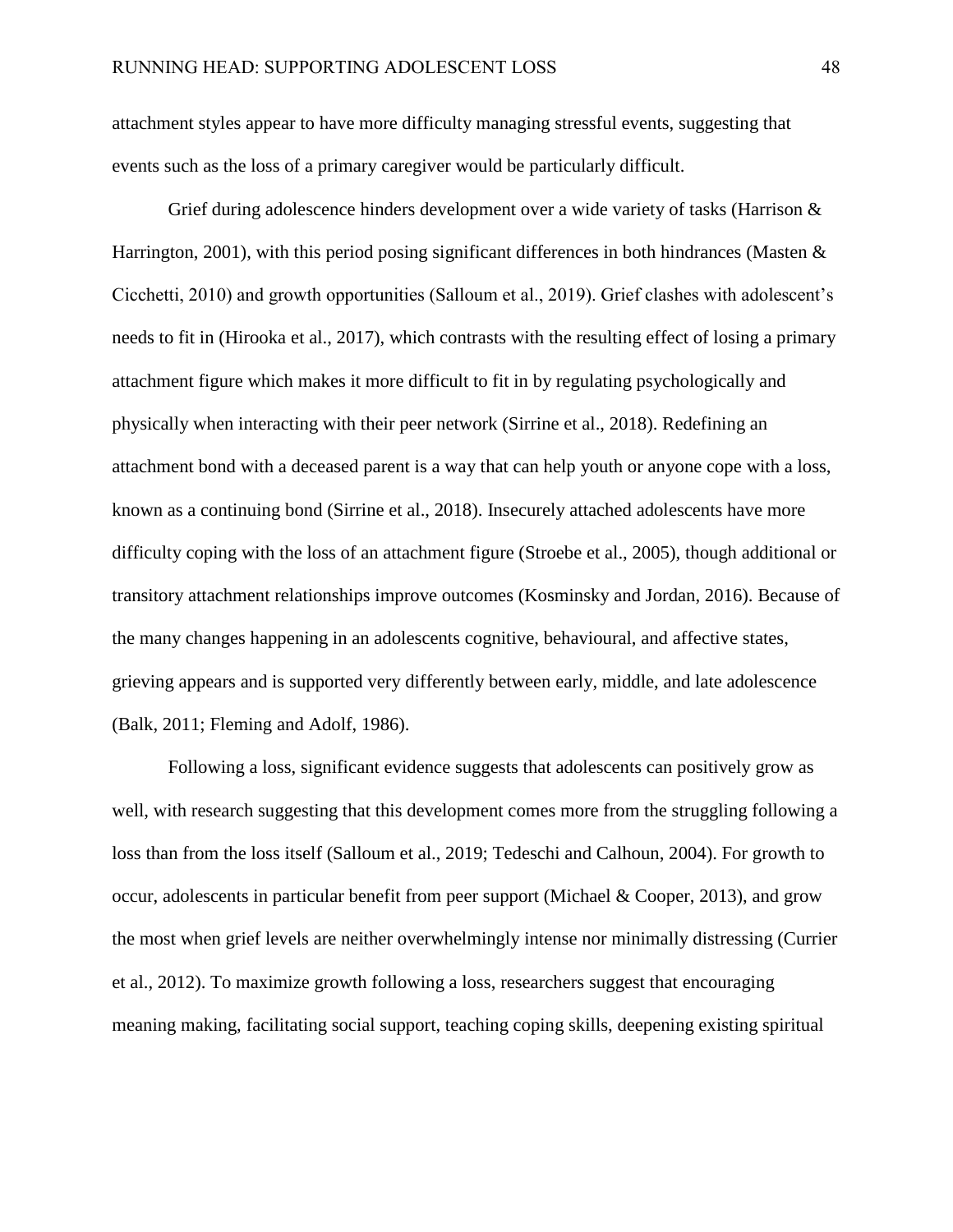attachment styles appear to have more difficulty managing stressful events, suggesting that events such as the loss of a primary caregiver would be particularly difficult.

Grief during adolescence hinders development over a wide variety of tasks (Harrison & Harrington, 2001), with this period posing significant differences in both hindrances (Masten & Cicchetti, 2010) and growth opportunities (Salloum et al., 2019). Grief clashes with adolescent's needs to fit in (Hirooka et al., 2017), which contrasts with the resulting effect of losing a primary attachment figure which makes it more difficult to fit in by regulating psychologically and physically when interacting with their peer network (Sirrine et al., 2018). Redefining an attachment bond with a deceased parent is a way that can help youth or anyone cope with a loss, known as a continuing bond (Sirrine et al., 2018). Insecurely attached adolescents have more difficulty coping with the loss of an attachment figure (Stroebe et al., 2005), though additional or transitory attachment relationships improve outcomes (Kosminsky and Jordan, 2016). Because of the many changes happening in an adolescents cognitive, behavioural, and affective states, grieving appears and is supported very differently between early, middle, and late adolescence (Balk, 2011; Fleming and Adolf, 1986).

Following a loss, significant evidence suggests that adolescents can positively grow as well, with research suggesting that this development comes more from the struggling following a loss than from the loss itself (Salloum et al., 2019; Tedeschi and Calhoun, 2004). For growth to occur, adolescents in particular benefit from peer support (Michael & Cooper, 2013), and grow the most when grief levels are neither overwhelmingly intense nor minimally distressing (Currier et al., 2012). To maximize growth following a loss, researchers suggest that encouraging meaning making, facilitating social support, teaching coping skills, deepening existing spiritual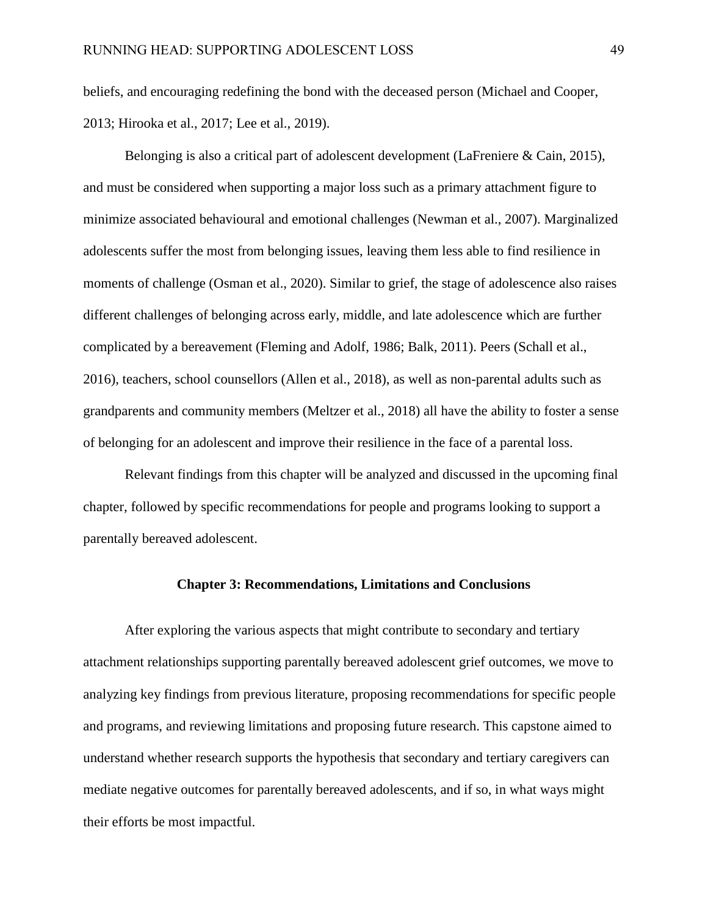beliefs, and encouraging redefining the bond with the deceased person (Michael and Cooper, 2013; Hirooka et al., 2017; Lee et al., 2019).

Belonging is also a critical part of adolescent development (LaFreniere & Cain, 2015), and must be considered when supporting a major loss such as a primary attachment figure to minimize associated behavioural and emotional challenges (Newman et al., 2007). Marginalized adolescents suffer the most from belonging issues, leaving them less able to find resilience in moments of challenge (Osman et al., 2020). Similar to grief, the stage of adolescence also raises different challenges of belonging across early, middle, and late adolescence which are further complicated by a bereavement (Fleming and Adolf, 1986; Balk, 2011). Peers (Schall et al., 2016), teachers, school counsellors (Allen et al., 2018), as well as non-parental adults such as grandparents and community members (Meltzer et al., 2018) all have the ability to foster a sense of belonging for an adolescent and improve their resilience in the face of a parental loss.

Relevant findings from this chapter will be analyzed and discussed in the upcoming final chapter, followed by specific recommendations for people and programs looking to support a parentally bereaved adolescent.

## Chapter 3: Recommendations, Limitations and Conclusions

After exploring the various aspects that might contribute to secondary and tertiary attachment relationships supporting parentally bereaved adolescent grief outcomes, we move to analyzing key findings from previous literature, proposing recommendations for specific people and programs, and reviewing limitations and proposing future research. This capstone aimed to understand whether research supports the hypothesis that secondary and tertiary caregivers can mediate negative outcomes for parentally bereaved adolescents, and if so, in what ways might their efforts be most impactful.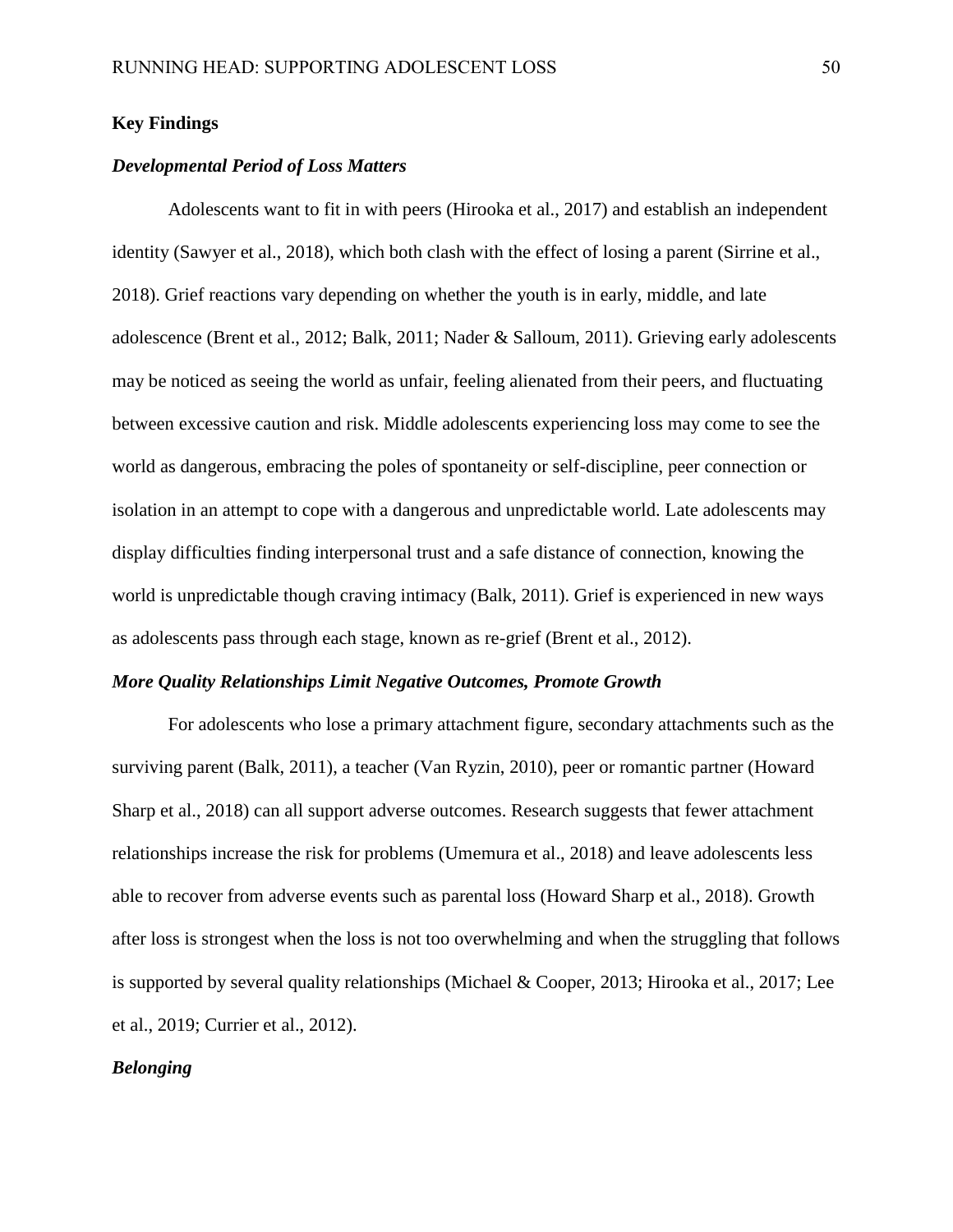## Key Findings

### *Developmental Period of Loss Matters*

Adolescents want to fit in with peers (Hirooka et al., 2017) and establish an independent identity (Sawyer et al., 2018), which both clash with the effect of losing a parent (Sirrine et al., 2018). Grief reactions vary depending on whether the youth is in early, middle, and late adolescence (Brent et al., 2012; Balk, 2011; Nader & Salloum, 2011). Grieving early adolescents may be noticed as seeing the world as unfair, feeling alienated from their peers, and fluctuating between excessive caution and risk. Middle adolescents experiencing loss may come to see the world as dangerous, embracing the poles of spontaneity or self-discipline, peer connection or isolation in an attempt to cope with a dangerous and unpredictable world. Late adolescents may display difficulties finding interpersonal trust and a safe distance of connection, knowing the world is unpredictable though craving intimacy (Balk, 2011). Grief is experienced in new ways as adolescents pass through each stage, known as re-grief (Brent et al., 2012).

### *More Quality Relationships Limit Negative Outcomes, Promote Growth*

For adolescents who lose a primary attachment figure, secondary attachments such as the surviving parent (Balk, 2011), a teacher (Van Ryzin, 2010), peer or romantic partner (Howard Sharp et al., 2018) can all support adverse outcomes. Research suggests that fewer attachment relationships increase the risk for problems (Umemura et al., 2018) and leave adolescents less able to recover from adverse events such as parental loss (Howard Sharp et al., 2018). Growth after loss is strongest when the loss is not too overwhelming and when the struggling that follows is supported by several quality relationships (Michael & Cooper, 2013; Hirooka et al., 2017; Lee et al., 2019; Currier et al., 2012).

### *Belonging*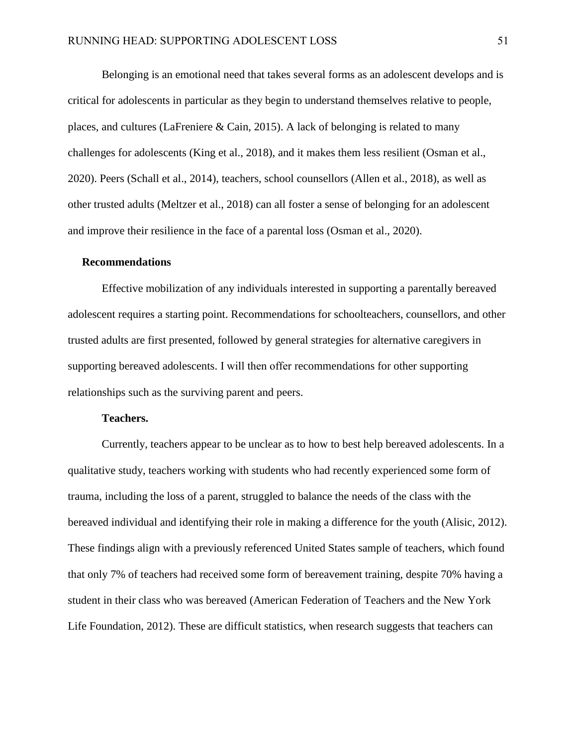Belonging is an emotional need that takes several forms as an adolescent develops and is critical for adolescents in particular as they begin to understand themselves relative to people, places, and cultures (LaFreniere & Cain, 2015). A lack of belonging is related to many challenges for adolescents (King et al., 2018), and it makes them less resilient (Osman et al., 2020). Peers (Schall et al., 2014), teachers, school counsellors (Allen et al., 2018), as well as other trusted adults (Meltzer et al., 2018) can all foster a sense of belonging for an adolescent and improve their resilience in the face of a parental loss (Osman et al., 2020).

## Recommendations

Effective mobilization of any individuals interested in supporting a parentally bereaved adolescent requires a starting point. Recommendations for schoolteachers, counsellors, and other trusted adults are first presented, followed by general strategies for alternative caregivers in supporting bereaved adolescents. I will then offer recommendations for other supporting relationships such as the surviving parent and peers.

### Teachers.

Currently, teachers appear to be unclear as to how to best help bereaved adolescents. In a qualitative study, teachers working with students who had recently experienced some form of trauma, including the loss of a parent, struggled to balance the needs of the class with the bereaved individual and identifying their role in making a difference for the youth (Alisic, 2012). These findings align with a previously referenced United States sample of teachers, which found that only 7% of teachers had received some form of bereavement training, despite 70% having a student in their class who was bereaved (American Federation of Teachers and the New York Life Foundation, 2012). These are difficult statistics, when research suggests that teachers can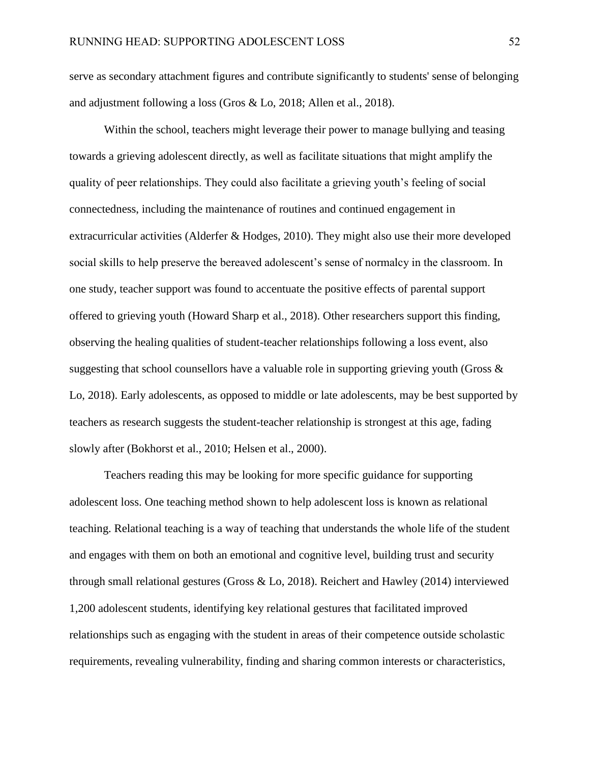serve as secondary attachment figures and contribute significantly to students' sense of belonging and adjustment following a loss (Gros & Lo, 2018; Allen et al., 2018).

Within the school, teachers might leverage their power to manage bullying and teasing towards a grieving adolescent directly, as well as facilitate situations that might amplify the quality of peer relationships. They could also facilitate a grieving youth's feeling of social connectedness, including the maintenance of routines and continued engagement in extracurricular activities (Alderfer & Hodges, 2010). They might also use their more developed social skills to help preserve the bereaved adolescent's sense of normalcy in the classroom. In one study, teacher support was found to accentuate the positive effects of parental support offered to grieving youth (Howard Sharp et al., 2018). Other researchers support this finding, observing the healing qualities of student-teacher relationships following a loss event, also suggesting that school counsellors have a valuable role in supporting grieving youth (Gross & Lo, 2018). Early adolescents, as opposed to middle or late adolescents, may be best supported by teachers as research suggests the student-teacher relationship is strongest at this age, fading slowly after (Bokhorst et al., 2010; Helsen et al., 2000).

Teachers reading this may be looking for more specific guidance for supporting adolescent loss. One teaching method shown to help adolescent loss is known as relational teaching. Relational teaching is a way of teaching that understands the whole life of the student and engages with them on both an emotional and cognitive level, building trust and security through small relational gestures (Gross & Lo, 2018). Reichert and Hawley (2014) interviewed 1,200 adolescent students, identifying key relational gestures that facilitated improved relationships such as engaging with the student in areas of their competence outside scholastic requirements, revealing vulnerability, finding and sharing common interests or characteristics,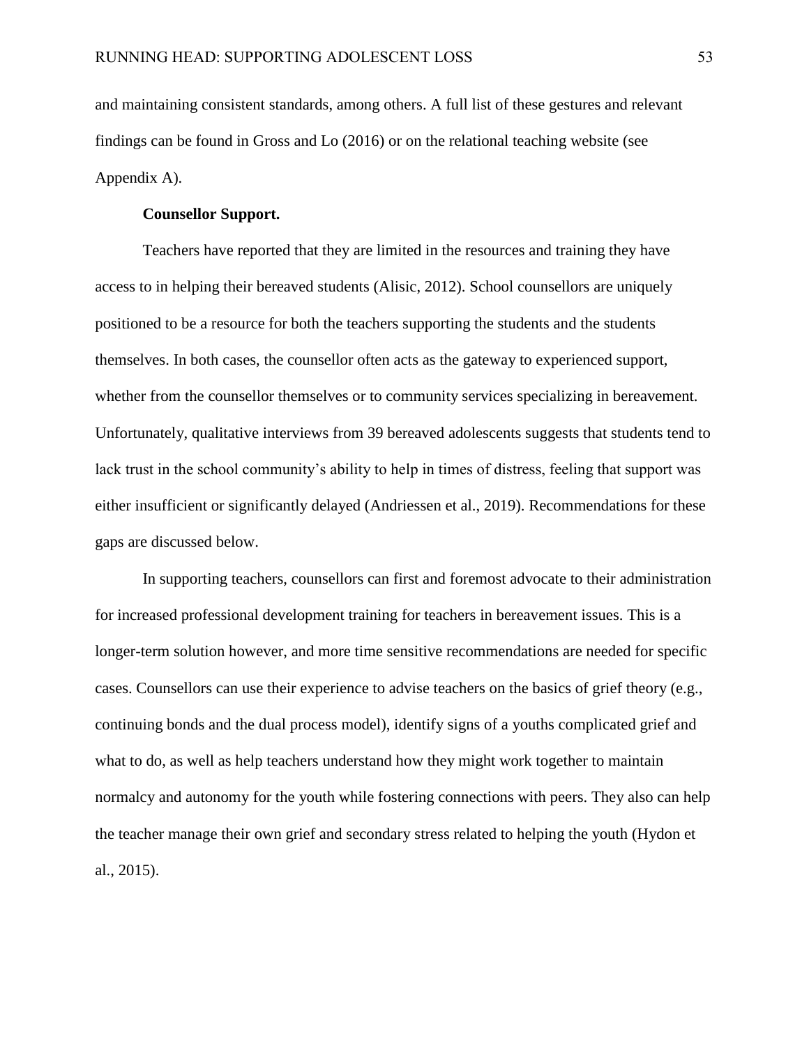and maintaining consistent standards, among others. A full list of these gestures and relevant findings can be found in Gross and Lo (2016) or on the relational teaching website (see Appendix A).

**Counsellor Support.**

Teachers have reported that they are limited in the resources and training they have access to in helping their bereaved students (Alisic, 2012). School counsellors are uniquely positioned to be a resource for both the teachers supporting the students and the students themselves. In both cases, the counsellor often acts as the gateway to experienced support, whether from the counsellor themselves or to community services specializing in bereavement. Unfortunately, qualitative interviews from 39 bereaved adolescents suggests that students tend to lack trust in the school community's ability to help in times of distress, feeling that support was either insufficient or significantly delayed (Andriessen et al., 2019). Recommendations for these gaps are discussed below.

In supporting teachers, counsellors can first and foremost advocate to their administration for increased professional development training for teachers in bereavement issues. This is a longer-term solution however, and more time sensitive recommendations are needed for specific cases. Counsellors can use their experience to advise teachers on the basics of grief theory (e.g., continuing bonds and the dual process model), identify signs of a youths complicated grief and what to do, as well as help teachers understand how they might work together to maintain normalcy and autonomy for the youth while fostering connections with peers. They also can help the teacher manage their own grief and secondary stress related to helping the youth (Hydon et al., 2015).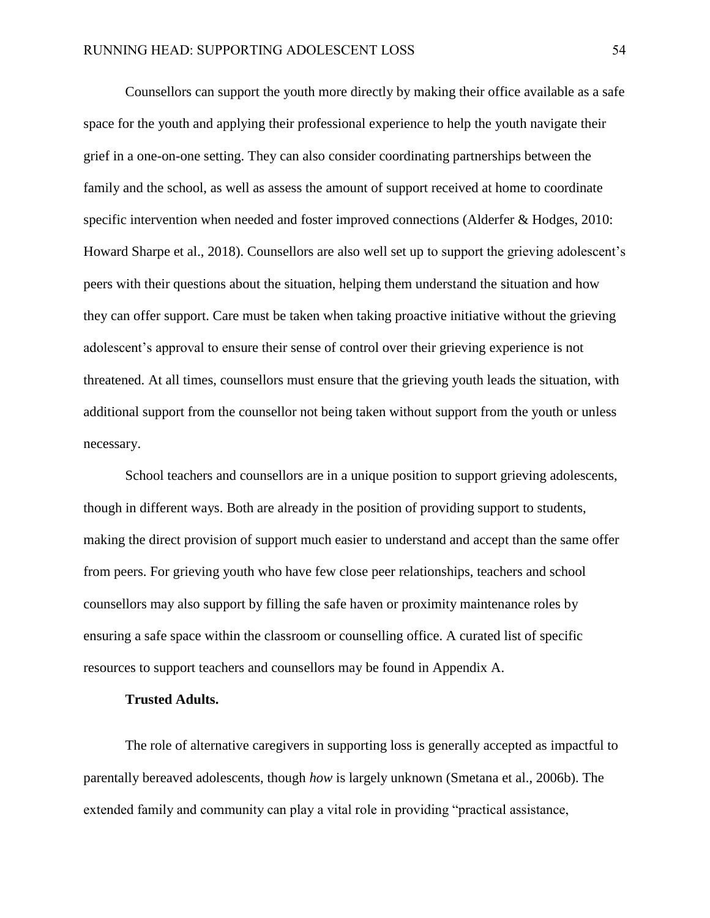Counsellors can support the youth more directly by making their office available as a safe space for the youth and applying their professional experience to help the youth navigate their grief in a one-on-one setting. They can also consider coordinating partnerships between the family and the school, as well as assess the amount of support received at home to coordinate specific intervention when needed and foster improved connections (Alderfer & Hodges, 2010: Howard Sharpe et al., 2018). Counsellors are also well set up to support the grieving adolescent's peers with their questions about the situation, helping them understand the situation and how they can offer support. Care must be taken when taking proactive initiative without the grieving adolescent's approval to ensure their sense of control over their grieving experience is not threatened. At all times, counsellors must ensure that the grieving youth leads the situation, with additional support from the counsellor not being taken without support from the youth or unless necessary.

School teachers and counsellors are in a unique position to support grieving adolescents, though in different ways. Both are already in the position of providing support to students, making the direct provision of support much easier to understand and accept than the same offer from peers. For grieving youth who have few close peer relationships, teachers and school counsellors may also support by filling the safe haven or proximity maintenance roles by ensuring a safe space within the classroom or counselling office. A curated list of specific resources to support teachers and counsellors may be found in Appendix A.

**Trusted Adults.**

The role of alternative caregivers in supporting loss is generally accepted as impactful to parentally bereaved adolescents, though *how* is largely unknown (Smetana et al., 2006b). The extended family and community can play a vital role in providing "practical assistance,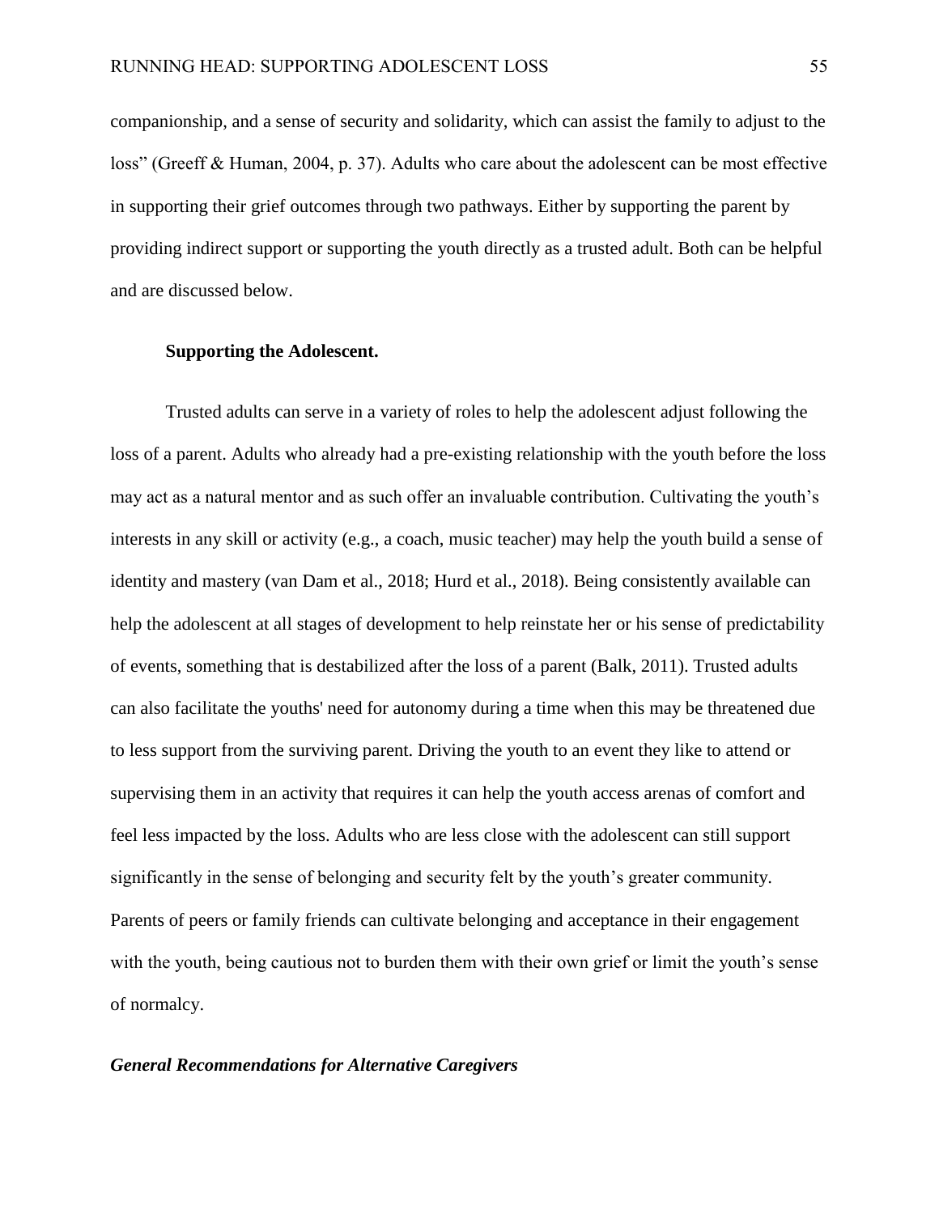companionship, and a sense of security and solidarity, which can assist the family to adjust to the loss" (Greeff & Human, 2004, p. 37). Adults who care about the adolescent can be most effective in supporting their grief outcomes through two pathways. Either by supporting the parent by providing indirect support or supporting the youth directly as a trusted adult. Both can be helpful and are discussed below.

**Supporting the Adolescent.**

Trusted adults can serve in a variety of roles to help the adolescent adjust following the loss of a parent. Adults who already had a pre-existing relationship with the youth before the loss may act as a natural mentor and as such offer an invaluable contribution. Cultivating the youth's interests in any skill or activity (e.g., a coach, music teacher) may help the youth build a sense of identity and mastery (van Dam et al., 2018; Hurd et al., 2018). Being consistently available can help the adolescent at all stages of development to help reinstate her or his sense of predictability of events, something that is destabilized after the loss of a parent (Balk, 2011). Trusted adults can also facilitate the youths' need for autonomy during a time when this may be threatened due to less support from the surviving parent. Driving the youth to an event they like to attend or supervising them in an activity that requires it can help the youth access arenas of comfort and feel less impacted by the loss. Adults who are less close with the adolescent can still support significantly in the sense of belonging and security felt by the youth's greater community. Parents of peers or family friends can cultivate belonging and acceptance in their engagement with the youth, being cautious not to burden them with their own grief or limit the youth's sense of normalcy.

### *General Recommendations for Alternative Caregivers*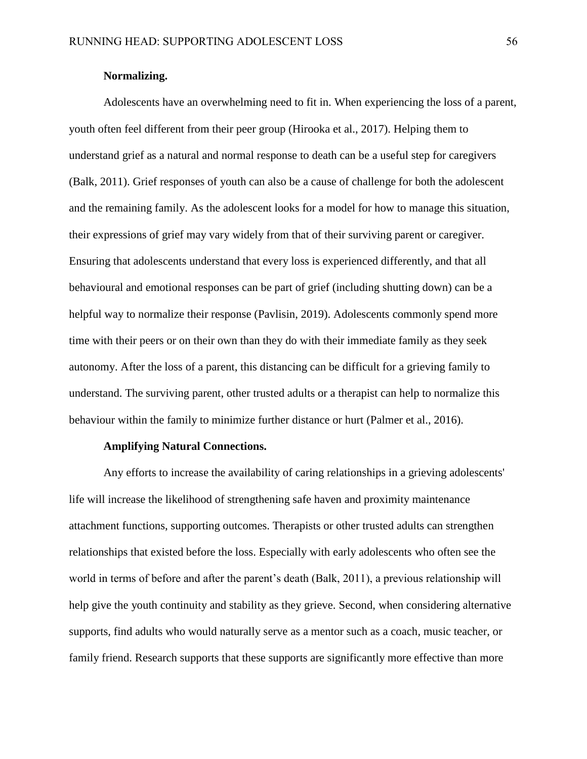**Normalizing.**

Adolescents have an overwhelming need to fit in. When experiencing the loss of a parent, youth often feel different from their peer group (Hirooka et al., 2017). Helping them to understand grief as a natural and normal response to death can be a useful step for caregivers (Balk, 2011). Grief responses of youth can also be a cause of challenge for both the adolescent and the remaining family. As the adolescent looks for a model for how to manage this situation, their expressions of grief may vary widely from that of their surviving parent or caregiver. Ensuring that adolescents understand that every loss is experienced differently, and that all behavioural and emotional responses can be part of grief (including shutting down) can be a helpful way to normalize their response (Pavlisin, 2019). Adolescents commonly spend more time with their peers or on their own than they do with their immediate family as they seek autonomy. After the loss of a parent, this distancing can be difficult for a grieving family to understand. The surviving parent, other trusted adults or a therapist can help to normalize this behaviour within the family to minimize further distance or hurt (Palmer et al., 2016).

**Amplifying Natural Connections.**

Any efforts to increase the availability of caring relationships in a grieving adolescents' life will increase the likelihood of strengthening safe haven and proximity maintenance attachment functions, supporting outcomes. Therapists or other trusted adults can strengthen relationships that existed before the loss. Especially with early adolescents who often see the world in terms of before and after the parent's death (Balk, 2011), a previous relationship will help give the youth continuity and stability as they grieve. Second, when considering alternative supports, find adults who would naturally serve as a mentor such as a coach, music teacher, or family friend. Research supports that these supports are significantly more effective than more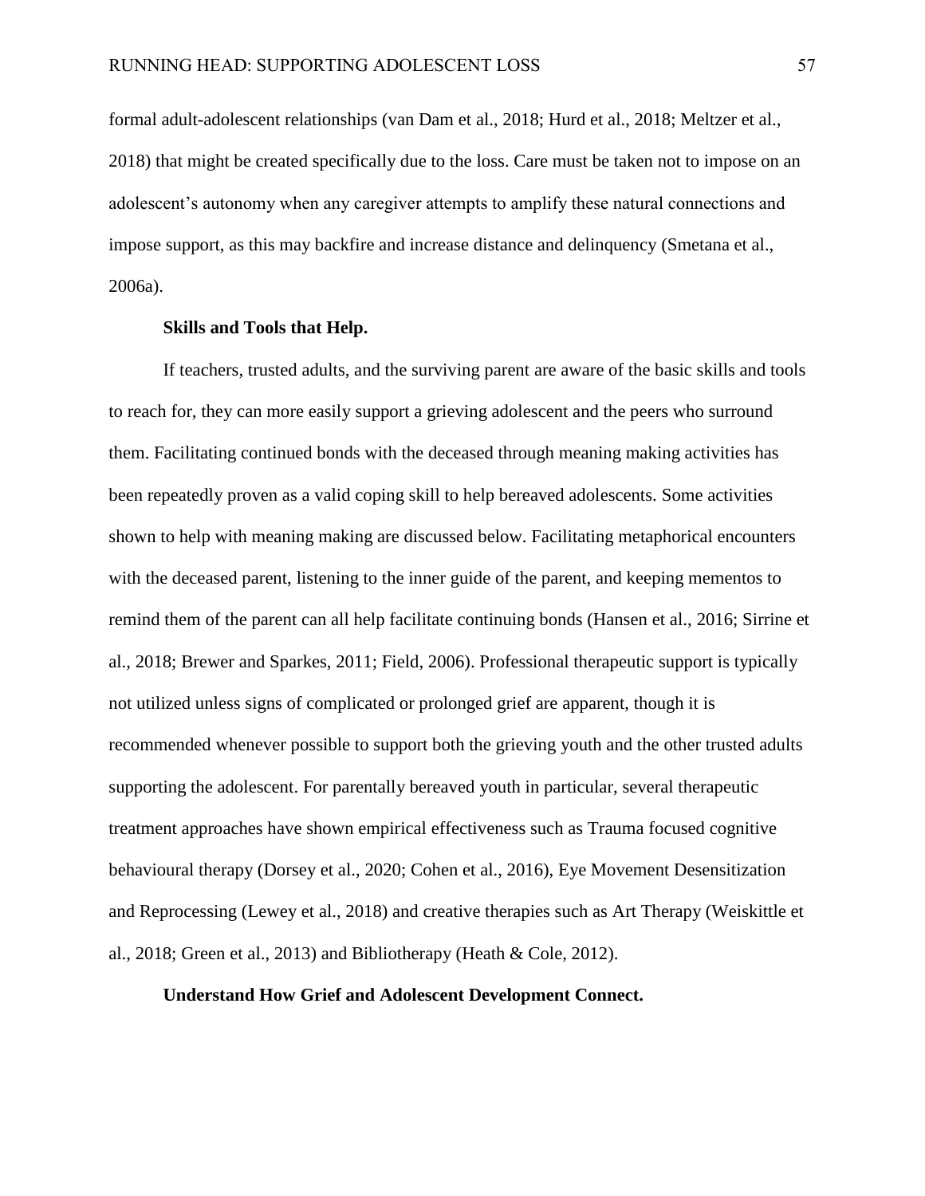formal adult-adolescent relationships (van Dam et al., 2018; Hurd et al., 2018; Meltzer et al., 2018) that might be created specifically due to the loss. Care must be taken not to impose on an adolescent's autonomy when any caregiver attempts to amplify these natural connections and impose support, as this may backfire and increase distance and delinquency (Smetana et al., 2006a).

#### Skills and Tools that Help.

If teachers, trusted adults, and the surviving parent are aware of the basic skills and tools to reach for, they can more easily support a grieving adolescent and the peers who surround them. Facilitating continued bonds with the deceased through meaning making activities has been repeatedly proven as a valid coping skill to help bereaved adolescents. Some activities shown to help with meaning making are discussed below. Facilitating metaphorical encounters with the deceased parent, listening to the inner guide of the parent, and keeping mementos to remind them of the parent can all help facilitate continuing bonds (Hansen et al., 2016; Sirrine et al., 2018; Brewer and Sparkes, 2011; Field, 2006). Professional therapeutic support is typically not utilized unless signs of complicated or prolonged grief are apparent, though it is recommended whenever possible to support both the grieving youth and the other trusted adults supporting the adolescent. For parentally bereaved youth in particular, several therapeutic treatment approaches have shown empirical effectiveness such as Trauma focused cognitive behavioural therapy (Dorsey et al., 2020; Cohen et al., 2016), Eye Movement Desensitization and Reprocessing (Lewey et al., 2018) and creative therapies such as Art Therapy (Weiskittle et al., 2018; Green et al., 2013) and Bibliotherapy (Heath & Cole, 2012).

#### Understand How Grief and Adolescent Development Connect.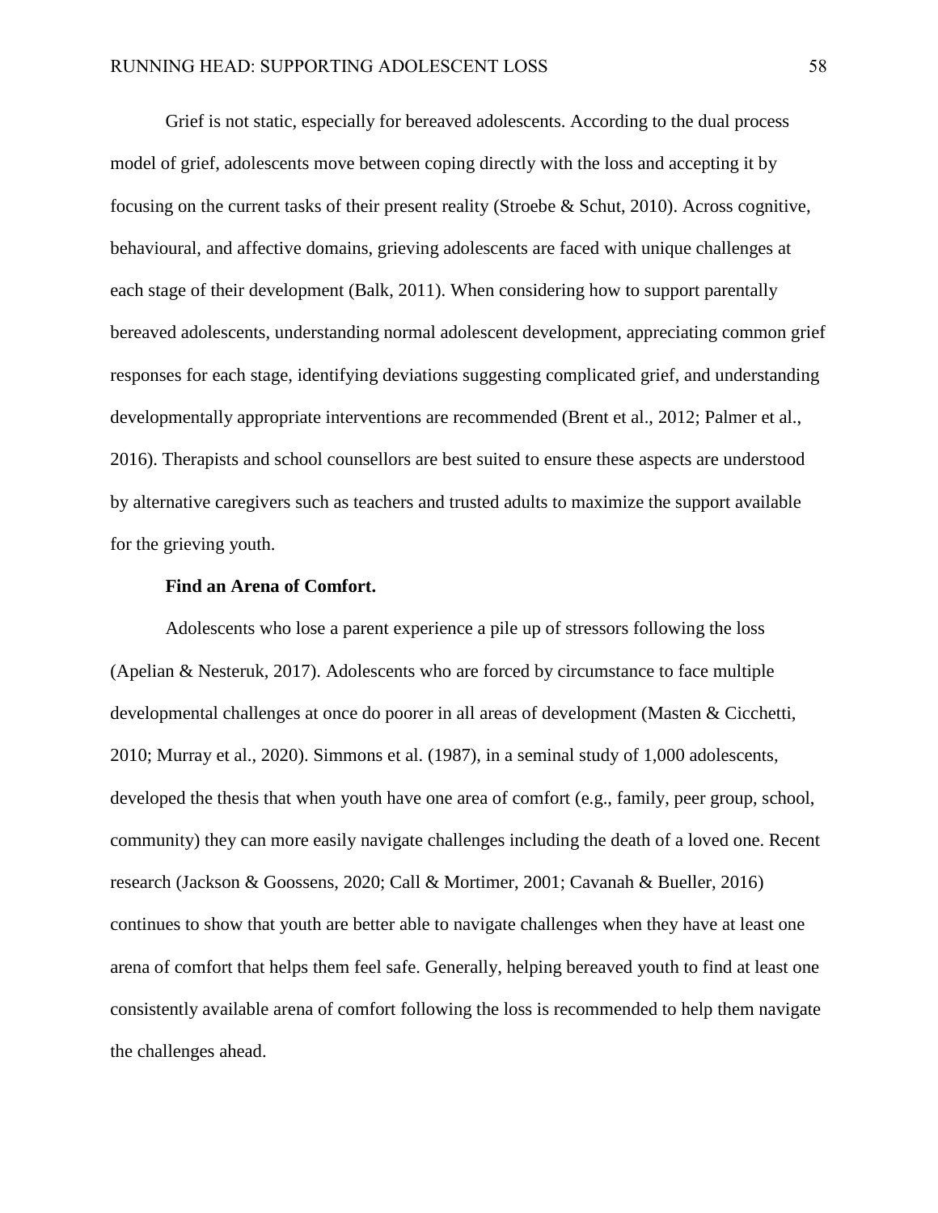Grief is not static, especially for bereaved adolescents. According to the dual process model of grief, adolescents move between coping directly with the loss and accepting it by focusing on the current tasks of their present reality (Stroebe & Schut, 2010). Across cognitive, behavioural, and affective domains, grieving adolescents are faced with unique challenges at each stage of their development (Balk, 2011). When considering how to support parentally bereaved adolescents, understanding normal adolescent development, appreciating common grief responses for each stage, identifying deviations suggesting complicated grief, and understanding developmentally appropriate interventions are recommended (Brent et al., 2012; Palmer et al., 2016). Therapists and school counsellors are best suited to ensure these aspects are understood by alternative caregivers such as teachers and trusted adults to maximize the support available for the grieving youth.

**Find an Arena of Comfort.**

Adolescents who lose a parent experience a pile up of stressors following the loss (Apelian & Nesteruk, 2017). Adolescents who are forced by circumstance to face multiple developmental challenges at once do poorer in all areas of development (Masten & Cicchetti, 2010; Murray et al., 2020). Simmons et al. (1987), in a seminal study of 1,000 adolescents, developed the thesis that when youth have one area of comfort (e.g., family, peer group, school, community) they can more easily navigate challenges including the death of a loved one. Recent research (Jackson & Goossens, 2020; Call & Mortimer, 2001; Cavanah & Bueller, 2016) continues to show that youth are better able to navigate challenges when they have at least one arena of comfort that helps them feel safe. Generally, helping bereaved youth to find at least one consistently available arena of comfort following the loss is recommended to help them navigate the challenges ahead.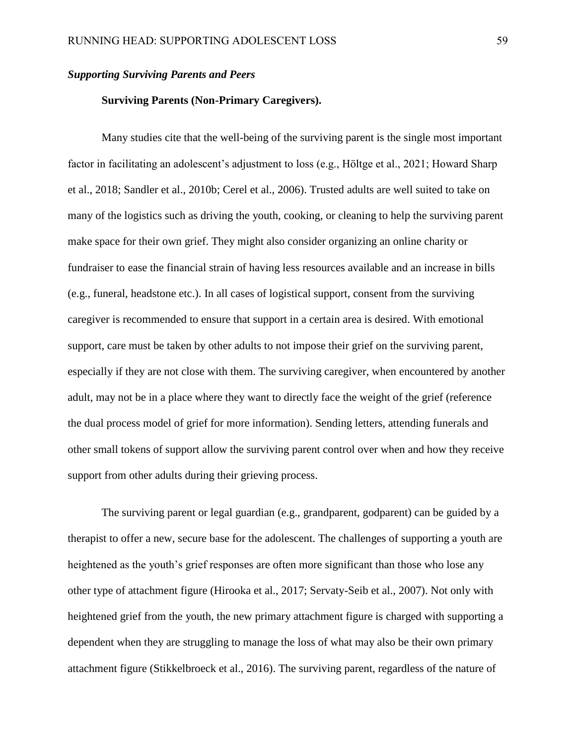### *Supporting Surviving Parents and Peers*

**Surviving Parents (Non-Primary Caregivers).**

Many studies cite that the well-being of the surviving parent is the single most important factor in facilitating an adolescent's adjustment to loss (e.g., Höltge et al., 2021; Howard Sharp et al., 2018; Sandler et al., 2010b; Cerel et al., 2006). Trusted adults are well suited to take on many of the logistics such as driving the youth, cooking, or cleaning to help the surviving parent make space for their own grief. They might also consider organizing an online charity or fundraiser to ease the financial strain of having less resources available and an increase in bills (e.g., funeral, headstone etc.). In all cases of logistical support, consent from the surviving caregiver is recommended to ensure that support in a certain area is desired. With emotional support, care must be taken by other adults to not impose their grief on the surviving parent, especially if they are not close with them. The surviving caregiver, when encountered by another adult, may not be in a place where they want to directly face the weight of the grief (reference the dual process model of grief for more information). Sending letters, attending funerals and other small tokens of support allow the surviving parent control over when and how they receive support from other adults during their grieving process.

The surviving parent or legal guardian (e.g., grandparent, godparent) can be guided by a therapist to offer a new, secure base for the adolescent. The challenges of supporting a youth are heightened as the youth's grief responses are often more significant than those who lose any other type of attachment figure (Hirooka et al., 2017; Servaty-Seib et al., 2007). Not only with heightened grief from the youth, the new primary attachment figure is charged with supporting a dependent when they are struggling to manage the loss of what may also be their own primary attachment figure (Stikkelbroeck et al., 2016). The surviving parent, regardless of the nature of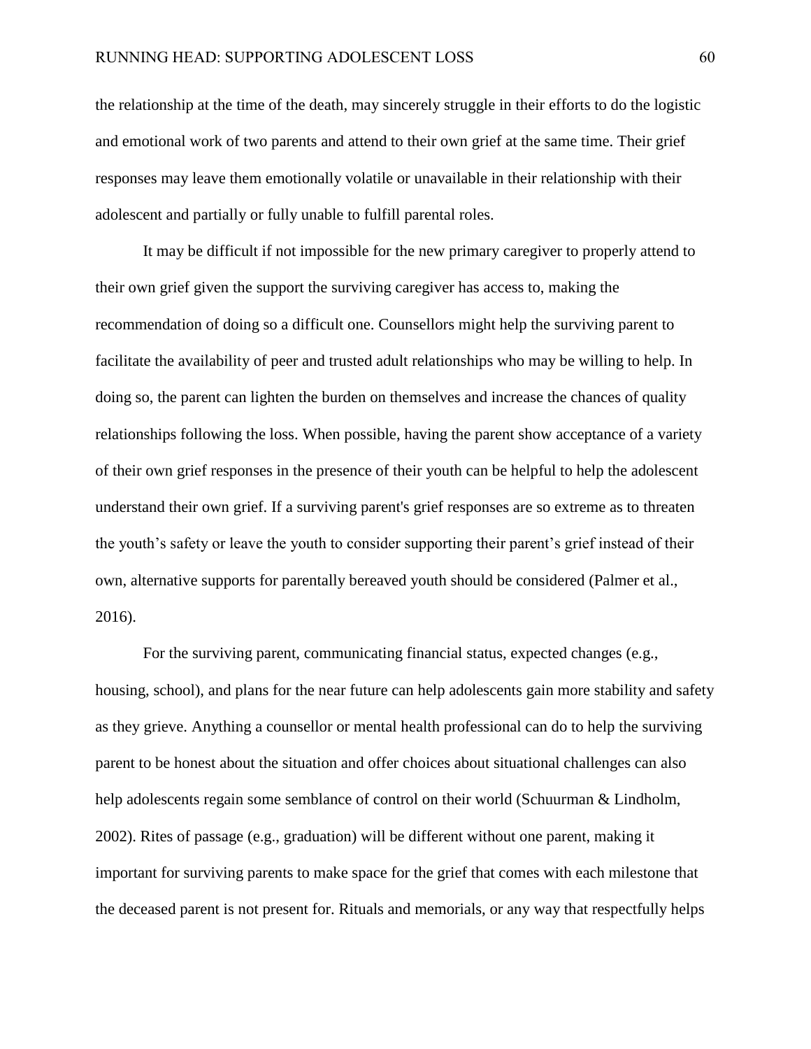the relationship at the time of the death, may sincerely struggle in their efforts to do the logistic and emotional work of two parents and attend to their own grief at the same time. Their grief responses may leave them emotionally volatile or unavailable in their relationship with their adolescent and partially or fully unable to fulfill parental roles.

It may be difficult if not impossible for the new primary caregiver to properly attend to their own grief given the support the surviving caregiver has access to, making the recommendation of doing so a difficult one. Counsellors might help the surviving parent to facilitate the availability of peer and trusted adult relationships who may be willing to help. In doing so, the parent can lighten the burden on themselves and increase the chances of quality relationships following the loss. When possible, having the parent show acceptance of a variety of their own grief responses in the presence of their youth can be helpful to help the adolescent understand their own grief. If a surviving parent's grief responses are so extreme as to threaten the youth's safety or leave the youth to consider supporting their parent's grief instead of their own, alternative supports for parentally bereaved youth should be considered (Palmer et al., 2016).

For the surviving parent, communicating financial status, expected changes (e.g., housing, school), and plans for the near future can help adolescents gain more stability and safety as they grieve. Anything a counsellor or mental health professional can do to help the surviving parent to be honest about the situation and offer choices about situational challenges can also help adolescents regain some semblance of control on their world (Schuurman & Lindholm, 2002). Rites of passage (e.g., graduation) will be different without one parent, making it important for surviving parents to make space for the grief that comes with each milestone that the deceased parent is not present for. Rituals and memorials, or any way that respectfully helps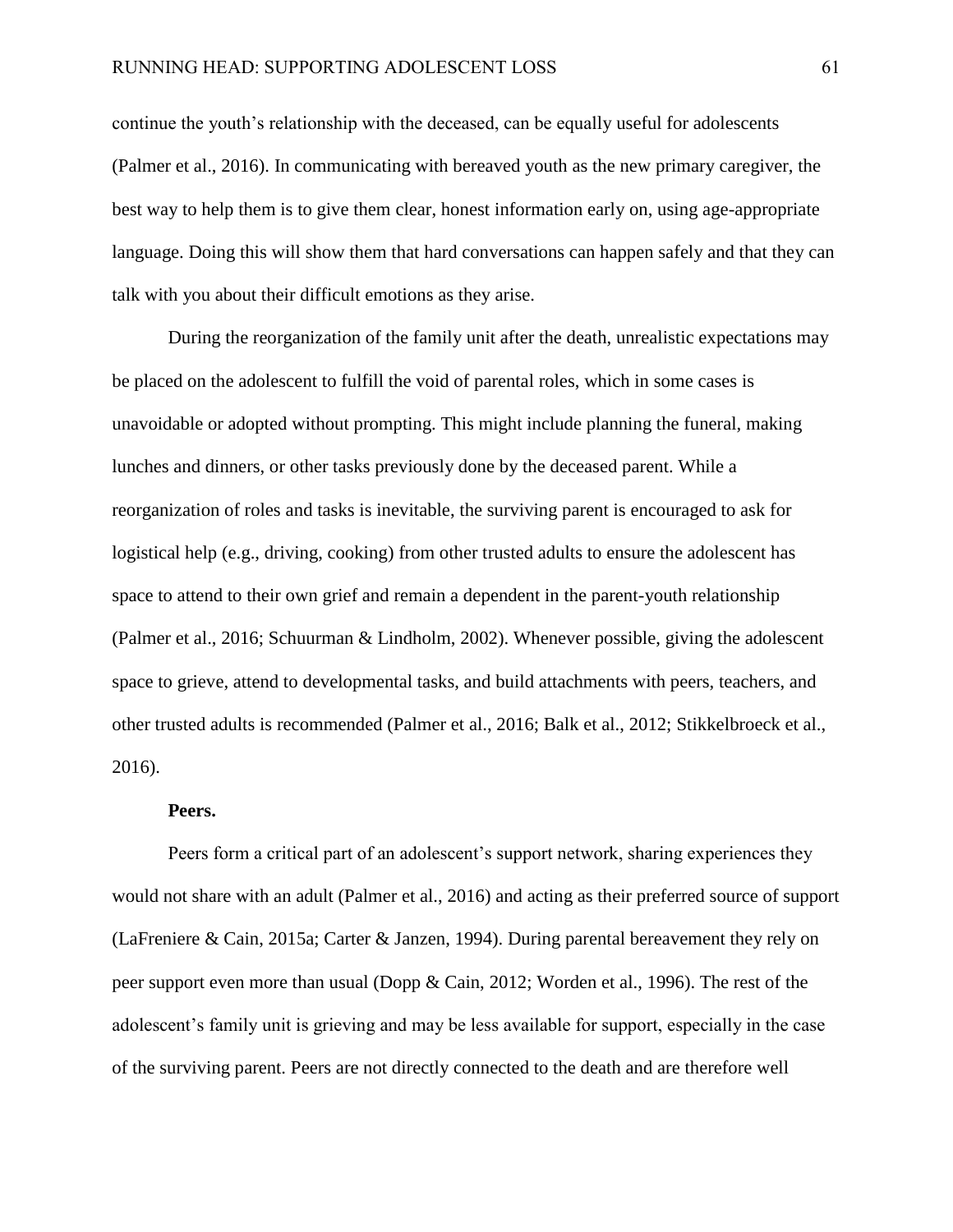continue the youth's relationship with the deceased, can be equally useful for adolescents (Palmer et al., 2016). In communicating with bereaved youth as the new primary caregiver, the best way to help them is to give them clear, honest information early on, using age-appropriate language. Doing this will show them that hard conversations can happen safely and that they can talk with you about their difficult emotions as they arise.

During the reorganization of the family unit after the death, unrealistic expectations may be placed on the adolescent to fulfill the void of parental roles, which in some cases is unavoidable or adopted without prompting. This might include planning the funeral, making lunches and dinners, or other tasks previously done by the deceased parent. While a reorganization of roles and tasks is inevitable, the surviving parent is encouraged to ask for logistical help (e.g., driving, cooking) from other trusted adults to ensure the adolescent has space to attend to their own grief and remain a dependent in the parent-youth relationship (Palmer et al., 2016; Schuurman & Lindholm, 2002). Whenever possible, giving the adolescent space to grieve, attend to developmental tasks, and build attachments with peers, teachers, and other trusted adults is recommended (Palmer et al., 2016; Balk et al., 2012; Stikkelbroeck et al., 2016).

**Peers.**

Peers form a critical part of an adolescent's support network, sharing experiences they would not share with an adult (Palmer et al., 2016) and acting as their preferred source of support (LaFreniere & Cain, 2015a; Carter & Janzen, 1994). During parental bereavement they rely on peer support even more than usual (Dopp & Cain, 2012; Worden et al., 1996). The rest of the adolescent's family unit is grieving and may be less available for support, especially in the case of the surviving parent. Peers are not directly connected to the death and are therefore well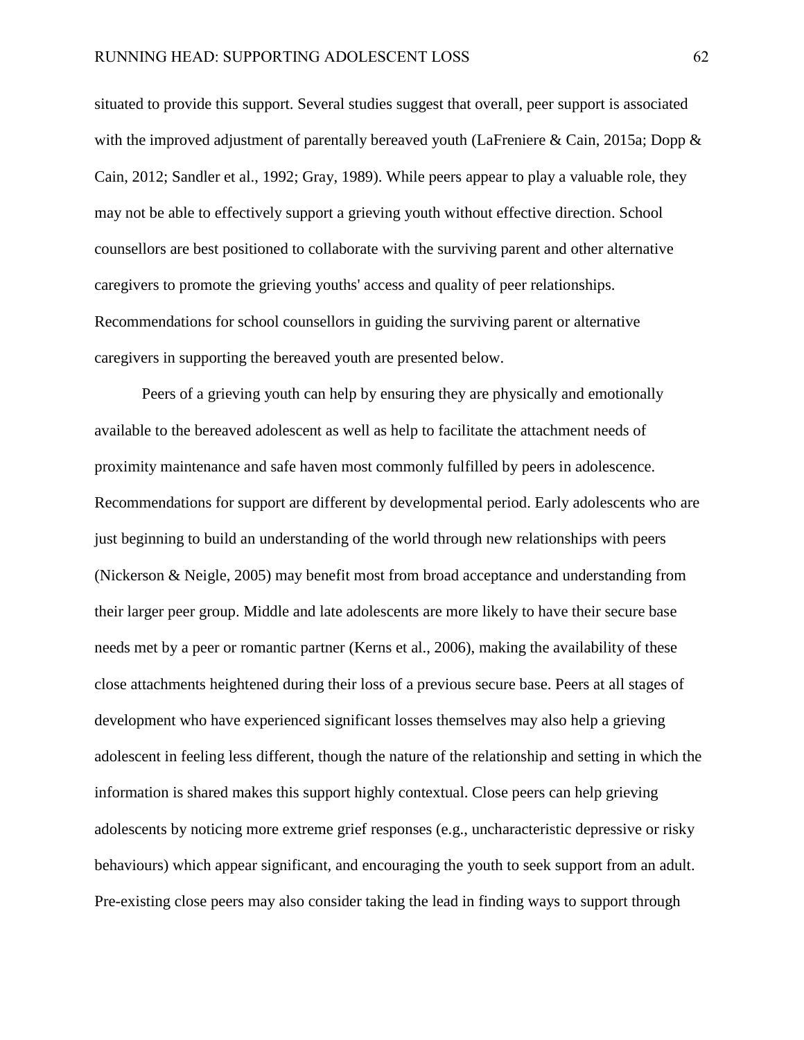situated to provide this support. Several studies suggest that overall, peer support is associated with the improved adjustment of parentally bereaved youth (LaFreniere & Cain, 2015a; Dopp & Cain, 2012; Sandler et al., 1992; Gray, 1989). While peers appear to play a valuable role, they may not be able to effectively support a grieving youth without effective direction. School counsellors are best positioned to collaborate with the surviving parent and other alternative caregivers to promote the grieving youths' access and quality of peer relationships. Recommendations for school counsellors in guiding the surviving parent or alternative caregivers in supporting the bereaved youth are presented below.

Peers of a grieving youth can help by ensuring they are physically and emotionally available to the bereaved adolescent as well as help to facilitate the attachment needs of proximity maintenance and safe haven most commonly fulfilled by peers in adolescence. Recommendations for support are different by developmental period. Early adolescents who are just beginning to build an understanding of the world through new relationships with peers (Nickerson & Neigle, 2005) may benefit most from broad acceptance and understanding from their larger peer group. Middle and late adolescents are more likely to have their secure base needs met by a peer or romantic partner (Kerns et al., 2006), making the availability of these close attachments heightened during their loss of a previous secure base. Peers at all stages of development who have experienced significant losses themselves may also help a grieving adolescent in feeling less different, though the nature of the relationship and setting in which the information is shared makes this support highly contextual. Close peers can help grieving adolescents by noticing more extreme grief responses (e.g., uncharacteristic depressive or risky behaviours) which appear significant, and encouraging the youth to seek support from an adult. Pre-existing close peers may also consider taking the lead in finding ways to support through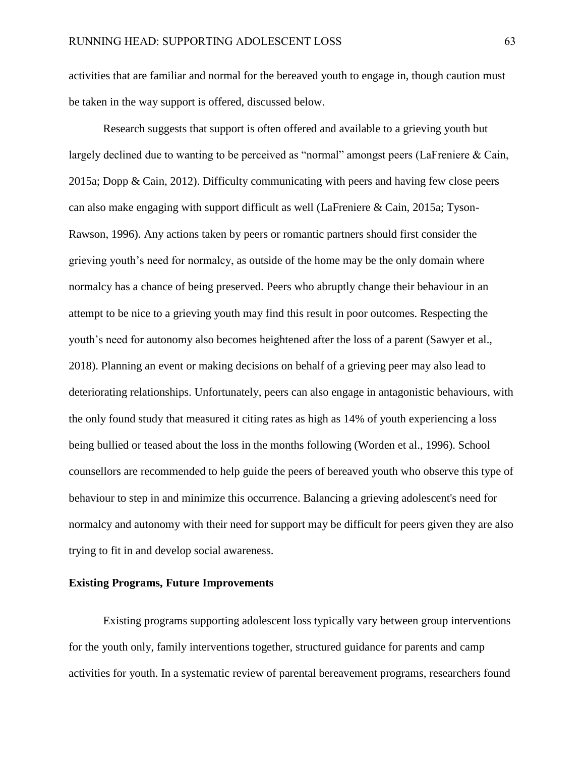activities that are familiar and normal for the bereaved youth to engage in, though caution must be taken in the way support is offered, discussed below.

Research suggests that support is often offered and available to a grieving youth but largely declined due to wanting to be perceived as "normal" amongst peers (LaFreniere & Cain, 2015a; Dopp & Cain, 2012). Difficulty communicating with peers and having few close peers can also make engaging with support difficult as well (LaFreniere & Cain, 2015a; Tyson-Rawson, 1996). Any actions taken by peers or romantic partners should first consider the grieving youth's need for normalcy, as outside of the home may be the only domain where normalcy has a chance of being preserved. Peers who abruptly change their behaviour in an attempt to be nice to a grieving youth may find this result in poor outcomes. Respecting the youth's need for autonomy also becomes heightened after the loss of a parent (Sawyer et al., 2018). Planning an event or making decisions on behalf of a grieving peer may also lead to deteriorating relationships. Unfortunately, peers can also engage in antagonistic behaviours, with the only found study that measured it citing rates as high as 14% of youth experiencing a loss being bullied or teased about the loss in the months following (Worden et al., 1996). School counsellors are recommended to help guide the peers of bereaved youth who observe this type of behaviour to step in and minimize this occurrence. Balancing a grieving adolescent's need for normalcy and autonomy with their need for support may be difficult for peers given they are also trying to fit in and develop social awareness.

**Existing Programs, Future Improvements**

Existing programs supporting adolescent loss typically vary between group interventions for the youth only, family interventions together, structured guidance for parents and camp activities for youth. In a systematic review of parental bereavement programs, researchers found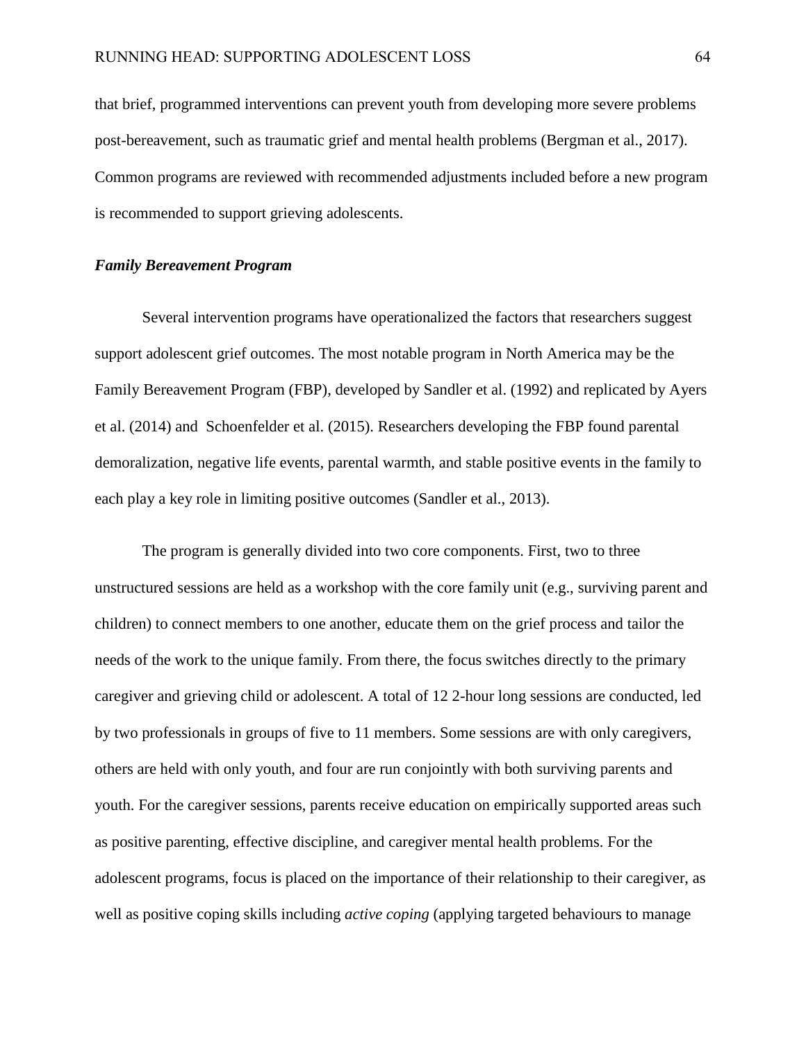that brief, programmed interventions can prevent youth from developing more severe problems post-bereavement, such as traumatic grief and mental health problems (Bergman et al., 2017). Common programs are reviewed with recommended adjustments included before a new program is recommended to support grieving adolescents.

### *Family Bereavement Program*

Several intervention programs have operationalized the factors that researchers suggest support adolescent grief outcomes. The most notable program in North America may be the Family Bereavement Program (FBP), developed by Sandler et al. (1992) and replicated by Ayers et al. (2014) and Schoenfelder et al. (2015). Researchers developing the FBP found parental demoralization, negative life events, parental warmth, and stable positive events in the family to each play a key role in limiting positive outcomes (Sandler et al., 2013).

The program is generally divided into two core components. First, two to three unstructured sessions are held as a workshop with the core family unit (e.g., surviving parent and children) to connect members to one another, educate them on the grief process and tailor the needs of the work to the unique family. From there, the focus switches directly to the primary caregiver and grieving child or adolescent. A total of 12 2-hour long sessions are conducted, led by two professionals in groups of five to 11 members. Some sessions are with only caregivers, others are held with only youth, and four are run conjointly with both surviving parents and youth. For the caregiver sessions, parents receive education on empirically supported areas such as positive parenting, effective discipline, and caregiver mental health problems. For the adolescent programs, focus is placed on the importance of their relationship to their caregiver, as well as positive coping skills including *active coping* (applying targeted behaviours to manage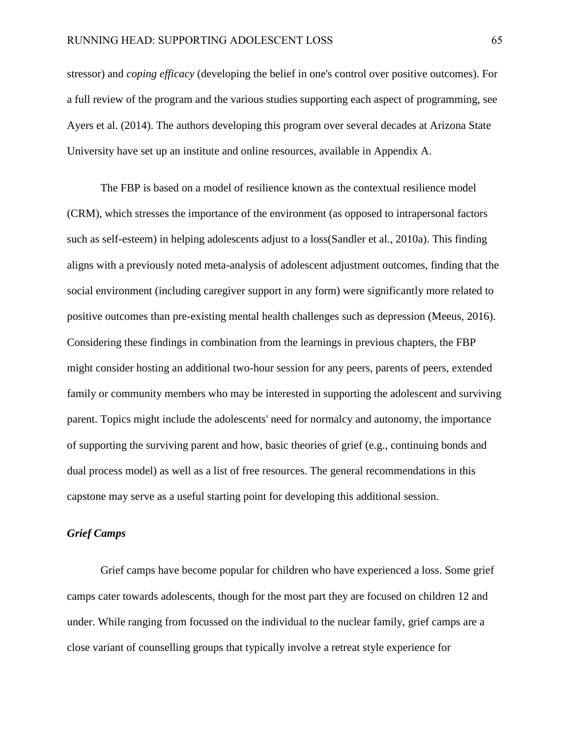stressor) and *coping efficacy* (developing the belief in one's control over positive outcomes). For a full review of the program and the various studies supporting each aspect of programming, see Ayers et al. (2014). The authors developing this program over several decades at Arizona State University have set up an institute and online resources, available in Appendix A.

The FBP is based on a model of resilience known as the contextual resilience model (CRM), which stresses the importance of the environment (as opposed to intrapersonal factors such as self-esteem) in helping adolescents adjust to a loss(Sandler et al., 2010a). This finding aligns with a previously noted meta-analysis of adolescent adjustment outcomes, finding that the social environment (including caregiver support in any form) were significantly more related to positive outcomes than pre-existing mental health challenges such as depression (Meeus, 2016). Considering these findings in combination from the learnings in previous chapters, the FBP might consider hosting an additional two-hour session for any peers, parents of peers, extended family or community members who may be interested in supporting the adolescent and surviving parent. Topics might include the adolescents' need for normalcy and autonomy, the importance of supporting the surviving parent and how, basic theories of grief (e.g., continuing bonds and dual process model) as well as a list of free resources. The general recommendations in this capstone may serve as a useful starting point for developing this additional session.

### *Grief Camps*

Grief camps have become popular for children who have experienced a loss. Some grief camps cater towards adolescents, though for the most part they are focused on children 12 and under. While ranging from focussed on the individual to the nuclear family, grief camps are a close variant of counselling groups that typically involve a retreat style experience for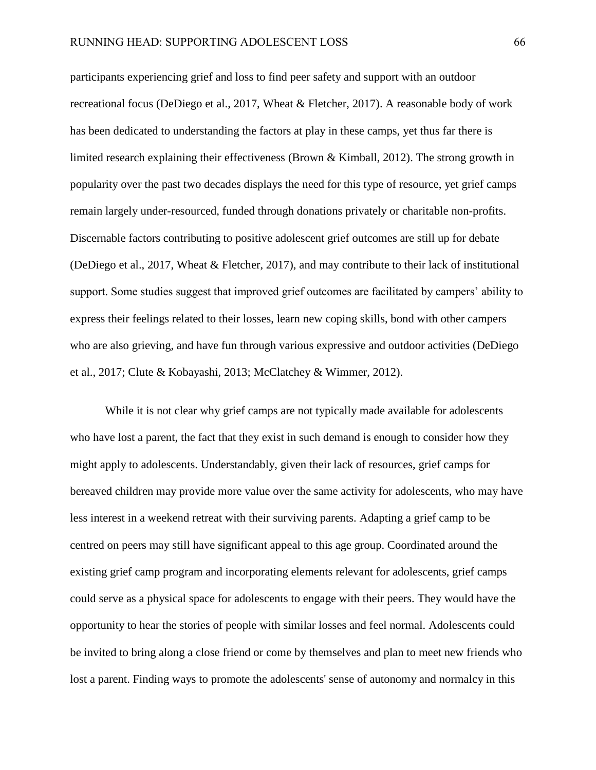participants experiencing grief and loss to find peer safety and support with an outdoor recreational focus (DeDiego et al., 2017, Wheat & Fletcher, 2017). A reasonable body of work has been dedicated to understanding the factors at play in these camps, yet thus far there is limited research explaining their effectiveness (Brown & Kimball, 2012). The strong growth in popularity over the past two decades displays the need for this type of resource, yet grief camps remain largely under-resourced, funded through donations privately or charitable non-profits. Discernable factors contributing to positive adolescent grief outcomes are still up for debate (DeDiego et al., 2017, Wheat & Fletcher, 2017), and may contribute to their lack of institutional support. Some studies suggest that improved grief outcomes are facilitated by campers' ability to express their feelings related to their losses, learn new coping skills, bond with other campers who are also grieving, and have fun through various expressive and outdoor activities (DeDiego et al., 2017; Clute & Kobayashi, 2013; McClatchey & Wimmer, 2012).

While it is not clear why grief camps are not typically made available for adolescents who have lost a parent, the fact that they exist in such demand is enough to consider how they might apply to adolescents. Understandably, given their lack of resources, grief camps for bereaved children may provide more value over the same activity for adolescents, who may have less interest in a weekend retreat with their surviving parents. Adapting a grief camp to be centred on peers may still have significant appeal to this age group. Coordinated around the existing grief camp program and incorporating elements relevant for adolescents, grief camps could serve as a physical space for adolescents to engage with their peers. They would have the opportunity to hear the stories of people with similar losses and feel normal. Adolescents could be invited to bring along a close friend or come by themselves and plan to meet new friends who lost a parent. Finding ways to promote the adolescents' sense of autonomy and normalcy in this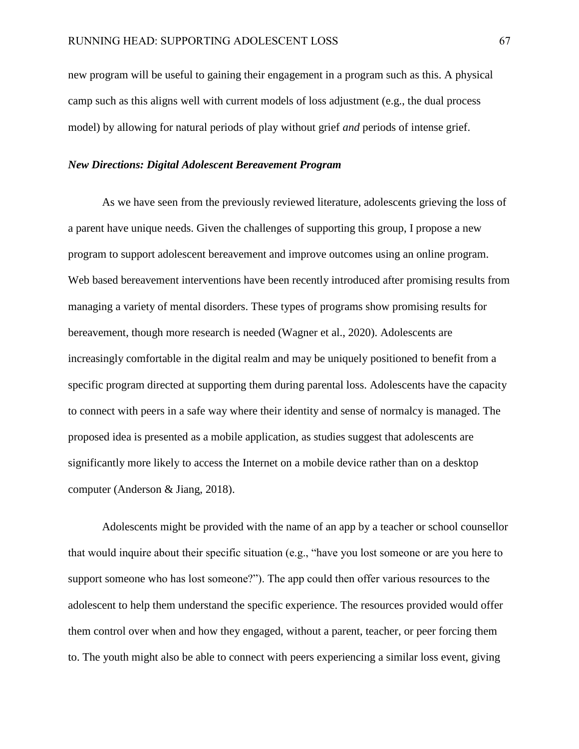new program will be useful to gaining their engagement in a program such as this. A physical camp such as this aligns well with current models of loss adjustment (e.g., the dual process model) by allowing for natural periods of play without grief *and* periods of intense grief.

### ***New Directions: Digital Adolescent Bereavement Program***

As we have seen from the previously reviewed literature, adolescents grieving the loss of a parent have unique needs. Given the challenges of supporting this group, I propose a new program to support adolescent bereavement and improve outcomes using an online program. Web based bereavement interventions have been recently introduced after promising results from managing a variety of mental disorders. These types of programs show promising results for bereavement, though more research is needed (Wagner et al., 2020). Adolescents are increasingly comfortable in the digital realm and may be uniquely positioned to benefit from a specific program directed at supporting them during parental loss. Adolescents have the capacity to connect with peers in a safe way where their identity and sense of normalcy is managed. The proposed idea is presented as a mobile application, as studies suggest that adolescents are significantly more likely to access the Internet on a mobile device rather than on a desktop computer (Anderson & Jiang, 2018).

Adolescents might be provided with the name of an app by a teacher or school counsellor that would inquire about their specific situation (e.g., "have you lost someone or are you here to support someone who has lost someone?"). The app could then offer various resources to the adolescent to help them understand the specific experience. The resources provided would offer them control over when and how they engaged, without a parent, teacher, or peer forcing them to. The youth might also be able to connect with peers experiencing a similar loss event, giving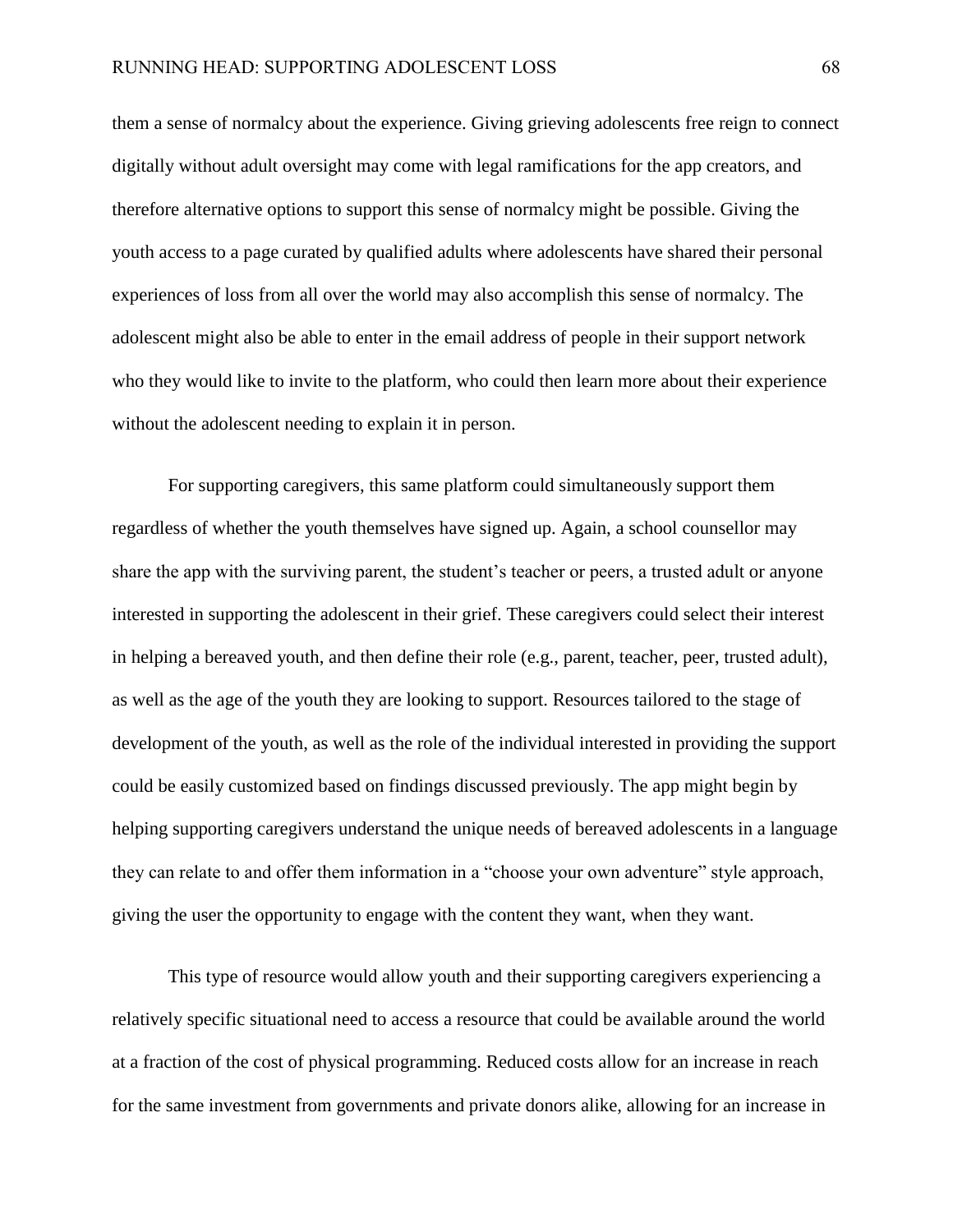them a sense of normalcy about the experience. Giving grieving adolescents free reign to connect digitally without adult oversight may come with legal ramifications for the app creators, and therefore alternative options to support this sense of normalcy might be possible. Giving the youth access to a page curated by qualified adults where adolescents have shared their personal experiences of loss from all over the world may also accomplish this sense of normalcy. The adolescent might also be able to enter in the email address of people in their support network who they would like to invite to the platform, who could then learn more about their experience without the adolescent needing to explain it in person.

For supporting caregivers, this same platform could simultaneously support them regardless of whether the youth themselves have signed up. Again, a school counsellor may share the app with the surviving parent, the student's teacher or peers, a trusted adult or anyone interested in supporting the adolescent in their grief. These caregivers could select their interest in helping a bereaved youth, and then define their role (e.g., parent, teacher, peer, trusted adult), as well as the age of the youth they are looking to support. Resources tailored to the stage of development of the youth, as well as the role of the individual interested in providing the support could be easily customized based on findings discussed previously. The app might begin by helping supporting caregivers understand the unique needs of bereaved adolescents in a language they can relate to and offer them information in a "choose your own adventure" style approach, giving the user the opportunity to engage with the content they want, when they want.

This type of resource would allow youth and their supporting caregivers experiencing a relatively specific situational need to access a resource that could be available around the world at a fraction of the cost of physical programming. Reduced costs allow for an increase in reach for the same investment from governments and private donors alike, allowing for an increase in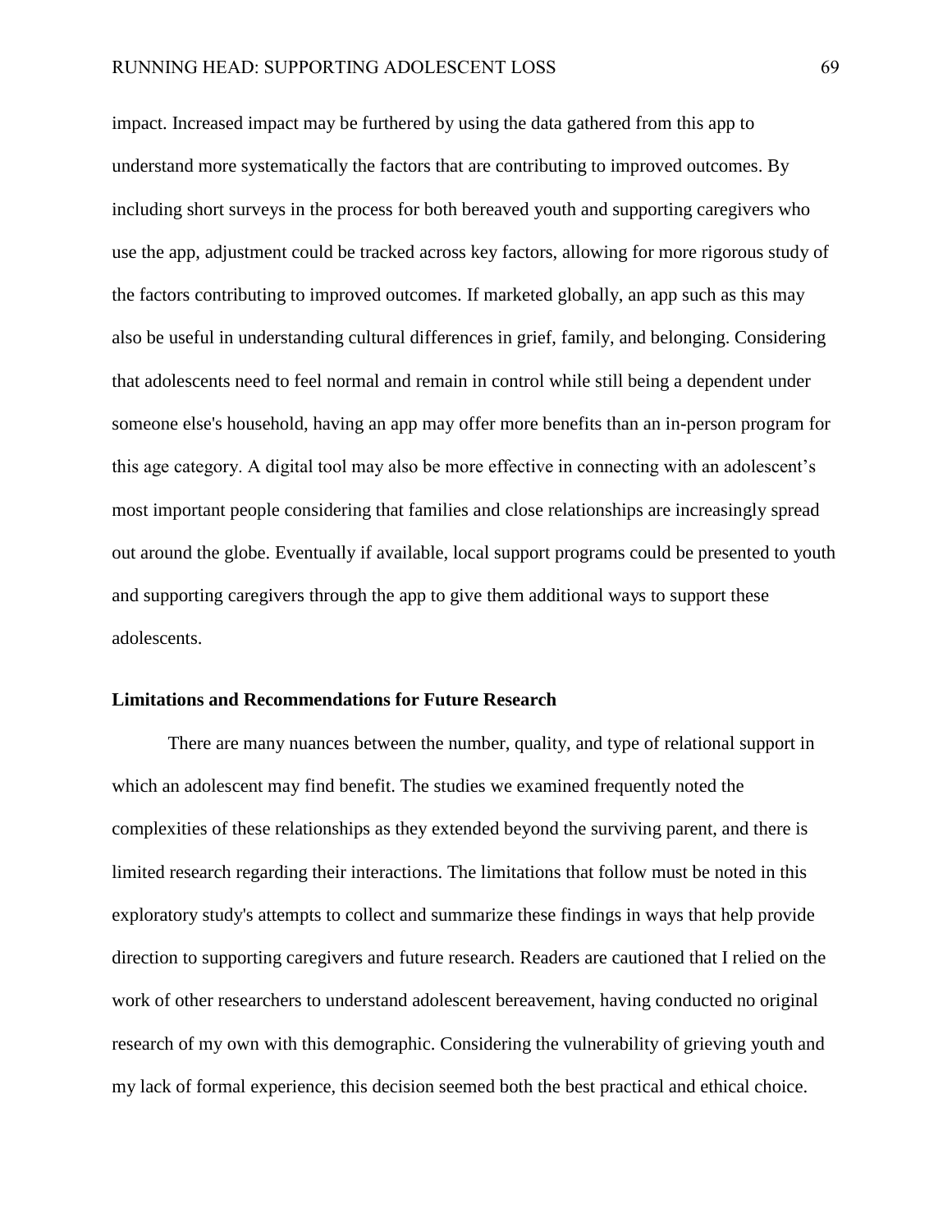impact. Increased impact may be furthered by using the data gathered from this app to understand more systematically the factors that are contributing to improved outcomes. By including short surveys in the process for both bereaved youth and supporting caregivers who use the app, adjustment could be tracked across key factors, allowing for more rigorous study of the factors contributing to improved outcomes. If marketed globally, an app such as this may also be useful in understanding cultural differences in grief, family, and belonging. Considering that adolescents need to feel normal and remain in control while still being a dependent under someone else's household, having an app may offer more benefits than an in-person program for this age category. A digital tool may also be more effective in connecting with an adolescent's most important people considering that families and close relationships are increasingly spread out around the globe. Eventually if available, local support programs could be presented to youth and supporting caregivers through the app to give them additional ways to support these adolescents.

### Limitations and Recommendations for Future Research

There are many nuances between the number, quality, and type of relational support in which an adolescent may find benefit. The studies we examined frequently noted the complexities of these relationships as they extended beyond the surviving parent, and there is limited research regarding their interactions. The limitations that follow must be noted in this exploratory study's attempts to collect and summarize these findings in ways that help provide direction to supporting caregivers and future research. Readers are cautioned that I relied on the work of other researchers to understand adolescent bereavement, having conducted no original research of my own with this demographic. Considering the vulnerability of grieving youth and my lack of formal experience, this decision seemed both the best practical and ethical choice.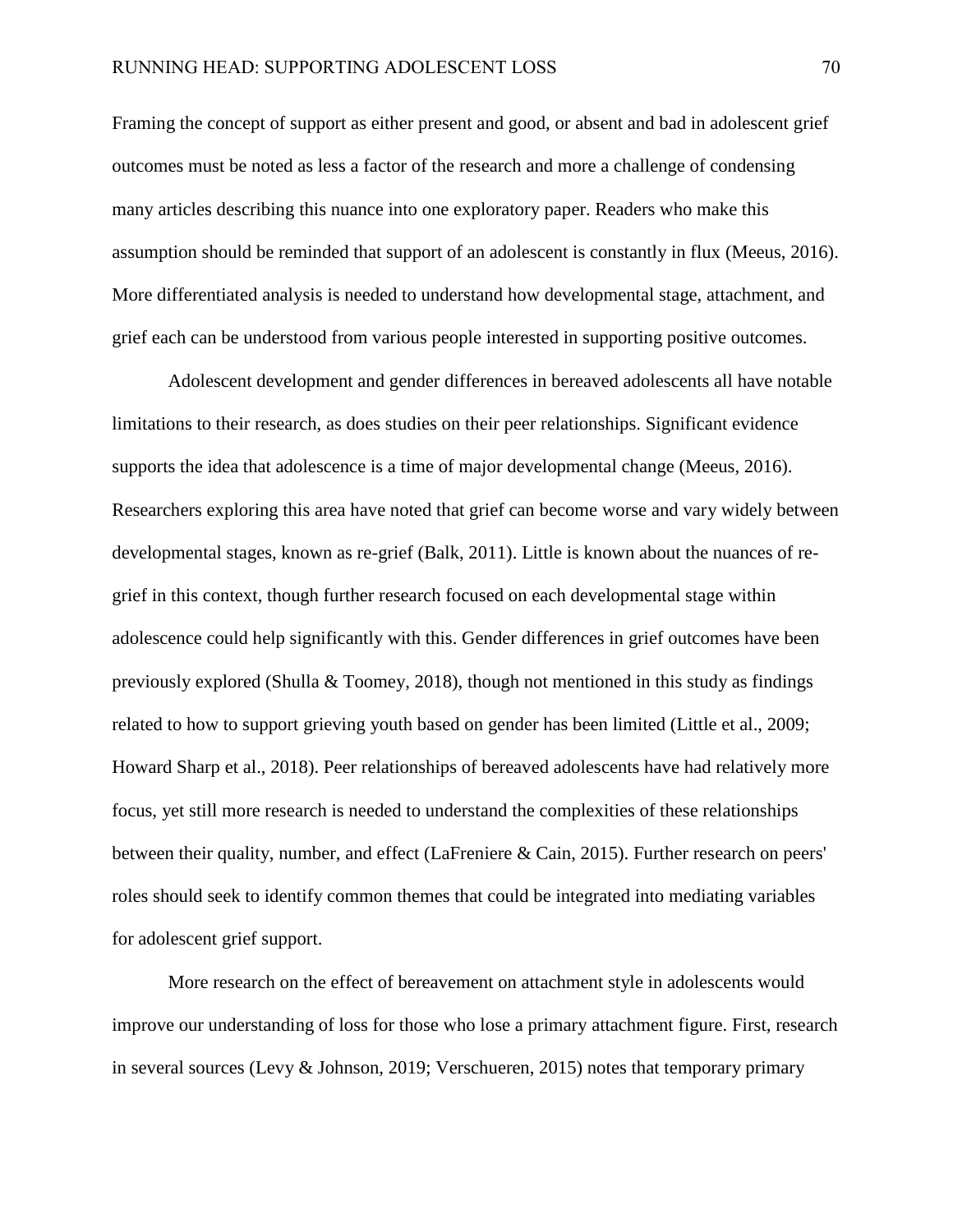Framing the concept of support as either present and good, or absent and bad in adolescent grief outcomes must be noted as less a factor of the research and more a challenge of condensing many articles describing this nuance into one exploratory paper. Readers who make this assumption should be reminded that support of an adolescent is constantly in flux (Meeus, 2016). More differentiated analysis is needed to understand how developmental stage, attachment, and grief each can be understood from various people interested in supporting positive outcomes.

Adolescent development and gender differences in bereaved adolescents all have notable limitations to their research, as does studies on their peer relationships. Significant evidence supports the idea that adolescence is a time of major developmental change (Meeus, 2016). Researchers exploring this area have noted that grief can become worse and vary widely between developmental stages, known as re-grief (Balk, 2011). Little is known about the nuances of re-grief in this context, though further research focused on each developmental stage within adolescence could help significantly with this. Gender differences in grief outcomes have been previously explored (Shulla & Toomey, 2018), though not mentioned in this study as findings related to how to support grieving youth based on gender has been limited (Little et al., 2009; Howard Sharp et al., 2018). Peer relationships of bereaved adolescents have had relatively more focus, yet still more research is needed to understand the complexities of these relationships between their quality, number, and effect (LaFreniere & Cain, 2015). Further research on peers' roles should seek to identify common themes that could be integrated into mediating variables for adolescent grief support.

More research on the effect of bereavement on attachment style in adolescents would improve our understanding of loss for those who lose a primary attachment figure. First, research in several sources (Levy & Johnson, 2019; Verschueren, 2015) notes that temporary primary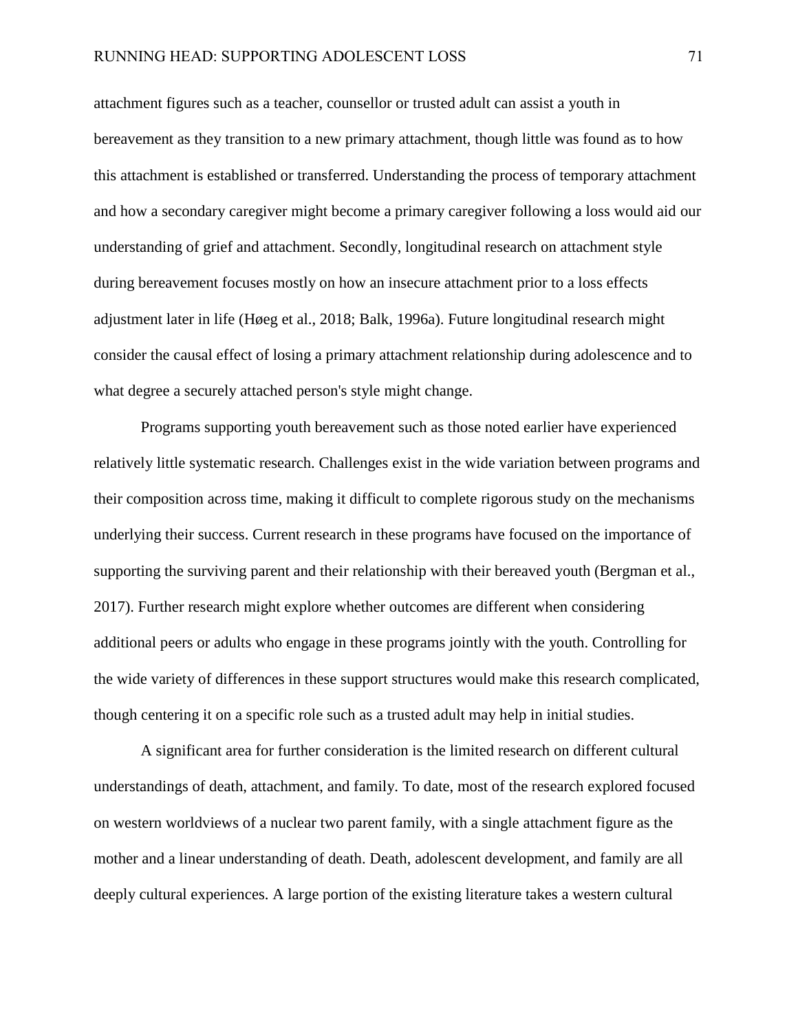attachment figures such as a teacher, counsellor or trusted adult can assist a youth in bereavement as they transition to a new primary attachment, though little was found as to how this attachment is established or transferred. Understanding the process of temporary attachment and how a secondary caregiver might become a primary caregiver following a loss would aid our understanding of grief and attachment. Secondly, longitudinal research on attachment style during bereavement focuses mostly on how an insecure attachment prior to a loss effects adjustment later in life (Høeg et al., 2018; Balk, 1996a). Future longitudinal research might consider the causal effect of losing a primary attachment relationship during adolescence and to what degree a securely attached person's style might change.

Programs supporting youth bereavement such as those noted earlier have experienced relatively little systematic research. Challenges exist in the wide variation between programs and their composition across time, making it difficult to complete rigorous study on the mechanisms underlying their success. Current research in these programs have focused on the importance of supporting the surviving parent and their relationship with their bereaved youth (Bergman et al., 2017). Further research might explore whether outcomes are different when considering additional peers or adults who engage in these programs jointly with the youth. Controlling for the wide variety of differences in these support structures would make this research complicated, though centering it on a specific role such as a trusted adult may help in initial studies.

A significant area for further consideration is the limited research on different cultural understandings of death, attachment, and family. To date, most of the research explored focused on western worldviews of a nuclear two parent family, with a single attachment figure as the mother and a linear understanding of death. Death, adolescent development, and family are all deeply cultural experiences. A large portion of the existing literature takes a western cultural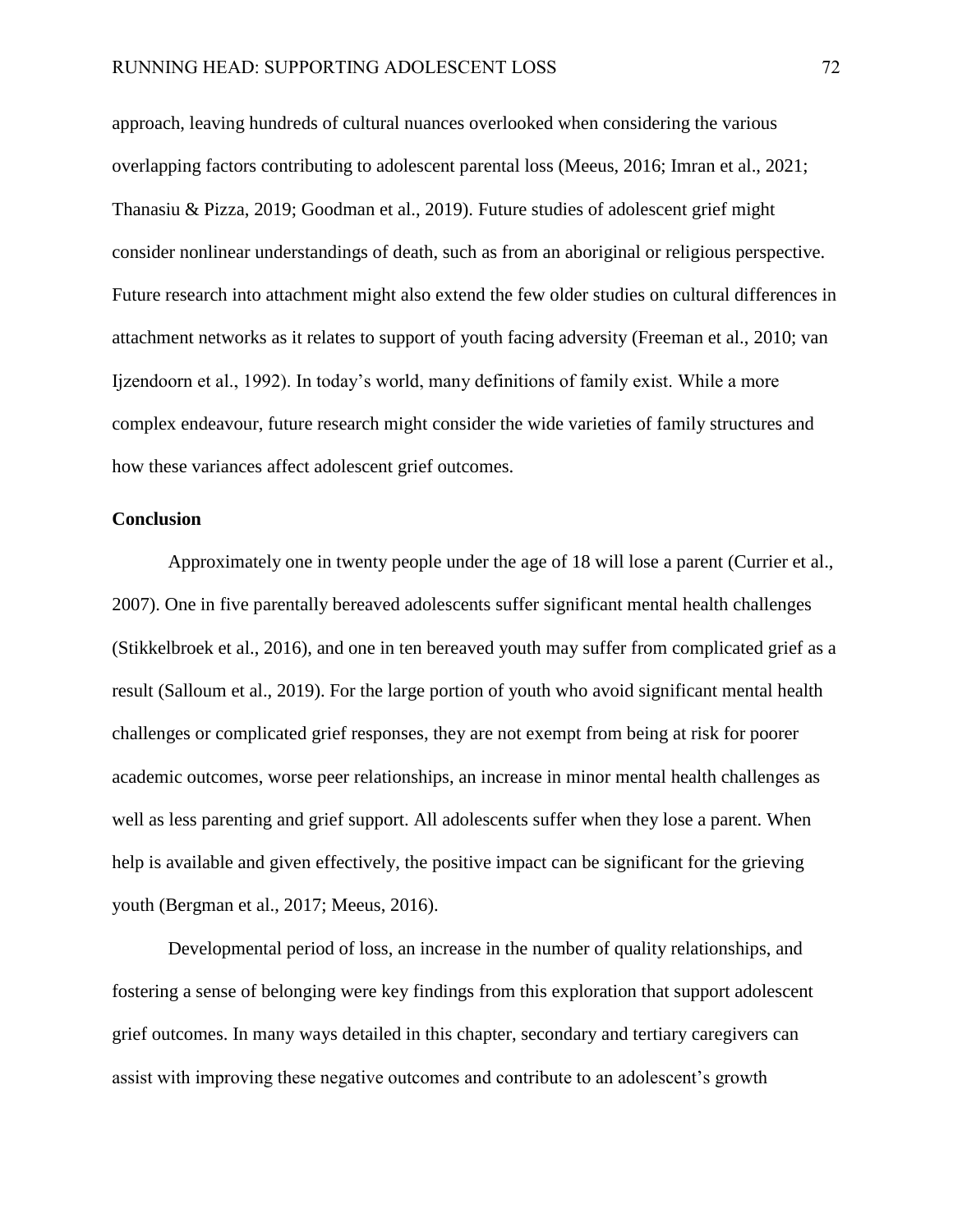approach, leaving hundreds of cultural nuances overlooked when considering the various overlapping factors contributing to adolescent parental loss (Meeus, 2016; Imran et al., 2021; Thanasiu & Pizza, 2019; Goodman et al., 2019). Future studies of adolescent grief might consider nonlinear understandings of death, such as from an aboriginal or religious perspective. Future research into attachment might also extend the few older studies on cultural differences in attachment networks as it relates to support of youth facing adversity (Freeman et al., 2010; van Ijzendoorn et al., 1992). In today's world, many definitions of family exist. While a more complex endeavour, future research might consider the wide varieties of family structures and how these variances affect adolescent grief outcomes.

## Conclusion

Approximately one in twenty people under the age of 18 will lose a parent (Currier et al., 2007). One in five parentally bereaved adolescents suffer significant mental health challenges (Stikkelbroek et al., 2016), and one in ten bereaved youth may suffer from complicated grief as a result (Salloum et al., 2019). For the large portion of youth who avoid significant mental health challenges or complicated grief responses, they are not exempt from being at risk for poorer academic outcomes, worse peer relationships, an increase in minor mental health challenges as well as less parenting and grief support. All adolescents suffer when they lose a parent. When help is available and given effectively, the positive impact can be significant for the grieving youth (Bergman et al., 2017; Meeus, 2016).

Developmental period of loss, an increase in the number of quality relationships, and fostering a sense of belonging were key findings from this exploration that support adolescent grief outcomes. In many ways detailed in this chapter, secondary and tertiary caregivers can assist with improving these negative outcomes and contribute to an adolescent's growth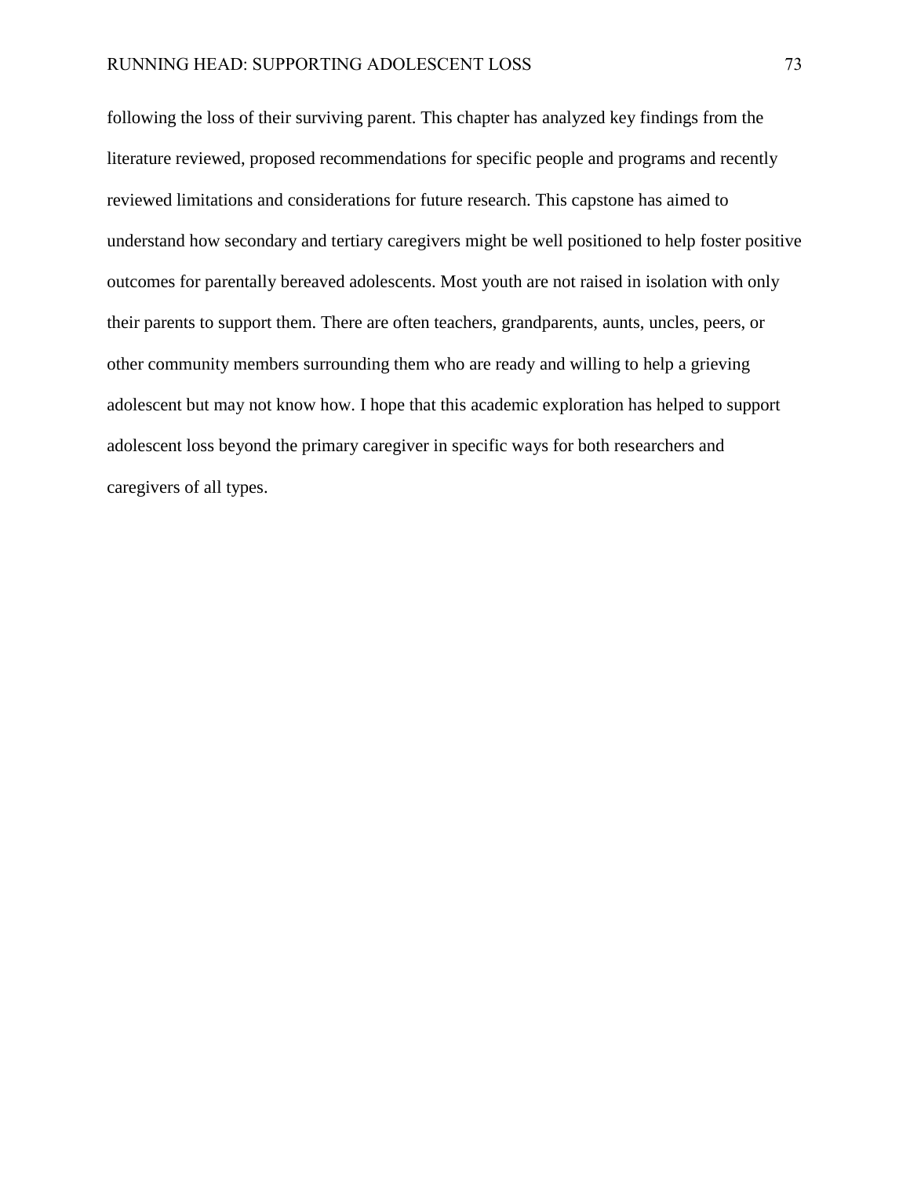following the loss of their surviving parent. This chapter has analyzed key findings from the literature reviewed, proposed recommendations for specific people and programs and recently reviewed limitations and considerations for future research. This capstone has aimed to understand how secondary and tertiary caregivers might be well positioned to help foster positive outcomes for parentally bereaved adolescents. Most youth are not raised in isolation with only their parents to support them. There are often teachers, grandparents, aunts, uncles, peers, or other community members surrounding them who are ready and willing to help a grieving adolescent but may not know how. I hope that this academic exploration has helped to support adolescent loss beyond the primary caregiver in specific ways for both researchers and caregivers of all types.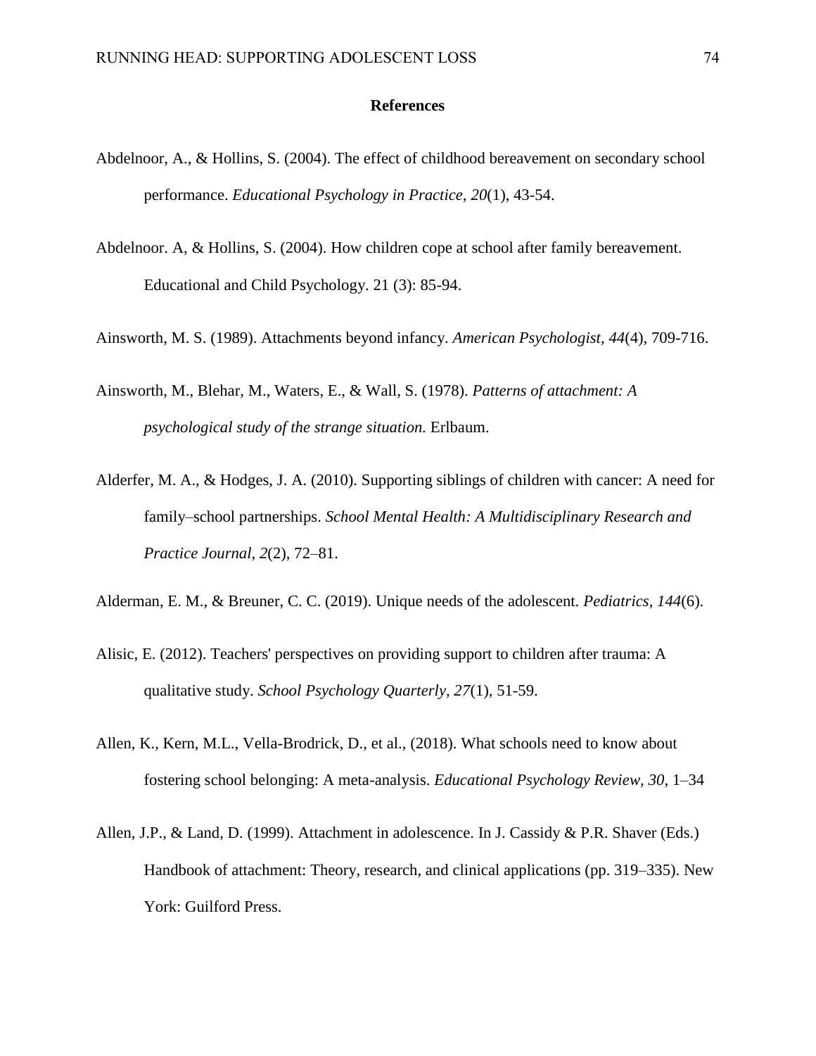# References

Abdelnoor, A., & Hollins, S. (2004). The effect of childhood bereavement on secondary school performance. *Educational Psychology in Practice, 20*(1), 43-54.

Abdelnoor. A, & Hollins, S. (2004). How children cope at school after family bereavement. Educational and Child Psychology. 21 (3): 85-94.

Ainsworth, M. S. (1989). Attachments beyond infancy. *American Psychologist*, *44*(4), 709-716.

Ainsworth, M., Blehar, M., Waters, E., & Wall, S. (1978). *Patterns of attachment: A psychological study of the strange situation.* Erlbaum.

Alderfer, M. A., & Hodges, J. A. (2010). Supporting siblings of children with cancer: A need for family–school partnerships. *School Mental Health: A Multidisciplinary Research and Practice Journal, 2*(2), 72–81.

Alderman, E. M., & Breuner, C. C. (2019). Unique needs of the adolescent. *Pediatrics*, *144*(6).

Alisic, E. (2012). Teachers' perspectives on providing support to children after trauma: A qualitative study. *School Psychology Quarterly, 27*(1), 51-59.

Allen, K., Kern, M.L., Vella-Brodrick, D., et al., (2018). What schools need to know about fostering school belonging: A meta-analysis. *Educational Psychology Review, 30*, 1–34

Allen, J.P., & Land, D. (1999). Attachment in adolescence. In J. Cassidy & P.R. Shaver (Eds.) Handbook of attachment: Theory, research, and clinical applications (pp. 319–335). New York: Guilford Press.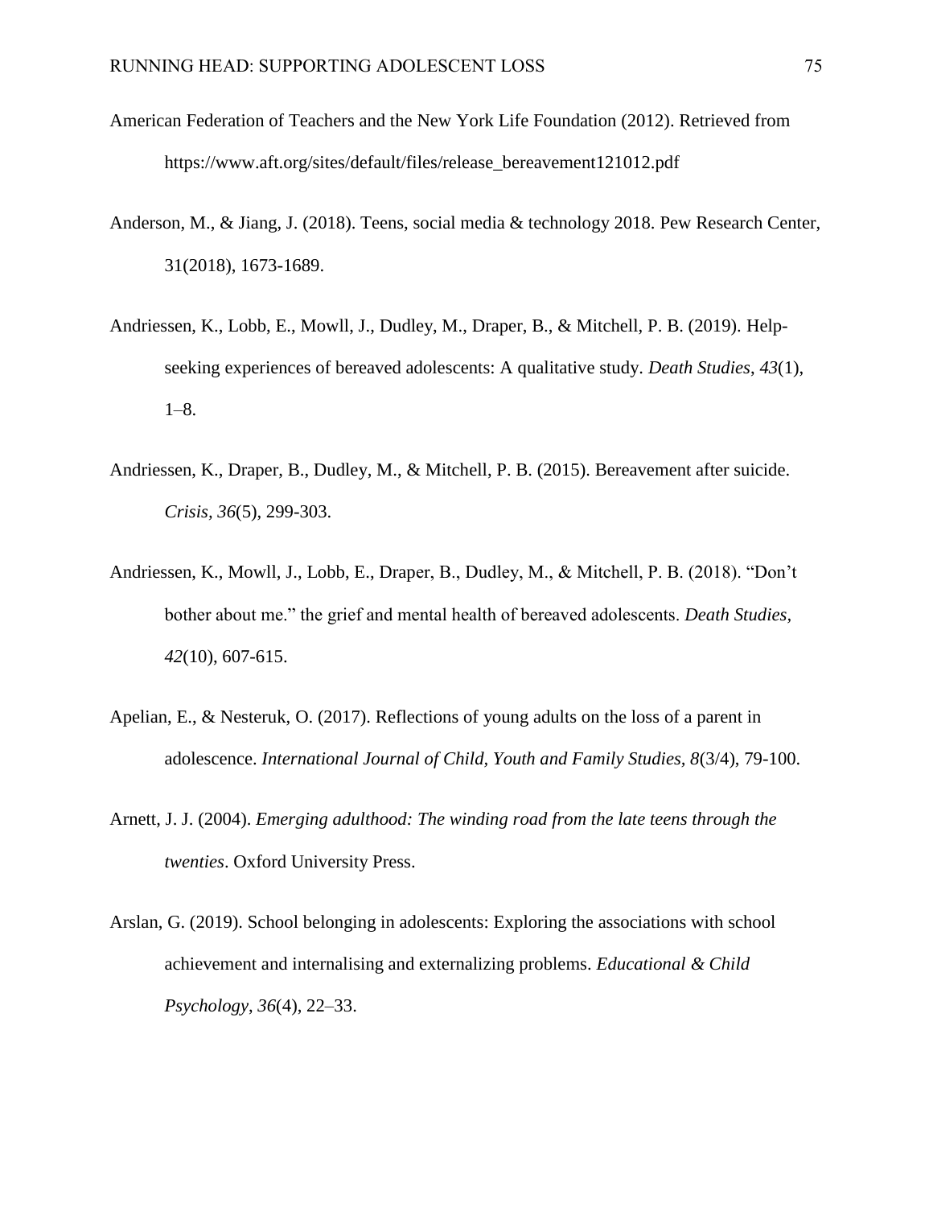American Federation of Teachers and the New York Life Foundation (2012). Retrieved from https://www.aft.org/sites/default/files/release_bereavement121012.pdf

Anderson, M., & Jiang, J. (2018). Teens, social media & technology 2018. Pew Research Center, 31(2018), 1673-1689.

Andriessen, K., Lobb, E., Mowll, J., Dudley, M., Draper, B., & Mitchell, P. B. (2019). Help-seeking experiences of bereaved adolescents: A qualitative study. *Death Studies*, *43*(1), 1–8.

Andriessen, K., Draper, B., Dudley, M., & Mitchell, P. B. (2015). Bereavement after suicide. *Crisis*, *36*(5), 299-303.

Andriessen, K., Mowll, J., Lobb, E., Draper, B., Dudley, M., & Mitchell, P. B. (2018). "Don't bother about me." the grief and mental health of bereaved adolescents. *Death Studies*, *42*(10), 607-615.

Apelian, E., & Nesteruk, O. (2017). Reflections of young adults on the loss of a parent in adolescence. *International Journal of Child, Youth and Family Studies*, *8*(3/4), 79-100.

Arnett, J. J. (2004). *Emerging adulthood: The winding road from the late teens through the twenties*. Oxford University Press.

Arslan, G. (2019). School belonging in adolescents: Exploring the associations with school achievement and internalising and externalizing problems. *Educational & Child Psychology*, *36*(4), 22–33.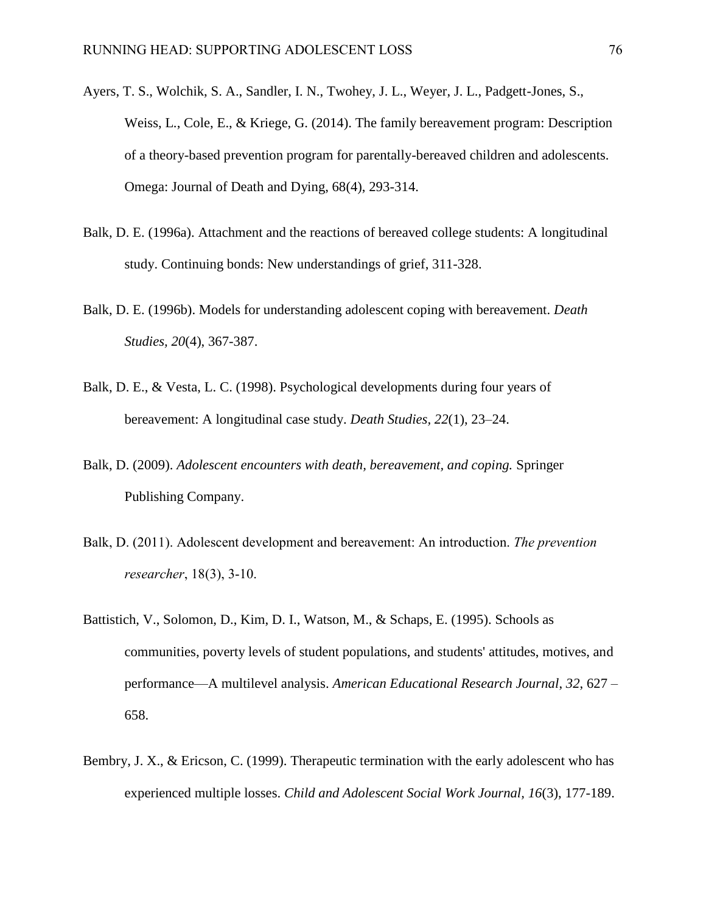Ayers, T. S., Wolchik, S. A., Sandler, I. N., Twohey, J. L., Weyer, J. L., Padgett-Jones, S., Weiss, L., Cole, E., & Kriege, G. (2014). The family bereavement program: Description of a theory-based prevention program for parentally-bereaved children and adolescents. Omega: Journal of Death and Dying, 68(4), 293-314.

Balk, D. E. (1996a). Attachment and the reactions of bereaved college students: A longitudinal study. Continuing bonds: New understandings of grief, 311-328.

Balk, D. E. (1996b). Models for understanding adolescent coping with bereavement. *Death Studies*, *20*(4), 367-387.

Balk, D. E., & Vesta, L. C. (1998). Psychological developments during four years of bereavement: A longitudinal case study. *Death Studies*, *22*(1), 23–24.

Balk, D. (2009). *Adolescent encounters with death, bereavement, and coping.* Springer Publishing Company.

Balk, D. (2011). Adolescent development and bereavement: An introduction. *The prevention researcher*, 18(3), 3-10.

Battistich, V., Solomon, D., Kim, D. I., Watson, M., & Schaps, E. (1995). Schools as communities, poverty levels of student populations, and students' attitudes, motives, and performance—A multilevel analysis. *American Educational Research Journal*, *32*, 627 – 658.

Bembry, J. X., & Ericson, C. (1999). Therapeutic termination with the early adolescent who has experienced multiple losses. *Child and Adolescent Social Work Journal*, *16*(3), 177-189.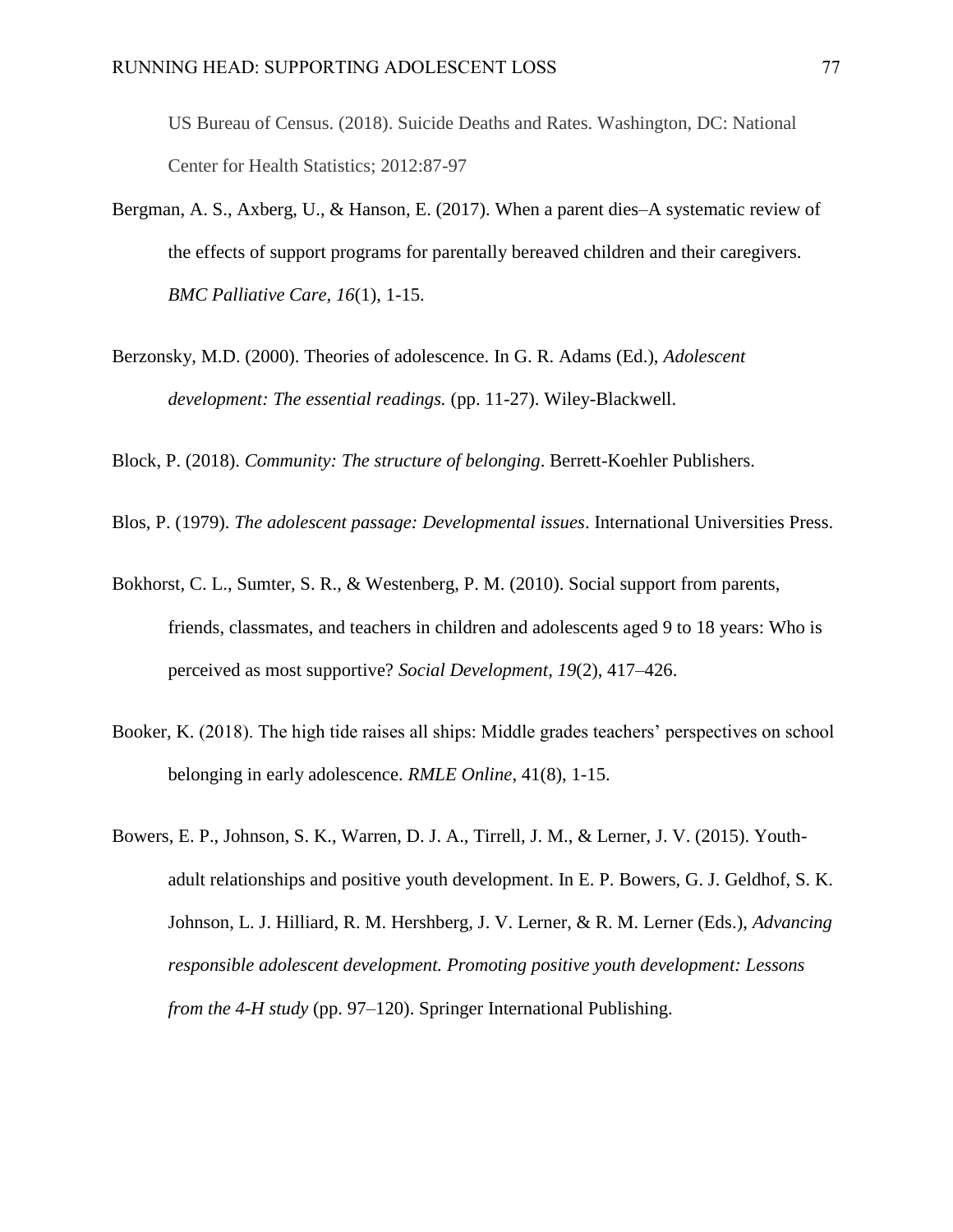US Bureau of Census. (2018). Suicide Deaths and Rates. Washington, DC: National Center for Health Statistics; 2012:87-97

Bergman, A. S., Axberg, U., & Hanson, E. (2017). When a parent dies–A systematic review of the effects of support programs for parentally bereaved children and their caregivers. *BMC Palliative Care*, *16*(1), 1-15.

Berzonsky, M.D. (2000). Theories of adolescence. In G. R. Adams (Ed.), *Adolescent development: The essential readings.* (pp. 11-27). Wiley-Blackwell.

Block, P. (2018). *Community: The structure of belonging*. Berrett-Koehler Publishers.

Blos, P. (1979). *The adolescent passage: Developmental issues*. International Universities Press.

Bokhorst, C. L., Sumter, S. R., & Westenberg, P. M. (2010). Social support from parents, friends, classmates, and teachers in children and adolescents aged 9 to 18 years: Who is perceived as most supportive? *Social Development, 19*(2), 417–426.

Booker, K. (2018). The high tide raises all ships: Middle grades teachers' perspectives on school belonging in early adolescence. *RMLE Online*, 41(8), 1-15.

Bowers, E. P., Johnson, S. K., Warren, D. J. A., Tirrell, J. M., & Lerner, J. V. (2015). Youth-adult relationships and positive youth development. In E. P. Bowers, G. J. Geldhof, S. K. Johnson, L. J. Hilliard, R. M. Hershberg, J. V. Lerner, & R. M. Lerner (Eds.), *Advancing responsible adolescent development. Promoting positive youth development: Lessons from the 4-H study* (pp. 97–120). Springer International Publishing.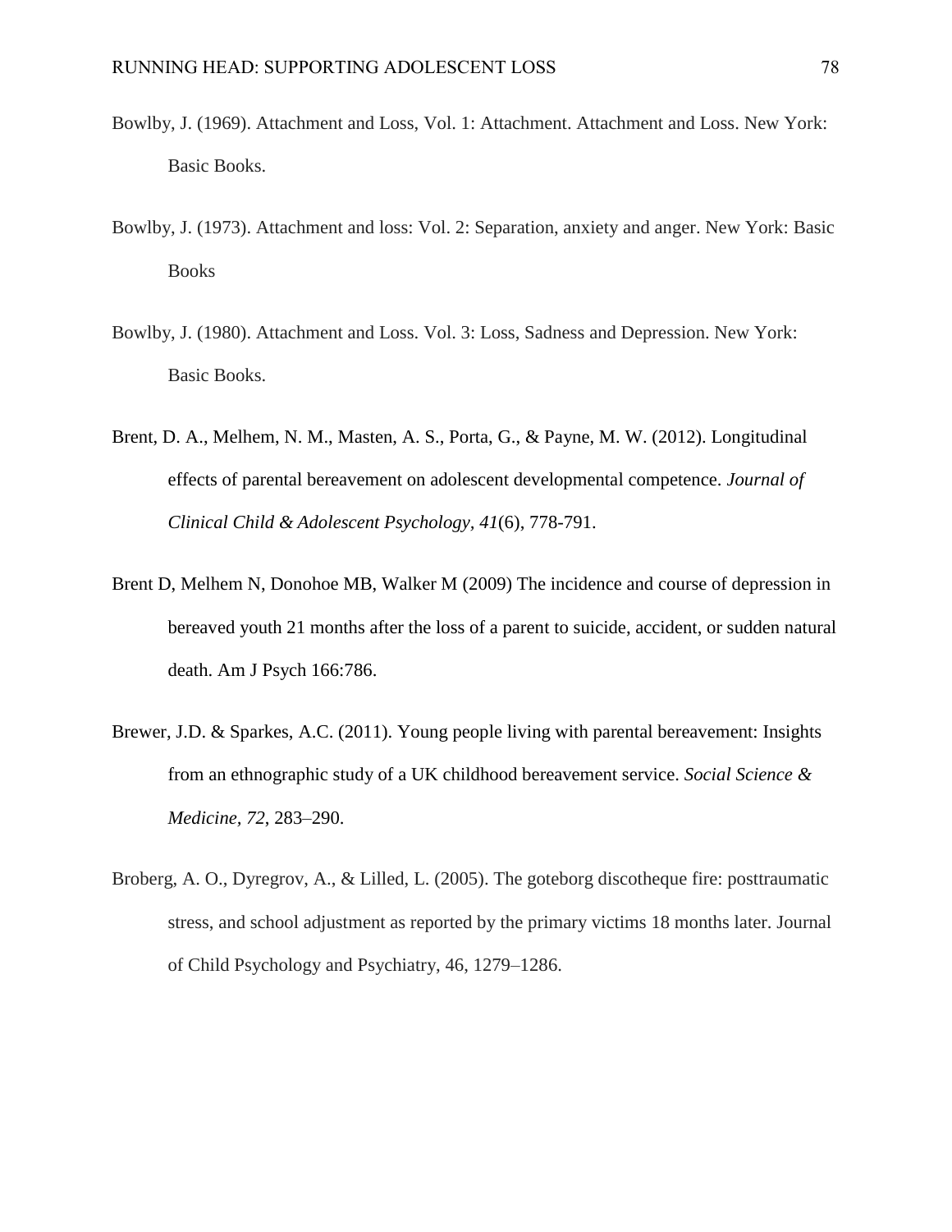Bowlby, J. (1969). Attachment and Loss, Vol. 1: Attachment. Attachment and Loss. New York: Basic Books.

Bowlby, J. (1973). Attachment and loss: Vol. 2: Separation, anxiety and anger. New York: Basic Books

Bowlby, J. (1980). Attachment and Loss. Vol. 3: Loss, Sadness and Depression. New York: Basic Books.

Brent, D. A., Melhem, N. M., Masten, A. S., Porta, G., & Payne, M. W. (2012). Longitudinal effects of parental bereavement on adolescent developmental competence. *Journal of Clinical Child & Adolescent Psychology*, *41*(6), 778-791.

Brent D, Melhem N, Donohoe MB, Walker M (2009) The incidence and course of depression in bereaved youth 21 months after the loss of a parent to suicide, accident, or sudden natural death. Am J Psych 166:786.

Brewer, J.D. & Sparkes, A.C. (2011). Young people living with parental bereavement: Insights from an ethnographic study of a UK childhood bereavement service. *Social Science & Medicine, 72*, 283–290.

Broberg, A. O., Dyregrov, A., & Lilled, L. (2005). The goteborg discotheque fire: posttraumatic stress, and school adjustment as reported by the primary victims 18 months later. Journal of Child Psychology and Psychiatry, 46, 1279–1286.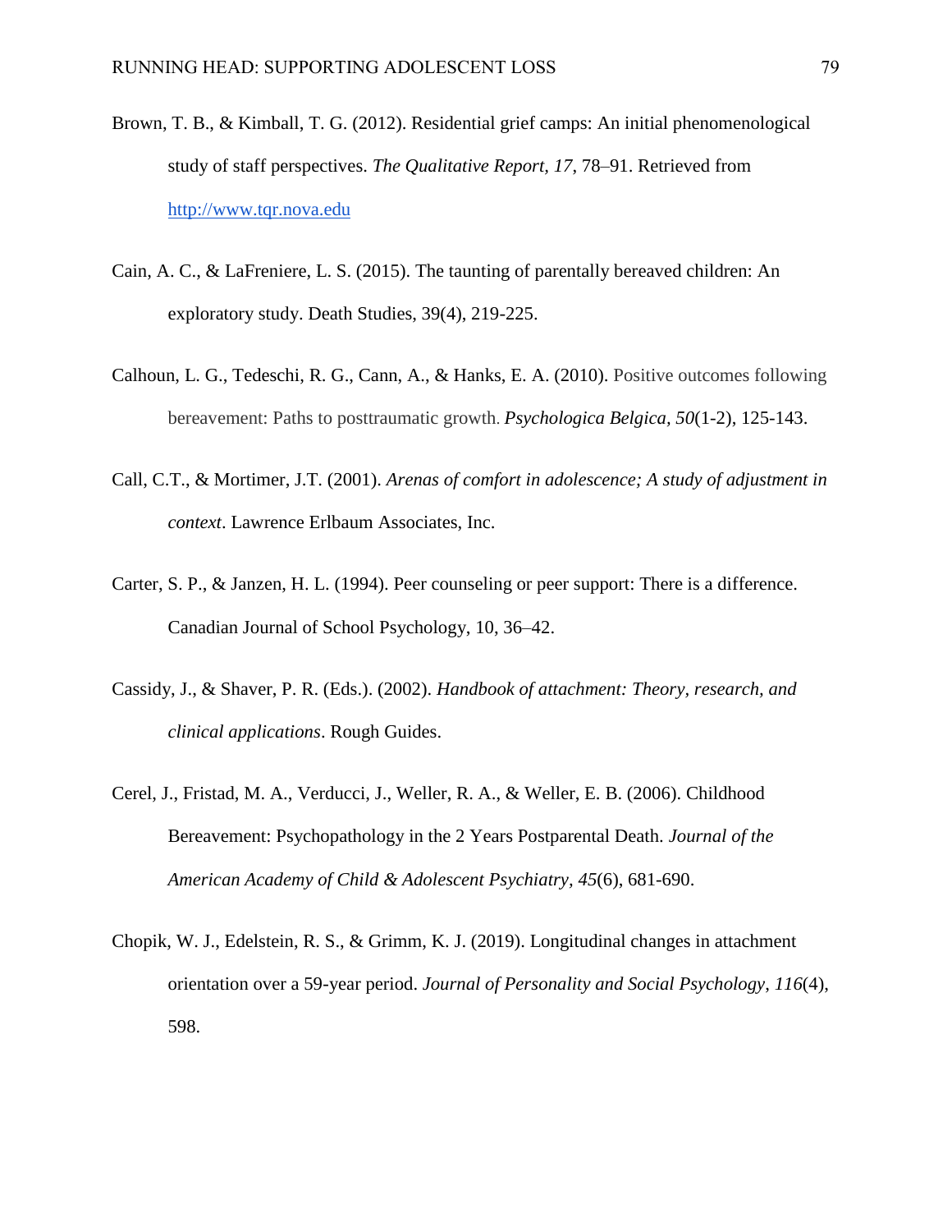Brown, T. B., & Kimball, T. G. (2012). Residential grief camps: An initial phenomenological study of staff perspectives. *The Qualitative Report*, *17*, 78–91. Retrieved from http://www.tqr.nova.edu

Cain, A. C., & LaFreniere, L. S. (2015). The taunting of parentally bereaved children: An exploratory study. Death Studies, 39(4), 219-225.

Calhoun, L. G., Tedeschi, R. G., Cann, A., & Hanks, E. A. (2010). Positive outcomes following bereavement: Paths to posttraumatic growth. *Psychologica Belgica*, *50*(1-2), 125-143.

Call, C.T., & Mortimer, J.T. (2001). *Arenas of comfort in adolescence; A study of adjustment in context*. Lawrence Erlbaum Associates, Inc.

Carter, S. P., & Janzen, H. L. (1994). Peer counseling or peer support: There is a difference. Canadian Journal of School Psychology, 10, 36–42.

Cassidy, J., & Shaver, P. R. (Eds.). (2002). *Handbook of attachment: Theory, research, and clinical applications*. Rough Guides.

Cerel, J., Fristad, M. A., Verducci, J., Weller, R. A., & Weller, E. B. (2006). Childhood Bereavement: Psychopathology in the 2 Years Postparental Death. *Journal of the American Academy of Child & Adolescent Psychiatry*, *45*(6), 681-690.

Chopik, W. J., Edelstein, R. S., & Grimm, K. J. (2019). Longitudinal changes in attachment orientation over a 59-year period. *Journal of Personality and Social Psychology*, *116*(4), 598.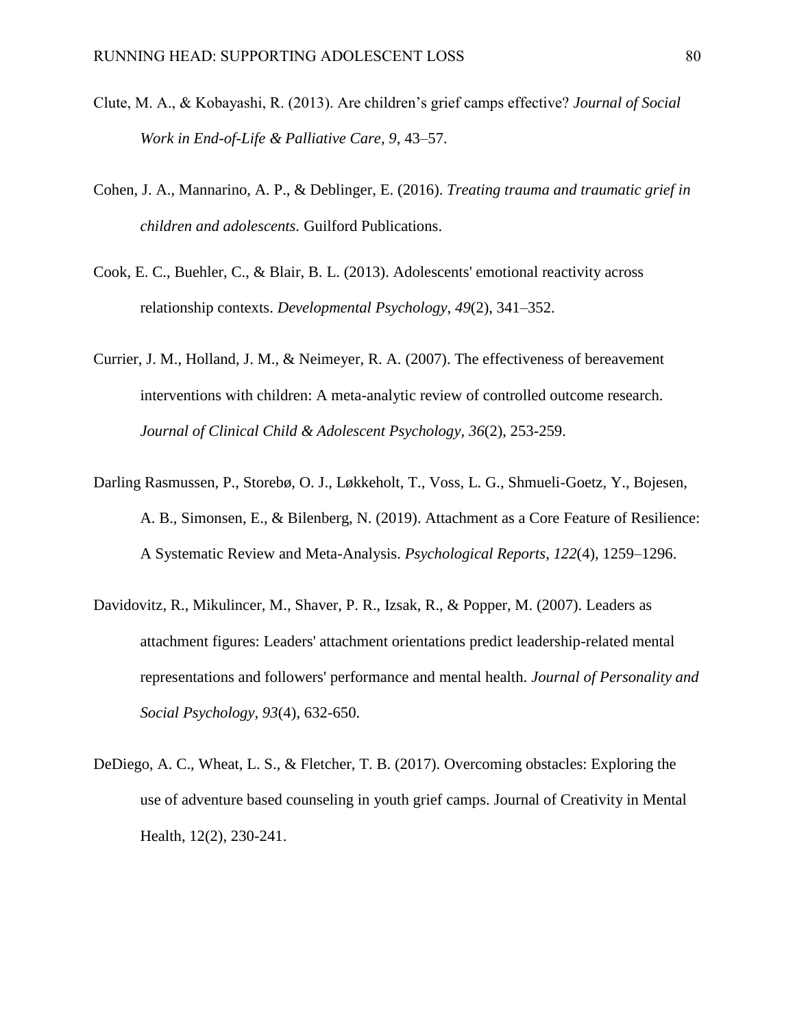Clute, M. A., & Kobayashi, R. (2013). Are children's grief camps effective? *Journal of Social Work in End-of-Life & Palliative Care, 9*, 43–57.

Cohen, J. A., Mannarino, A. P., & Deblinger, E. (2016). *Treating trauma and traumatic grief in children and adolescents.* Guilford Publications.

Cook, E. C., Buehler, C., & Blair, B. L. (2013). Adolescents' emotional reactivity across relationship contexts. *Developmental Psychology*, *49*(2), 341–352.

Currier, J. M., Holland, J. M., & Neimeyer, R. A. (2007). The effectiveness of bereavement interventions with children: A meta-analytic review of controlled outcome research. *Journal of Clinical Child & Adolescent Psychology, 36*(2), 253-259.

Darling Rasmussen, P., Storebø, O. J., Løkkeholt, T., Voss, L. G., Shmueli-Goetz, Y., Bojesen, A. B., Simonsen, E., & Bilenberg, N. (2019). Attachment as a Core Feature of Resilience: A Systematic Review and Meta-Analysis. *Psychological Reports*, *122*(4), 1259–1296.

Davidovitz, R., Mikulincer, M., Shaver, P. R., Izsak, R., & Popper, M. (2007). Leaders as attachment figures: Leaders' attachment orientations predict leadership-related mental representations and followers' performance and mental health. *Journal of Personality and Social Psychology, 93*(4), 632-650.

DeDiego, A. C., Wheat, L. S., & Fletcher, T. B. (2017). Overcoming obstacles: Exploring the use of adventure based counseling in youth grief camps. Journal of Creativity in Mental Health, 12(2), 230-241.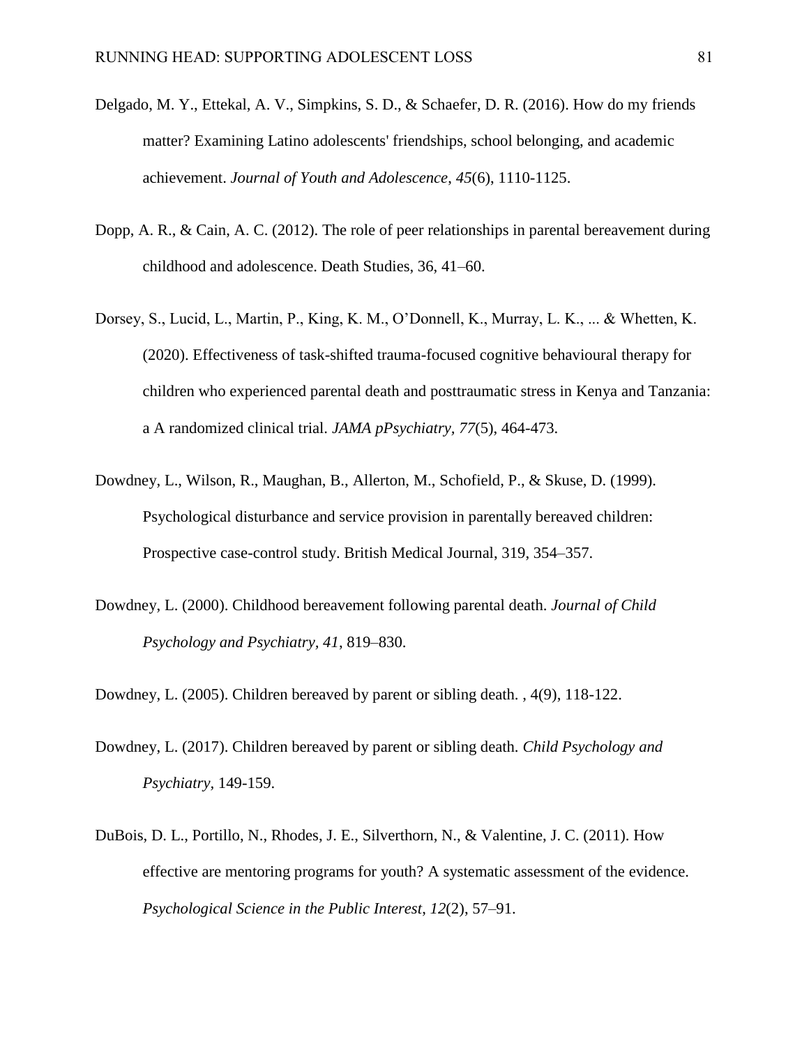Delgado, M. Y., Ettekal, A. V., Simpkins, S. D., & Schaefer, D. R. (2016). How do my friends matter? Examining Latino adolescents' friendships, school belonging, and academic achievement. *Journal of Youth and Adolescence*, *45*(6), 1110-1125.

Dopp, A. R., & Cain, A. C. (2012). The role of peer relationships in parental bereavement during childhood and adolescence. Death Studies, 36, 41–60.

Dorsey, S., Lucid, L., Martin, P., King, K. M., O'Donnell, K., Murray, L. K., ... & Whetten, K. (2020). Effectiveness of task-shifted trauma-focused cognitive behavioural therapy for children who experienced parental death and posttraumatic stress in Kenya and Tanzania: a A randomized clinical trial. *JAMA pPsychiatry*, *77*(5), 464-473.

Dowdney, L., Wilson, R., Maughan, B., Allerton, M., Schofield, P., & Skuse, D. (1999). Psychological disturbance and service provision in parentally bereaved children: Prospective case-control study. British Medical Journal, 319, 354–357.

Dowdney, L. (2000). Childhood bereavement following parental death. *Journal of Child Psychology and Psychiatry, 41*, 819–830.

Dowdney, L. (2005). Children bereaved by parent or sibling death. , 4(9), 118-122.

Dowdney, L. (2017). Children bereaved by parent or sibling death. *Child Psychology and Psychiatry*, 149-159.

DuBois, D. L., Portillo, N., Rhodes, J. E., Silverthorn, N., & Valentine, J. C. (2011). How effective are mentoring programs for youth? A systematic assessment of the evidence. *Psychological Science in the Public Interest*, *12*(2), 57–91.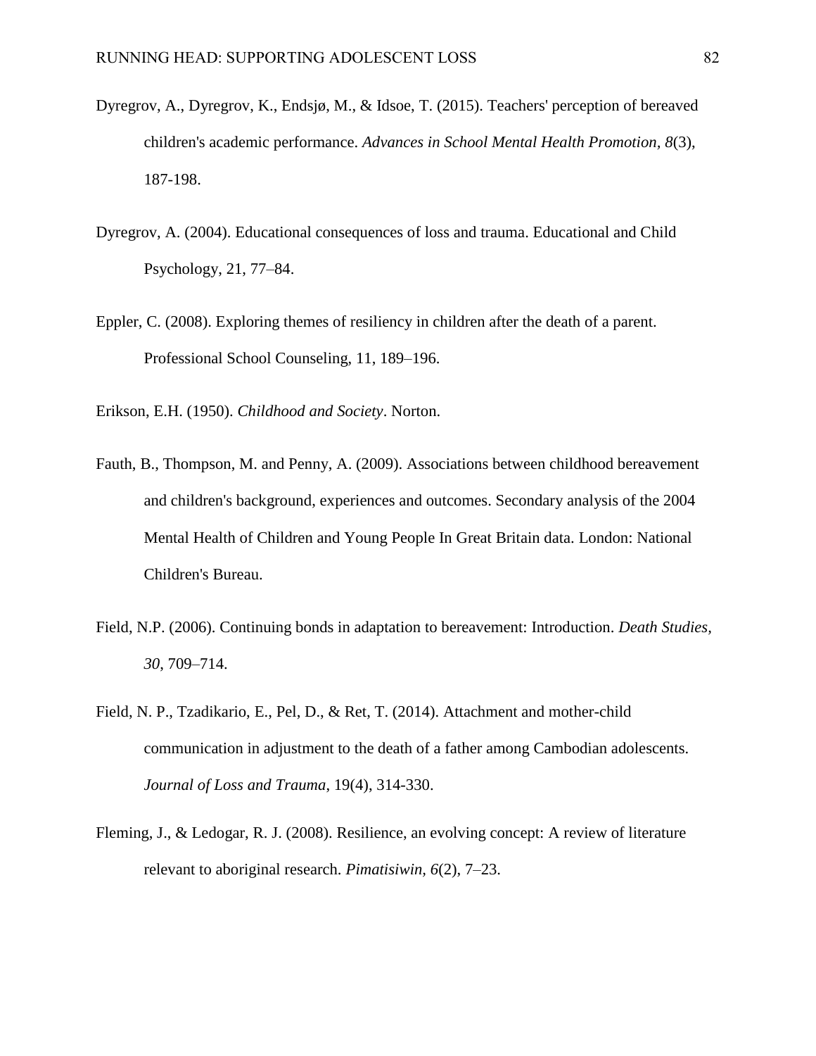Dyregrov, A., Dyregrov, K., Endsjø, M., & Idsoe, T. (2015). Teachers' perception of bereaved children's academic performance. *Advances in School Mental Health Promotion*, *8*(3), 187-198.

Dyregrov, A. (2004). Educational consequences of loss and trauma. Educational and Child Psychology, 21, 77–84.

Eppler, C. (2008). Exploring themes of resiliency in children after the death of a parent. Professional School Counseling, 11, 189–196.

Erikson, E.H. (1950). *Childhood and Society*. Norton.

Fauth, B., Thompson, M. and Penny, A. (2009). Associations between childhood bereavement and children's background, experiences and outcomes. Secondary analysis of the 2004 Mental Health of Children and Young People In Great Britain data. London: National Children's Bureau.

Field, N.P. (2006). Continuing bonds in adaptation to bereavement: Introduction. *Death Studies*, *30*, 709–714.

Field, N. P., Tzadikario, E., Pel, D., & Ret, T. (2014). Attachment and mother-child communication in adjustment to the death of a father among Cambodian adolescents. *Journal of Loss and Trauma*, 19(4), 314-330.

Fleming, J., & Ledogar, R. J. (2008). Resilience, an evolving concept: A review of literature relevant to aboriginal research. *Pimatisiwin, 6*(2), 7–23.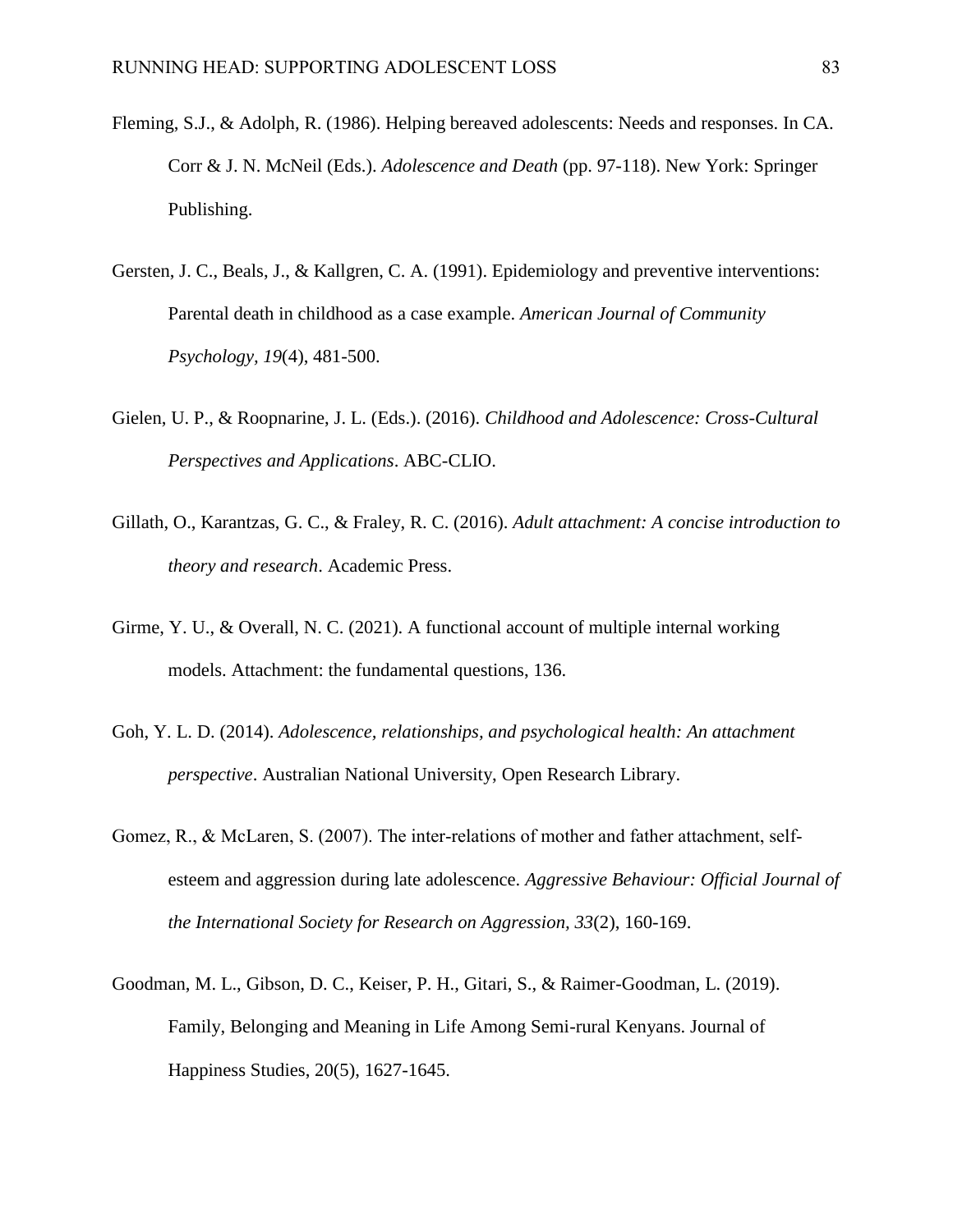Fleming, S.J., & Adolph, R. (1986). Helping bereaved adolescents: Needs and responses. In CA. Corr & J. N. McNeil (Eds.). *Adolescence and Death* (pp. 97-118). New York: Springer Publishing.

Gersten, J. C., Beals, J., & Kallgren, C. A. (1991). Epidemiology and preventive interventions: Parental death in childhood as a case example. *American Journal of Community Psychology, 19*(4), 481-500.

Gielen, U. P., & Roopnarine, J. L. (Eds.). (2016). *Childhood and Adolescence: Cross-Cultural Perspectives and Applications*. ABC-CLIO.

Gillath, O., Karantzas, G. C., & Fraley, R. C. (2016). *Adult attachment: A concise introduction to theory and research*. Academic Press.

Girme, Y. U., & Overall, N. C. (2021). A functional account of multiple internal working models. Attachment: the fundamental questions, 136.

Goh, Y. L. D. (2014). *Adolescence, relationships, and psychological health: An attachment perspective*. Australian National University, Open Research Library.

Gomez, R., & McLaren, S. (2007). The inter-relations of mother and father attachment, self-esteem and aggression during late adolescence. *Aggressive Behaviour: Official Journal of the International Society for Research on Aggression, 33*(2), 160-169.

Goodman, M. L., Gibson, D. C., Keiser, P. H., Gitari, S., & Raimer-Goodman, L. (2019). Family, Belonging and Meaning in Life Among Semi-rural Kenyans. Journal of Happiness Studies, 20(5), 1627-1645.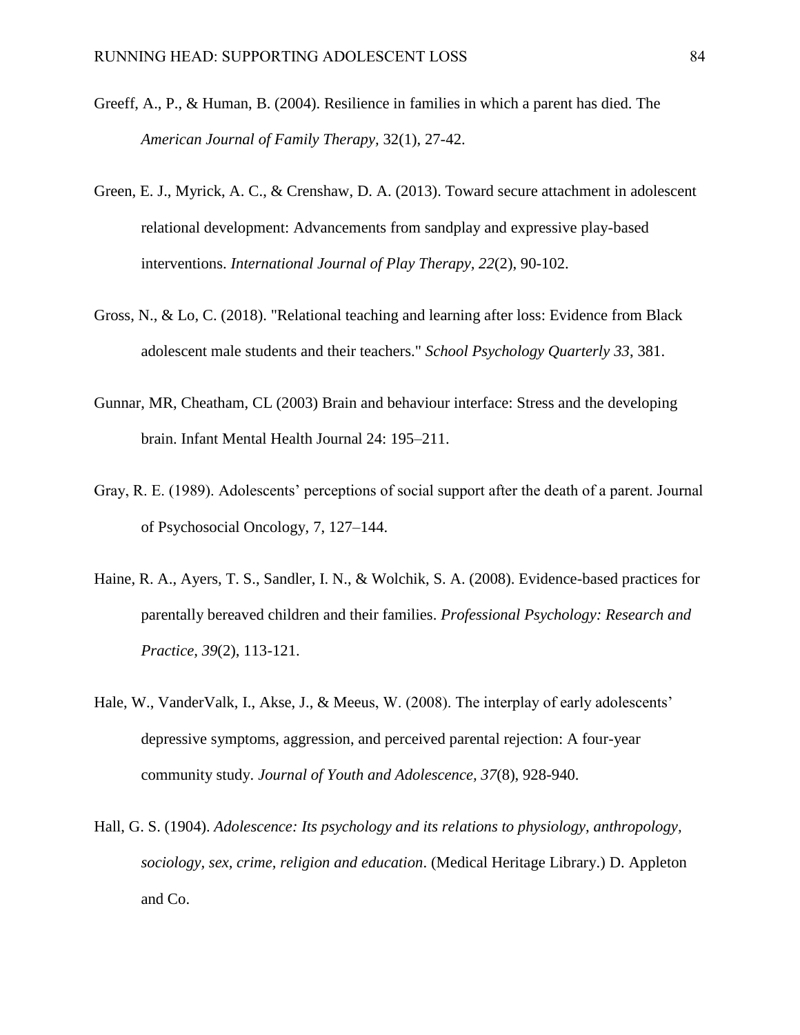Greeff, A., P., & Human, B. (2004). Resilience in families in which a parent has died. The *American Journal of Family Therapy*, 32(1), 27-42.

Green, E. J., Myrick, A. C., & Crenshaw, D. A. (2013). Toward secure attachment in adolescent relational development: Advancements from sandplay and expressive play-based interventions. *International Journal of Play Therapy*, *22*(2), 90-102.

Gross, N., & Lo, C. (2018). "Relational teaching and learning after loss: Evidence from Black adolescent male students and their teachers." *School Psychology Quarterly 33*, 381.

Gunnar, MR, Cheatham, CL (2003) Brain and behaviour interface: Stress and the developing brain. Infant Mental Health Journal 24: 195–211.

Gray, R. E. (1989). Adolescents' perceptions of social support after the death of a parent. Journal of Psychosocial Oncology, 7, 127–144.

Haine, R. A., Ayers, T. S., Sandler, I. N., & Wolchik, S. A. (2008). Evidence-based practices for parentally bereaved children and their families. *Professional Psychology: Research and Practice*, *39*(2), 113-121.

Hale, W., VanderValk, I., Akse, J., & Meeus, W. (2008). The interplay of early adolescents' depressive symptoms, aggression, and perceived parental rejection: A four-year community study. *Journal of Youth and Adolescence*, *37*(8), 928-940.

Hall, G. S. (1904). *Adolescence: Its psychology and its relations to physiology, anthropology, sociology, sex, crime, religion and education*. (Medical Heritage Library.) D. Appleton and Co.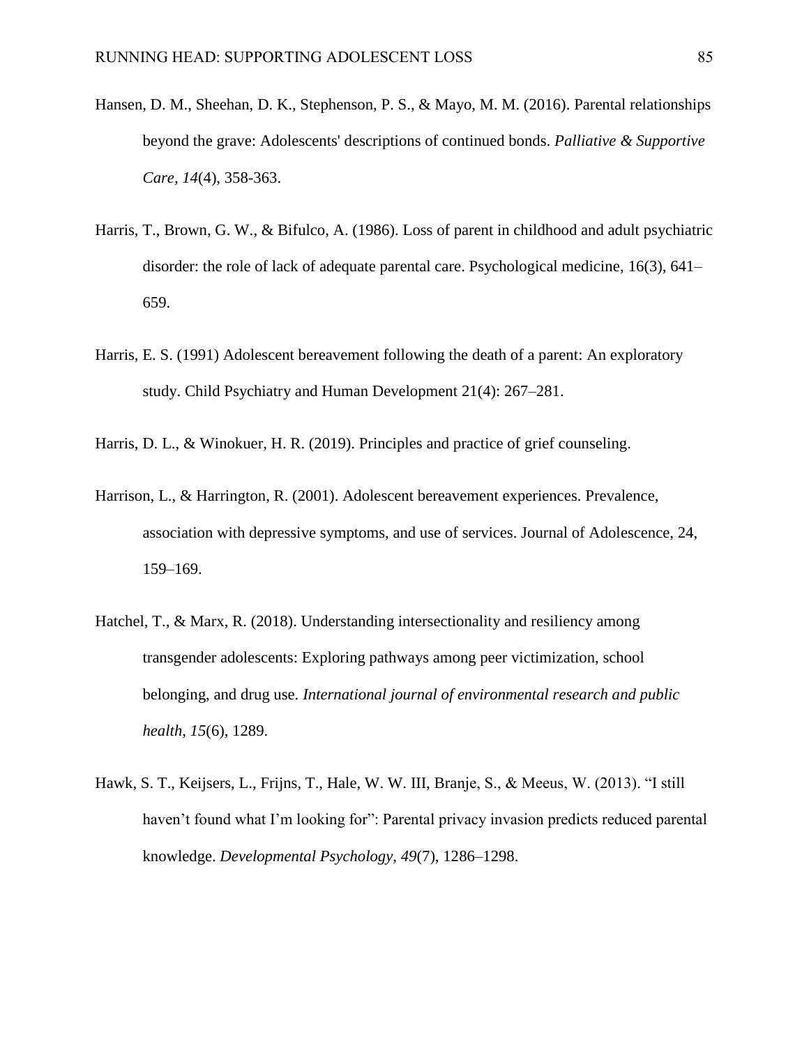Hansen, D. M., Sheehan, D. K., Stephenson, P. S., & Mayo, M. M. (2016). Parental relationships beyond the grave: Adolescents' descriptions of continued bonds. *Palliative & Supportive Care, 14*(4), 358-363.

Harris, T., Brown, G. W., & Bifulco, A. (1986). Loss of parent in childhood and adult psychiatric disorder: the role of lack of adequate parental care. Psychological medicine, 16(3), 641–659.

Harris, E. S. (1991) Adolescent bereavement following the death of a parent: An exploratory study. Child Psychiatry and Human Development 21(4): 267–281.

Harris, D. L., & Winokuer, H. R. (2019). Principles and practice of grief counseling.

Harrison, L., & Harrington, R. (2001). Adolescent bereavement experiences. Prevalence, association with depressive symptoms, and use of services. Journal of Adolescence, 24, 159–169.

Hatchel, T., & Marx, R. (2018). Understanding intersectionality and resiliency among transgender adolescents: Exploring pathways among peer victimization, school belonging, and drug use. *International journal of environmental research and public health, 15*(6), 1289.

Hawk, S. T., Keijsers, L., Frijns, T., Hale, W. W. III, Branje, S., & Meeus, W. (2013). "I still haven't found what I'm looking for": Parental privacy invasion predicts reduced parental knowledge. *Developmental Psychology, 49*(7), 1286–1298.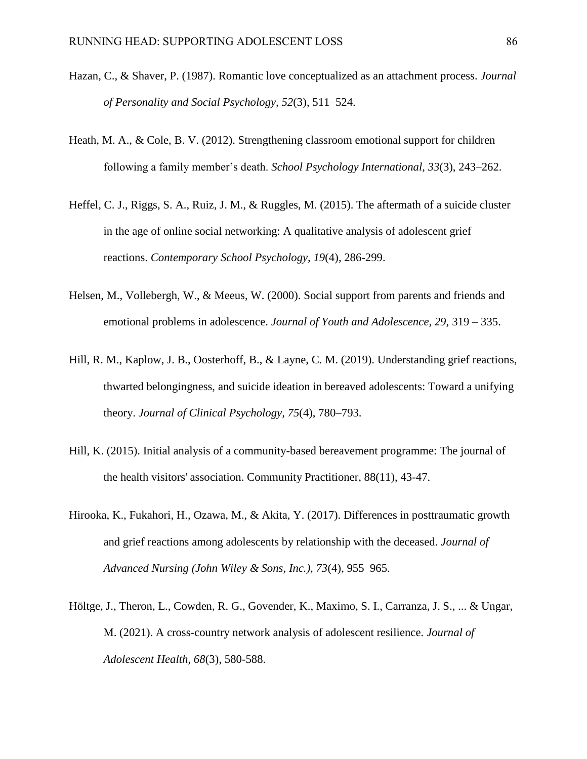Hazan, C., & Shaver, P. (1987). Romantic love conceptualized as an attachment process. *Journal of Personality and Social Psychology, 52*(3), 511–524.

Heath, M. A., & Cole, B. V. (2012). Strengthening classroom emotional support for children following a family member's death. *School Psychology International, 33*(3), 243–262.

Heffel, C. J., Riggs, S. A., Ruiz, J. M., & Ruggles, M. (2015). The aftermath of a suicide cluster in the age of online social networking: A qualitative analysis of adolescent grief reactions. *Contemporary School Psychology, 19*(4), 286-299.

Helsen, M., Vollebergh, W., & Meeus, W. (2000). Social support from parents and friends and emotional problems in adolescence. *Journal of Youth and Adolescence, 29*, 319 – 335.

Hill, R. M., Kaplow, J. B., Oosterhoff, B., & Layne, C. M. (2019). Understanding grief reactions, thwarted belongingness, and suicide ideation in bereaved adolescents: Toward a unifying theory. *Journal of Clinical Psychology, 75*(4), 780–793.

Hill, K. (2015). Initial analysis of a community-based bereavement programme: The journal of the health visitors' association. Community Practitioner, 88(11), 43-47.

Hirooka, K., Fukahori, H., Ozawa, M., & Akita, Y. (2017). Differences in posttraumatic growth and grief reactions among adolescents by relationship with the deceased. *Journal of Advanced Nursing (John Wiley & Sons, Inc.), 73*(4), 955–965.

Höltge, J., Theron, L., Cowden, R. G., Govender, K., Maximo, S. I., Carranza, J. S., ... & Ungar, M. (2021). A cross-country network analysis of adolescent resilience. *Journal of Adolescent Health, 68*(3), 580-588.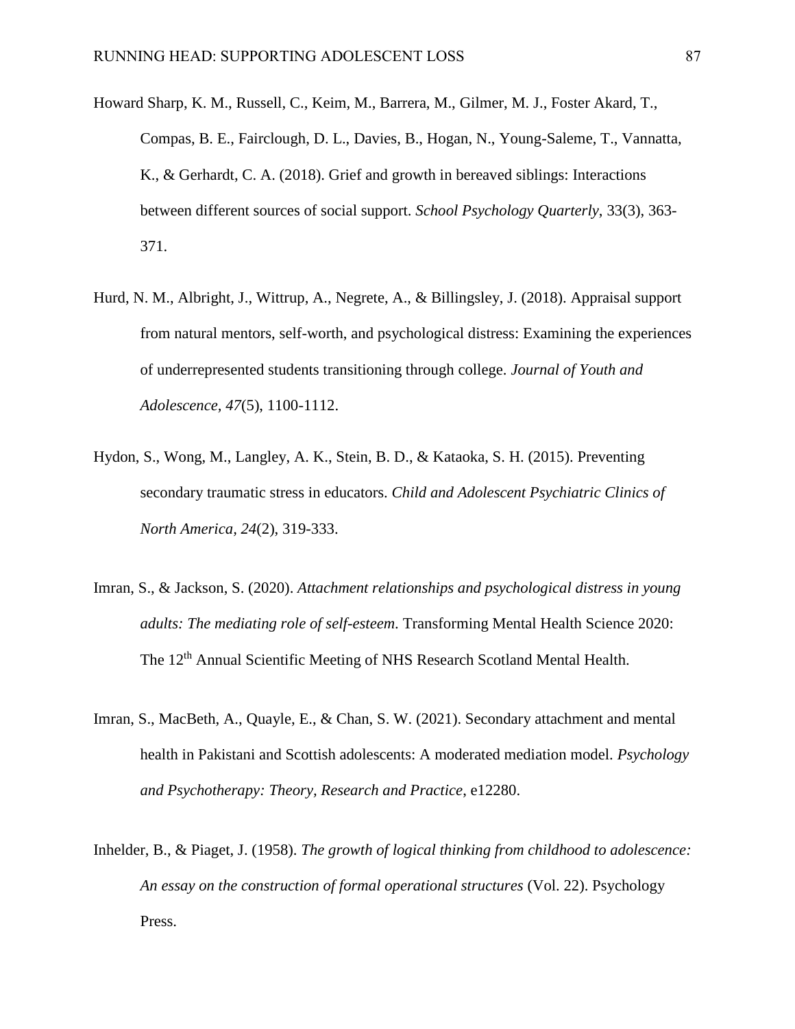Howard Sharp, K. M., Russell, C., Keim, M., Barrera, M., Gilmer, M. J., Foster Akard, T., Compas, B. E., Fairclough, D. L., Davies, B., Hogan, N., Young-Saleme, T., Vannatta, K., & Gerhardt, C. A. (2018). Grief and growth in bereaved siblings: Interactions between different sources of social support. *School Psychology Quarterly*, 33(3), 363-371.

Hurd, N. M., Albright, J., Wittrup, A., Negrete, A., & Billingsley, J. (2018). Appraisal support from natural mentors, self-worth, and psychological distress: Examining the experiences of underrepresented students transitioning through college. *Journal of Youth and Adolescence, 47*(5), 1100-1112.

Hydon, S., Wong, M., Langley, A. K., Stein, B. D., & Kataoka, S. H. (2015). Preventing secondary traumatic stress in educators. *Child and Adolescent Psychiatric Clinics of North America, 24*(2), 319-333.

Imran, S., & Jackson, S. (2020). *Attachment relationships and psychological distress in young adults: The mediating role of self-esteem*. Transforming Mental Health Science 2020: The 12th Annual Scientific Meeting of NHS Research Scotland Mental Health.

Imran, S., MacBeth, A., Quayle, E., & Chan, S. W. (2021). Secondary attachment and mental health in Pakistani and Scottish adolescents: A moderated mediation model. *Psychology and Psychotherapy: Theory, Research and Practice*, e12280.

Inhelder, B., & Piaget, J. (1958). *The growth of logical thinking from childhood to adolescence: An essay on the construction of formal operational structures* (Vol. 22). Psychology Press.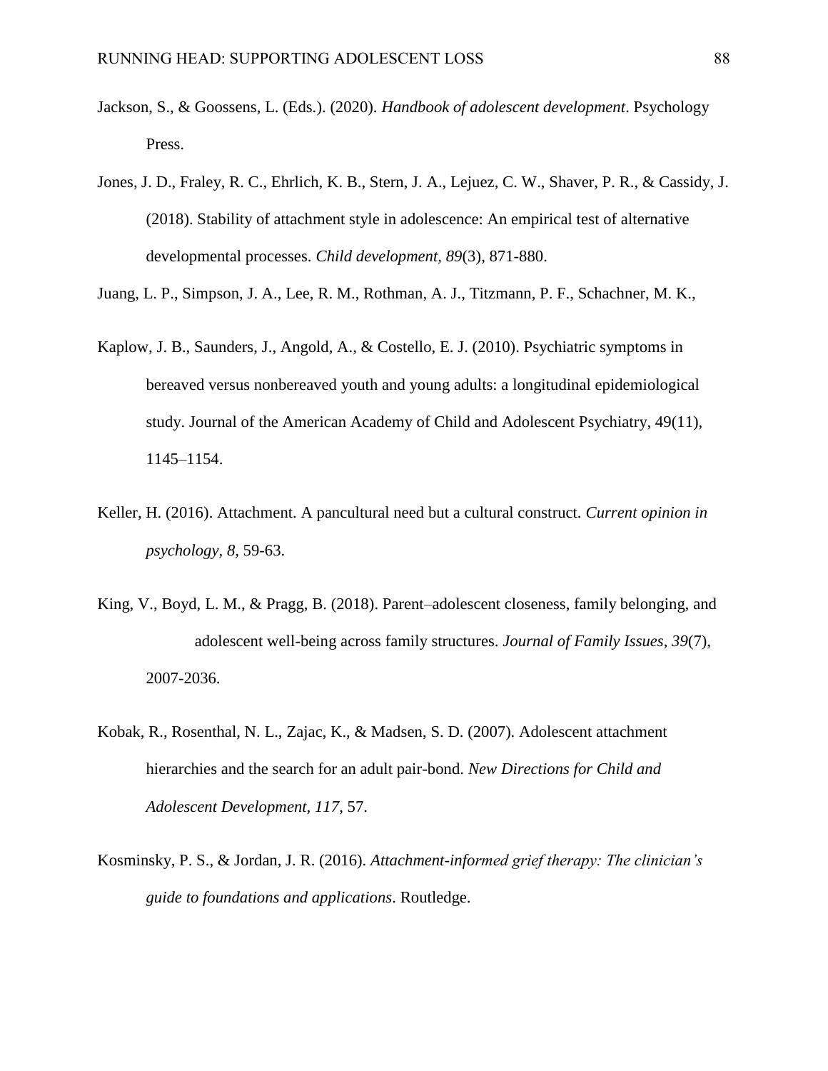Jackson, S., & Goossens, L. (Eds.). (2020). *Handbook of adolescent development*. Psychology Press.

Jones, J. D., Fraley, R. C., Ehrlich, K. B., Stern, J. A., Lejuez, C. W., Shaver, P. R., & Cassidy, J. (2018). Stability of attachment style in adolescence: An empirical test of alternative developmental processes. *Child development*, *89*(3), 871-880.

Juang, L. P., Simpson, J. A., Lee, R. M., Rothman, A. J., Titzmann, P. F., Schachner, M. K.,

Kaplow, J. B., Saunders, J., Angold, A., & Costello, E. J. (2010). Psychiatric symptoms in bereaved versus nonbereaved youth and young adults: a longitudinal epidemiological study. Journal of the American Academy of Child and Adolescent Psychiatry, 49(11), 1145–1154.

Keller, H. (2016). Attachment. A pancultural need but a cultural construct. *Current opinion in psychology*, *8*, 59-63.

King, V., Boyd, L. M., & Pragg, B. (2018). Parent–adolescent closeness, family belonging, and adolescent well-being across family structures. *Journal of Family Issues*, *39*(7), 2007-2036.

Kobak, R., Rosenthal, N. L., Zajac, K., & Madsen, S. D. (2007). Adolescent attachment hierarchies and the search for an adult pair-bond. *New Directions for Child and Adolescent Development, 117*, 57.

Kosminsky, P. S., & Jordan, J. R. (2016). *Attachment-informed grief therapy: The clinician's guide to foundations and applications*. Routledge.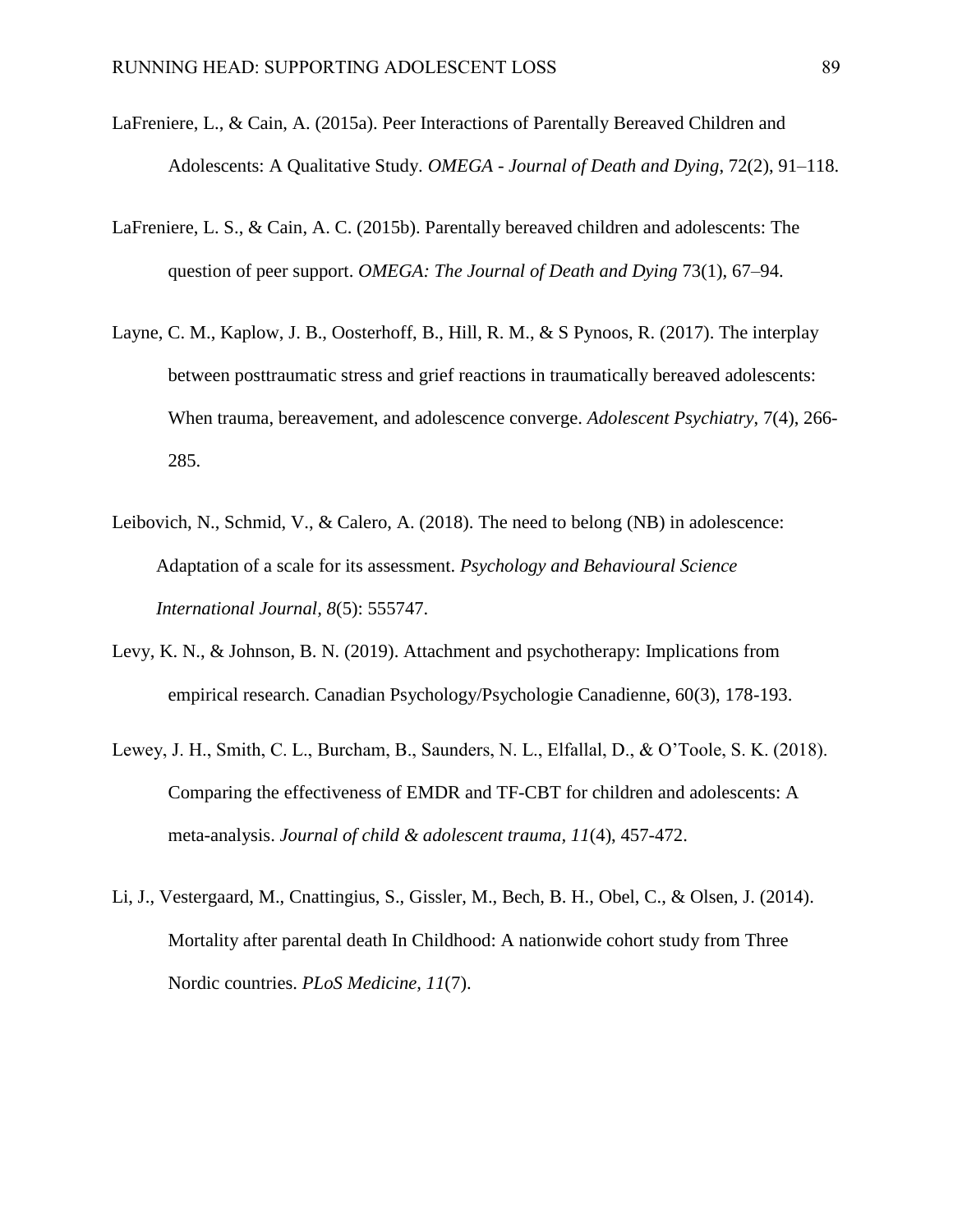LaFreniere, L., & Cain, A. (2015a). Peer Interactions of Parentally Bereaved Children and Adolescents: A Qualitative Study. *OMEGA - Journal of Death and Dying*, 72(2), 91–118.

LaFreniere, L. S., & Cain, A. C. (2015b). Parentally bereaved children and adolescents: The question of peer support. *OMEGA: The Journal of Death and Dying* 73(1), 67–94.

Layne, C. M., Kaplow, J. B., Oosterhoff, B., Hill, R. M., & S Pynoos, R. (2017). The interplay between posttraumatic stress and grief reactions in traumatically bereaved adolescents: When trauma, bereavement, and adolescence converge. *Adolescent Psychiatry*, 7(4), 266-285.

Leibovich, N., Schmid, V., & Calero, A. (2018). The need to belong (NB) in adolescence: Adaptation of a scale for its assessment. *Psychology and Behavioural Science International Journal*, *8*(5): 555747.

Levy, K. N., & Johnson, B. N. (2019). Attachment and psychotherapy: Implications from empirical research. Canadian Psychology/Psychologie Canadienne, 60(3), 178-193.

Lewey, J. H., Smith, C. L., Burcham, B., Saunders, N. L., Elfallal, D., & O'Toole, S. K. (2018). Comparing the effectiveness of EMDR and TF-CBT for children and adolescents: A meta-analysis. *Journal of child & adolescent trauma*, *11*(4), 457-472.

Li, J., Vestergaard, M., Cnattingius, S., Gissler, M., Bech, B. H., Obel, C., & Olsen, J. (2014). Mortality after parental death In Childhood: A nationwide cohort study from Three Nordic countries. *PLoS Medicine, 11*(7).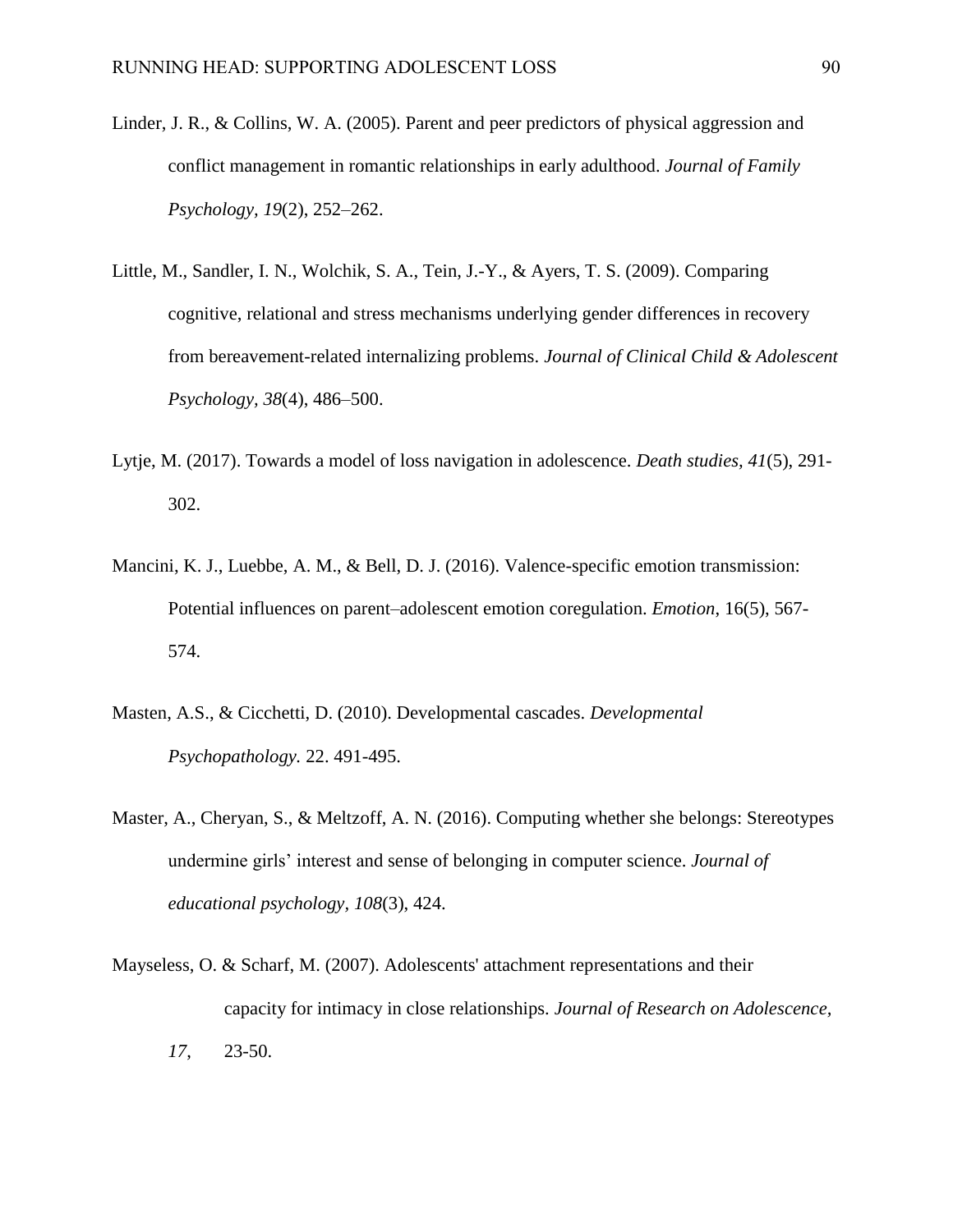Linder, J. R., & Collins, W. A. (2005). Parent and peer predictors of physical aggression and conflict management in romantic relationships in early adulthood. *Journal of Family Psychology, 19*(2), 252–262.

Little, M., Sandler, I. N., Wolchik, S. A., Tein, J.-Y., & Ayers, T. S. (2009). Comparing cognitive, relational and stress mechanisms underlying gender differences in recovery from bereavement-related internalizing problems. *Journal of Clinical Child & Adolescent Psychology, 38*(4), 486–500.

Lytje, M. (2017). Towards a model of loss navigation in adolescence. *Death studies, 41*(5), 291-302.

Mancini, K. J., Luebbe, A. M., & Bell, D. J. (2016). Valence-specific emotion transmission: Potential influences on parent–adolescent emotion coregulation. *Emotion*, 16(5), 567-574.

Masten, A.S., & Cicchetti, D. (2010). Developmental cascades. *Developmental Psychopathology.* 22. 491-495.

Master, A., Cheryan, S., & Meltzoff, A. N. (2016). Computing whether she belongs: Stereotypes undermine girls' interest and sense of belonging in computer science. *Journal of educational psychology, 108*(3), 424.

Mayseless, O. & Scharf, M. (2007). Adolescents' attachment representations and their capacity for intimacy in close relationships. *Journal of Research on Adolescence, 17,* 23-50.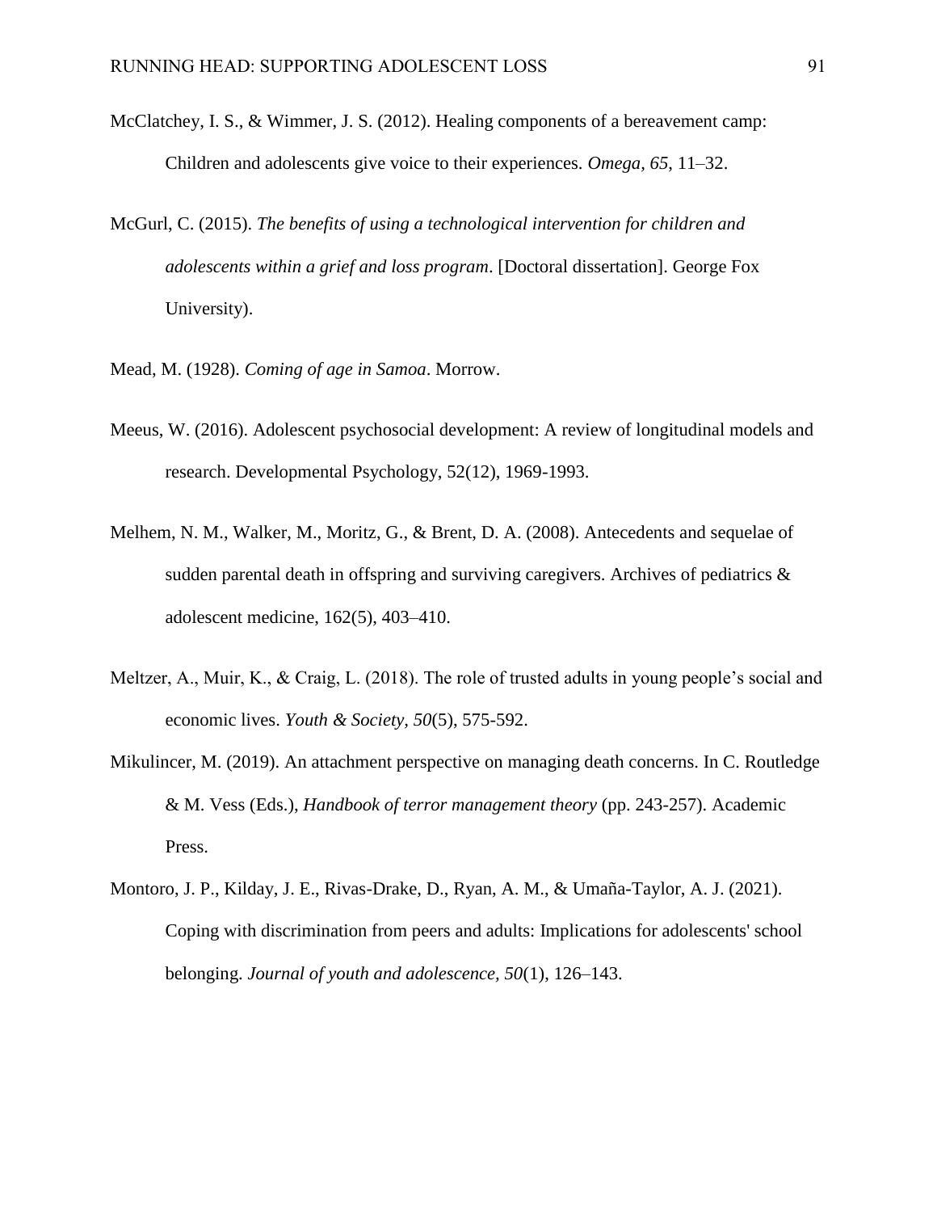McClatchey, I. S., & Wimmer, J. S. (2012). Healing components of a bereavement camp: Children and adolescents give voice to their experiences. *Omega*, *65*, 11–32.

McGurl, C. (2015). *The benefits of using a technological intervention for children and adolescents within a grief and loss program*. [Doctoral dissertation]. George Fox University).

Mead, M. (1928). *Coming of age in Samoa*. Morrow.

Meeus, W. (2016). Adolescent psychosocial development: A review of longitudinal models and research. Developmental Psychology, 52(12), 1969-1993.

Melhem, N. M., Walker, M., Moritz, G., & Brent, D. A. (2008). Antecedents and sequelae of sudden parental death in offspring and surviving caregivers. Archives of pediatrics & adolescent medicine, 162(5), 403–410.

Meltzer, A., Muir, K., & Craig, L. (2018). The role of trusted adults in young people's social and economic lives. *Youth & Society, 50*(5), 575-592.

Mikulincer, M. (2019). An attachment perspective on managing death concerns. In C. Routledge & M. Vess (Eds.), *Handbook of terror management theory* (pp. 243-257). Academic Press.

Montoro, J. P., Kilday, J. E., Rivas-Drake, D., Ryan, A. M., & Umaña-Taylor, A. J. (2021). Coping with discrimination from peers and adults: Implications for adolescents' school belonging. *Journal of youth and adolescence, 50*(1), 126–143.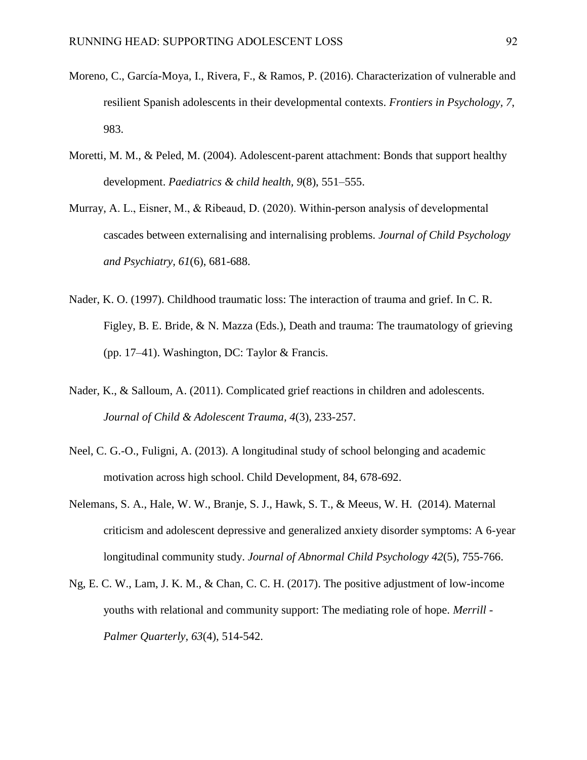Moreno, C., García-Moya, I., Rivera, F., & Ramos, P. (2016). Characterization of vulnerable and resilient Spanish adolescents in their developmental contexts. *Frontiers in Psychology, 7*, 983.

Moretti, M. M., & Peled, M. (2004). Adolescent-parent attachment: Bonds that support healthy development. *Paediatrics & child health, 9*(8), 551–555.

Murray, A. L., Eisner, M., & Ribeaud, D. (2020). Within-person analysis of developmental cascades between externalising and internalising problems. *Journal of Child Psychology and Psychiatry, 61*(6), 681-688.

Nader, K. O. (1997). Childhood traumatic loss: The interaction of trauma and grief. In C. R. Figley, B. E. Bride, & N. Mazza (Eds.), Death and trauma: The traumatology of grieving (pp. 17–41). Washington, DC: Taylor & Francis.

Nader, K., & Salloum, A. (2011). Complicated grief reactions in children and adolescents. *Journal of Child & Adolescent Trauma, 4*(3), 233-257.

Neel, C. G.-O., Fuligni, A. (2013). A longitudinal study of school belonging and academic motivation across high school. Child Development, 84, 678-692.

Nelemans, S. A., Hale, W. W., Branje, S. J., Hawk, S. T., & Meeus, W. H. (2014). Maternal criticism and adolescent depressive and generalized anxiety disorder symptoms: A 6-year longitudinal community study. *Journal of Abnormal Child Psychology 42*(5), 755-766.

Ng, E. C. W., Lam, J. K. M., & Chan, C. C. H. (2017). The positive adjustment of low-income youths with relational and community support: The mediating role of hope. *Merrill - Palmer Quarterly, 63*(4), 514-542.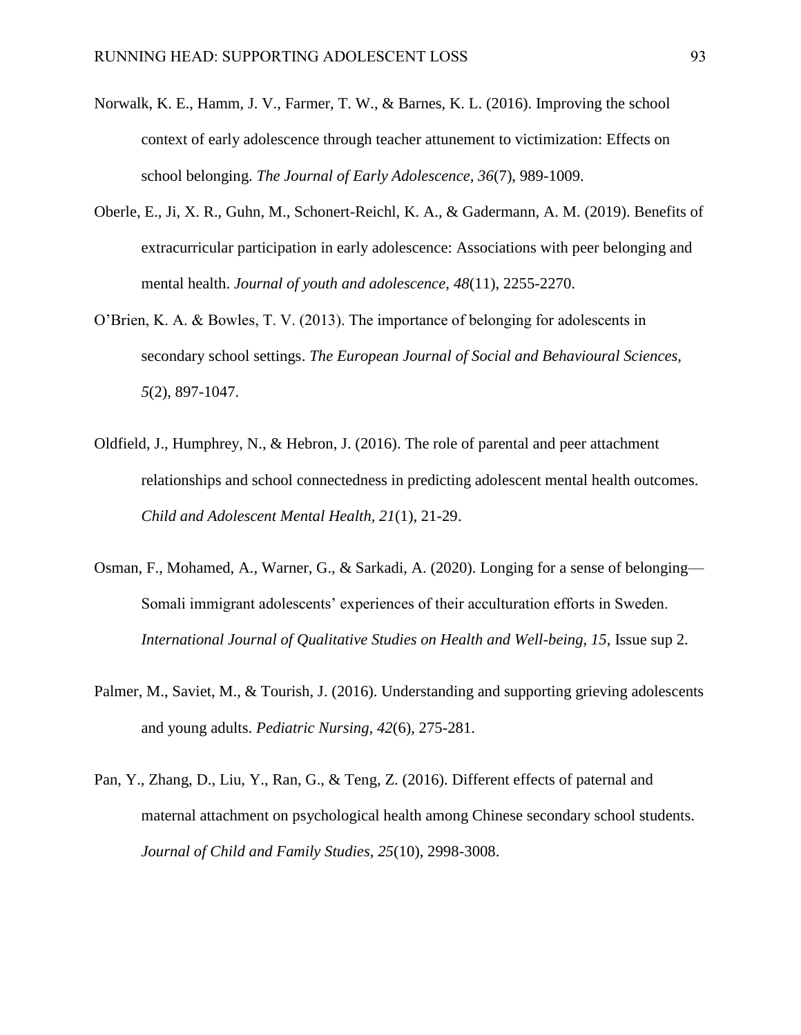Norwalk, K. E., Hamm, J. V., Farmer, T. W., & Barnes, K. L. (2016). Improving the school context of early adolescence through teacher attunement to victimization: Effects on school belonging. *The Journal of Early Adolescence*, *36*(7), 989-1009.

Oberle, E., Ji, X. R., Guhn, M., Schonert-Reichl, K. A., & Gadermann, A. M. (2019). Benefits of extracurricular participation in early adolescence: Associations with peer belonging and mental health. *Journal of youth and adolescence*, *48*(11), 2255-2270.

O'Brien, K. A. & Bowles, T. V. (2013). The importance of belonging for adolescents in secondary school settings. *The European Journal of Social and Behavioural Sciences, 5*(2), 897-1047.

Oldfield, J., Humphrey, N., & Hebron, J. (2016). The role of parental and peer attachment relationships and school connectedness in predicting adolescent mental health outcomes. *Child and Adolescent Mental Health, 21*(1), 21-29.

Osman, F., Mohamed, A., Warner, G., & Sarkadi, A. (2020). Longing for a sense of belonging—Somali immigrant adolescents' experiences of their acculturation efforts in Sweden. *International Journal of Qualitative Studies on Health and Well-being, 15*, Issue sup 2.

Palmer, M., Saviet, M., & Tourish, J. (2016). Understanding and supporting grieving adolescents and young adults. *Pediatric Nursing*, *42*(6), 275-281.

Pan, Y., Zhang, D., Liu, Y., Ran, G., & Teng, Z. (2016). Different effects of paternal and maternal attachment on psychological health among Chinese secondary school students. *Journal of Child and Family Studies*, *25*(10), 2998-3008.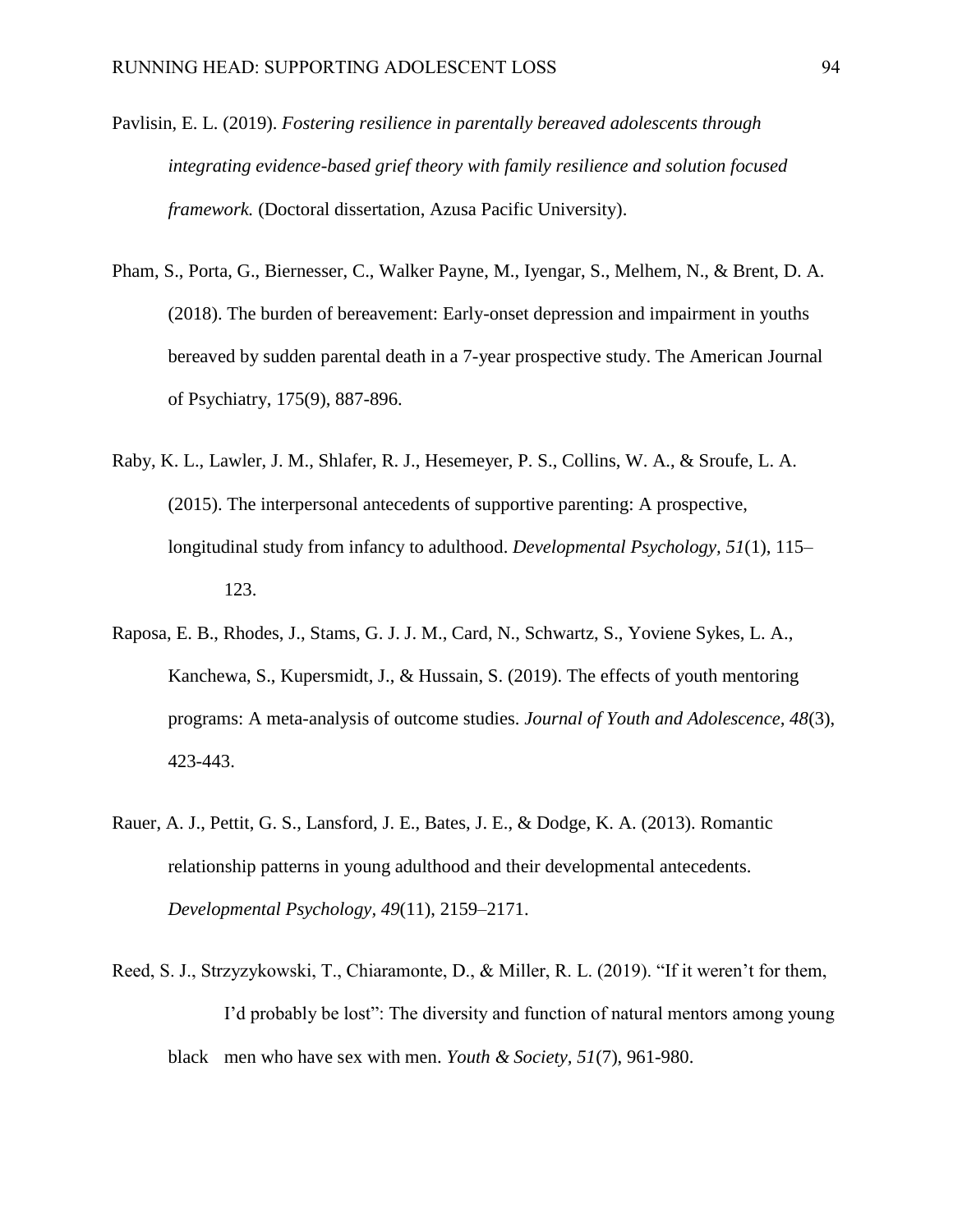Pavlisin, E. L. (2019). *Fostering resilience in parentally bereaved adolescents through integrating evidence-based grief theory with family resilience and solution focused framework.* (Doctoral dissertation, Azusa Pacific University).

Pham, S., Porta, G., Biernesser, C., Walker Payne, M., Iyengar, S., Melhem, N., & Brent, D. A. (2018). The burden of bereavement: Early-onset depression and impairment in youths bereaved by sudden parental death in a 7-year prospective study. The American Journal of Psychiatry, 175(9), 887-896.

Raby, K. L., Lawler, J. M., Shlafer, R. J., Hesemeyer, P. S., Collins, W. A., & Sroufe, L. A. (2015). The interpersonal antecedents of supportive parenting: A prospective, longitudinal study from infancy to adulthood. *Developmental Psychology, 51*(1), 115–123.

Raposa, E. B., Rhodes, J., Stams, G. J. J. M., Card, N., Schwartz, S., Yoviene Sykes, L. A., Kanchewa, S., Kupersmidt, J., & Hussain, S. (2019). The effects of youth mentoring programs: A meta-analysis of outcome studies. *Journal of Youth and Adolescence, 48*(3), 423-443.

Rauer, A. J., Pettit, G. S., Lansford, J. E., Bates, J. E., & Dodge, K. A. (2013). Romantic relationship patterns in young adulthood and their developmental antecedents. *Developmental Psychology, 49*(11), 2159–2171.

Reed, S. J., Strzyzykowski, T., Chiaramonte, D., & Miller, R. L. (2019). "If it weren't for them, I'd probably be lost": The diversity and function of natural mentors among young black men who have sex with men. *Youth & Society, 51*(7), 961-980.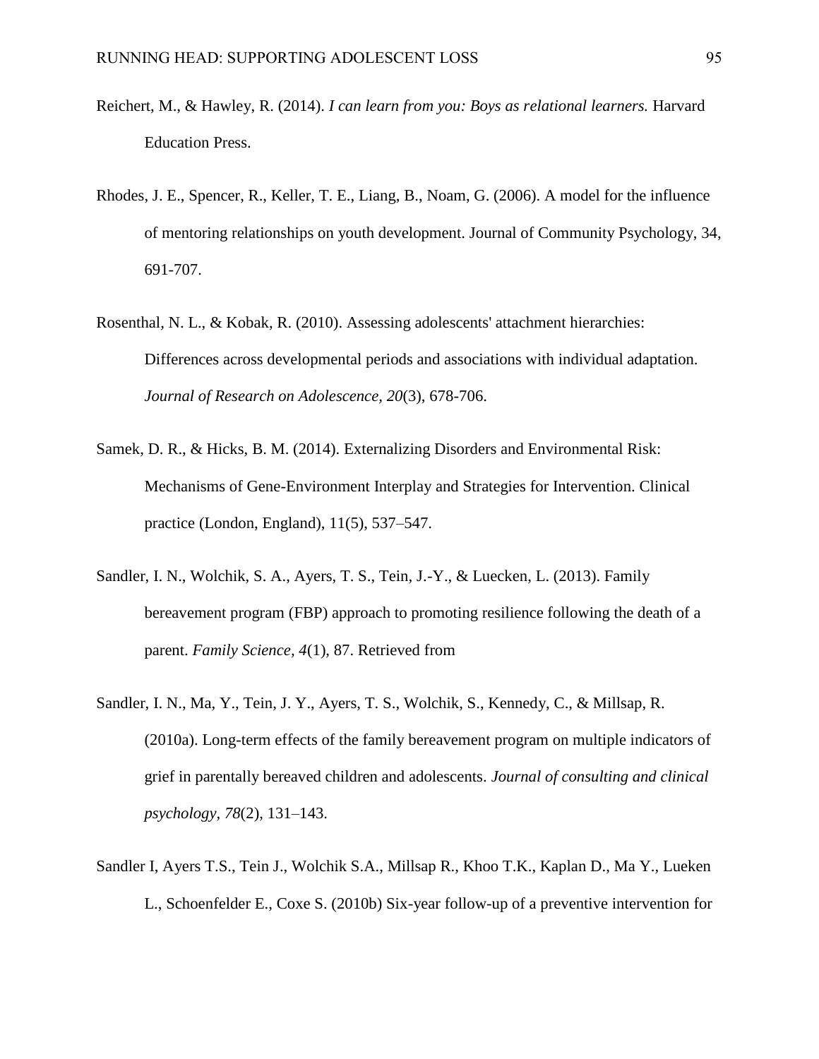Reichert, M., & Hawley, R. (2014). *I can learn from you: Boys as relational learners.* Harvard Education Press.

Rhodes, J. E., Spencer, R., Keller, T. E., Liang, B., Noam, G. (2006). A model for the influence of mentoring relationships on youth development. Journal of Community Psychology, 34, 691-707.

Rosenthal, N. L., & Kobak, R. (2010). Assessing adolescents' attachment hierarchies: Differences across developmental periods and associations with individual adaptation. *Journal of Research on Adolescence, 20*(3), 678-706.

Samek, D. R., & Hicks, B. M. (2014). Externalizing Disorders and Environmental Risk: Mechanisms of Gene-Environment Interplay and Strategies for Intervention. Clinical practice (London, England), 11(5), 537–547.

Sandler, I. N., Wolchik, S. A., Ayers, T. S., Tein, J.-Y., & Luecken, L. (2013). Family bereavement program (FBP) approach to promoting resilience following the death of a parent. *Family Science, 4*(1), 87. Retrieved from

Sandler, I. N., Ma, Y., Tein, J. Y., Ayers, T. S., Wolchik, S., Kennedy, C., & Millsap, R. (2010a). Long-term effects of the family bereavement program on multiple indicators of grief in parentally bereaved children and adolescents. *Journal of consulting and clinical psychology*, *78*(2), 131–143.

Sandler I, Ayers T.S., Tein J., Wolchik S.A., Millsap R., Khoo T.K., Kaplan D., Ma Y., Lueken L., Schoenfelder E., Coxe S. (2010b) Six-year follow-up of a preventive intervention for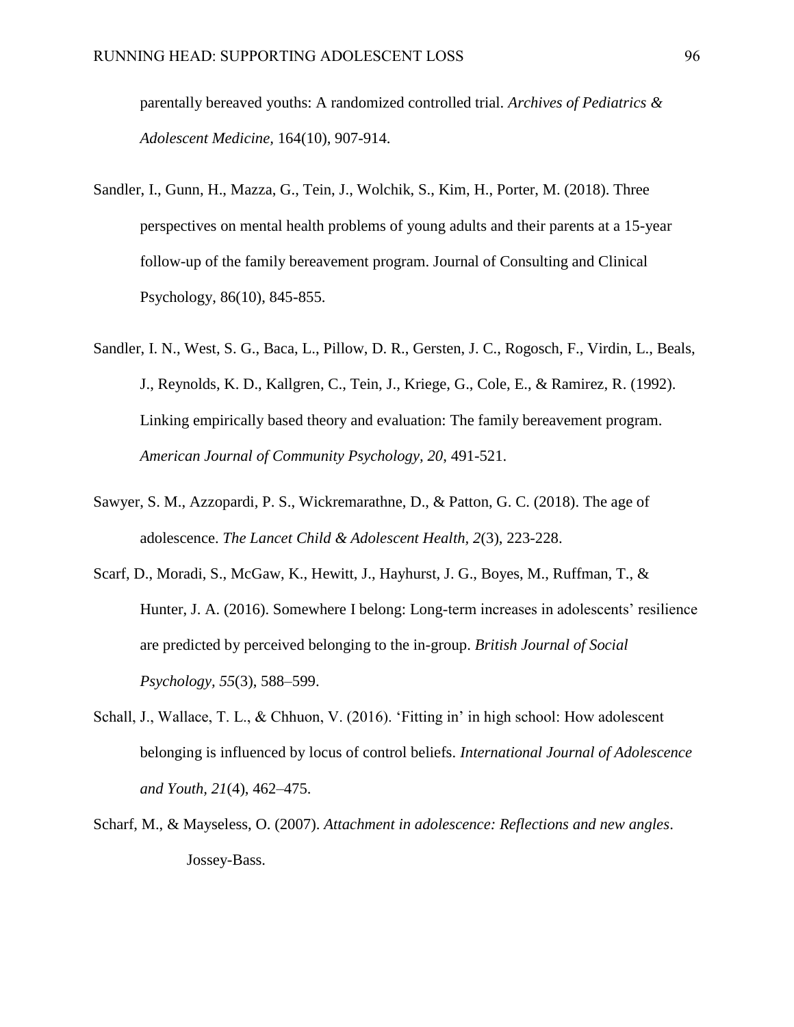parentally bereaved youths: A randomized controlled trial. *Archives of Pediatrics & Adolescent Medicine,* 164(10), 907-914.

Sandler, I., Gunn, H., Mazza, G., Tein, J., Wolchik, S., Kim, H., Porter, M. (2018). Three perspectives on mental health problems of young adults and their parents at a 15-year follow-up of the family bereavement program. Journal of Consulting and Clinical Psychology, 86(10), 845-855.

Sandler, I. N., West, S. G., Baca, L., Pillow, D. R., Gersten, J. C., Rogosch, F., Virdin, L., Beals, J., Reynolds, K. D., Kallgren, C., Tein, J., Kriege, G., Cole, E., & Ramirez, R. (1992). Linking empirically based theory and evaluation: The family bereavement program. *American Journal of Community Psychology, 20*, 491-521.

Sawyer, S. M., Azzopardi, P. S., Wickremarathne, D., & Patton, G. C. (2018). The age of adolescence. *The Lancet Child & Adolescent Health*, *2*(3), 223-228.

Scarf, D., Moradi, S., McGaw, K., Hewitt, J., Hayhurst, J. G., Boyes, M., Ruffman, T., & Hunter, J. A. (2016). Somewhere I belong: Long-term increases in adolescents' resilience are predicted by perceived belonging to the in-group. *British Journal of Social Psychology, 55*(3), 588–599.

Schall, J., Wallace, T. L., & Chhuon, V. (2016). 'Fitting in' in high school: How adolescent belonging is influenced by locus of control beliefs. *International Journal of Adolescence and Youth, 21*(4), 462–475.

Scharf, M., & Mayseless, O. (2007). *Attachment in adolescence: Reflections and new angles*. Jossey-Bass.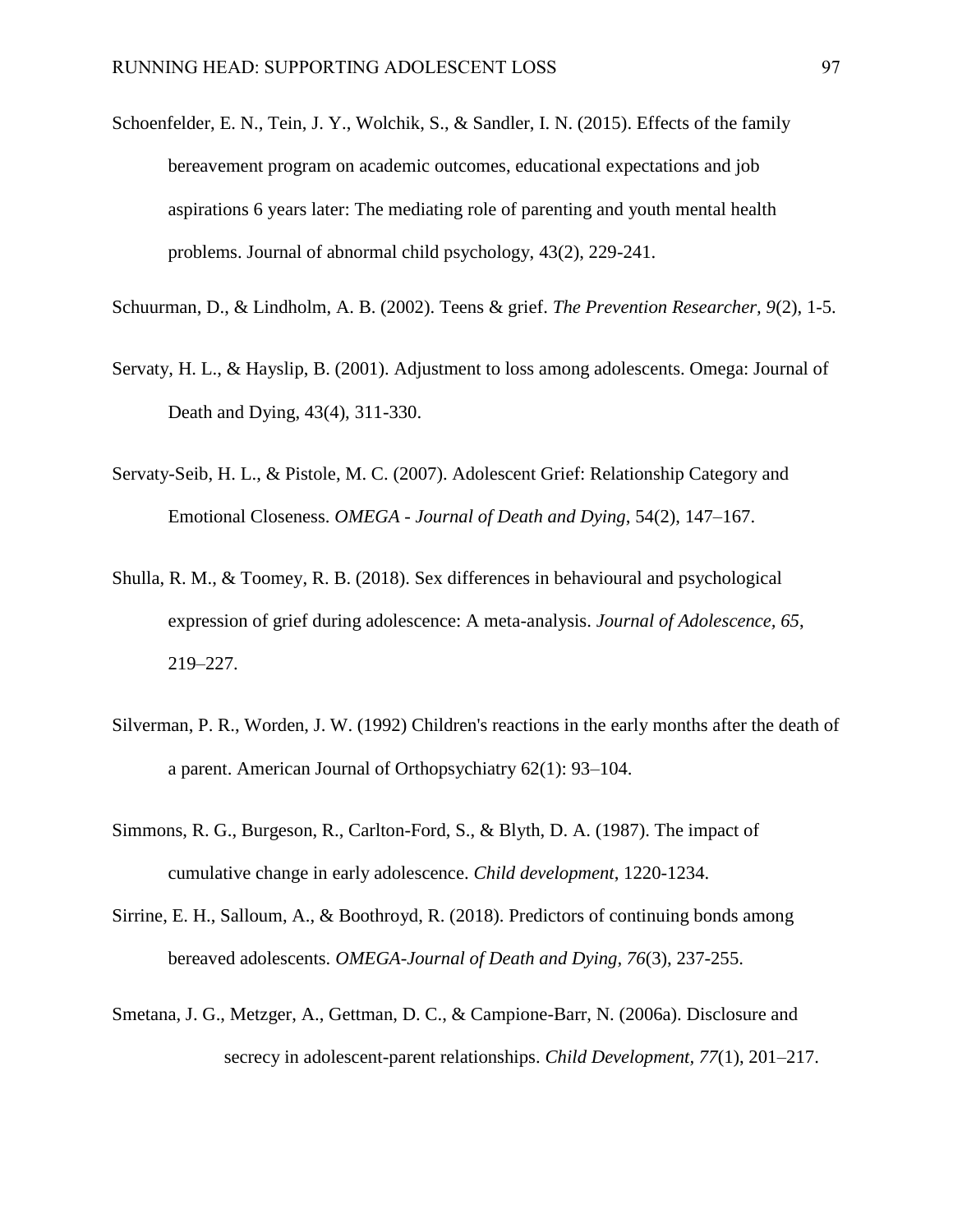Schoenfelder, E. N., Tein, J. Y., Wolchik, S., & Sandler, I. N. (2015). Effects of the family bereavement program on academic outcomes, educational expectations and job aspirations 6 years later: The mediating role of parenting and youth mental health problems. Journal of abnormal child psychology, 43(2), 229-241.

Schuurman, D., & Lindholm, A. B. (2002). Teens & grief. *The Prevention Researcher, 9*(2), 1-5.

Servaty, H. L., & Hayslip, B. (2001). Adjustment to loss among adolescents. Omega: Journal of Death and Dying, 43(4), 311-330.

Servaty-Seib, H. L., & Pistole, M. C. (2007). Adolescent Grief: Relationship Category and Emotional Closeness. *OMEGA - Journal of Death and Dying*, 54(2), 147–167.

Shulla, R. M., & Toomey, R. B. (2018). Sex differences in behavioural and psychological expression of grief during adolescence: A meta-analysis. *Journal of Adolescence, 65*, 219–227.

Silverman, P. R., Worden, J. W. (1992) Children's reactions in the early months after the death of a parent. American Journal of Orthopsychiatry 62(1): 93–104.

Simmons, R. G., Burgeson, R., Carlton-Ford, S., & Blyth, D. A. (1987). The impact of cumulative change in early adolescence. *Child development*, 1220-1234.

Sirrine, E. H., Salloum, A., & Boothroyd, R. (2018). Predictors of continuing bonds among bereaved adolescents. *OMEGA-Journal of Death and Dying, 76*(3), 237-255.

Smetana, J. G., Metzger, A., Gettman, D. C., & Campione-Barr, N. (2006a). Disclosure and secrecy in adolescent-parent relationships. *Child Development, 77*(1), 201–217.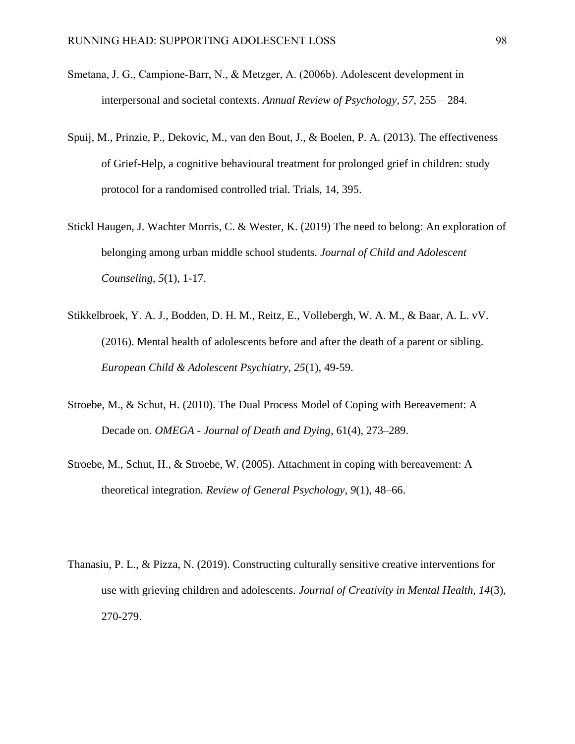Smetana, J. G., Campione-Barr, N., & Metzger, A. (2006b). Adolescent development in interpersonal and societal contexts. *Annual Review of Psychology, 57*, 255 – 284.

Spuij, M., Prinzie, P., Dekovic, M., van den Bout, J., & Boelen, P. A. (2013). The effectiveness of Grief-Help, a cognitive behavioural treatment for prolonged grief in children: study protocol for a randomised controlled trial. Trials, 14, 395.

Stickl Haugen, J. Wachter Morris, C. & Wester, K. (2019) The need to belong: An exploration of belonging among urban middle school students. *Journal of Child and Adolescent Counseling, 5*(1), 1-17.

Stikkelbroek, Y. A. J., Bodden, D. H. M., Reitz, E., Vollebergh, W. A. M., & Baar, A. L. vV. (2016). Mental health of adolescents before and after the death of a parent or sibling. *European Child & Adolescent Psychiatry, 25*(1), 49-59.

Stroebe, M., & Schut, H. (2010). The Dual Process Model of Coping with Bereavement: A Decade on. *OMEGA - Journal of Death and Dying*, 61(4), 273–289.

Stroebe, M., Schut, H., & Stroebe, W. (2005). Attachment in coping with bereavement: A theoretical integration. *Review of General Psychology, 9*(1), 48–66.

Thanasiu, P. L., & Pizza, N. (2019). Constructing culturally sensitive creative interventions for use with grieving children and adolescents. *Journal of Creativity in Mental Health, 14*(3), 270-279.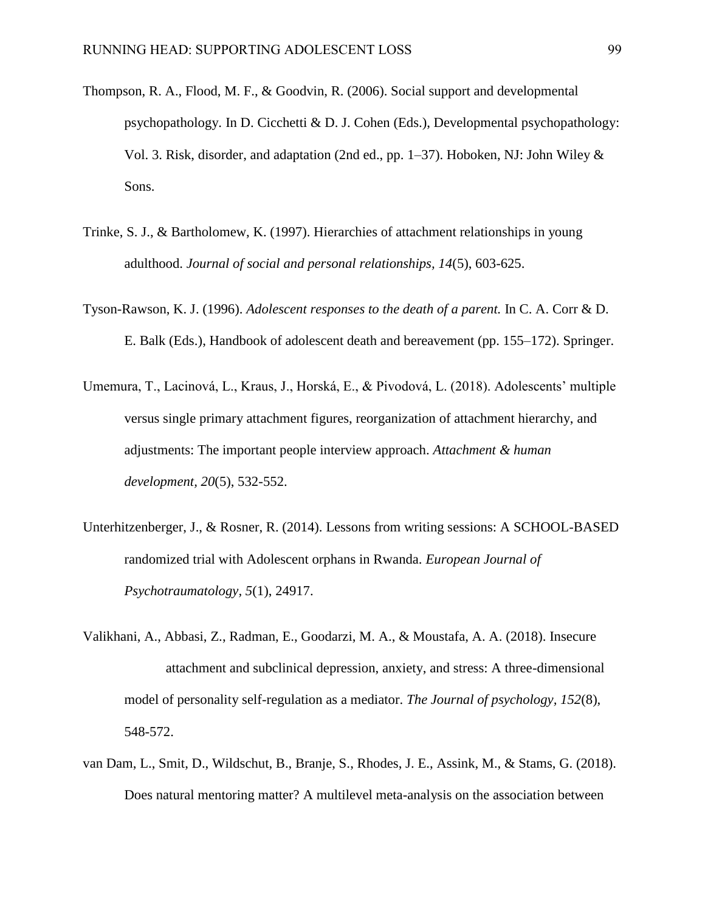Thompson, R. A., Flood, M. F., & Goodvin, R. (2006). Social support and developmental psychopathology. In D. Cicchetti & D. J. Cohen (Eds.), Developmental psychopathology: Vol. 3. Risk, disorder, and adaptation (2nd ed., pp. 1–37). Hoboken, NJ: John Wiley & Sons.

Trinke, S. J., & Bartholomew, K. (1997). Hierarchies of attachment relationships in young adulthood. *Journal of social and personal relationships*, *14*(5), 603-625.

Tyson-Rawson, K. J. (1996). *Adolescent responses to the death of a parent.* In C. A. Corr & D. E. Balk (Eds.), Handbook of adolescent death and bereavement (pp. 155–172). Springer.

Umemura, T., Lacinová, L., Kraus, J., Horská, E., & Pivodová, L. (2018). Adolescents' multiple versus single primary attachment figures, reorganization of attachment hierarchy, and adjustments: The important people interview approach. *Attachment & human development*, *20*(5), 532-552.

Unterhitzenberger, J., & Rosner, R. (2014). Lessons from writing sessions: A SCHOOL-BASED randomized trial with Adolescent orphans in Rwanda. *European Journal of Psychotraumatology*, *5*(1), 24917.

Valikhani, A., Abbasi, Z., Radman, E., Goodarzi, M. A., & Moustafa, A. A. (2018). Insecure attachment and subclinical depression, anxiety, and stress: A three-dimensional model of personality self-regulation as a mediator. *The Journal of psychology*, *152*(8), 548-572.

van Dam, L., Smit, D., Wildschut, B., Branje, S., Rhodes, J. E., Assink, M., & Stams, G. (2018). Does natural mentoring matter? A multilevel meta-analysis on the association between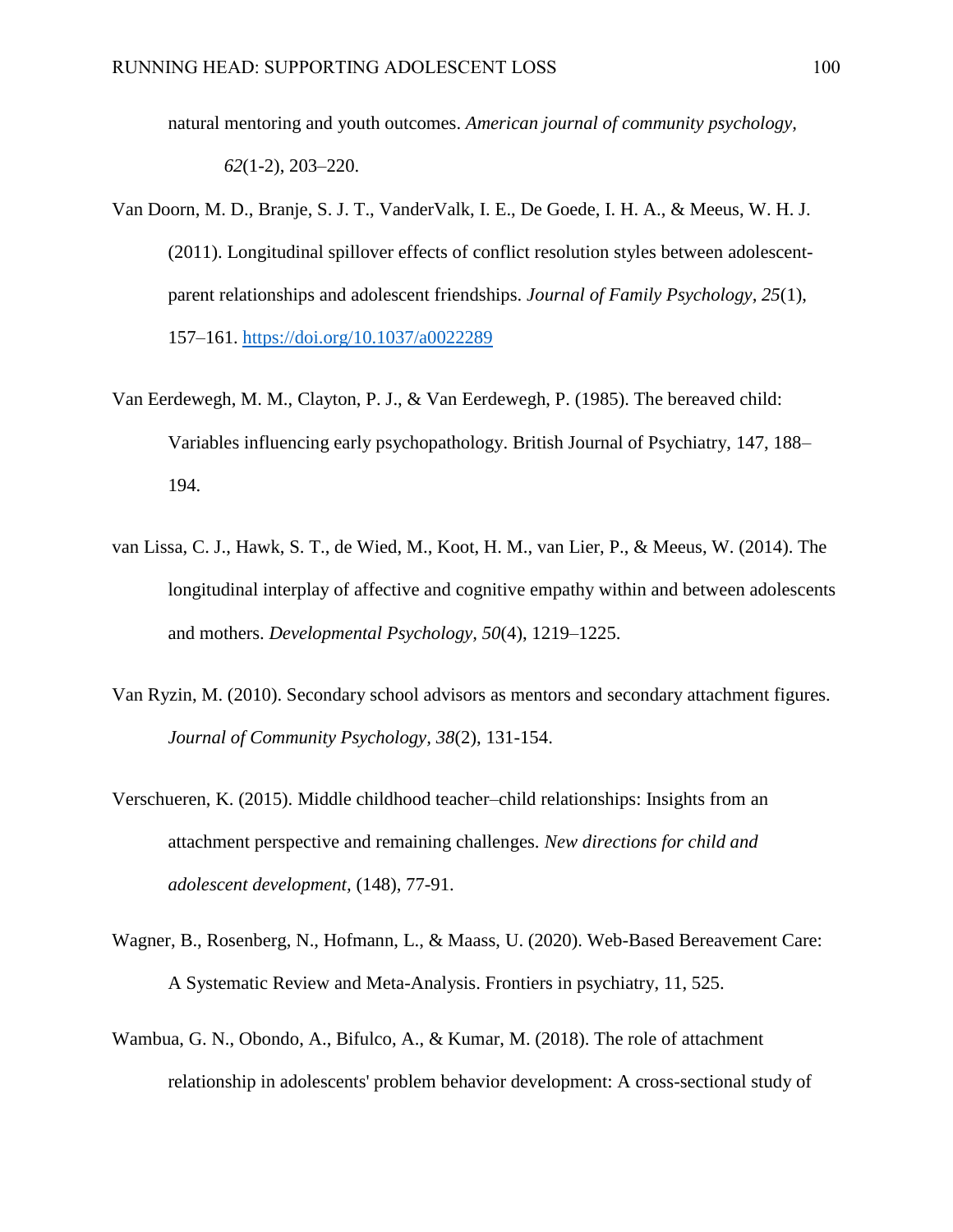natural mentoring and youth outcomes. *American journal of community psychology, 62*(1-2), 203–220.

Van Doorn, M. D., Branje, S. J. T., VanderValk, I. E., De Goede, I. H. A., & Meeus, W. H. J. (2011). Longitudinal spillover effects of conflict resolution styles between adolescent-parent relationships and adolescent friendships. *Journal of Family Psychology, 25*(1), 157–161. https://doi.org/10.1037/a0022289

Van Eerdewegh, M. M., Clayton, P. J., & Van Eerdewegh, P. (1985). The bereaved child: Variables influencing early psychopathology. British Journal of Psychiatry, 147, 188–194.

van Lissa, C. J., Hawk, S. T., de Wied, M., Koot, H. M., van Lier, P., & Meeus, W. (2014). The longitudinal interplay of affective and cognitive empathy within and between adolescents and mothers. *Developmental Psychology, 50*(4), 1219–1225.

Van Ryzin, M. (2010). Secondary school advisors as mentors and secondary attachment figures. *Journal of Community Psychology*, *38*(2), 131-154.

Verschueren, K. (2015). Middle childhood teacher–child relationships: Insights from an attachment perspective and remaining challenges. *New directions for child and adolescent development,* (148), 77-91.

Wagner, B., Rosenberg, N., Hofmann, L., & Maass, U. (2020). Web-Based Bereavement Care: A Systematic Review and Meta-Analysis. Frontiers in psychiatry, 11, 525.

Wambua, G. N., Obondo, A., Bifulco, A., & Kumar, M. (2018). The role of attachment relationship in adolescents' problem behavior development: A cross-sectional study of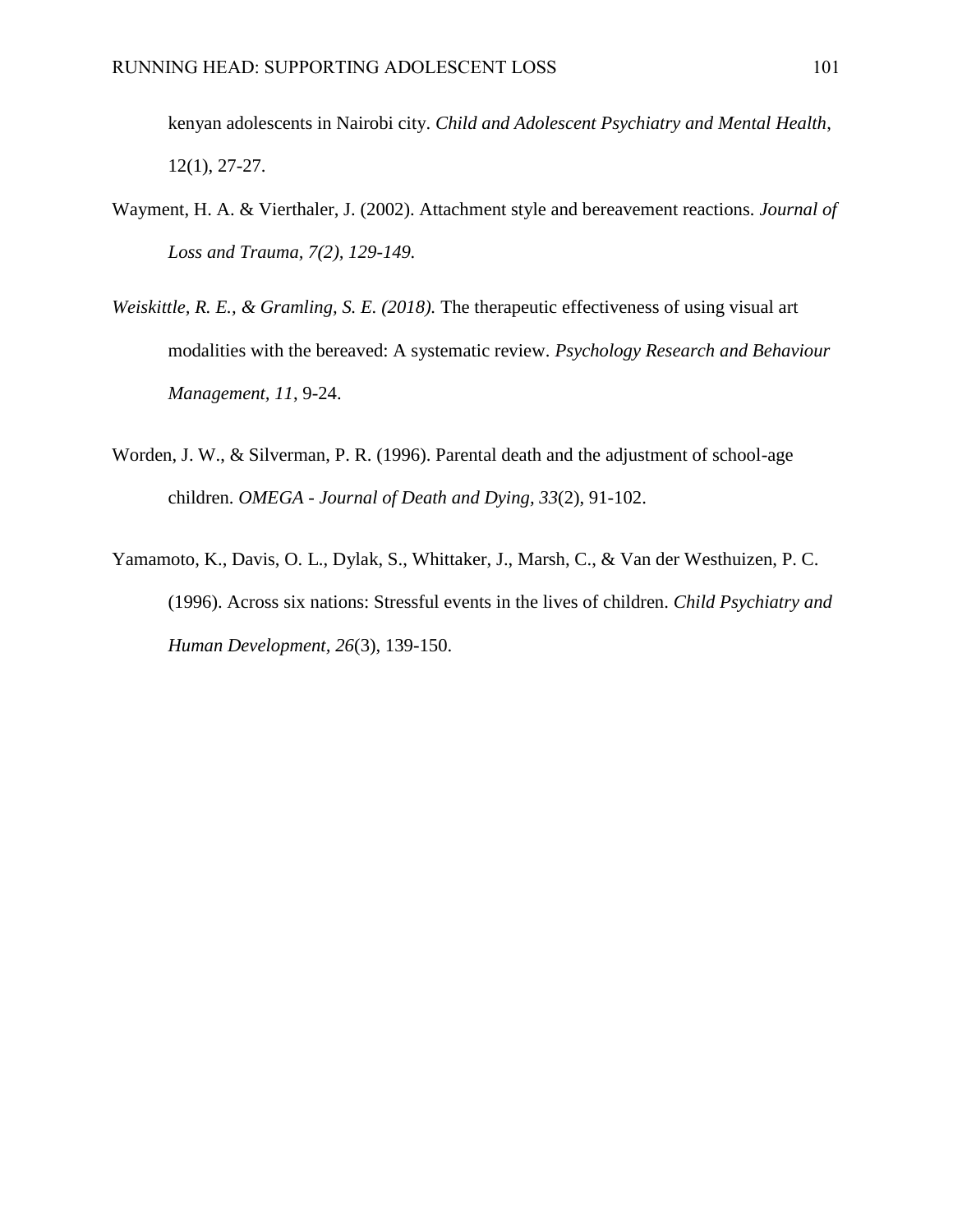kenyan adolescents in Nairobi city. *Child and Adolescent Psychiatry and Mental Health*, 12(1), 27-27.

Wayment, H. A. & Vierthaler, J. (2002). Attachment style and bereavement reactions. *Journal of Loss and Trauma, 7(2), 129-149.*

*Weiskittle, R. E., & Gramling, S. E. (2018).* The therapeutic effectiveness of using visual art modalities with the bereaved: A systematic review. *Psychology Research and Behaviour Management, 11*, 9-24.

Worden, J. W., & Silverman, P. R. (1996). Parental death and the adjustment of school-age children. *OMEGA - Journal of Death and Dying, 33*(2), 91-102.

Yamamoto, K., Davis, O. L., Dylak, S., Whittaker, J., Marsh, C., & Van der Westhuizen, P. C. (1996). Across six nations: Stressful events in the lives of children. *Child Psychiatry and Human Development, 26*(3), 139-150.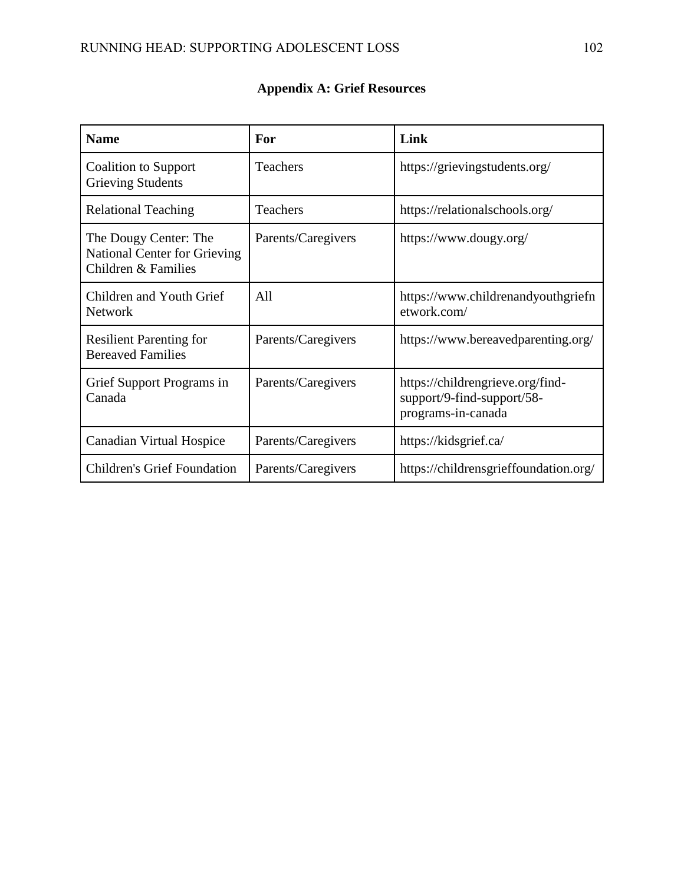# Appendix A: Grief Resources

| Name | For | Link |
|---|---|---|
| Coalition to Support Grieving Students | Teachers | https://grievingstudents.org/ |
| Relational Teaching | Teachers | https://relationalschools.org/ |
| The Dougy Center: The National Center for Grieving Children & Families | Parents/Caregivers | https://www.dougy.org/ |
| Children and Youth Grief Network | All | https://www.childrenandyouthgriefnetwork.com/ |
| Resilient Parenting for Bereaved Families | Parents/Caregivers | https://www.bereavedparenting.org/ |
| Grief Support Programs in Canada | Parents/Caregivers | https://childrengrieve.org/find-support/9-find-support/58-programs-in-canada |
| Canadian Virtual Hospice | Parents/Caregivers | https://kidsgrief.ca/ |
| Children's Grief Foundation | Parents/Caregivers | https://childrensgrieffoundation.org/ |